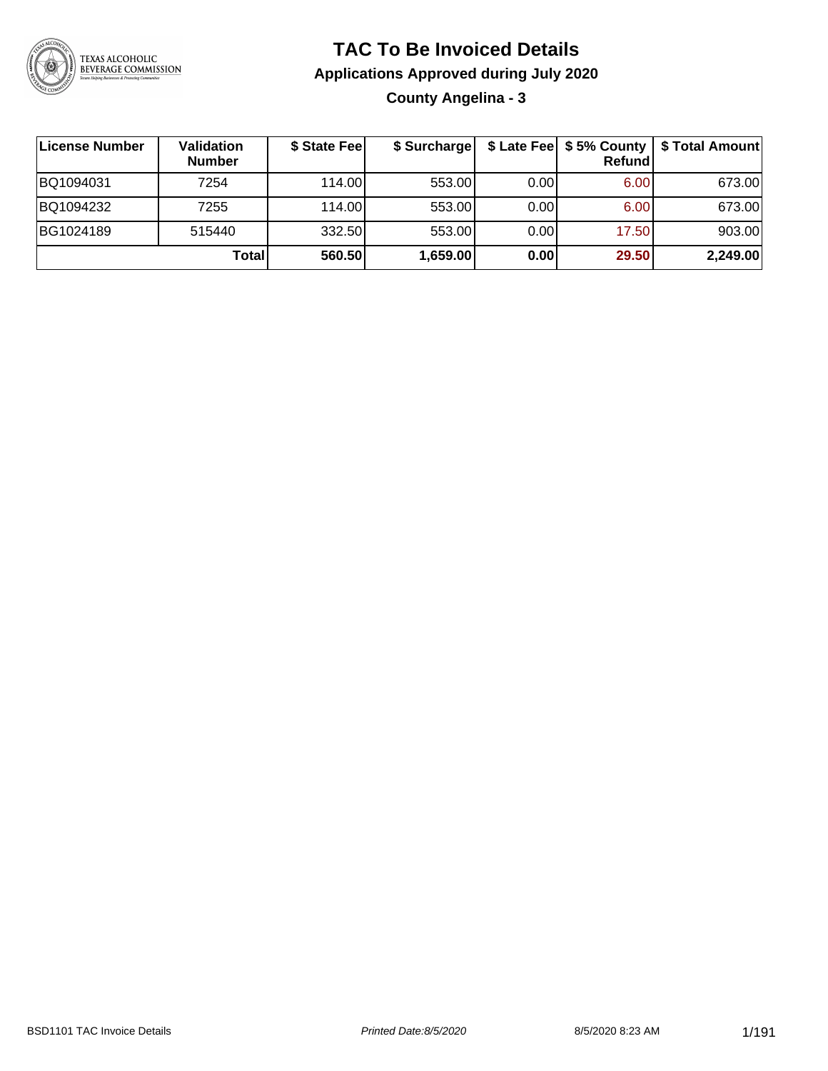# TAC To Be Invoiced Details

## Applications Approved during July 2020

### County Angelina - 3

| License Number | Validation Number | $ State Fee | $ Surcharge | $ Late Fee | $ 5% County Refund | $ Total Amount |
|---|---|---|---|---|---|---|
| BQ1094031 | 7254 | 114.00 | 553.00 | 0.00 | 6.00 | 673.00 |
| BQ1094232 | 7255 | 114.00 | 553.00 | 0.00 | 6.00 | 673.00 |
| BG1024189 | 515440 | 332.50 | 553.00 | 0.00 | 17.50 | 903.00 |
| | **Total** | **560.50** | **1,659.00** | **0.00** | **29.50** | **2,249.00** |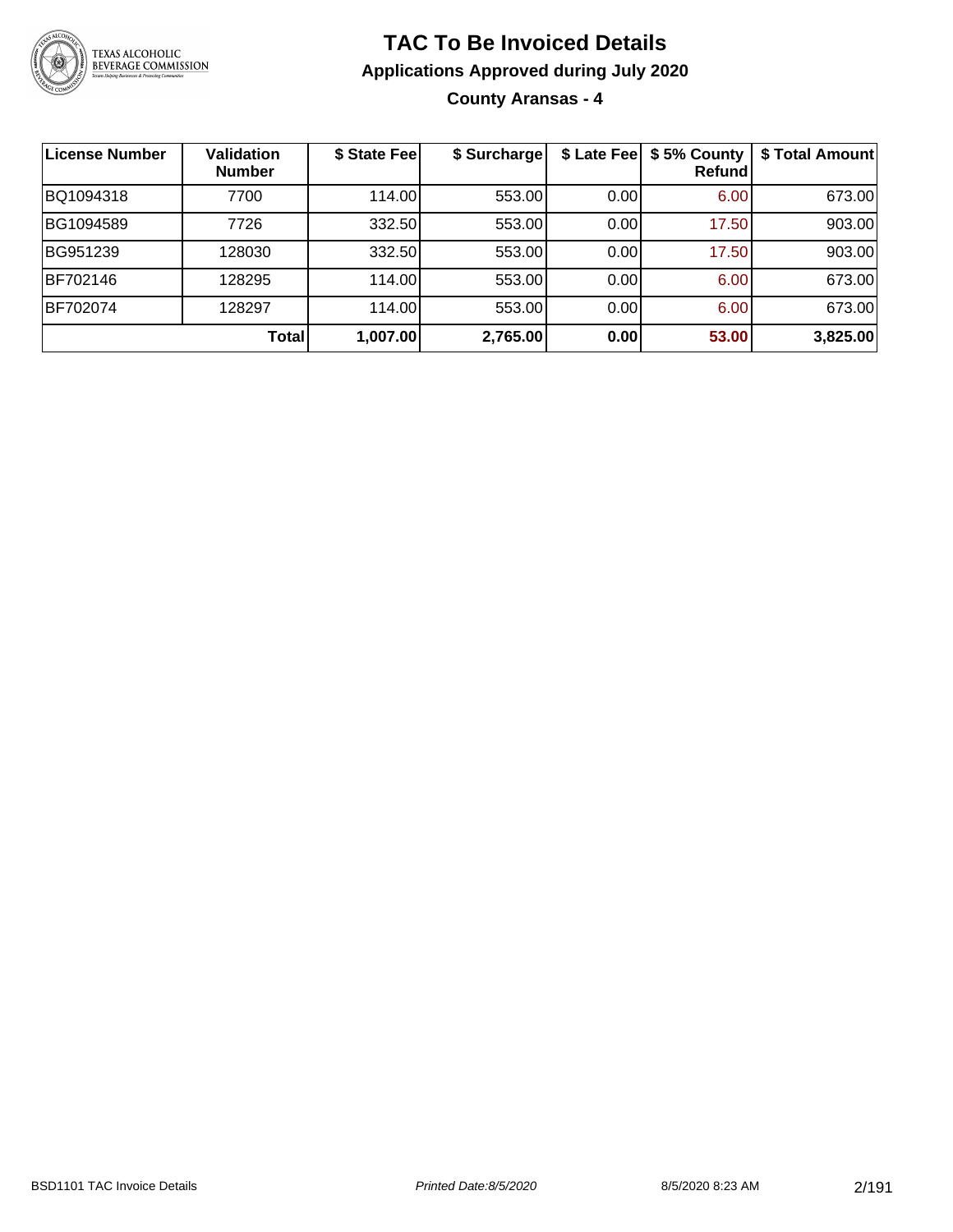# TAC To Be Invoiced Details

## Applications Approved during July 2020

### County Aransas - 4

| License Number | Validation Number | $ State Fee | $ Surcharge | $ Late Fee | $ 5% County Refund | $ Total Amount |
|---|---|---|---|---|---|---|
| BQ1094318 | 7700 | 114.00 | 553.00 | 0.00 | 6.00 | 673.00 |
| BG1094589 | 7726 | 332.50 | 553.00 | 0.00 | 17.50 | 903.00 |
| BG951239 | 128030 | 332.50 | 553.00 | 0.00 | 17.50 | 903.00 |
| BF702146 | 128295 | 114.00 | 553.00 | 0.00 | 6.00 | 673.00 |
| BF702074 | 128297 | 114.00 | 553.00 | 0.00 | 6.00 | 673.00 |
| | **Total** | **1,007.00** | **2,765.00** | **0.00** | **53.00** | **3,825.00** |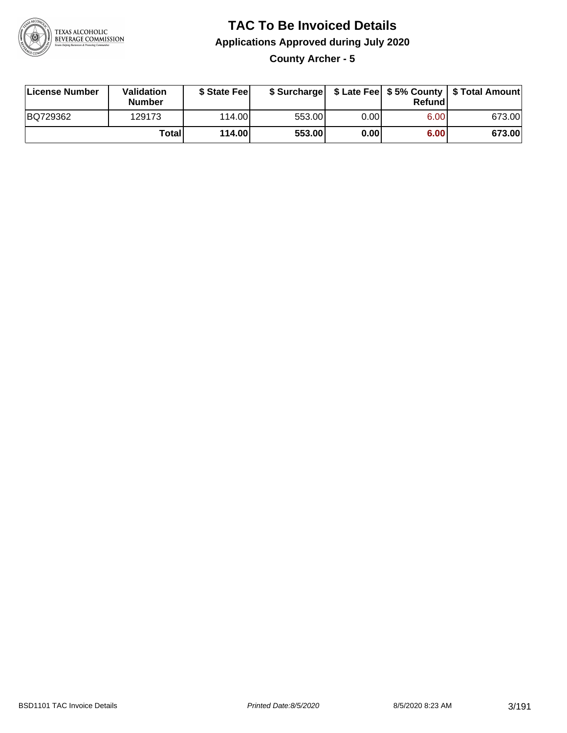# TAC To Be Invoiced Details

## Applications Approved during July 2020

### County Archer - 5

| License Number | Validation Number | $ State Fee | $ Surcharge | $ Late Fee | $ 5% County Refund | $ Total Amount |
|---|---|---|---|---|---|---|
| BQ729362 | 129173 | 114.00 | 553.00 | 0.00 | 6.00 | 673.00 |
| | **Total** | **114.00** | **553.00** | **0.00** | **6.00** | **673.00** |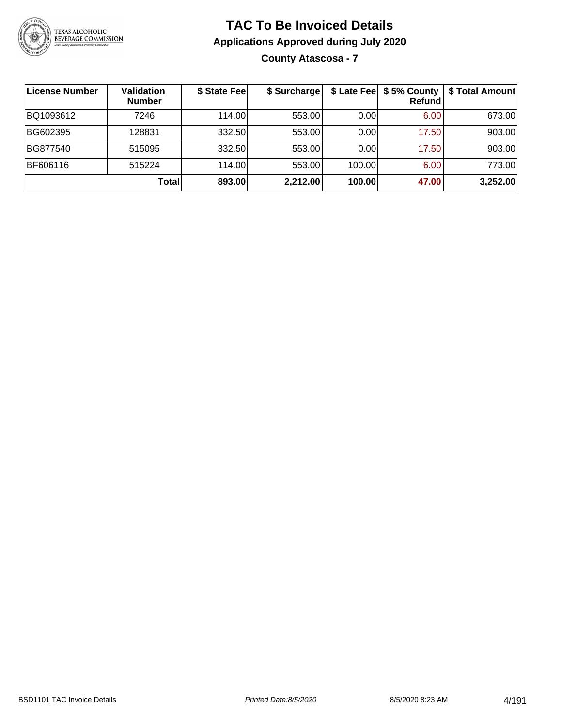# TAC To Be Invoiced Details

## Applications Approved during July 2020

### County Atascosa - 7

| License Number | Validation Number | $ State Fee | $ Surcharge | $ Late Fee | $ 5% County Refund | $ Total Amount |
|---|---|---|---|---|---|---|
| BQ1093612 | 7246 | 114.00 | 553.00 | 0.00 | 6.00 | 673.00 |
| BG602395 | 128831 | 332.50 | 553.00 | 0.00 | 17.50 | 903.00 |
| BG877540 | 515095 | 332.50 | 553.00 | 0.00 | 17.50 | 903.00 |
| BF606116 | 515224 | 114.00 | 553.00 | 100.00 | 6.00 | 773.00 |
| | **Total** | **893.00** | **2,212.00** | **100.00** | **47.00** | **3,252.00** |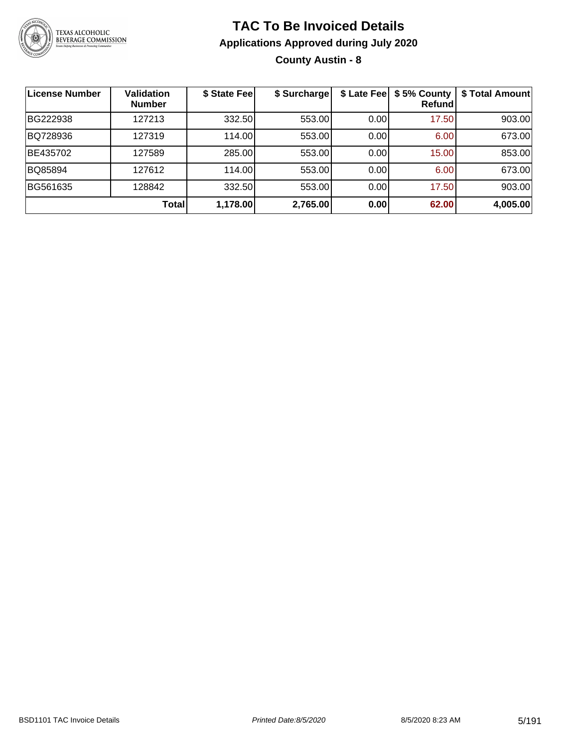# TAC To Be Invoiced Details

## Applications Approved during July 2020

### County Austin - 8

| License Number | Validation Number | $ State Fee | $ Surcharge | $ Late Fee | $ 5% County Refund | $ Total Amount |
|---|---|---|---|---|---|---|
| BG222938 | 127213 | 332.50 | 553.00 | 0.00 | 17.50 | 903.00 |
| BQ728936 | 127319 | 114.00 | 553.00 | 0.00 | 6.00 | 673.00 |
| BE435702 | 127589 | 285.00 | 553.00 | 0.00 | 15.00 | 853.00 |
| BQ85894 | 127612 | 114.00 | 553.00 | 0.00 | 6.00 | 673.00 |
| BG561635 | 128842 | 332.50 | 553.00 | 0.00 | 17.50 | 903.00 |
| | **Total** | **1,178.00** | **2,765.00** | **0.00** | **62.00** | **4,005.00** |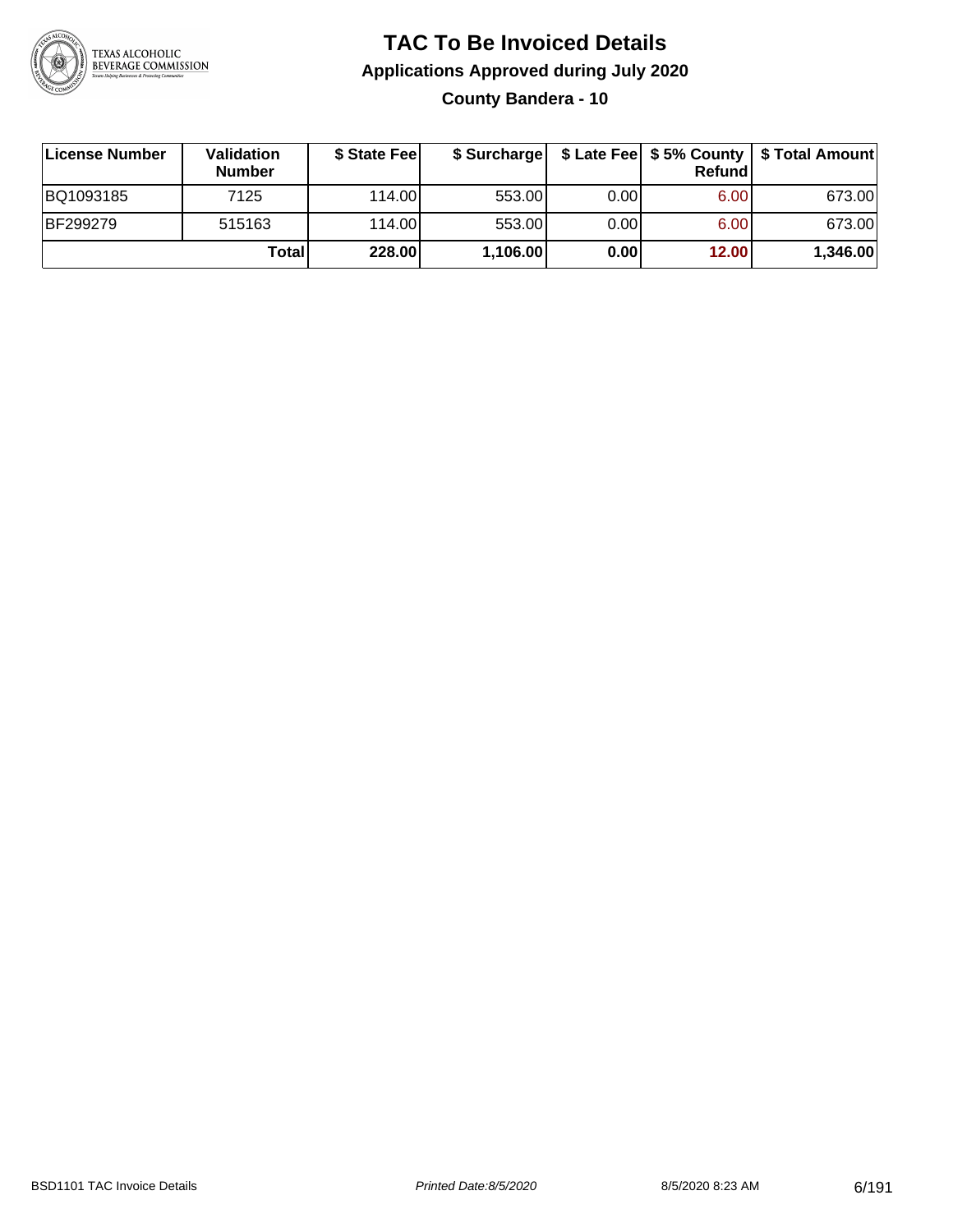# TAC To Be Invoiced Details

## Applications Approved during July 2020

### County Bandera - 10

| License Number | Validation Number | $ State Fee | $ Surcharge | $ Late Fee | $ 5% County Refund | $ Total Amount |
|---|---|---|---|---|---|---|
| BQ1093185 | 7125 | 114.00 | 553.00 | 0.00 | 6.00 | 673.00 |
| BF299279 | 515163 | 114.00 | 553.00 | 0.00 | 6.00 | 673.00 |
| | **Total** | **228.00** | **1,106.00** | **0.00** | **12.00** | **1,346.00** |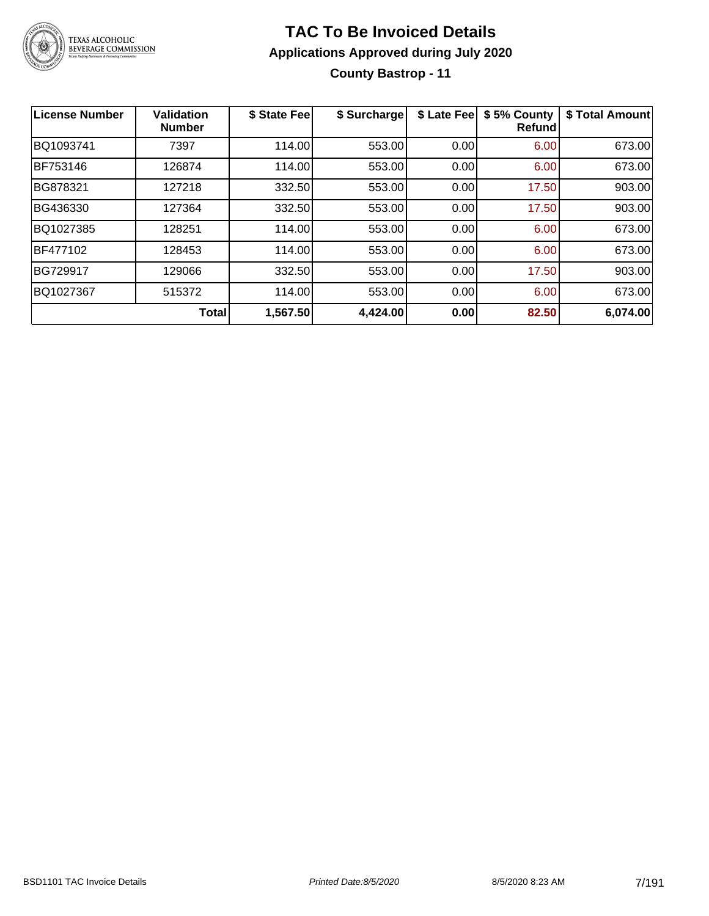# TAC To Be Invoiced Details

## Applications Approved during July 2020

### County Bastrop - 11

| License Number | Validation Number | $ State Fee | $ Surcharge | $ Late Fee | $ 5% County Refund | $ Total Amount |
|---|---|---|---|---|---|---|
| BQ1093741 | 7397 | 114.00 | 553.00 | 0.00 | 6.00 | 673.00 |
| BF753146 | 126874 | 114.00 | 553.00 | 0.00 | 6.00 | 673.00 |
| BG878321 | 127218 | 332.50 | 553.00 | 0.00 | 17.50 | 903.00 |
| BG436330 | 127364 | 332.50 | 553.00 | 0.00 | 17.50 | 903.00 |
| BQ1027385 | 128251 | 114.00 | 553.00 | 0.00 | 6.00 | 673.00 |
| BF477102 | 128453 | 114.00 | 553.00 | 0.00 | 6.00 | 673.00 |
| BG729917 | 129066 | 332.50 | 553.00 | 0.00 | 17.50 | 903.00 |
| BQ1027367 | 515372 | 114.00 | 553.00 | 0.00 | 6.00 | 673.00 |
| | **Total** | **1,567.50** | **4,424.00** | **0.00** | **82.50** | **6,074.00** |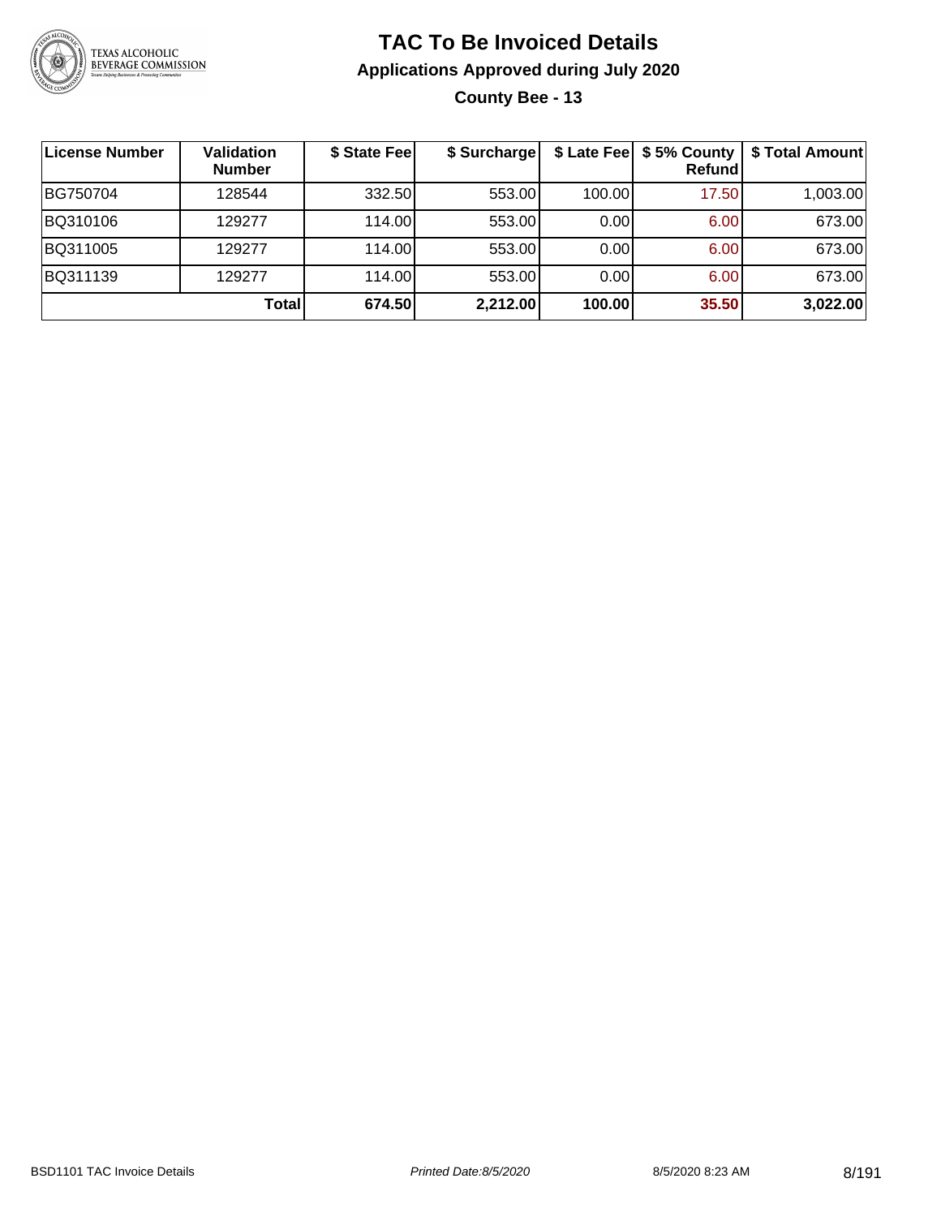# TAC To Be Invoiced Details

## Applications Approved during July 2020

### County Bee - 13

| License Number | Validation Number | $ State Fee | $ Surcharge | $ Late Fee | $ 5% County Refund | $ Total Amount |
|---|---|---|---|---|---|---|
| BG750704 | 128544 | 332.50 | 553.00 | 100.00 | 17.50 | 1,003.00 |
| BQ310106 | 129277 | 114.00 | 553.00 | 0.00 | 6.00 | 673.00 |
| BQ311005 | 129277 | 114.00 | 553.00 | 0.00 | 6.00 | 673.00 |
| BQ311139 | 129277 | 114.00 | 553.00 | 0.00 | 6.00 | 673.00 |
| | **Total** | **674.50** | **2,212.00** | **100.00** | **35.50** | **3,022.00** |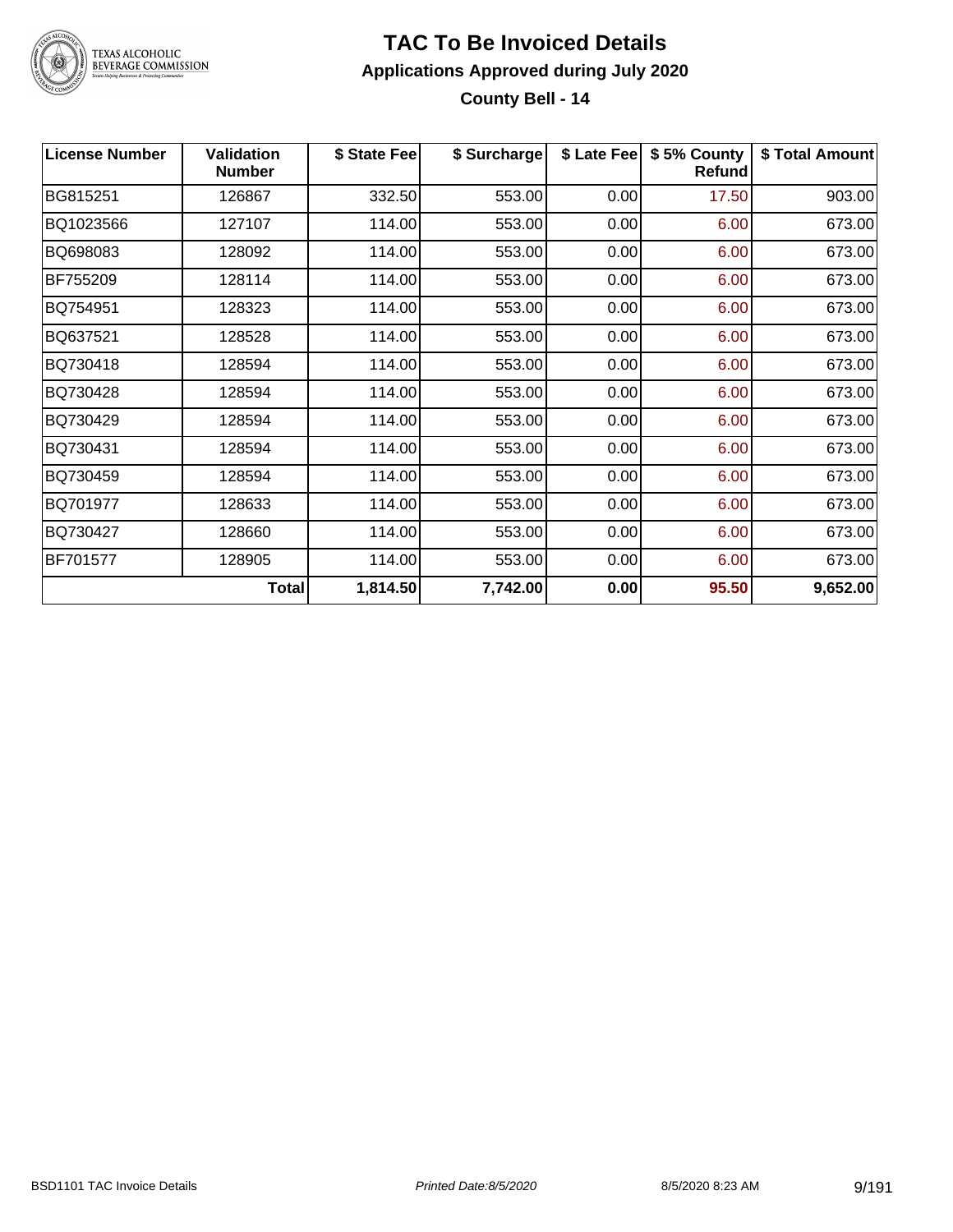# TAC To Be Invoiced Details

## Applications Approved during July 2020

### County Bell - 14

| License Number | Validation Number | $ State Fee | $ Surcharge | $ Late Fee | $ 5% County Refund | $ Total Amount |
|---|---|---|---|---|---|---|
| BG815251 | 126867 | 332.50 | 553.00 | 0.00 | 17.50 | 903.00 |
| BQ1023566 | 127107 | 114.00 | 553.00 | 0.00 | 6.00 | 673.00 |
| BQ698083 | 128092 | 114.00 | 553.00 | 0.00 | 6.00 | 673.00 |
| BF755209 | 128114 | 114.00 | 553.00 | 0.00 | 6.00 | 673.00 |
| BQ754951 | 128323 | 114.00 | 553.00 | 0.00 | 6.00 | 673.00 |
| BQ637521 | 128528 | 114.00 | 553.00 | 0.00 | 6.00 | 673.00 |
| BQ730418 | 128594 | 114.00 | 553.00 | 0.00 | 6.00 | 673.00 |
| BQ730428 | 128594 | 114.00 | 553.00 | 0.00 | 6.00 | 673.00 |
| BQ730429 | 128594 | 114.00 | 553.00 | 0.00 | 6.00 | 673.00 |
| BQ730431 | 128594 | 114.00 | 553.00 | 0.00 | 6.00 | 673.00 |
| BQ730459 | 128594 | 114.00 | 553.00 | 0.00 | 6.00 | 673.00 |
| BQ701977 | 128633 | 114.00 | 553.00 | 0.00 | 6.00 | 673.00 |
| BQ730427 | 128660 | 114.00 | 553.00 | 0.00 | 6.00 | 673.00 |
| BF701577 | 128905 | 114.00 | 553.00 | 0.00 | 6.00 | 673.00 |
| | **Total** | **1,814.50** | **7,742.00** | **0.00** | **95.50** | **9,652.00** |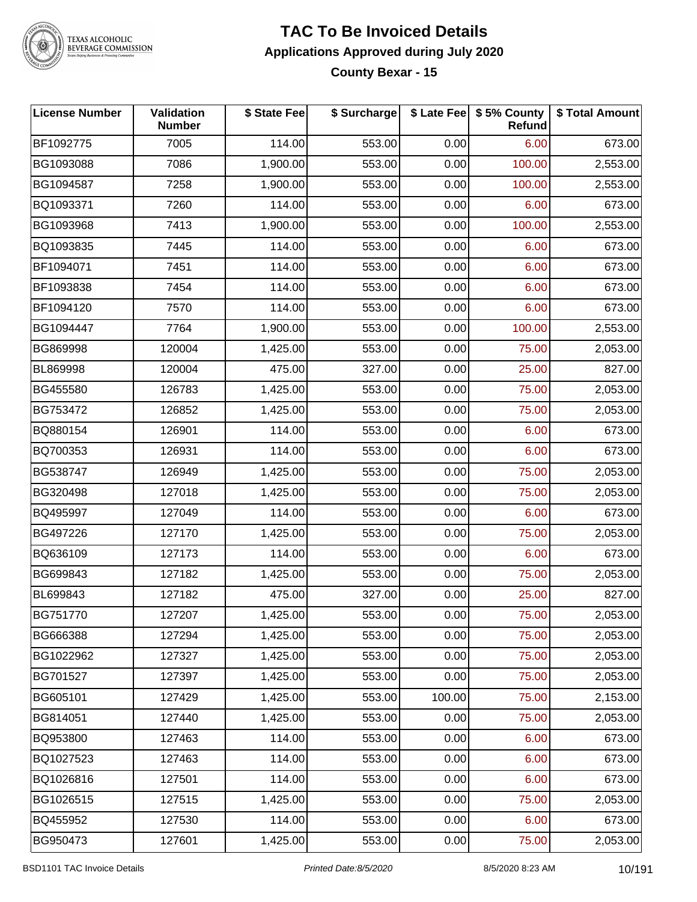# TAC To Be Invoiced Details

## Applications Approved during July 2020

### County Bexar - 15

| License Number | Validation Number | $ State Fee | $ Surcharge | $ Late Fee | $ 5% County Refund | $ Total Amount |
|---|---|---|---|---|---|---|
| BF1092775 | 7005 | 114.00 | 553.00 | 0.00 | 6.00 | 673.00 |
| BG1093088 | 7086 | 1,900.00 | 553.00 | 0.00 | 100.00 | 2,553.00 |
| BG1094587 | 7258 | 1,900.00 | 553.00 | 0.00 | 100.00 | 2,553.00 |
| BQ1093371 | 7260 | 114.00 | 553.00 | 0.00 | 6.00 | 673.00 |
| BG1093968 | 7413 | 1,900.00 | 553.00 | 0.00 | 100.00 | 2,553.00 |
| BQ1093835 | 7445 | 114.00 | 553.00 | 0.00 | 6.00 | 673.00 |
| BF1094071 | 7451 | 114.00 | 553.00 | 0.00 | 6.00 | 673.00 |
| BF1093838 | 7454 | 114.00 | 553.00 | 0.00 | 6.00 | 673.00 |
| BF1094120 | 7570 | 114.00 | 553.00 | 0.00 | 6.00 | 673.00 |
| BG1094447 | 7764 | 1,900.00 | 553.00 | 0.00 | 100.00 | 2,553.00 |
| BG869998 | 120004 | 1,425.00 | 553.00 | 0.00 | 75.00 | 2,053.00 |
| BL869998 | 120004 | 475.00 | 327.00 | 0.00 | 25.00 | 827.00 |
| BG455580 | 126783 | 1,425.00 | 553.00 | 0.00 | 75.00 | 2,053.00 |
| BG753472 | 126852 | 1,425.00 | 553.00 | 0.00 | 75.00 | 2,053.00 |
| BQ880154 | 126901 | 114.00 | 553.00 | 0.00 | 6.00 | 673.00 |
| BQ700353 | 126931 | 114.00 | 553.00 | 0.00 | 6.00 | 673.00 |
| BG538747 | 126949 | 1,425.00 | 553.00 | 0.00 | 75.00 | 2,053.00 |
| BG320498 | 127018 | 1,425.00 | 553.00 | 0.00 | 75.00 | 2,053.00 |
| BQ495997 | 127049 | 114.00 | 553.00 | 0.00 | 6.00 | 673.00 |
| BG497226 | 127170 | 1,425.00 | 553.00 | 0.00 | 75.00 | 2,053.00 |
| BQ636109 | 127173 | 114.00 | 553.00 | 0.00 | 6.00 | 673.00 |
| BG699843 | 127182 | 1,425.00 | 553.00 | 0.00 | 75.00 | 2,053.00 |
| BL699843 | 127182 | 475.00 | 327.00 | 0.00 | 25.00 | 827.00 |
| BG751770 | 127207 | 1,425.00 | 553.00 | 0.00 | 75.00 | 2,053.00 |
| BG666388 | 127294 | 1,425.00 | 553.00 | 0.00 | 75.00 | 2,053.00 |
| BG1022962 | 127327 | 1,425.00 | 553.00 | 0.00 | 75.00 | 2,053.00 |
| BG701527 | 127397 | 1,425.00 | 553.00 | 0.00 | 75.00 | 2,053.00 |
| BG605101 | 127429 | 1,425.00 | 553.00 | 100.00 | 75.00 | 2,153.00 |
| BG814051 | 127440 | 1,425.00 | 553.00 | 0.00 | 75.00 | 2,053.00 |
| BQ953800 | 127463 | 114.00 | 553.00 | 0.00 | 6.00 | 673.00 |
| BQ1027523 | 127463 | 114.00 | 553.00 | 0.00 | 6.00 | 673.00 |
| BQ1026816 | 127501 | 114.00 | 553.00 | 0.00 | 6.00 | 673.00 |
| BG1026515 | 127515 | 1,425.00 | 553.00 | 0.00 | 75.00 | 2,053.00 |
| BQ455952 | 127530 | 114.00 | 553.00 | 0.00 | 6.00 | 673.00 |
| BG950473 | 127601 | 1,425.00 | 553.00 | 0.00 | 75.00 | 2,053.00 |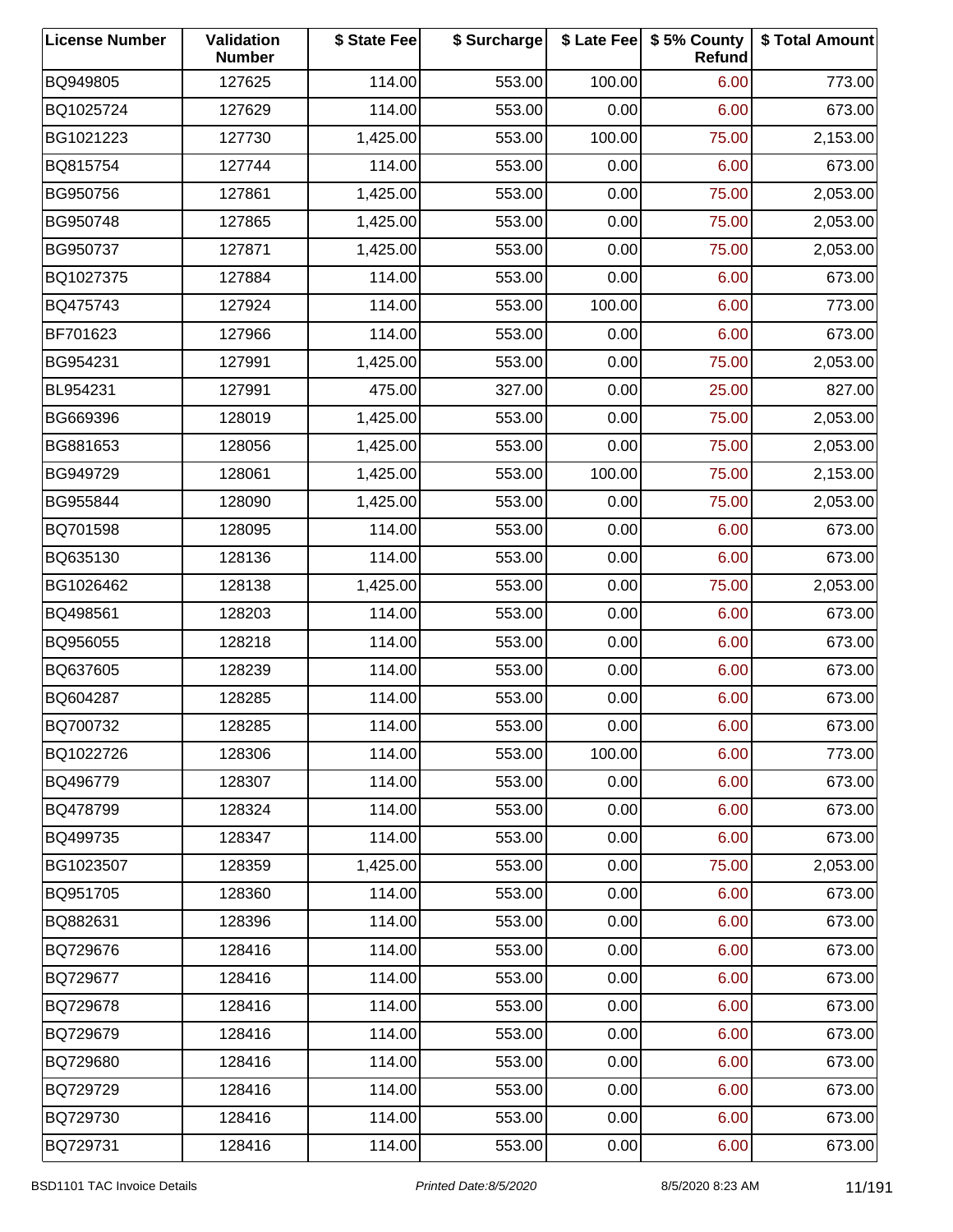| License Number | Validation Number | $ State Fee | $ Surcharge | $ Late Fee | $ 5% County Refund | $ Total Amount |
|---|---|---|---|---|---|---|
| BQ949805 | 127625 | 114.00 | 553.00 | 100.00 | 6.00 | 773.00 |
| BQ1025724 | 127629 | 114.00 | 553.00 | 0.00 | 6.00 | 673.00 |
| BG1021223 | 127730 | 1,425.00 | 553.00 | 100.00 | 75.00 | 2,153.00 |
| BQ815754 | 127744 | 114.00 | 553.00 | 0.00 | 6.00 | 673.00 |
| BG950756 | 127861 | 1,425.00 | 553.00 | 0.00 | 75.00 | 2,053.00 |
| BG950748 | 127865 | 1,425.00 | 553.00 | 0.00 | 75.00 | 2,053.00 |
| BG950737 | 127871 | 1,425.00 | 553.00 | 0.00 | 75.00 | 2,053.00 |
| BQ1027375 | 127884 | 114.00 | 553.00 | 0.00 | 6.00 | 673.00 |
| BQ475743 | 127924 | 114.00 | 553.00 | 100.00 | 6.00 | 773.00 |
| BF701623 | 127966 | 114.00 | 553.00 | 0.00 | 6.00 | 673.00 |
| BG954231 | 127991 | 1,425.00 | 553.00 | 0.00 | 75.00 | 2,053.00 |
| BL954231 | 127991 | 475.00 | 327.00 | 0.00 | 25.00 | 827.00 |
| BG669396 | 128019 | 1,425.00 | 553.00 | 0.00 | 75.00 | 2,053.00 |
| BG881653 | 128056 | 1,425.00 | 553.00 | 0.00 | 75.00 | 2,053.00 |
| BG949729 | 128061 | 1,425.00 | 553.00 | 100.00 | 75.00 | 2,153.00 |
| BG955844 | 128090 | 1,425.00 | 553.00 | 0.00 | 75.00 | 2,053.00 |
| BQ701598 | 128095 | 114.00 | 553.00 | 0.00 | 6.00 | 673.00 |
| BQ635130 | 128136 | 114.00 | 553.00 | 0.00 | 6.00 | 673.00 |
| BG1026462 | 128138 | 1,425.00 | 553.00 | 0.00 | 75.00 | 2,053.00 |
| BQ498561 | 128203 | 114.00 | 553.00 | 0.00 | 6.00 | 673.00 |
| BQ956055 | 128218 | 114.00 | 553.00 | 0.00 | 6.00 | 673.00 |
| BQ637605 | 128239 | 114.00 | 553.00 | 0.00 | 6.00 | 673.00 |
| BQ604287 | 128285 | 114.00 | 553.00 | 0.00 | 6.00 | 673.00 |
| BQ700732 | 128285 | 114.00 | 553.00 | 0.00 | 6.00 | 673.00 |
| BQ1022726 | 128306 | 114.00 | 553.00 | 100.00 | 6.00 | 773.00 |
| BQ496779 | 128307 | 114.00 | 553.00 | 0.00 | 6.00 | 673.00 |
| BQ478799 | 128324 | 114.00 | 553.00 | 0.00 | 6.00 | 673.00 |
| BQ499735 | 128347 | 114.00 | 553.00 | 0.00 | 6.00 | 673.00 |
| BG1023507 | 128359 | 1,425.00 | 553.00 | 0.00 | 75.00 | 2,053.00 |
| BQ951705 | 128360 | 114.00 | 553.00 | 0.00 | 6.00 | 673.00 |
| BQ882631 | 128396 | 114.00 | 553.00 | 0.00 | 6.00 | 673.00 |
| BQ729676 | 128416 | 114.00 | 553.00 | 0.00 | 6.00 | 673.00 |
| BQ729677 | 128416 | 114.00 | 553.00 | 0.00 | 6.00 | 673.00 |
| BQ729678 | 128416 | 114.00 | 553.00 | 0.00 | 6.00 | 673.00 |
| BQ729679 | 128416 | 114.00 | 553.00 | 0.00 | 6.00 | 673.00 |
| BQ729680 | 128416 | 114.00 | 553.00 | 0.00 | 6.00 | 673.00 |
| BQ729729 | 128416 | 114.00 | 553.00 | 0.00 | 6.00 | 673.00 |
| BQ729730 | 128416 | 114.00 | 553.00 | 0.00 | 6.00 | 673.00 |
| BQ729731 | 128416 | 114.00 | 553.00 | 0.00 | 6.00 | 673.00 |

BSD1101 TAC Invoice Details *Printed Date:8/5/2020* 8/5/2020 8:23 AM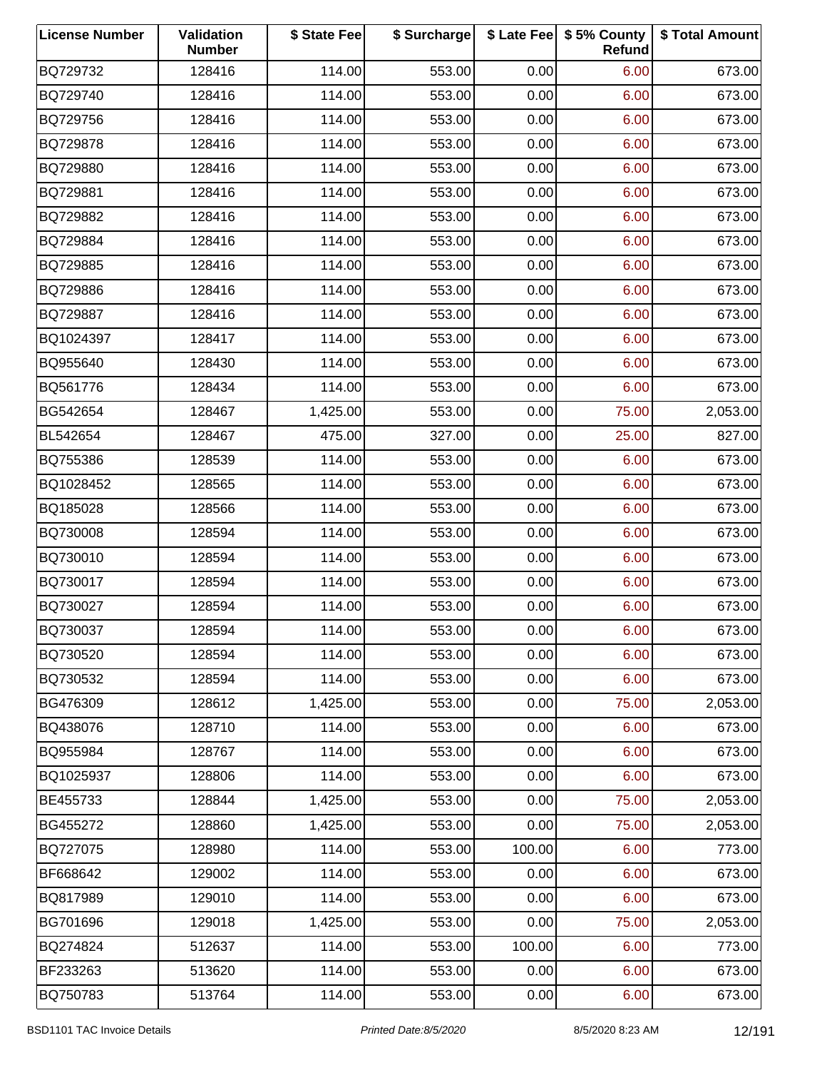| License Number | Validation Number | $ State Fee | $ Surcharge | $ Late Fee | $ 5% County Refund | $ Total Amount |
| --- | --- | --- | --- | --- | --- | --- |
| BQ729732 | 128416 | 114.00 | 553.00 | 0.00 | 6.00 | 673.00 |
| BQ729740 | 128416 | 114.00 | 553.00 | 0.00 | 6.00 | 673.00 |
| BQ729756 | 128416 | 114.00 | 553.00 | 0.00 | 6.00 | 673.00 |
| BQ729878 | 128416 | 114.00 | 553.00 | 0.00 | 6.00 | 673.00 |
| BQ729880 | 128416 | 114.00 | 553.00 | 0.00 | 6.00 | 673.00 |
| BQ729881 | 128416 | 114.00 | 553.00 | 0.00 | 6.00 | 673.00 |
| BQ729882 | 128416 | 114.00 | 553.00 | 0.00 | 6.00 | 673.00 |
| BQ729884 | 128416 | 114.00 | 553.00 | 0.00 | 6.00 | 673.00 |
| BQ729885 | 128416 | 114.00 | 553.00 | 0.00 | 6.00 | 673.00 |
| BQ729886 | 128416 | 114.00 | 553.00 | 0.00 | 6.00 | 673.00 |
| BQ729887 | 128416 | 114.00 | 553.00 | 0.00 | 6.00 | 673.00 |
| BQ1024397 | 128417 | 114.00 | 553.00 | 0.00 | 6.00 | 673.00 |
| BQ955640 | 128430 | 114.00 | 553.00 | 0.00 | 6.00 | 673.00 |
| BQ561776 | 128434 | 114.00 | 553.00 | 0.00 | 6.00 | 673.00 |
| BG542654 | 128467 | 1,425.00 | 553.00 | 0.00 | 75.00 | 2,053.00 |
| BL542654 | 128467 | 475.00 | 327.00 | 0.00 | 25.00 | 827.00 |
| BQ755386 | 128539 | 114.00 | 553.00 | 0.00 | 6.00 | 673.00 |
| BQ1028452 | 128565 | 114.00 | 553.00 | 0.00 | 6.00 | 673.00 |
| BQ185028 | 128566 | 114.00 | 553.00 | 0.00 | 6.00 | 673.00 |
| BQ730008 | 128594 | 114.00 | 553.00 | 0.00 | 6.00 | 673.00 |
| BQ730010 | 128594 | 114.00 | 553.00 | 0.00 | 6.00 | 673.00 |
| BQ730017 | 128594 | 114.00 | 553.00 | 0.00 | 6.00 | 673.00 |
| BQ730027 | 128594 | 114.00 | 553.00 | 0.00 | 6.00 | 673.00 |
| BQ730037 | 128594 | 114.00 | 553.00 | 0.00 | 6.00 | 673.00 |
| BQ730520 | 128594 | 114.00 | 553.00 | 0.00 | 6.00 | 673.00 |
| BQ730532 | 128594 | 114.00 | 553.00 | 0.00 | 6.00 | 673.00 |
| BG476309 | 128612 | 1,425.00 | 553.00 | 0.00 | 75.00 | 2,053.00 |
| BQ438076 | 128710 | 114.00 | 553.00 | 0.00 | 6.00 | 673.00 |
| BQ955984 | 128767 | 114.00 | 553.00 | 0.00 | 6.00 | 673.00 |
| BQ1025937 | 128806 | 114.00 | 553.00 | 0.00 | 6.00 | 673.00 |
| BE455733 | 128844 | 1,425.00 | 553.00 | 0.00 | 75.00 | 2,053.00 |
| BG455272 | 128860 | 1,425.00 | 553.00 | 0.00 | 75.00 | 2,053.00 |
| BQ727075 | 128980 | 114.00 | 553.00 | 100.00 | 6.00 | 773.00 |
| BF668642 | 129002 | 114.00 | 553.00 | 0.00 | 6.00 | 673.00 |
| BQ817989 | 129010 | 114.00 | 553.00 | 0.00 | 6.00 | 673.00 |
| BG701696 | 129018 | 1,425.00 | 553.00 | 0.00 | 75.00 | 2,053.00 |
| BQ274824 | 512637 | 114.00 | 553.00 | 100.00 | 6.00 | 773.00 |
| BF233263 | 513620 | 114.00 | 553.00 | 0.00 | 6.00 | 673.00 |
| BQ750783 | 513764 | 114.00 | 553.00 | 0.00 | 6.00 | 673.00 |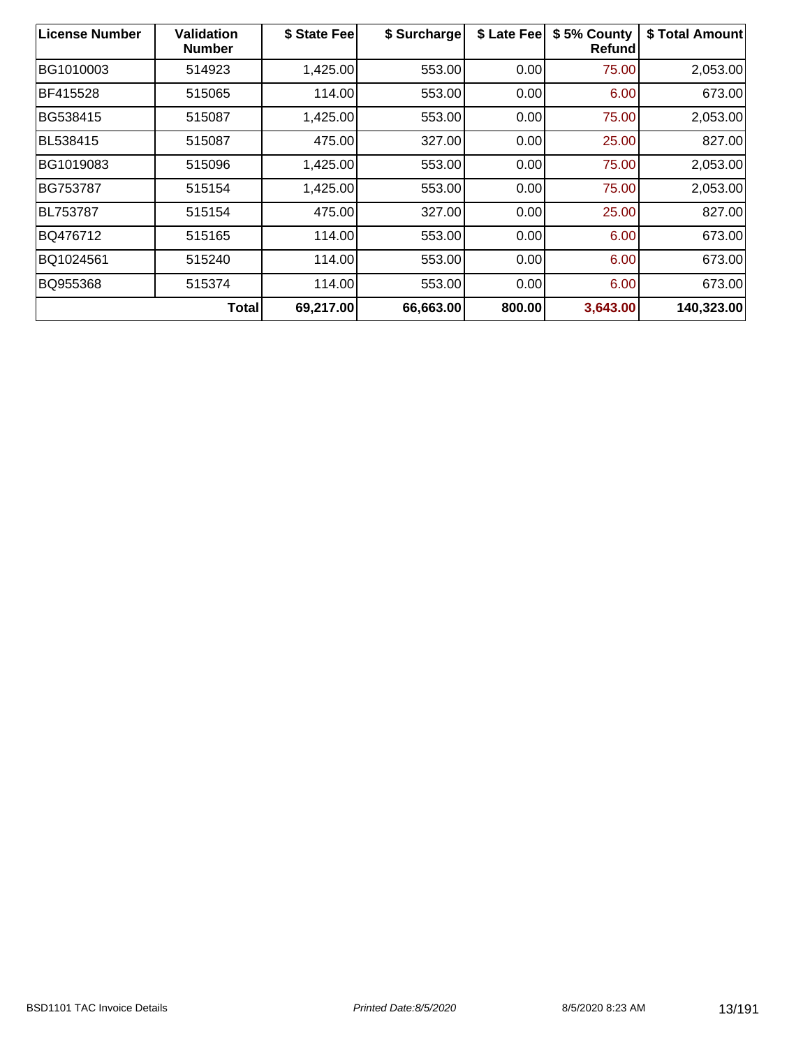| License Number | Validation Number | $ State Fee | $ Surcharge | $ Late Fee | $ 5% County Refund | $ Total Amount |
|---|---|---|---|---|---|---|
| BG1010003 | 514923 | 1,425.00 | 553.00 | 0.00 | 75.00 | 2,053.00 |
| BF415528 | 515065 | 114.00 | 553.00 | 0.00 | 6.00 | 673.00 |
| BG538415 | 515087 | 1,425.00 | 553.00 | 0.00 | 75.00 | 2,053.00 |
| BL538415 | 515087 | 475.00 | 327.00 | 0.00 | 25.00 | 827.00 |
| BG1019083 | 515096 | 1,425.00 | 553.00 | 0.00 | 75.00 | 2,053.00 |
| BG753787 | 515154 | 1,425.00 | 553.00 | 0.00 | 75.00 | 2,053.00 |
| BL753787 | 515154 | 475.00 | 327.00 | 0.00 | 25.00 | 827.00 |
| BQ476712 | 515165 | 114.00 | 553.00 | 0.00 | 6.00 | 673.00 |
| BQ1024561 | 515240 | 114.00 | 553.00 | 0.00 | 6.00 | 673.00 |
| BQ955368 | 515374 | 114.00 | 553.00 | 0.00 | 6.00 | 673.00 |
| | **Total** | **69,217.00** | **66,663.00** | **800.00** | **3,643.00** | **140,323.00** |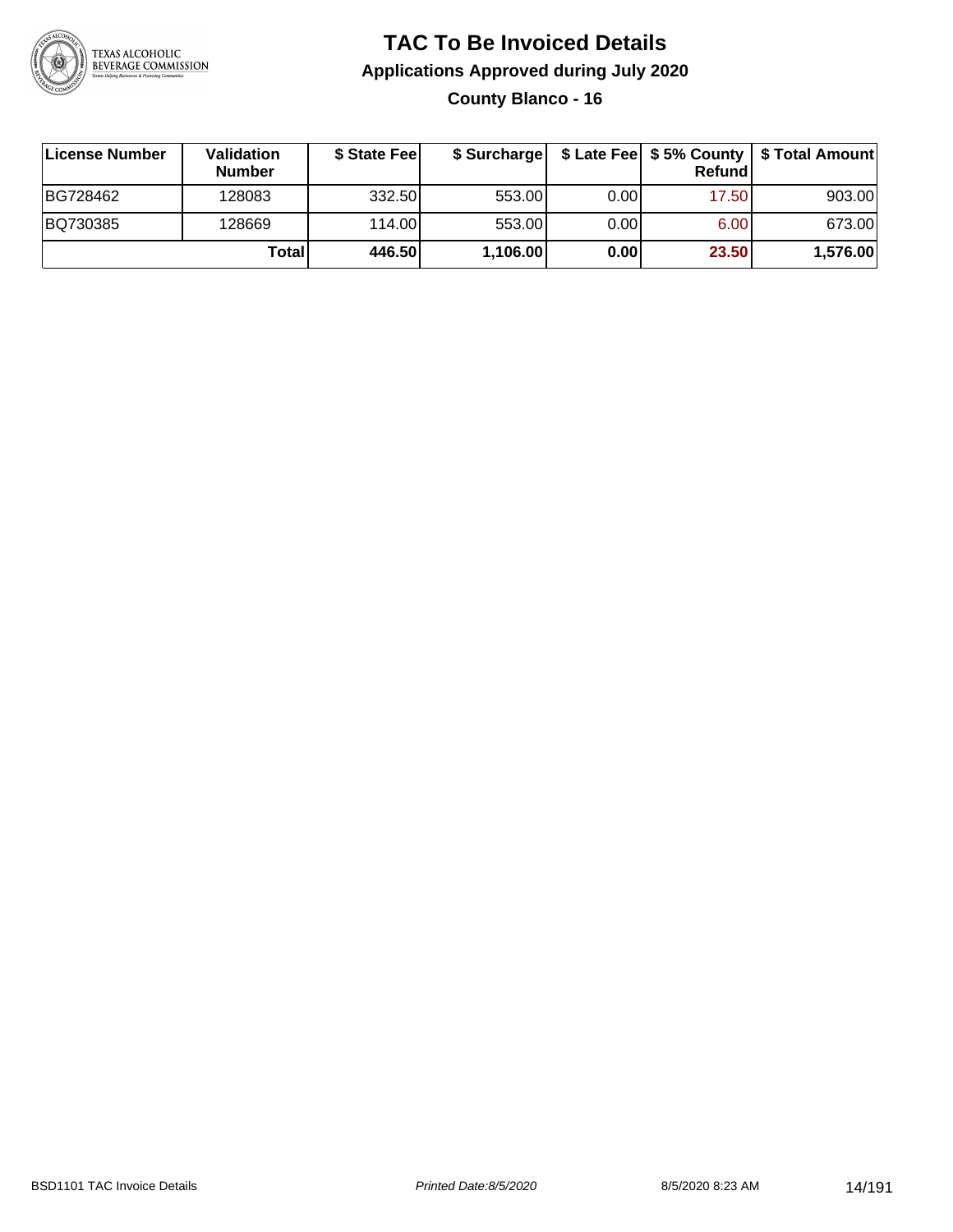# TAC To Be Invoiced Details

## Applications Approved during July 2020

### County Blanco - 16

| License Number | Validation Number | $ State Fee | $ Surcharge | $ Late Fee | $ 5% County Refund | $ Total Amount |
|---|---|---|---|---|---|---|
| BG728462 | 128083 | 332.50 | 553.00 | 0.00 | 17.50 | 903.00 |
| BQ730385 | 128669 | 114.00 | 553.00 | 0.00 | 6.00 | 673.00 |
| | **Total** | **446.50** | **1,106.00** | **0.00** | **23.50** | **1,576.00** |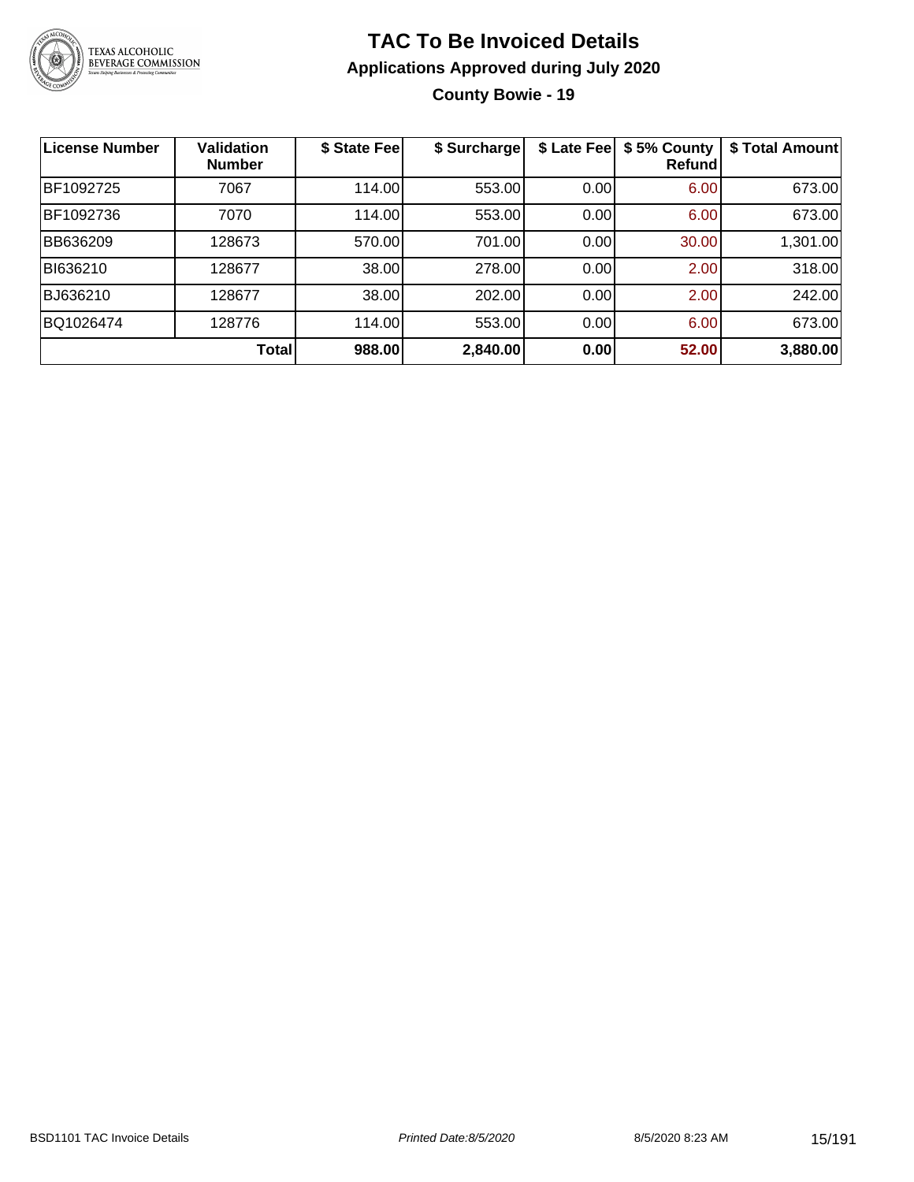# TAC To Be Invoiced Details

## Applications Approved during July 2020

### County Bowie - 19

| License Number | Validation Number | $ State Fee | $ Surcharge | $ Late Fee | $ 5% County Refund | $ Total Amount |
|---|---|---|---|---|---|---|
| BF1092725 | 7067 | 114.00 | 553.00 | 0.00 | 6.00 | 673.00 |
| BF1092736 | 7070 | 114.00 | 553.00 | 0.00 | 6.00 | 673.00 |
| BB636209 | 128673 | 570.00 | 701.00 | 0.00 | 30.00 | 1,301.00 |
| BI636210 | 128677 | 38.00 | 278.00 | 0.00 | 2.00 | 318.00 |
| BJ636210 | 128677 | 38.00 | 202.00 | 0.00 | 2.00 | 242.00 |
| BQ1026474 | 128776 | 114.00 | 553.00 | 0.00 | 6.00 | 673.00 |
| | **Total** | **988.00** | **2,840.00** | **0.00** | **52.00** | **3,880.00** |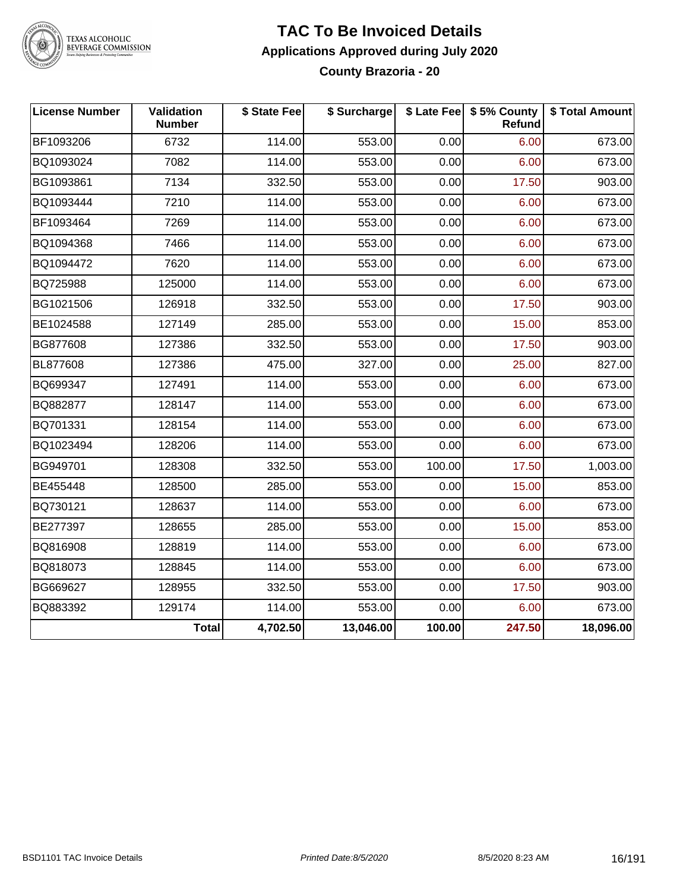# TAC To Be Invoiced Details

## Applications Approved during July 2020

### County Brazoria - 20

| License Number | Validation Number | $ State Fee | $ Surcharge | $ Late Fee | $ 5% County Refund | $ Total Amount |
|---|---|---|---|---|---|---|
| BF1093206 | 6732 | 114.00 | 553.00 | 0.00 | 6.00 | 673.00 |
| BQ1093024 | 7082 | 114.00 | 553.00 | 0.00 | 6.00 | 673.00 |
| BG1093861 | 7134 | 332.50 | 553.00 | 0.00 | 17.50 | 903.00 |
| BQ1093444 | 7210 | 114.00 | 553.00 | 0.00 | 6.00 | 673.00 |
| BF1093464 | 7269 | 114.00 | 553.00 | 0.00 | 6.00 | 673.00 |
| BQ1094368 | 7466 | 114.00 | 553.00 | 0.00 | 6.00 | 673.00 |
| BQ1094472 | 7620 | 114.00 | 553.00 | 0.00 | 6.00 | 673.00 |
| BQ725988 | 125000 | 114.00 | 553.00 | 0.00 | 6.00 | 673.00 |
| BG1021506 | 126918 | 332.50 | 553.00 | 0.00 | 17.50 | 903.00 |
| BE1024588 | 127149 | 285.00 | 553.00 | 0.00 | 15.00 | 853.00 |
| BG877608 | 127386 | 332.50 | 553.00 | 0.00 | 17.50 | 903.00 |
| BL877608 | 127386 | 475.00 | 327.00 | 0.00 | 25.00 | 827.00 |
| BQ699347 | 127491 | 114.00 | 553.00 | 0.00 | 6.00 | 673.00 |
| BQ882877 | 128147 | 114.00 | 553.00 | 0.00 | 6.00 | 673.00 |
| BQ701331 | 128154 | 114.00 | 553.00 | 0.00 | 6.00 | 673.00 |
| BQ1023494 | 128206 | 114.00 | 553.00 | 0.00 | 6.00 | 673.00 |
| BG949701 | 128308 | 332.50 | 553.00 | 100.00 | 17.50 | 1,003.00 |
| BE455448 | 128500 | 285.00 | 553.00 | 0.00 | 15.00 | 853.00 |
| BQ730121 | 128637 | 114.00 | 553.00 | 0.00 | 6.00 | 673.00 |
| BE277397 | 128655 | 285.00 | 553.00 | 0.00 | 15.00 | 853.00 |
| BQ816908 | 128819 | 114.00 | 553.00 | 0.00 | 6.00 | 673.00 |
| BQ818073 | 128845 | 114.00 | 553.00 | 0.00 | 6.00 | 673.00 |
| BG669627 | 128955 | 332.50 | 553.00 | 0.00 | 17.50 | 903.00 |
| BQ883392 | 129174 | 114.00 | 553.00 | 0.00 | 6.00 | 673.00 |
| | **Total** | **4,702.50** | **13,046.00** | **100.00** | **247.50** | **18,096.00** |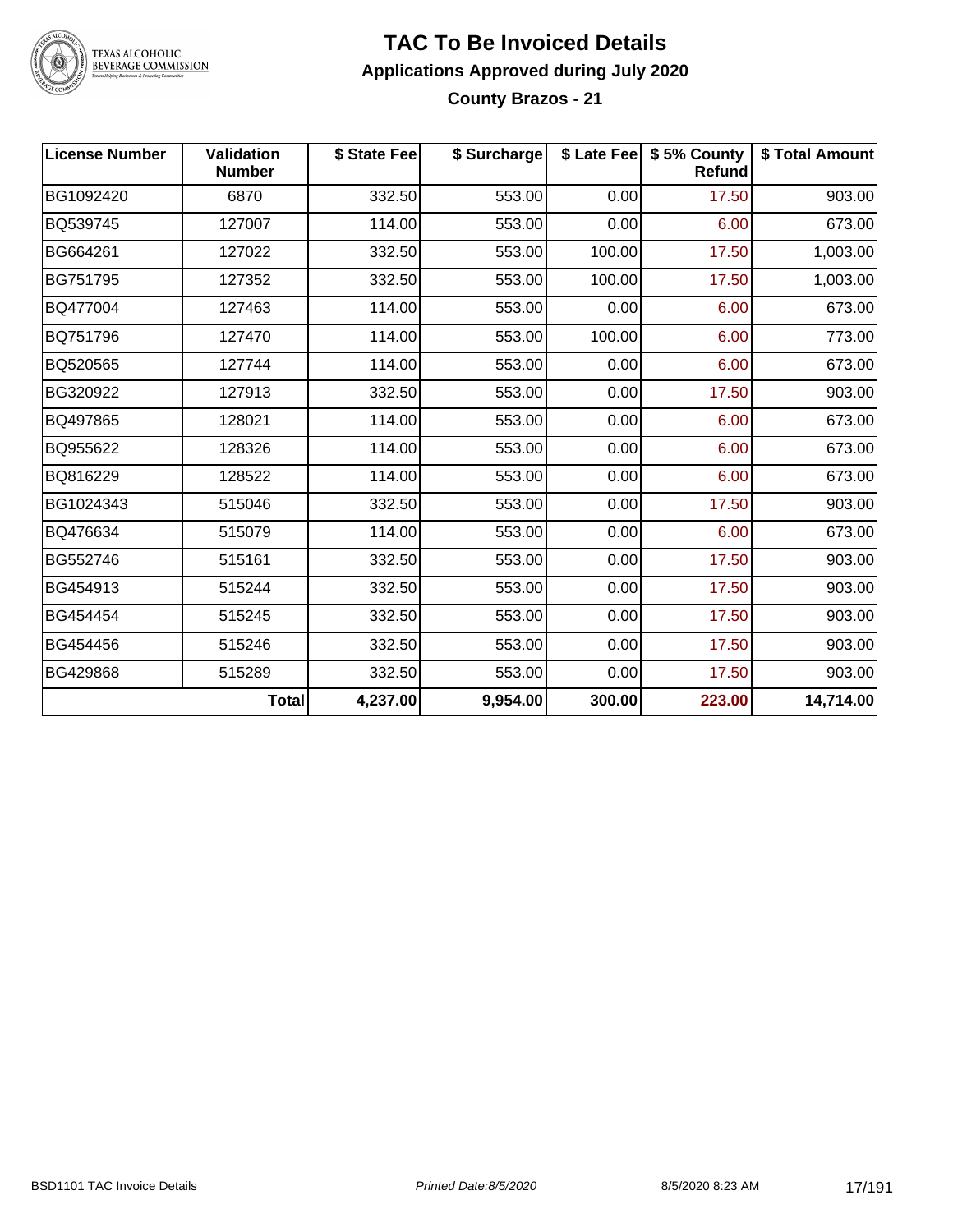# TAC To Be Invoiced Details

## Applications Approved during July 2020

### County Brazos - 21

| License Number | Validation Number | $ State Fee | $ Surcharge | $ Late Fee | $ 5% County Refund | $ Total Amount |
|---|---|---|---|---|---|---|
| BG1092420 | 6870 | 332.50 | 553.00 | 0.00 | 17.50 | 903.00 |
| BQ539745 | 127007 | 114.00 | 553.00 | 0.00 | 6.00 | 673.00 |
| BG664261 | 127022 | 332.50 | 553.00 | 100.00 | 17.50 | 1,003.00 |
| BG751795 | 127352 | 332.50 | 553.00 | 100.00 | 17.50 | 1,003.00 |
| BQ477004 | 127463 | 114.00 | 553.00 | 0.00 | 6.00 | 673.00 |
| BQ751796 | 127470 | 114.00 | 553.00 | 100.00 | 6.00 | 773.00 |
| BQ520565 | 127744 | 114.00 | 553.00 | 0.00 | 6.00 | 673.00 |
| BG320922 | 127913 | 332.50 | 553.00 | 0.00 | 17.50 | 903.00 |
| BQ497865 | 128021 | 114.00 | 553.00 | 0.00 | 6.00 | 673.00 |
| BQ955622 | 128326 | 114.00 | 553.00 | 0.00 | 6.00 | 673.00 |
| BQ816229 | 128522 | 114.00 | 553.00 | 0.00 | 6.00 | 673.00 |
| BG1024343 | 515046 | 332.50 | 553.00 | 0.00 | 17.50 | 903.00 |
| BQ476634 | 515079 | 114.00 | 553.00 | 0.00 | 6.00 | 673.00 |
| BG552746 | 515161 | 332.50 | 553.00 | 0.00 | 17.50 | 903.00 |
| BG454913 | 515244 | 332.50 | 553.00 | 0.00 | 17.50 | 903.00 |
| BG454454 | 515245 | 332.50 | 553.00 | 0.00 | 17.50 | 903.00 |
| BG454456 | 515246 | 332.50 | 553.00 | 0.00 | 17.50 | 903.00 |
| BG429868 | 515289 | 332.50 | 553.00 | 0.00 | 17.50 | 903.00 |
| | **Total** | **4,237.00** | **9,954.00** | **300.00** | **223.00** | **14,714.00** |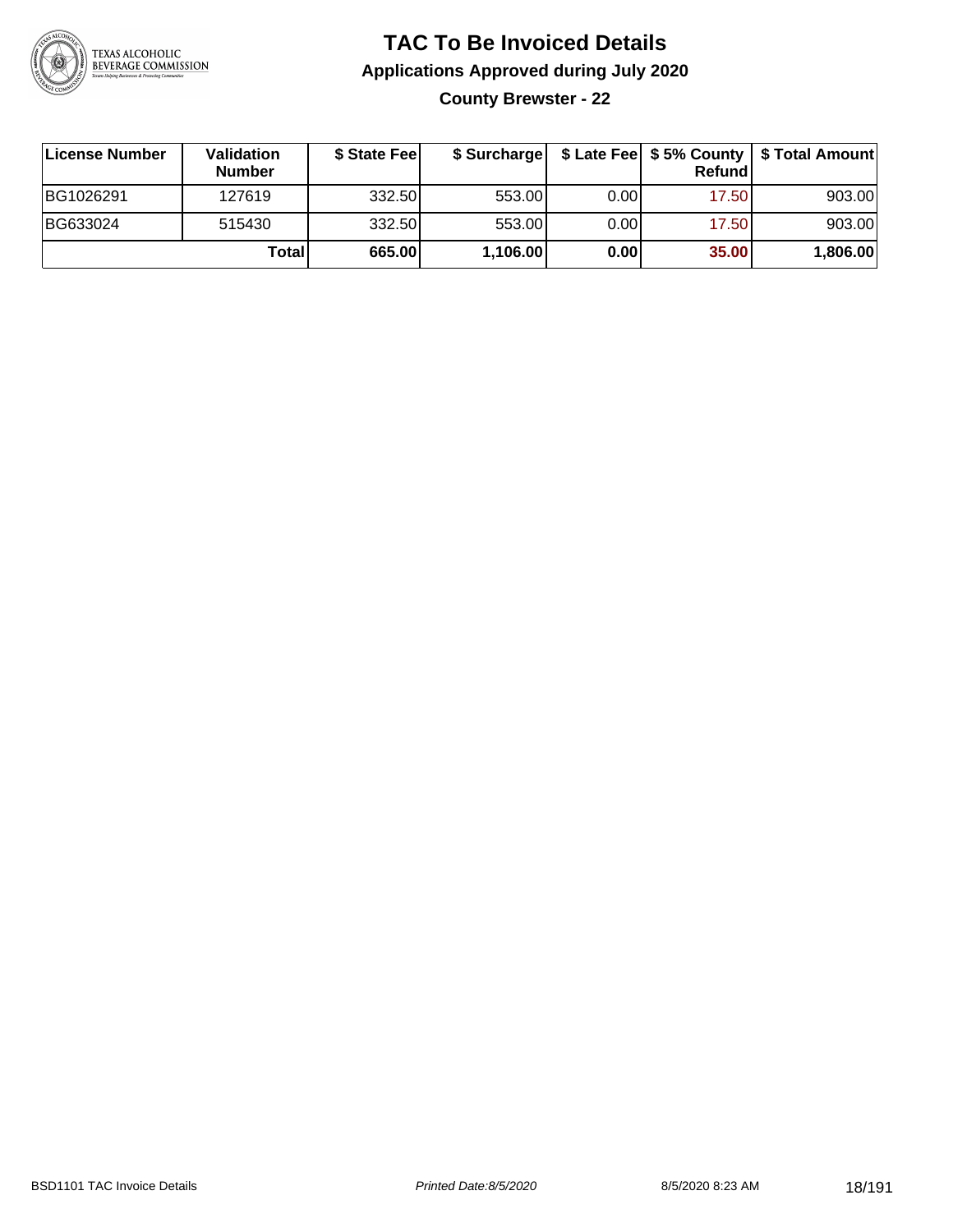# TAC To Be Invoiced Details

## Applications Approved during July 2020

### County Brewster - 22

| License Number | Validation Number | $ State Fee | $ Surcharge | $ Late Fee | $ 5% County Refund | $ Total Amount |
|---|---|---|---|---|---|---|
| BG1026291 | 127619 | 332.50 | 553.00 | 0.00 | 17.50 | 903.00 |
| BG633024 | 515430 | 332.50 | 553.00 | 0.00 | 17.50 | 903.00 |
| | **Total** | **665.00** | **1,106.00** | **0.00** | **35.00** | **1,806.00** |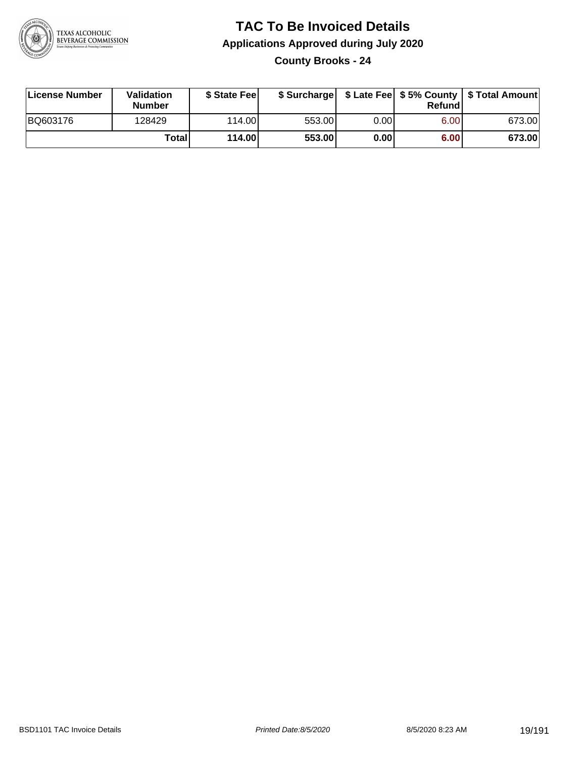# TAC To Be Invoiced Details

## Applications Approved during July 2020

### County Brooks - 24

| License Number | Validation Number | $ State Fee | $ Surcharge | $ Late Fee | $ 5% County Refund | $ Total Amount |
|---|---|---|---|---|---|---|
| BQ603176 | 128429 | 114.00 | 553.00 | 0.00 | 6.00 | 673.00 |
| | **Total** | **114.00** | **553.00** | **0.00** | **6.00** | **673.00** |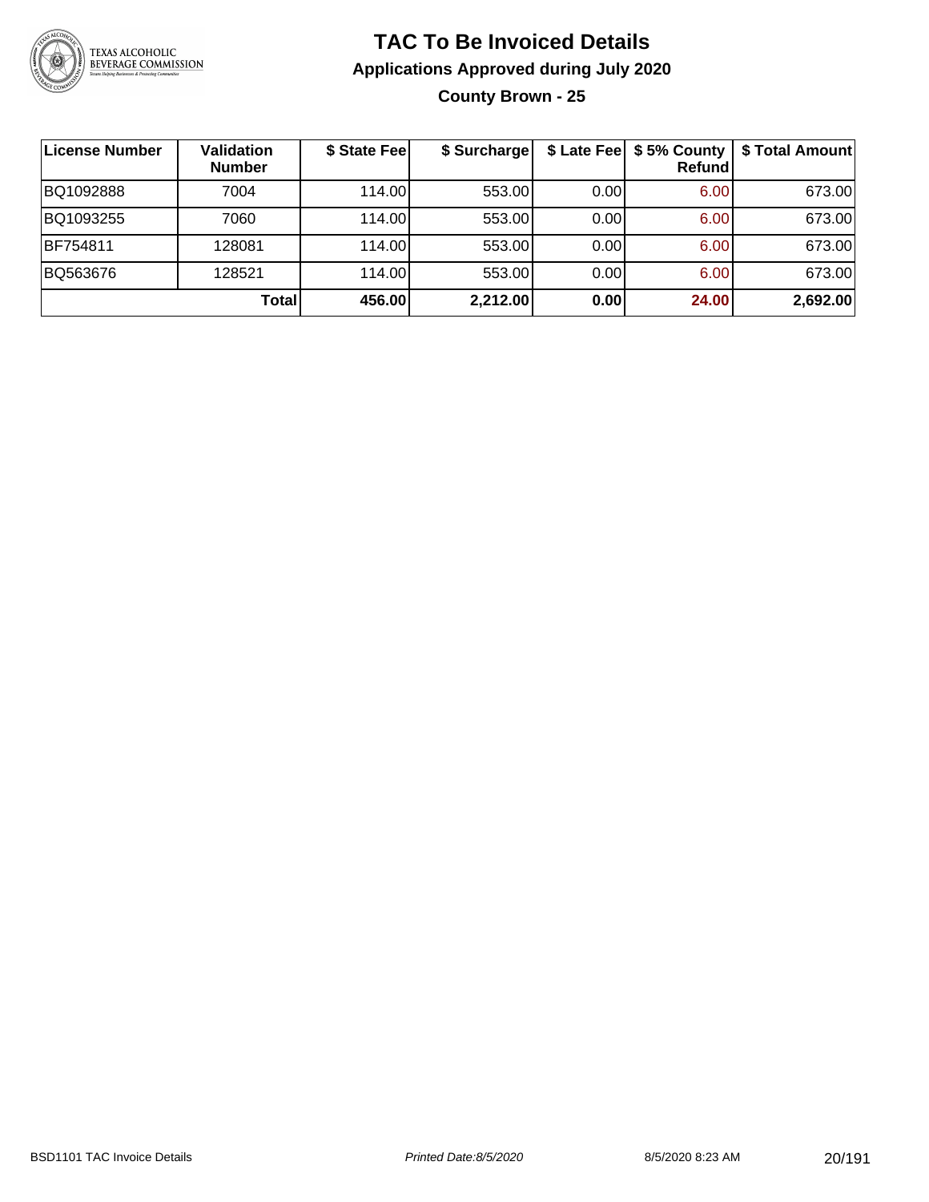# TAC To Be Invoiced Details

## Applications Approved during July 2020

### County Brown - 25

| License Number | Validation Number | $ State Fee | $ Surcharge | $ Late Fee | $ 5% County Refund | $ Total Amount |
|---|---|---|---|---|---|---|
| BQ1092888 | 7004 | 114.00 | 553.00 | 0.00 | 6.00 | 673.00 |
| BQ1093255 | 7060 | 114.00 | 553.00 | 0.00 | 6.00 | 673.00 |
| BF754811 | 128081 | 114.00 | 553.00 | 0.00 | 6.00 | 673.00 |
| BQ563676 | 128521 | 114.00 | 553.00 | 0.00 | 6.00 | 673.00 |
| | **Total** | **456.00** | **2,212.00** | **0.00** | **24.00** | **2,692.00** |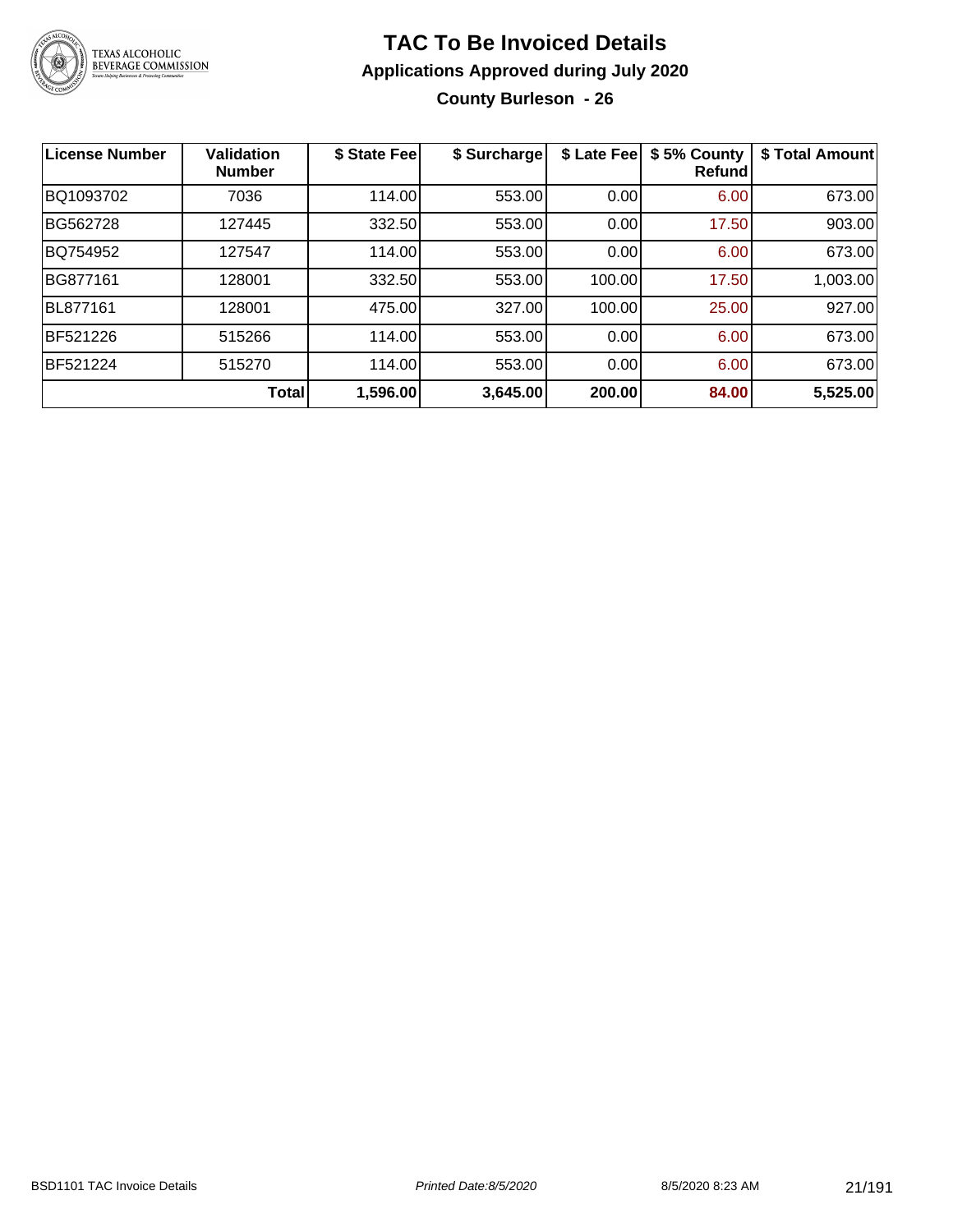# TAC To Be Invoiced Details

## Applications Approved during July 2020

### County Burleson - 26

| License Number | Validation Number | $ State Fee | $ Surcharge | $ Late Fee | $ 5% County Refund | $ Total Amount |
|---|---|---|---|---|---|---|
| BQ1093702 | 7036 | 114.00 | 553.00 | 0.00 | 6.00 | 673.00 |
| BG562728 | 127445 | 332.50 | 553.00 | 0.00 | 17.50 | 903.00 |
| BQ754952 | 127547 | 114.00 | 553.00 | 0.00 | 6.00 | 673.00 |
| BG877161 | 128001 | 332.50 | 553.00 | 100.00 | 17.50 | 1,003.00 |
| BL877161 | 128001 | 475.00 | 327.00 | 100.00 | 25.00 | 927.00 |
| BF521226 | 515266 | 114.00 | 553.00 | 0.00 | 6.00 | 673.00 |
| BF521224 | 515270 | 114.00 | 553.00 | 0.00 | 6.00 | 673.00 |
| | **Total** | **1,596.00** | **3,645.00** | **200.00** | **84.00** | **5,525.00** |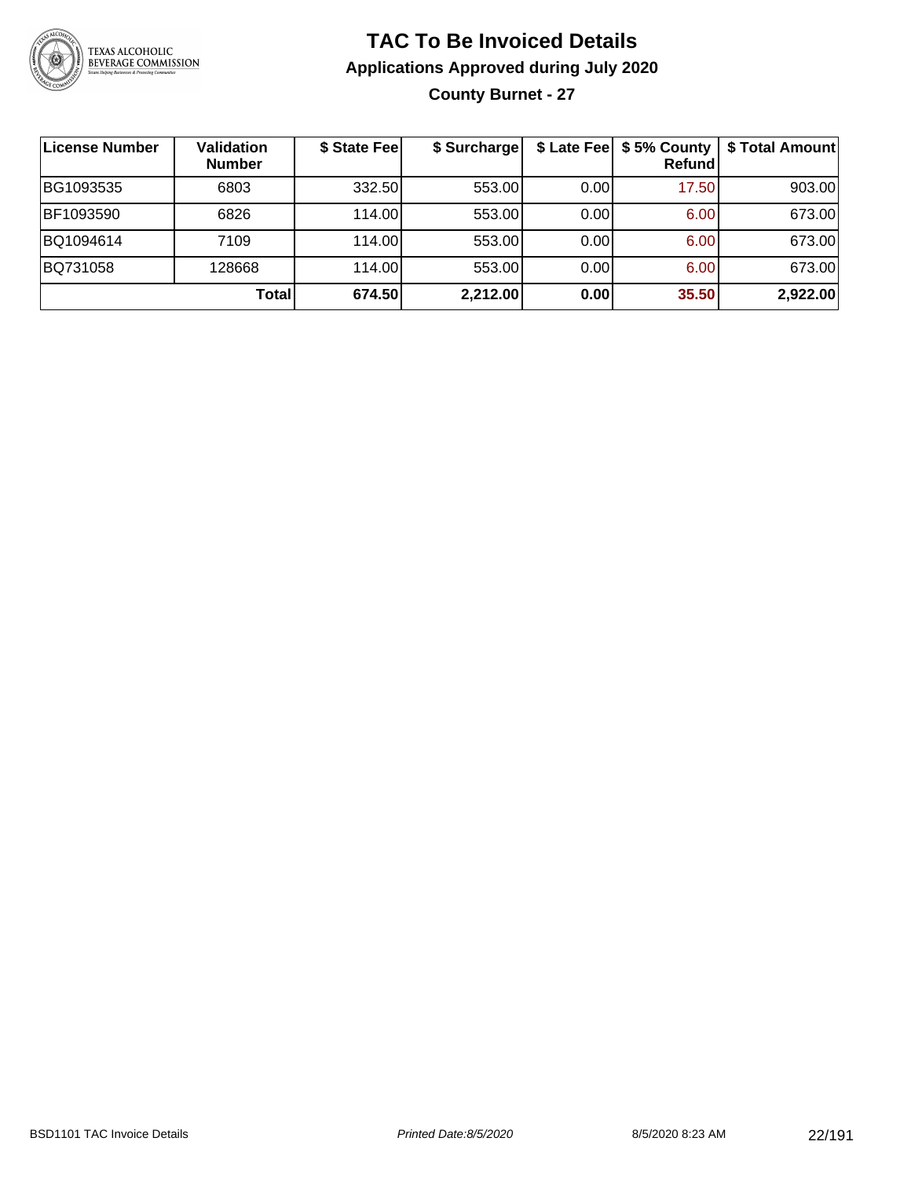# TAC To Be Invoiced Details

## Applications Approved during July 2020

### County Burnet - 27

| License Number | Validation Number | $ State Fee | $ Surcharge | $ Late Fee | $ 5% County Refund | $ Total Amount |
|---|---|---|---|---|---|---|
| BG1093535 | 6803 | 332.50 | 553.00 | 0.00 | 17.50 | 903.00 |
| BF1093590 | 6826 | 114.00 | 553.00 | 0.00 | 6.00 | 673.00 |
| BQ1094614 | 7109 | 114.00 | 553.00 | 0.00 | 6.00 | 673.00 |
| BQ731058 | 128668 | 114.00 | 553.00 | 0.00 | 6.00 | 673.00 |
| | **Total** | **674.50** | **2,212.00** | **0.00** | **35.50** | **2,922.00** |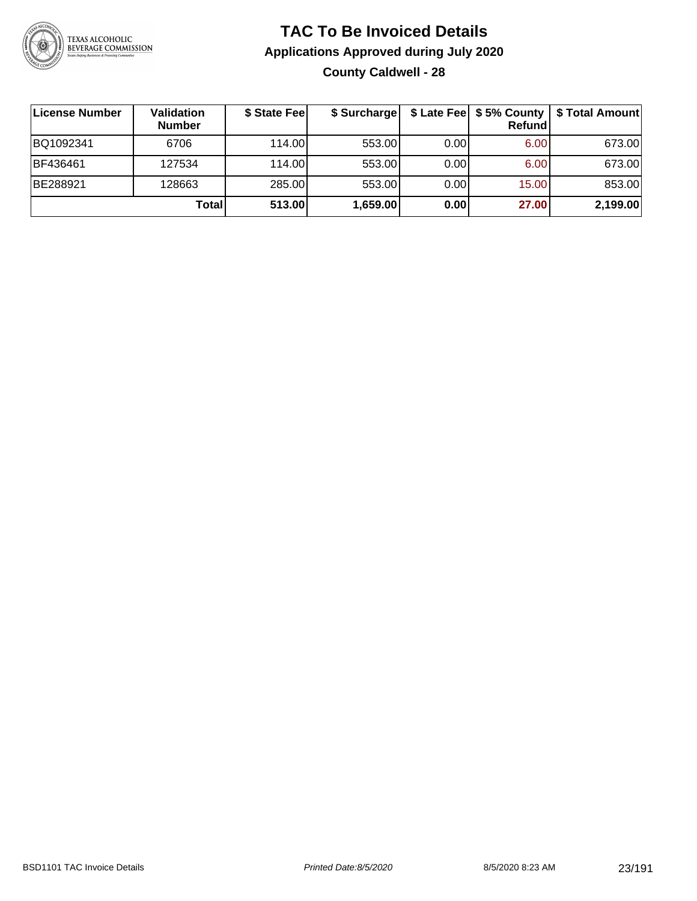# TAC To Be Invoiced Details

## Applications Approved during July 2020

### County Caldwell - 28

| License Number | Validation Number | $ State Fee | $ Surcharge | $ Late Fee | $ 5% County Refund | $ Total Amount |
|---|---|---|---|---|---|---|
| BQ1092341 | 6706 | 114.00 | 553.00 | 0.00 | 6.00 | 673.00 |
| BF436461 | 127534 | 114.00 | 553.00 | 0.00 | 6.00 | 673.00 |
| BE288921 | 128663 | 285.00 | 553.00 | 0.00 | 15.00 | 853.00 |
| | **Total** | **513.00** | **1,659.00** | **0.00** | **27.00** | **2,199.00** |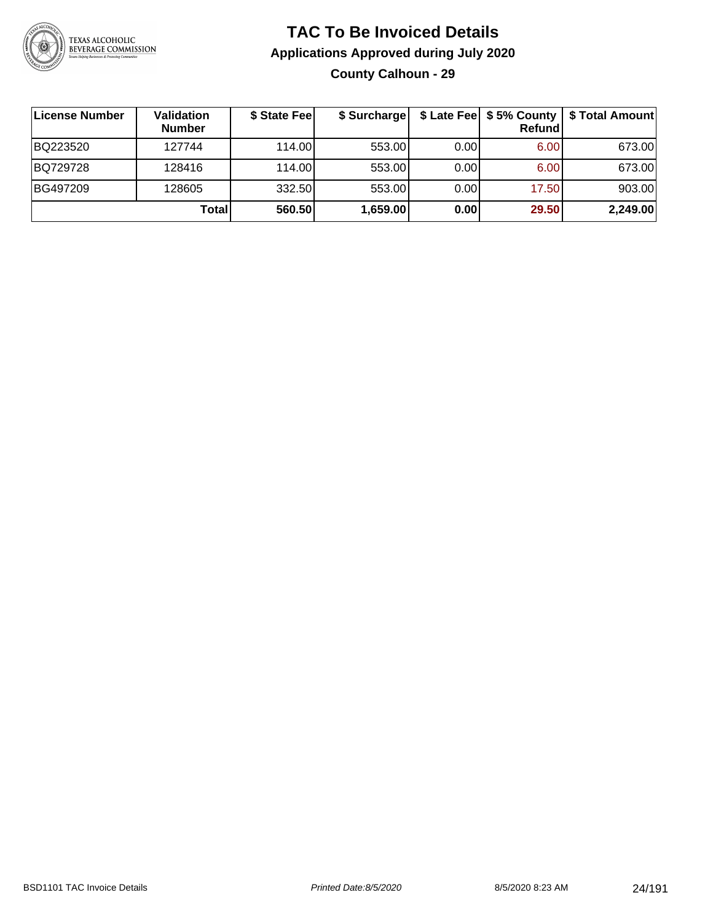# TAC To Be Invoiced Details

## Applications Approved during July 2020

### County Calhoun - 29

| License Number | Validation Number | $ State Fee | $ Surcharge | $ Late Fee | $ 5% County Refund | $ Total Amount |
|---|---|---|---|---|---|---|
| BQ223520 | 127744 | 114.00 | 553.00 | 0.00 | 6.00 | 673.00 |
| BQ729728 | 128416 | 114.00 | 553.00 | 0.00 | 6.00 | 673.00 |
| BG497209 | 128605 | 332.50 | 553.00 | 0.00 | 17.50 | 903.00 |
| | **Total** | **560.50** | **1,659.00** | **0.00** | **29.50** | **2,249.00** |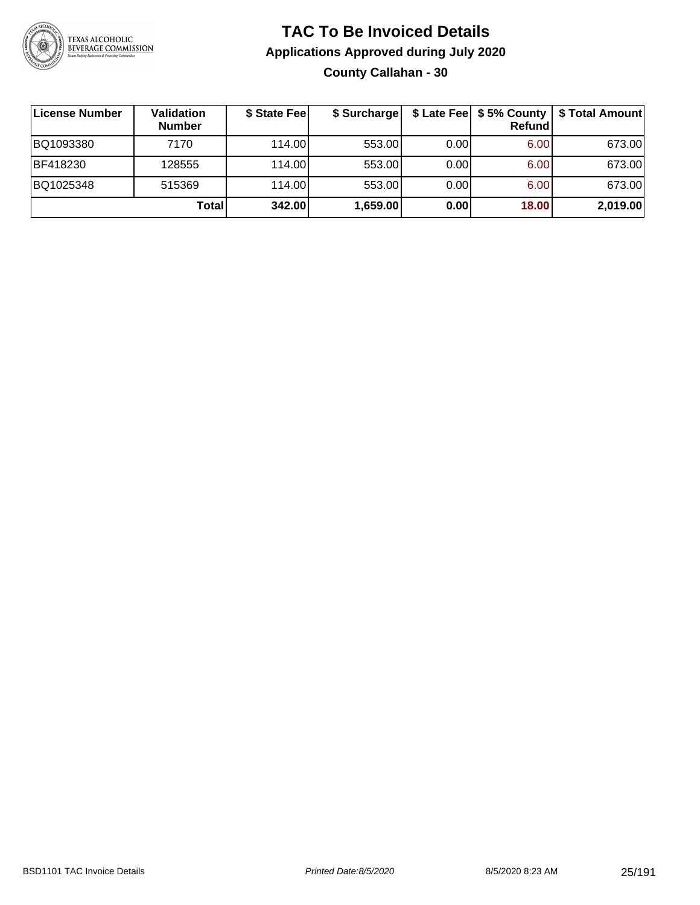# TAC To Be Invoiced Details

## Applications Approved during July 2020

### County Callahan - 30

| License Number | Validation Number | $ State Fee | $ Surcharge | $ Late Fee | $ 5% County Refund | $ Total Amount |
|---|---|---|---|---|---|---|
| BQ1093380 | 7170 | 114.00 | 553.00 | 0.00 | 6.00 | 673.00 |
| BF418230 | 128555 | 114.00 | 553.00 | 0.00 | 6.00 | 673.00 |
| BQ1025348 | 515369 | 114.00 | 553.00 | 0.00 | 6.00 | 673.00 |
| | **Total** | **342.00** | **1,659.00** | **0.00** | **18.00** | **2,019.00** |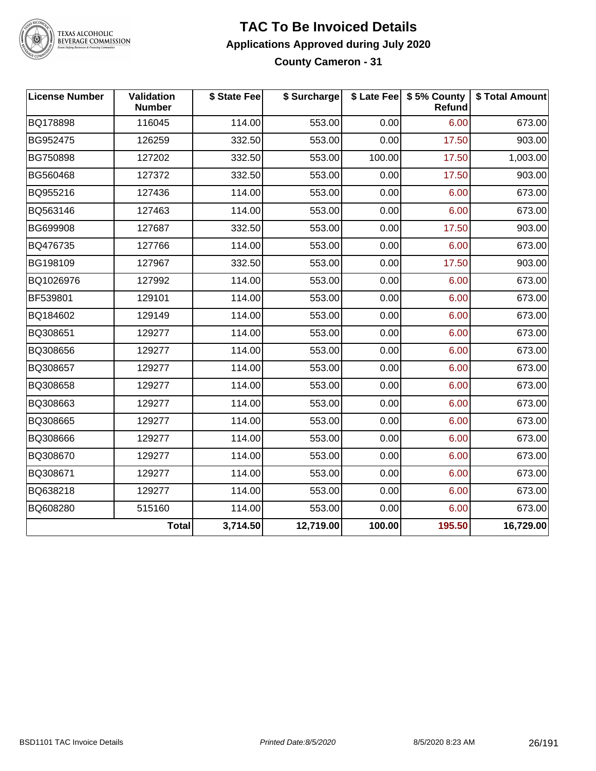# TAC To Be Invoiced Details

## Applications Approved during July 2020

### County Cameron - 31

| License Number | Validation Number | $ State Fee | $ Surcharge | $ Late Fee | $ 5% County Refund | $ Total Amount |
|---|---|---|---|---|---|---|
| BQ178898 | 116045 | 114.00 | 553.00 | 0.00 | 6.00 | 673.00 |
| BG952475 | 126259 | 332.50 | 553.00 | 0.00 | 17.50 | 903.00 |
| BG750898 | 127202 | 332.50 | 553.00 | 100.00 | 17.50 | 1,003.00 |
| BG560468 | 127372 | 332.50 | 553.00 | 0.00 | 17.50 | 903.00 |
| BQ955216 | 127436 | 114.00 | 553.00 | 0.00 | 6.00 | 673.00 |
| BQ563146 | 127463 | 114.00 | 553.00 | 0.00 | 6.00 | 673.00 |
| BG699908 | 127687 | 332.50 | 553.00 | 0.00 | 17.50 | 903.00 |
| BQ476735 | 127766 | 114.00 | 553.00 | 0.00 | 6.00 | 673.00 |
| BG198109 | 127967 | 332.50 | 553.00 | 0.00 | 17.50 | 903.00 |
| BQ1026976 | 127992 | 114.00 | 553.00 | 0.00 | 6.00 | 673.00 |
| BF539801 | 129101 | 114.00 | 553.00 | 0.00 | 6.00 | 673.00 |
| BQ184602 | 129149 | 114.00 | 553.00 | 0.00 | 6.00 | 673.00 |
| BQ308651 | 129277 | 114.00 | 553.00 | 0.00 | 6.00 | 673.00 |
| BQ308656 | 129277 | 114.00 | 553.00 | 0.00 | 6.00 | 673.00 |
| BQ308657 | 129277 | 114.00 | 553.00 | 0.00 | 6.00 | 673.00 |
| BQ308658 | 129277 | 114.00 | 553.00 | 0.00 | 6.00 | 673.00 |
| BQ308663 | 129277 | 114.00 | 553.00 | 0.00 | 6.00 | 673.00 |
| BQ308665 | 129277 | 114.00 | 553.00 | 0.00 | 6.00 | 673.00 |
| BQ308666 | 129277 | 114.00 | 553.00 | 0.00 | 6.00 | 673.00 |
| BQ308670 | 129277 | 114.00 | 553.00 | 0.00 | 6.00 | 673.00 |
| BQ308671 | 129277 | 114.00 | 553.00 | 0.00 | 6.00 | 673.00 |
| BQ638218 | 129277 | 114.00 | 553.00 | 0.00 | 6.00 | 673.00 |
| BQ608280 | 515160 | 114.00 | 553.00 | 0.00 | 6.00 | 673.00 |
| | **Total** | **3,714.50** | **12,719.00** | **100.00** | **195.50** | **16,729.00** |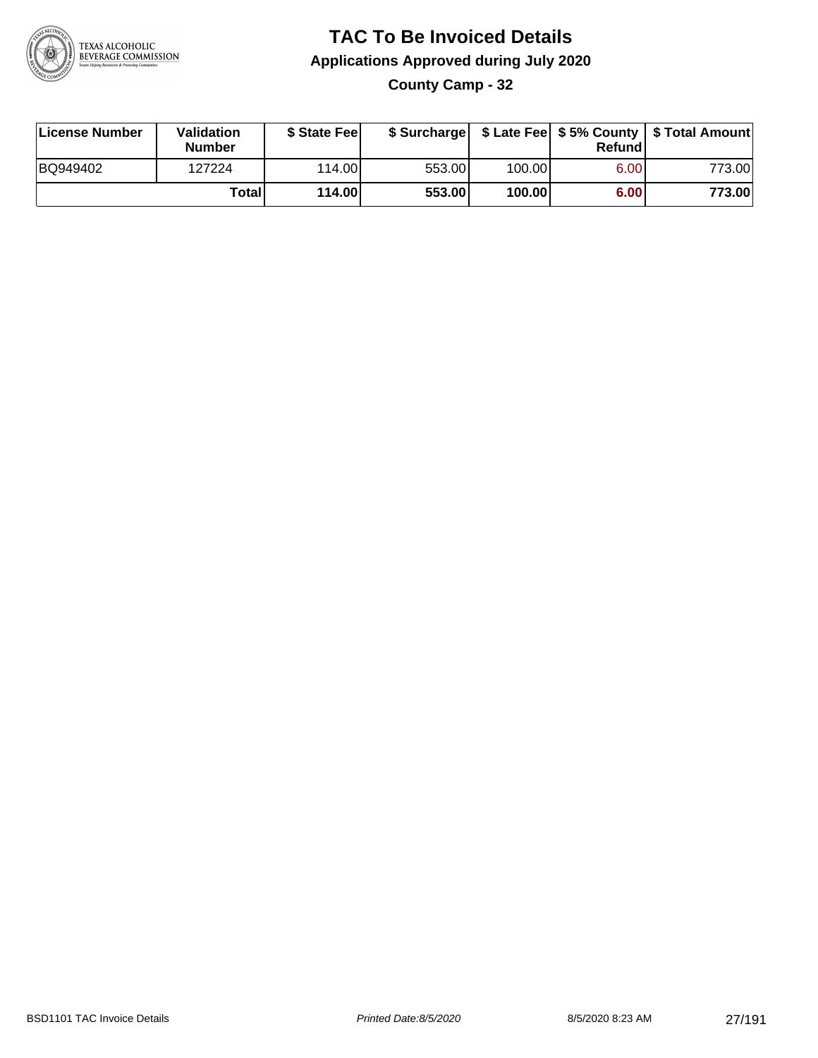# TAC To Be Invoiced Details

## Applications Approved during July 2020

### County Camp - 32

| License Number | Validation Number | $ State Fee | $ Surcharge | $ Late Fee | $ 5% County Refund | $ Total Amount |
|---|---|---|---|---|---|---|
| BQ949402 | 127224 | 114.00 | 553.00 | 100.00 | 6.00 | 773.00 |
| | **Total** | **114.00** | **553.00** | **100.00** | **6.00** | **773.00** |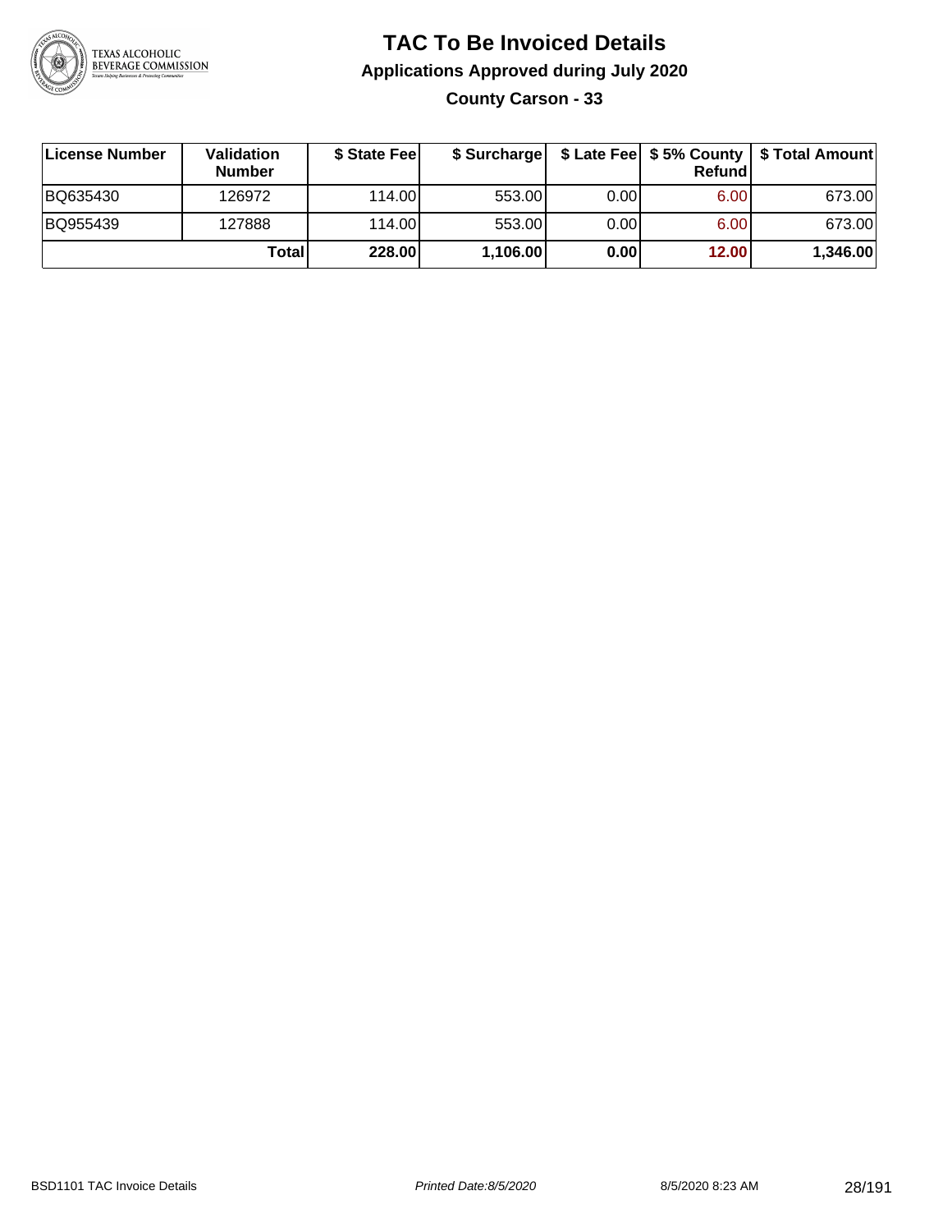# TAC To Be Invoiced Details

## Applications Approved during July 2020

### County Carson - 33

| License Number | Validation Number | $ State Fee | $ Surcharge | $ Late Fee | $ 5% County Refund | $ Total Amount |
|---|---|---|---|---|---|---|
| BQ635430 | 126972 | 114.00 | 553.00 | 0.00 | 6.00 | 673.00 |
| BQ955439 | 127888 | 114.00 | 553.00 | 0.00 | 6.00 | 673.00 |
| | **Total** | **228.00** | **1,106.00** | **0.00** | **12.00** | **1,346.00** |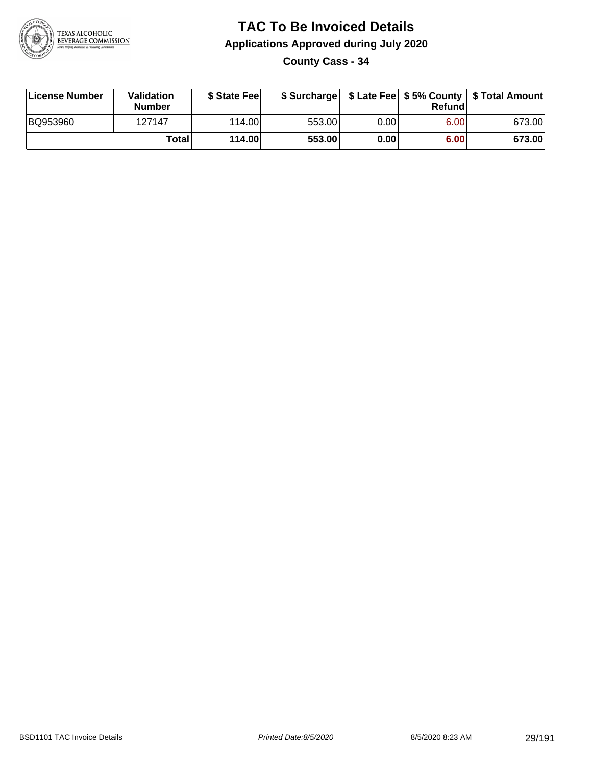# TAC To Be Invoiced Details

## Applications Approved during July 2020

### County Cass - 34

| License Number | Validation Number | $ State Fee | $ Surcharge | $ Late Fee | $ 5% County Refund | $ Total Amount |
|---|---|---|---|---|---|---|
| BQ953960 | 127147 | 114.00 | 553.00 | 0.00 | 6.00 | 673.00 |
| | **Total** | **114.00** | **553.00** | **0.00** | **6.00** | **673.00** |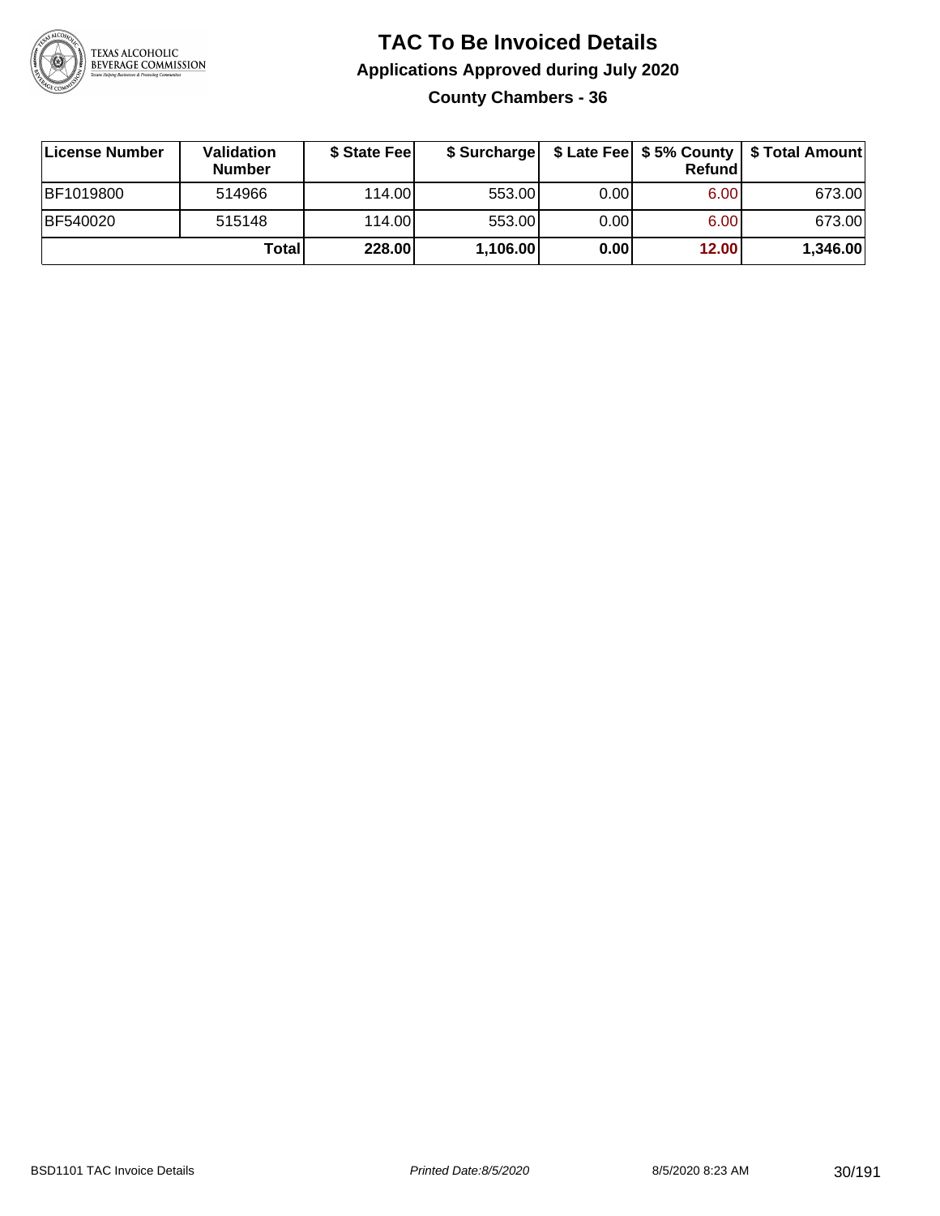# TAC To Be Invoiced Details

## Applications Approved during July 2020

### County Chambers - 36

| License Number | Validation Number | $ State Fee | $ Surcharge | $ Late Fee | $ 5% County Refund | $ Total Amount |
|---|---|---|---|---|---|---|
| BF1019800 | 514966 | 114.00 | 553.00 | 0.00 | 6.00 | 673.00 |
| BF540020 | 515148 | 114.00 | 553.00 | 0.00 | 6.00 | 673.00 |
| | **Total** | **228.00** | **1,106.00** | **0.00** | **12.00** | **1,346.00** |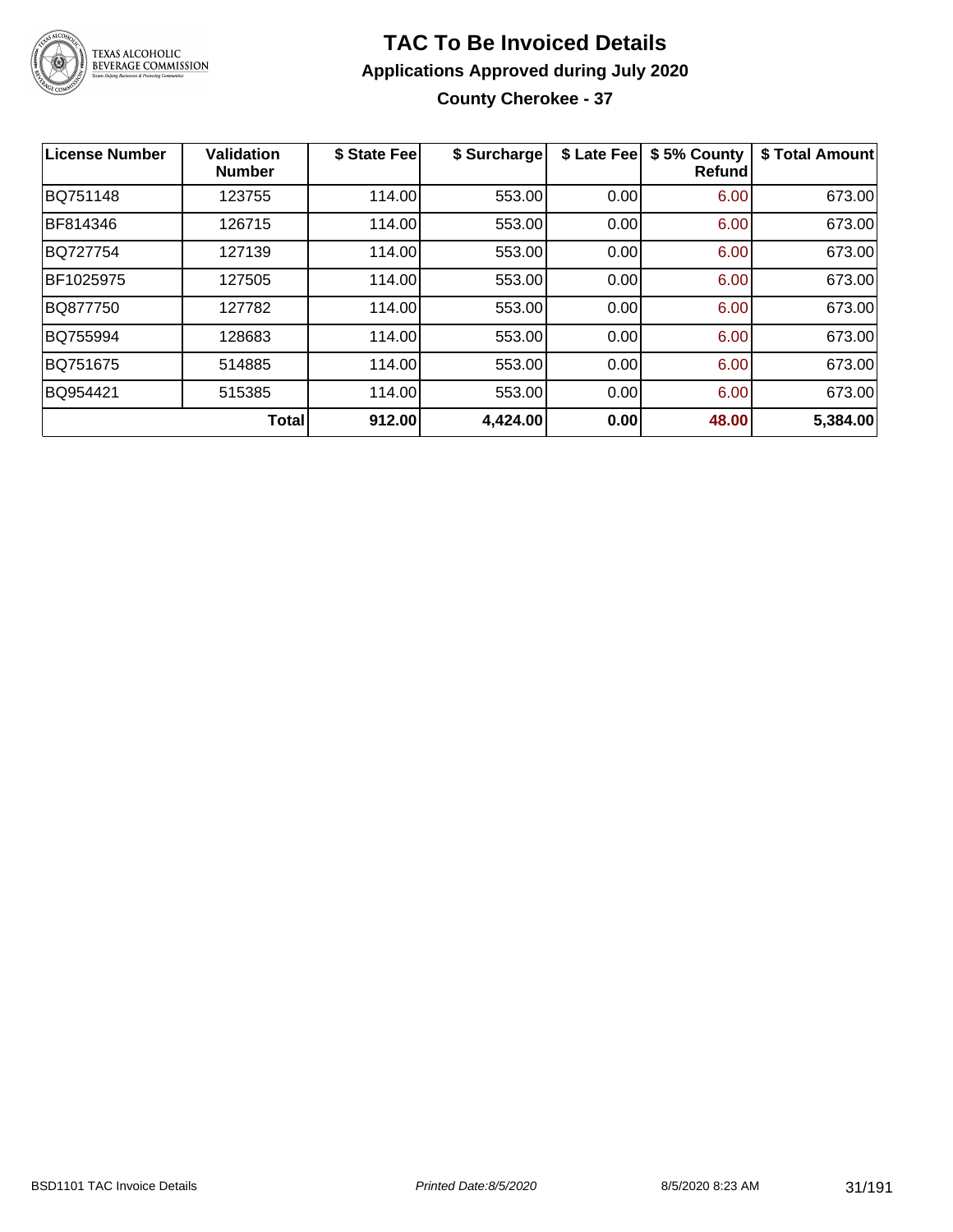# TAC To Be Invoiced Details

## Applications Approved during July 2020

### County Cherokee - 37

| License Number | Validation Number | $ State Fee | $ Surcharge | $ Late Fee | $ 5% County Refund | $ Total Amount |
|---|---|---|---|---|---|---|
| BQ751148 | 123755 | 114.00 | 553.00 | 0.00 | 6.00 | 673.00 |
| BF814346 | 126715 | 114.00 | 553.00 | 0.00 | 6.00 | 673.00 |
| BQ727754 | 127139 | 114.00 | 553.00 | 0.00 | 6.00 | 673.00 |
| BF1025975 | 127505 | 114.00 | 553.00 | 0.00 | 6.00 | 673.00 |
| BQ877750 | 127782 | 114.00 | 553.00 | 0.00 | 6.00 | 673.00 |
| BQ755994 | 128683 | 114.00 | 553.00 | 0.00 | 6.00 | 673.00 |
| BQ751675 | 514885 | 114.00 | 553.00 | 0.00 | 6.00 | 673.00 |
| BQ954421 | 515385 | 114.00 | 553.00 | 0.00 | 6.00 | 673.00 |
| | **Total** | **912.00** | **4,424.00** | **0.00** | **48.00** | **5,384.00** |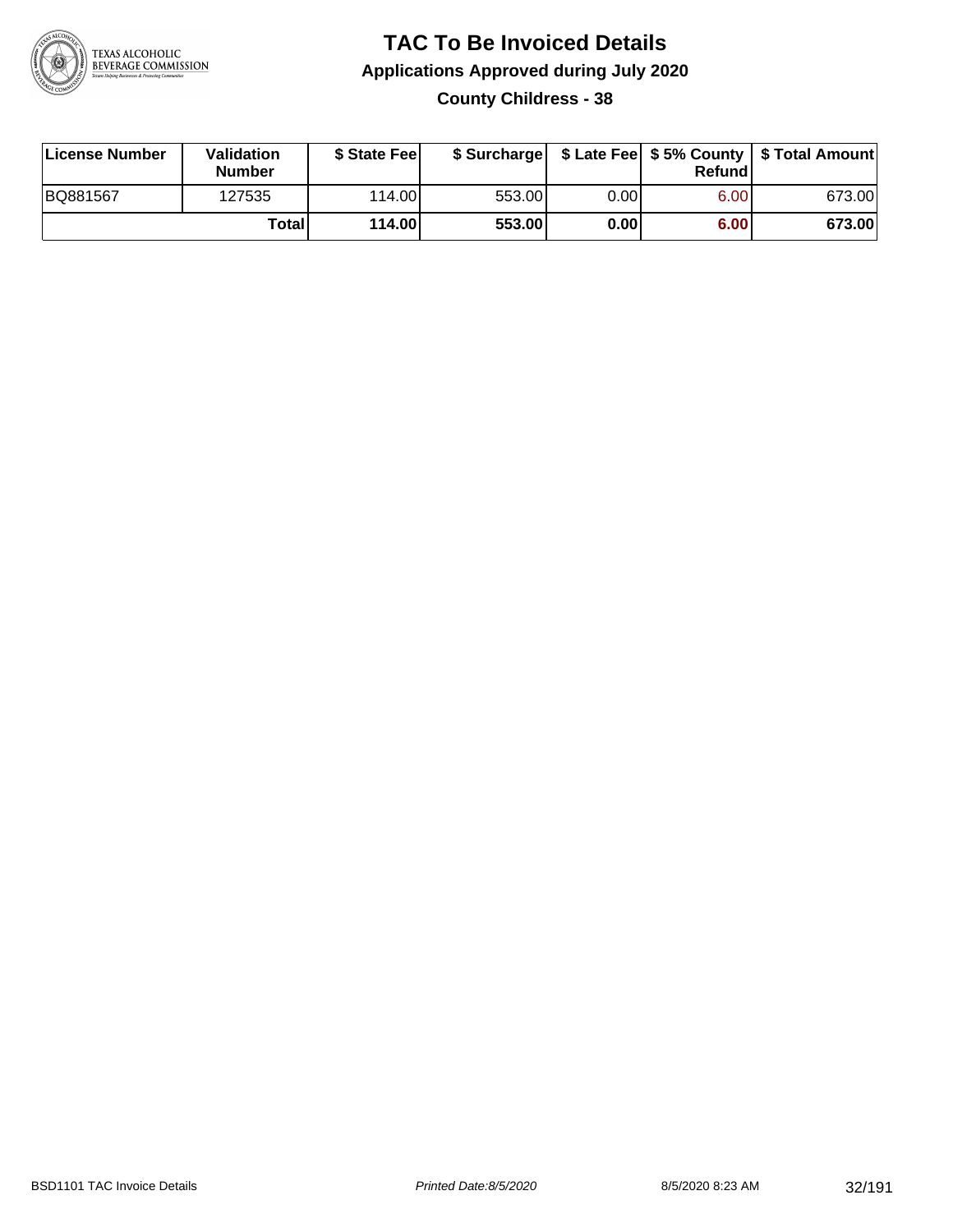# TAC To Be Invoiced Details

## Applications Approved during July 2020

### County Childress - 38

| License Number | Validation Number | $ State Fee | $ Surcharge | $ Late Fee | $ 5% County Refund | $ Total Amount |
|---|---|---|---|---|---|---|
| BQ881567 | 127535 | 114.00 | 553.00 | 0.00 | 6.00 | 673.00 |
| | **Total** | **114.00** | **553.00** | **0.00** | **6.00** | **673.00** |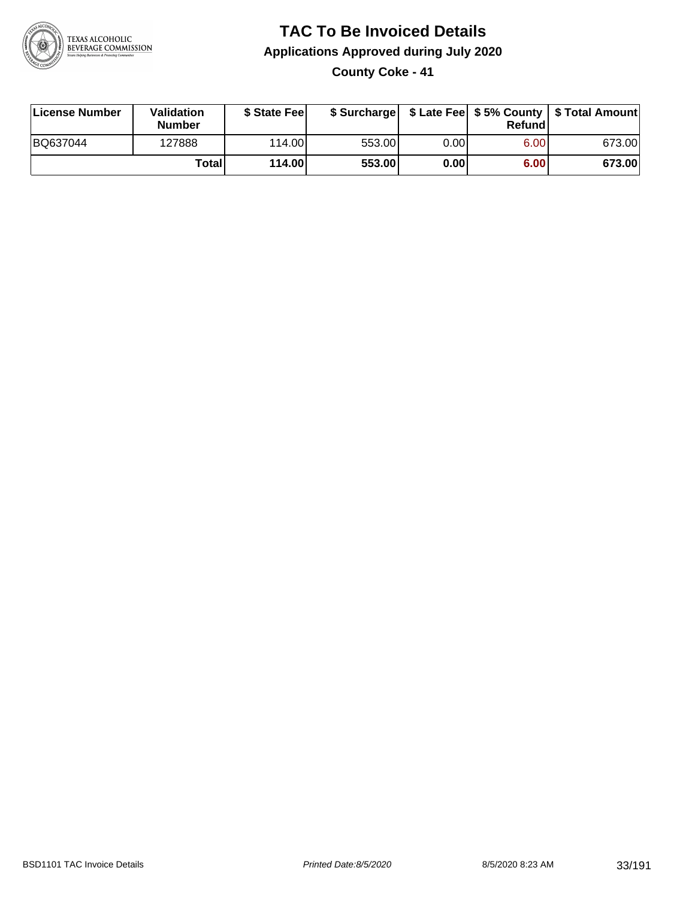# TAC To Be Invoiced Details

## Applications Approved during July 2020

### County Coke - 41

| License Number | Validation Number | $ State Fee | $ Surcharge | $ Late Fee | $ 5% County Refund | $ Total Amount |
|---|---|---|---|---|---|---|
| BQ637044 | 127888 | 114.00 | 553.00 | 0.00 | 6.00 | 673.00 |
| | **Total** | **114.00** | **553.00** | **0.00** | **6.00** | **673.00** |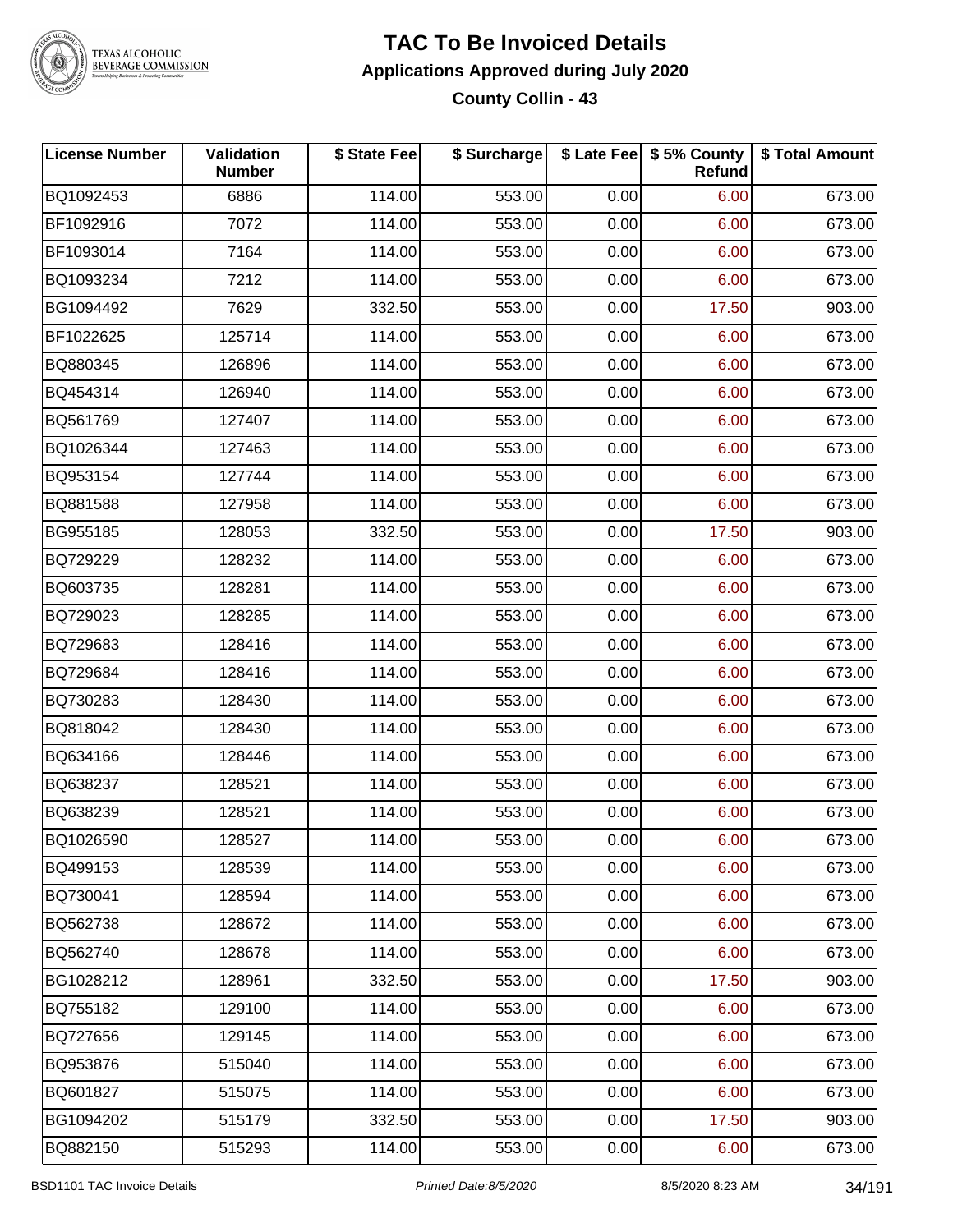# TAC To Be Invoiced Details

## Applications Approved during July 2020

### County Collin - 43

| License Number | Validation Number | $ State Fee | $ Surcharge | $ Late Fee | $ 5% County Refund | $ Total Amount |
|---|---|---|---|---|---|---|
| BQ1092453 | 6886 | 114.00 | 553.00 | 0.00 | 6.00 | 673.00 |
| BF1092916 | 7072 | 114.00 | 553.00 | 0.00 | 6.00 | 673.00 |
| BF1093014 | 7164 | 114.00 | 553.00 | 0.00 | 6.00 | 673.00 |
| BQ1093234 | 7212 | 114.00 | 553.00 | 0.00 | 6.00 | 673.00 |
| BG1094492 | 7629 | 332.50 | 553.00 | 0.00 | 17.50 | 903.00 |
| BF1022625 | 125714 | 114.00 | 553.00 | 0.00 | 6.00 | 673.00 |
| BQ880345 | 126896 | 114.00 | 553.00 | 0.00 | 6.00 | 673.00 |
| BQ454314 | 126940 | 114.00 | 553.00 | 0.00 | 6.00 | 673.00 |
| BQ561769 | 127407 | 114.00 | 553.00 | 0.00 | 6.00 | 673.00 |
| BQ1026344 | 127463 | 114.00 | 553.00 | 0.00 | 6.00 | 673.00 |
| BQ953154 | 127744 | 114.00 | 553.00 | 0.00 | 6.00 | 673.00 |
| BQ881588 | 127958 | 114.00 | 553.00 | 0.00 | 6.00 | 673.00 |
| BG955185 | 128053 | 332.50 | 553.00 | 0.00 | 17.50 | 903.00 |
| BQ729229 | 128232 | 114.00 | 553.00 | 0.00 | 6.00 | 673.00 |
| BQ603735 | 128281 | 114.00 | 553.00 | 0.00 | 6.00 | 673.00 |
| BQ729023 | 128285 | 114.00 | 553.00 | 0.00 | 6.00 | 673.00 |
| BQ729683 | 128416 | 114.00 | 553.00 | 0.00 | 6.00 | 673.00 |
| BQ729684 | 128416 | 114.00 | 553.00 | 0.00 | 6.00 | 673.00 |
| BQ730283 | 128430 | 114.00 | 553.00 | 0.00 | 6.00 | 673.00 |
| BQ818042 | 128430 | 114.00 | 553.00 | 0.00 | 6.00 | 673.00 |
| BQ634166 | 128446 | 114.00 | 553.00 | 0.00 | 6.00 | 673.00 |
| BQ638237 | 128521 | 114.00 | 553.00 | 0.00 | 6.00 | 673.00 |
| BQ638239 | 128521 | 114.00 | 553.00 | 0.00 | 6.00 | 673.00 |
| BQ1026590 | 128527 | 114.00 | 553.00 | 0.00 | 6.00 | 673.00 |
| BQ499153 | 128539 | 114.00 | 553.00 | 0.00 | 6.00 | 673.00 |
| BQ730041 | 128594 | 114.00 | 553.00 | 0.00 | 6.00 | 673.00 |
| BQ562738 | 128672 | 114.00 | 553.00 | 0.00 | 6.00 | 673.00 |
| BQ562740 | 128678 | 114.00 | 553.00 | 0.00 | 6.00 | 673.00 |
| BG1028212 | 128961 | 332.50 | 553.00 | 0.00 | 17.50 | 903.00 |
| BQ755182 | 129100 | 114.00 | 553.00 | 0.00 | 6.00 | 673.00 |
| BQ727656 | 129145 | 114.00 | 553.00 | 0.00 | 6.00 | 673.00 |
| BQ953876 | 515040 | 114.00 | 553.00 | 0.00 | 6.00 | 673.00 |
| BQ601827 | 515075 | 114.00 | 553.00 | 0.00 | 6.00 | 673.00 |
| BG1094202 | 515179 | 332.50 | 553.00 | 0.00 | 17.50 | 903.00 |
| BQ882150 | 515293 | 114.00 | 553.00 | 0.00 | 6.00 | 673.00 |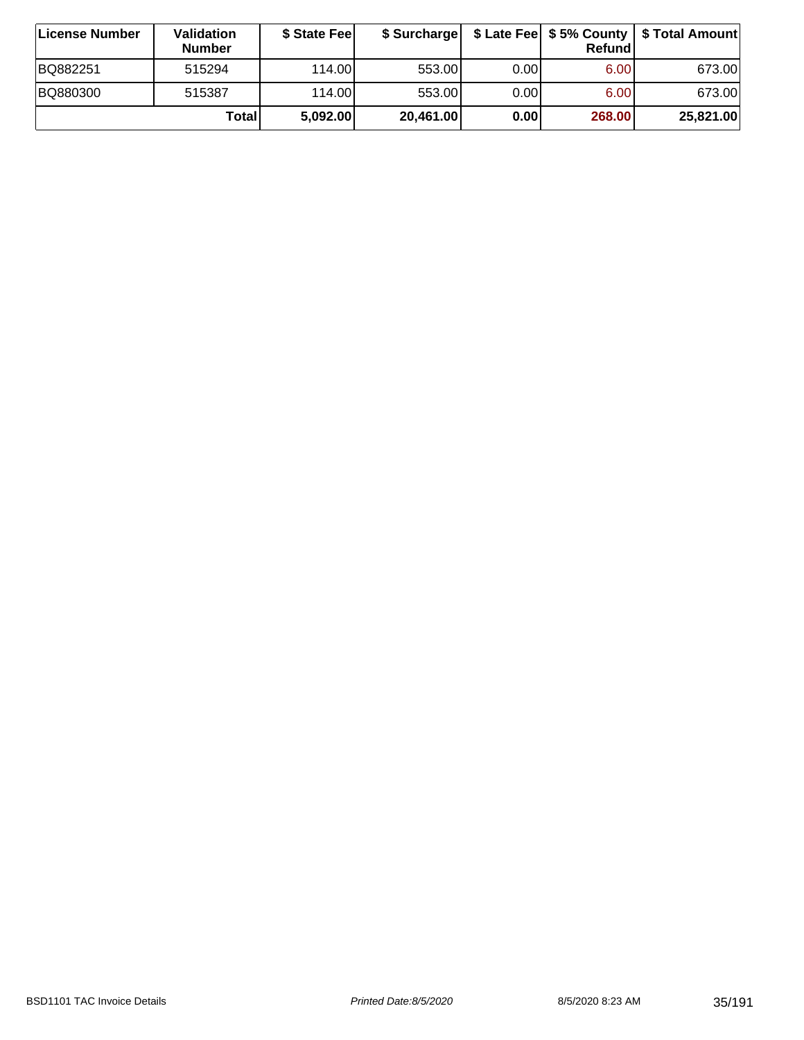| License Number | Validation Number | $ State Fee | $ Surcharge | $ Late Fee | $ 5% County Refund | $ Total Amount |
|---|---|---|---|---|---|---|
| BQ882251 | 515294 | 114.00 | 553.00 | 0.00 | 6.00 | 673.00 |
| BQ880300 | 515387 | 114.00 | 553.00 | 0.00 | 6.00 | 673.00 |
| | **Total** | **5,092.00** | **20,461.00** | **0.00** | **268.00** | **25,821.00** |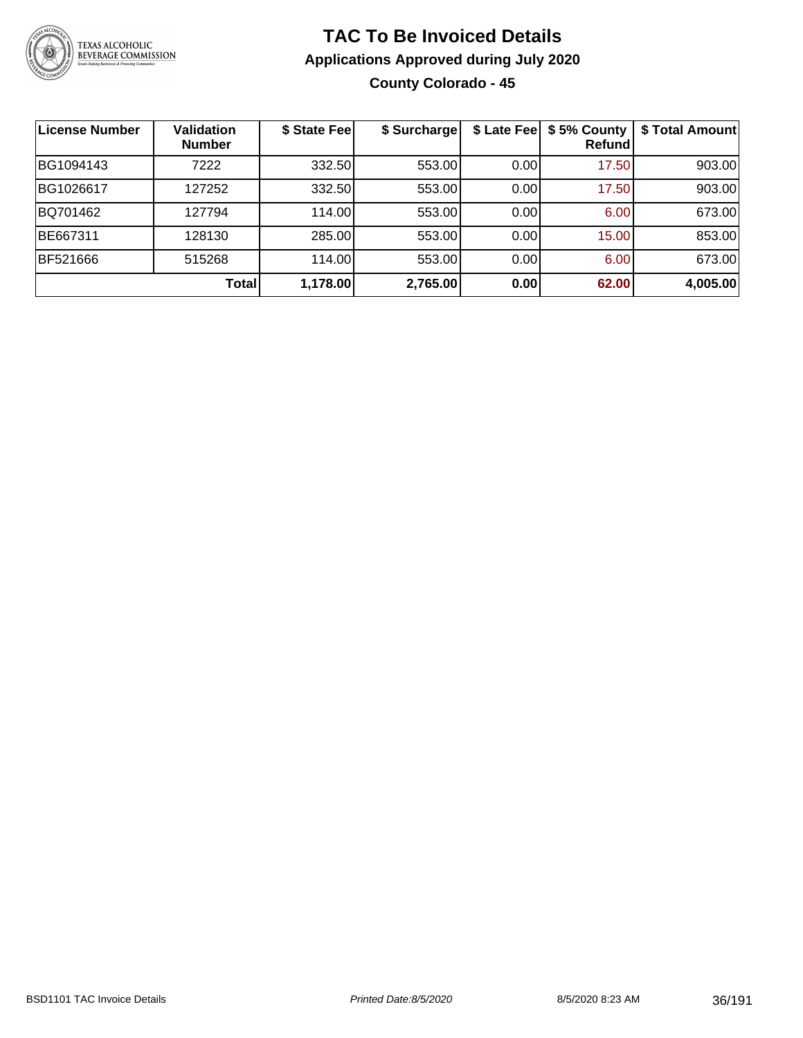# TAC To Be Invoiced Details

## Applications Approved during July 2020

### County Colorado - 45

| License Number | Validation Number | $ State Fee | $ Surcharge | $ Late Fee | $ 5% County Refund | $ Total Amount |
|---|---|---|---|---|---|---|
| BG1094143 | 7222 | 332.50 | 553.00 | 0.00 | 17.50 | 903.00 |
| BG1026617 | 127252 | 332.50 | 553.00 | 0.00 | 17.50 | 903.00 |
| BQ701462 | 127794 | 114.00 | 553.00 | 0.00 | 6.00 | 673.00 |
| BE667311 | 128130 | 285.00 | 553.00 | 0.00 | 15.00 | 853.00 |
| BF521666 | 515268 | 114.00 | 553.00 | 0.00 | 6.00 | 673.00 |
| | **Total** | **1,178.00** | **2,765.00** | **0.00** | **62.00** | **4,005.00** |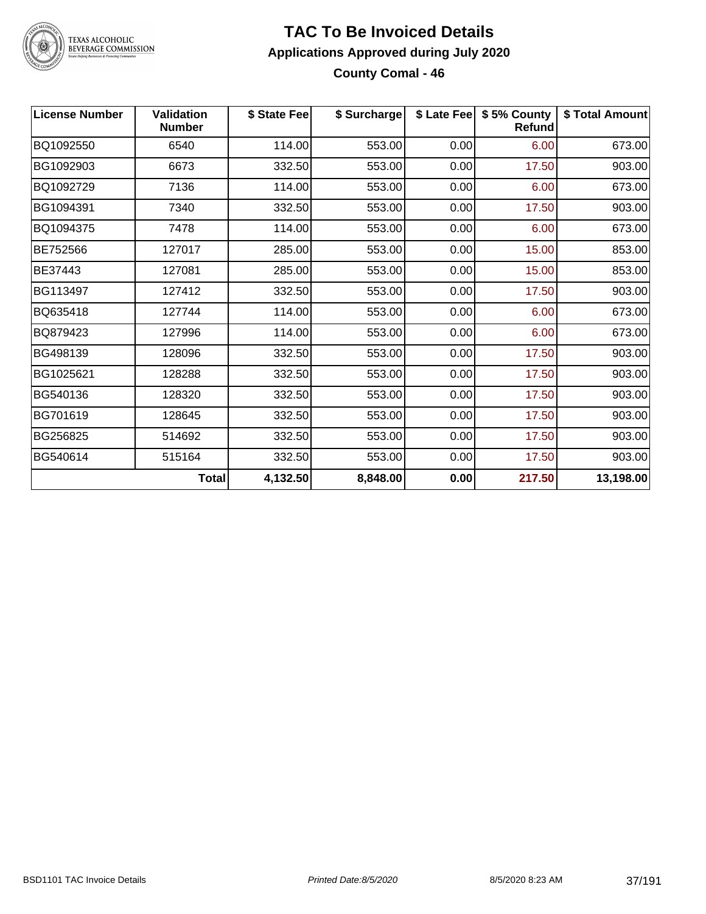# TAC To Be Invoiced Details

## Applications Approved during July 2020

### County Comal - 46

| License Number | Validation Number | $ State Fee | $ Surcharge | $ Late Fee | $ 5% County Refund | $ Total Amount |
|---|---|---|---|---|---|---|
| BQ1092550 | 6540 | 114.00 | 553.00 | 0.00 | 6.00 | 673.00 |
| BG1092903 | 6673 | 332.50 | 553.00 | 0.00 | 17.50 | 903.00 |
| BQ1092729 | 7136 | 114.00 | 553.00 | 0.00 | 6.00 | 673.00 |
| BG1094391 | 7340 | 332.50 | 553.00 | 0.00 | 17.50 | 903.00 |
| BQ1094375 | 7478 | 114.00 | 553.00 | 0.00 | 6.00 | 673.00 |
| BE752566 | 127017 | 285.00 | 553.00 | 0.00 | 15.00 | 853.00 |
| BE37443 | 127081 | 285.00 | 553.00 | 0.00 | 15.00 | 853.00 |
| BG113497 | 127412 | 332.50 | 553.00 | 0.00 | 17.50 | 903.00 |
| BQ635418 | 127744 | 114.00 | 553.00 | 0.00 | 6.00 | 673.00 |
| BQ879423 | 127996 | 114.00 | 553.00 | 0.00 | 6.00 | 673.00 |
| BG498139 | 128096 | 332.50 | 553.00 | 0.00 | 17.50 | 903.00 |
| BG1025621 | 128288 | 332.50 | 553.00 | 0.00 | 17.50 | 903.00 |
| BG540136 | 128320 | 332.50 | 553.00 | 0.00 | 17.50 | 903.00 |
| BG701619 | 128645 | 332.50 | 553.00 | 0.00 | 17.50 | 903.00 |
| BG256825 | 514692 | 332.50 | 553.00 | 0.00 | 17.50 | 903.00 |
| BG540614 | 515164 | 332.50 | 553.00 | 0.00 | 17.50 | 903.00 |
| | **Total** | **4,132.50** | **8,848.00** | **0.00** | **217.50** | **13,198.00** |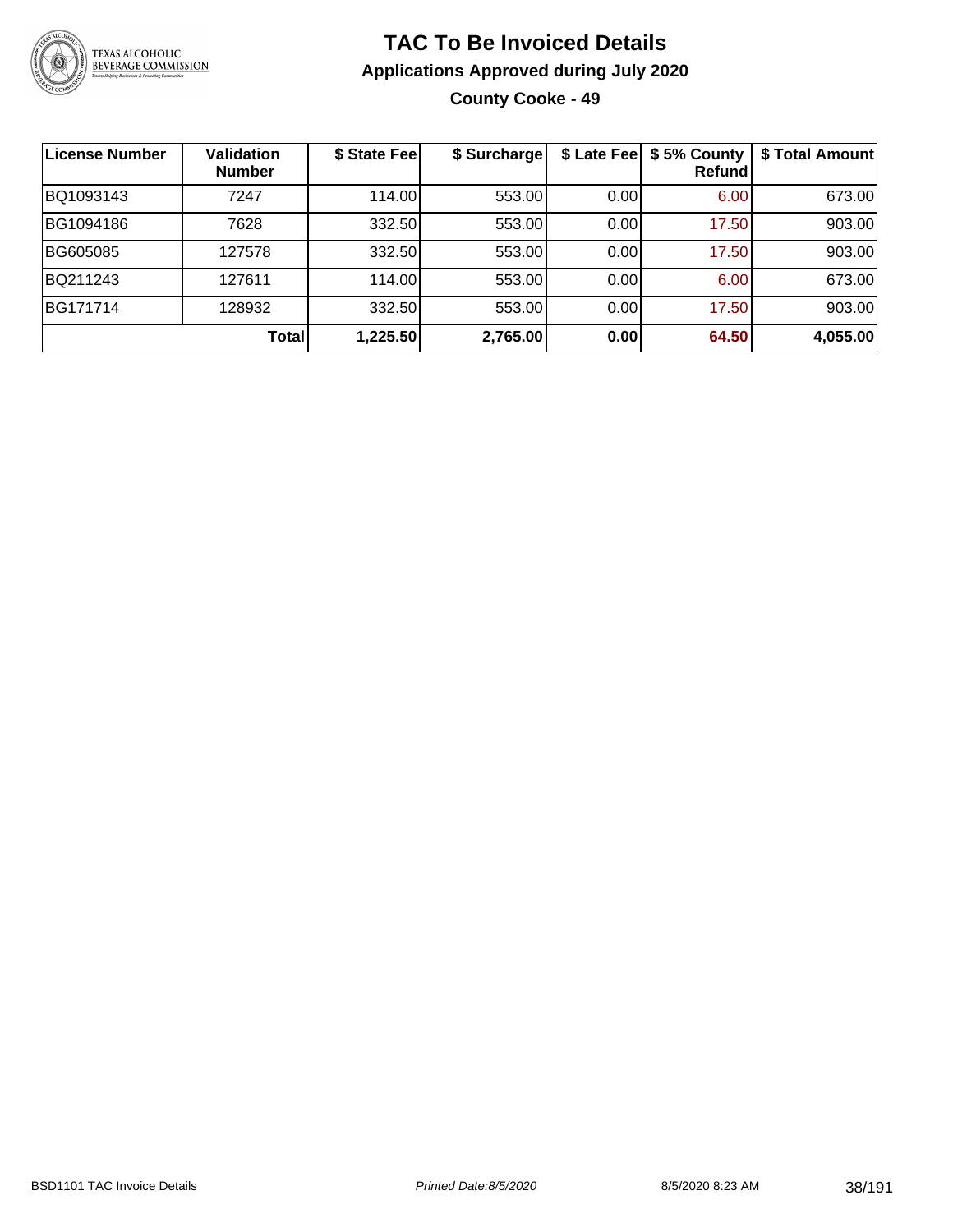# TAC To Be Invoiced Details

## Applications Approved during July 2020

### County Cooke - 49

| License Number | Validation Number | $ State Fee | $ Surcharge | $ Late Fee | $ 5% County Refund | $ Total Amount |
|---|---|---|---|---|---|---|
| BQ1093143 | 7247 | 114.00 | 553.00 | 0.00 | 6.00 | 673.00 |
| BG1094186 | 7628 | 332.50 | 553.00 | 0.00 | 17.50 | 903.00 |
| BG605085 | 127578 | 332.50 | 553.00 | 0.00 | 17.50 | 903.00 |
| BQ211243 | 127611 | 114.00 | 553.00 | 0.00 | 6.00 | 673.00 |
| BG171714 | 128932 | 332.50 | 553.00 | 0.00 | 17.50 | 903.00 |
| | **Total** | **1,225.50** | **2,765.00** | **0.00** | **64.50** | **4,055.00** |

BSD1101 TAC Invoice Details — *Printed Date:8/5/2020* — 8/5/2020 8:23 AM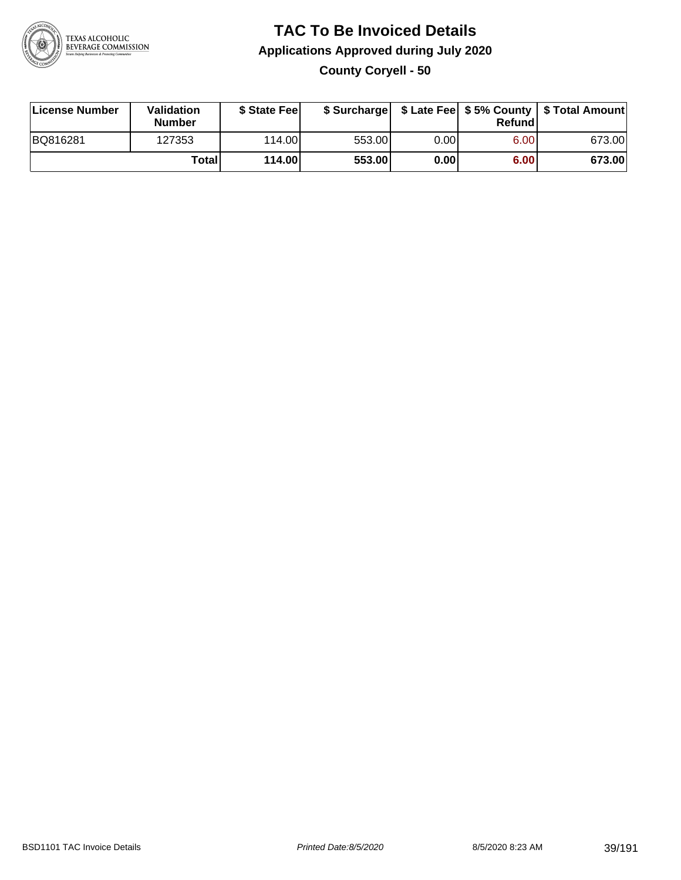# TAC To Be Invoiced Details

## Applications Approved during July 2020

### County Coryell - 50

| License Number | Validation Number | $ State Fee | $ Surcharge | $ Late Fee | $ 5% County Refund | $ Total Amount |
|---|---|---|---|---|---|---|
| BQ816281 | 127353 | 114.00 | 553.00 | 0.00 | 6.00 | 673.00 |
| | **Total** | **114.00** | **553.00** | **0.00** | **6.00** | **673.00** |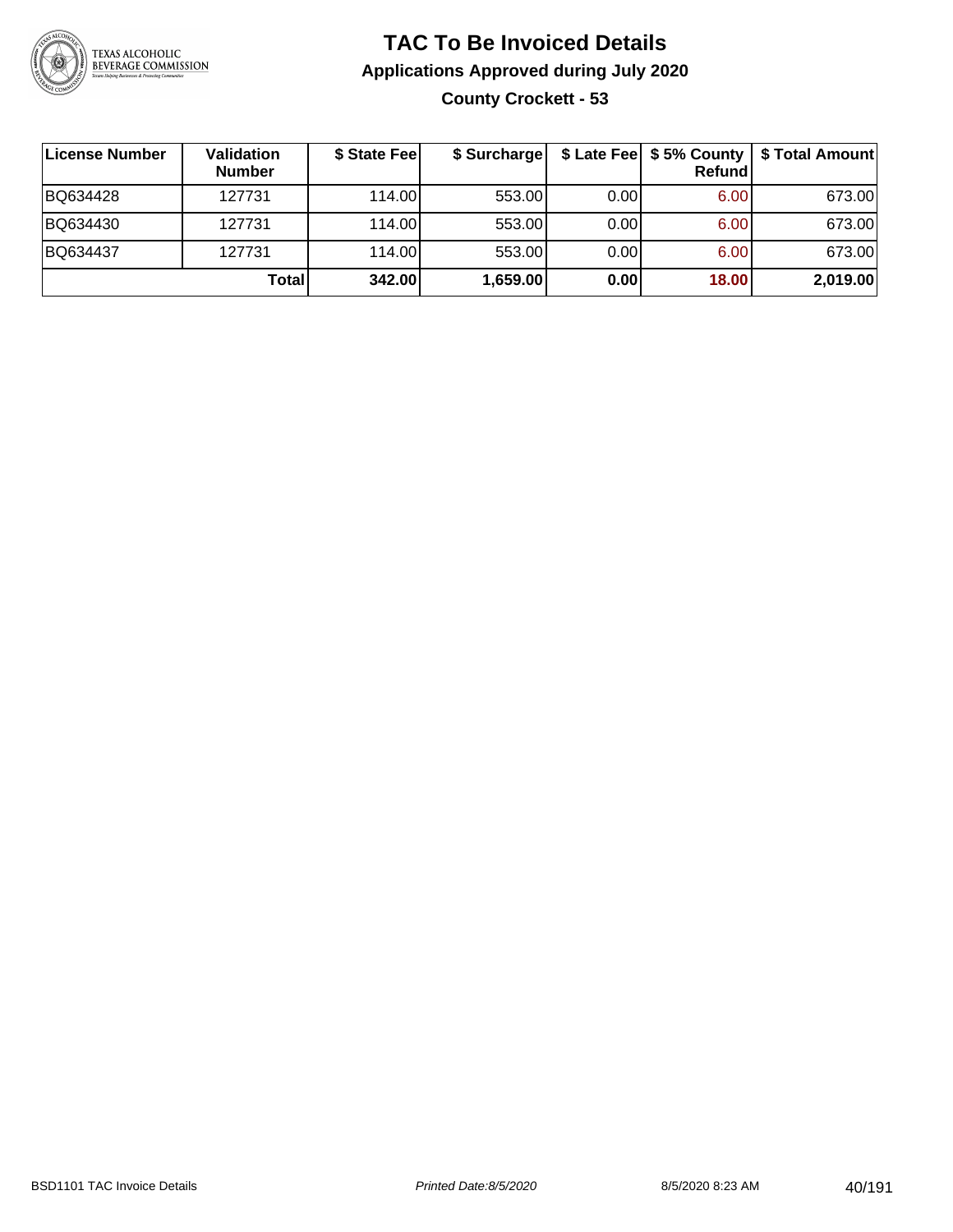# TAC To Be Invoiced Details

## Applications Approved during July 2020

### County Crockett - 53

| License Number | Validation Number | $ State Fee | $ Surcharge | $ Late Fee | $ 5% County Refund | $ Total Amount |
|---|---|---|---|---|---|---|
| BQ634428 | 127731 | 114.00 | 553.00 | 0.00 | 6.00 | 673.00 |
| BQ634430 | 127731 | 114.00 | 553.00 | 0.00 | 6.00 | 673.00 |
| BQ634437 | 127731 | 114.00 | 553.00 | 0.00 | 6.00 | 673.00 |
| | **Total** | **342.00** | **1,659.00** | **0.00** | **18.00** | **2,019.00** |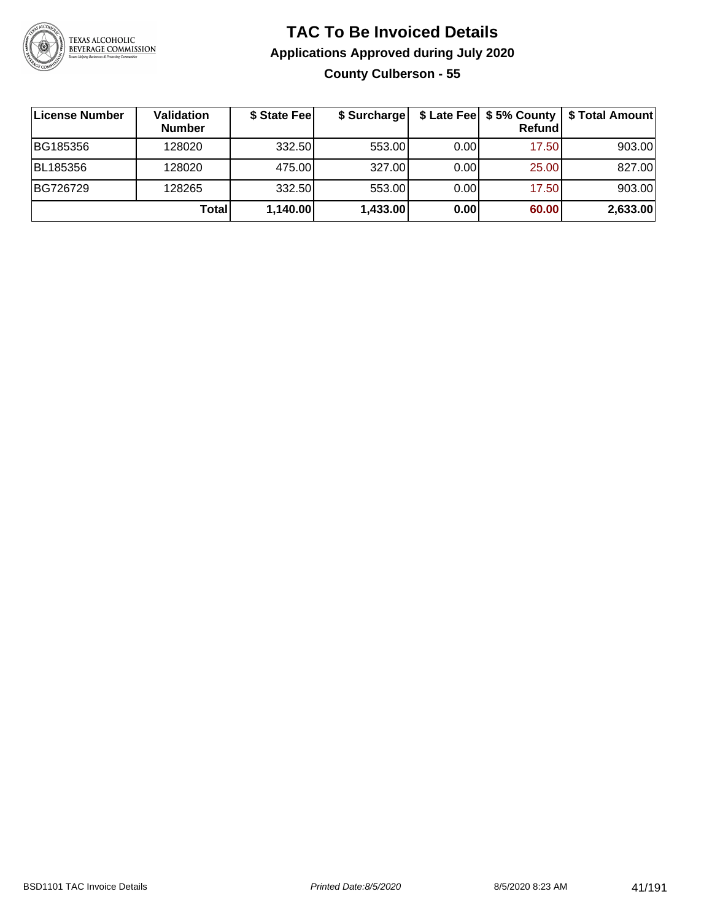# TAC To Be Invoiced Details

## Applications Approved during July 2020

### County Culberson - 55

| License Number | Validation Number | $ State Fee | $ Surcharge | $ Late Fee | $ 5% County Refund | $ Total Amount |
|---|---|---|---|---|---|---|
| BG185356 | 128020 | 332.50 | 553.00 | 0.00 | 17.50 | 903.00 |
| BL185356 | 128020 | 475.00 | 327.00 | 0.00 | 25.00 | 827.00 |
| BG726729 | 128265 | 332.50 | 553.00 | 0.00 | 17.50 | 903.00 |
| | **Total** | **1,140.00** | **1,433.00** | **0.00** | **60.00** | **2,633.00** |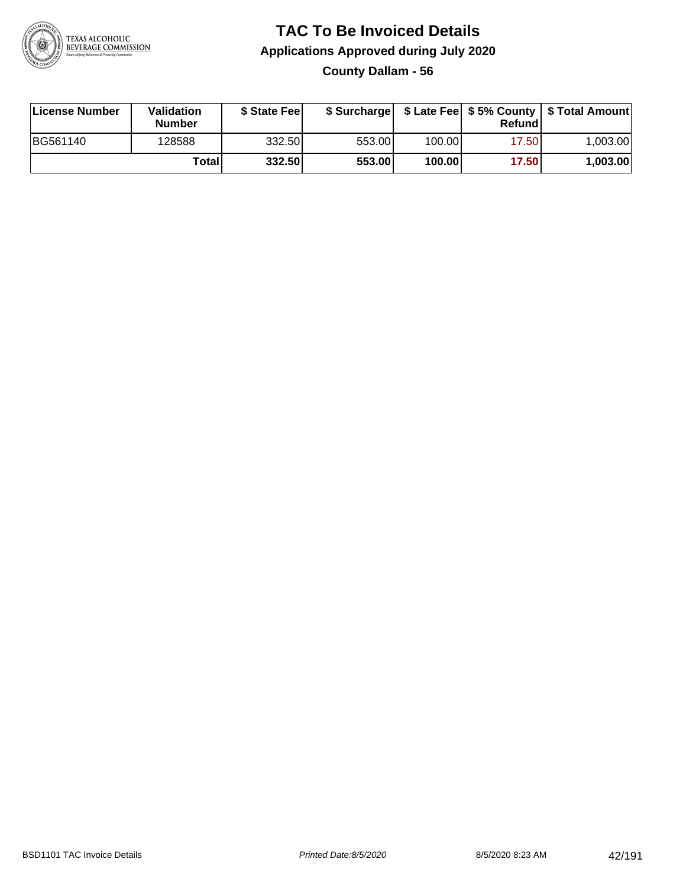# TAC To Be Invoiced Details

## Applications Approved during July 2020

### County Dallam - 56

| License Number | Validation Number | $ State Fee | $ Surcharge | $ Late Fee | $ 5% County Refund | $ Total Amount |
|---|---|---|---|---|---|---|
| BG561140 | 128588 | 332.50 | 553.00 | 100.00 | 17.50 | 1,003.00 |
| | **Total** | **332.50** | **553.00** | **100.00** | **17.50** | **1,003.00** |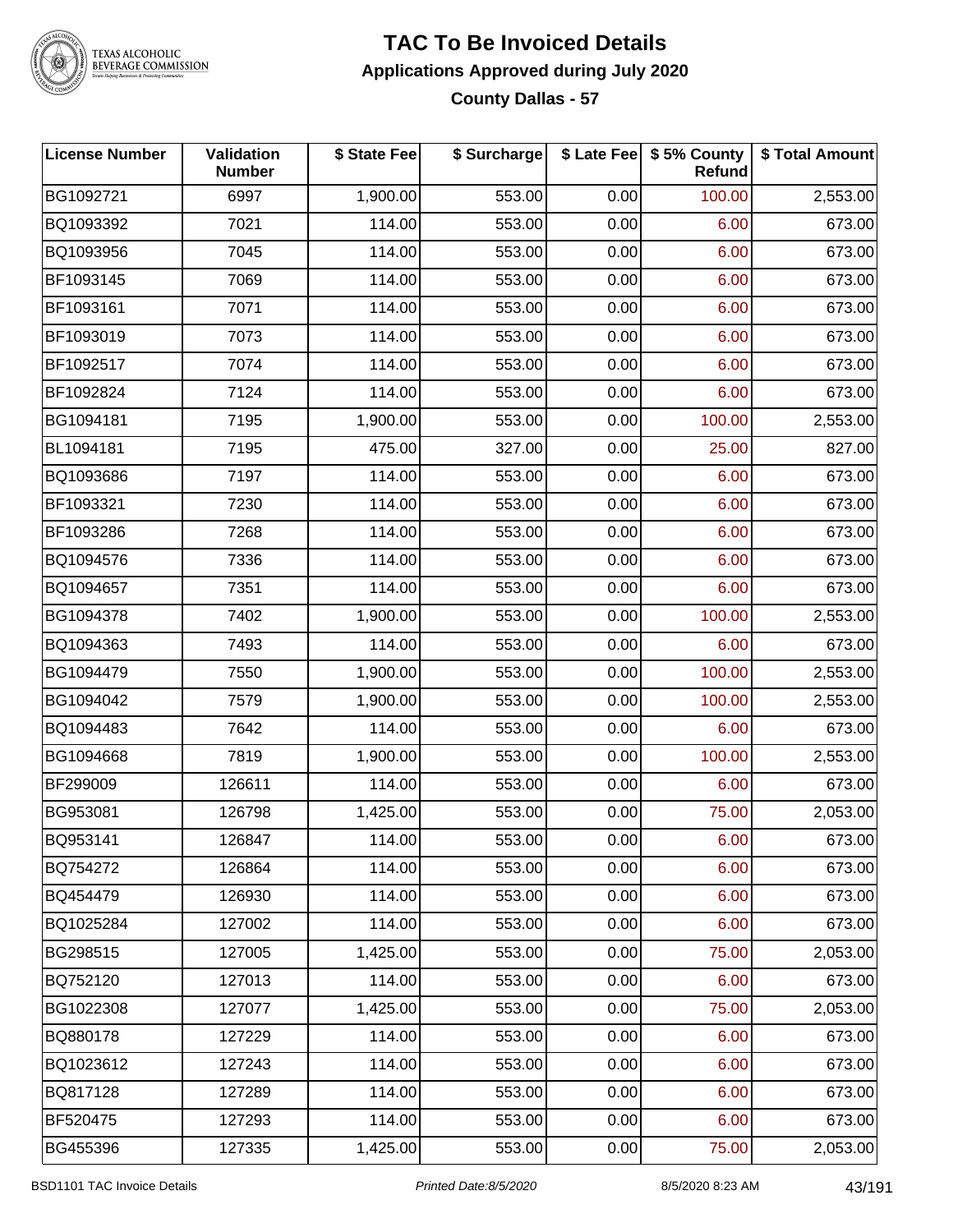# TAC To Be Invoiced Details

## Applications Approved during July 2020

### County Dallas - 57

| License Number | Validation Number | $ State Fee | $ Surcharge | $ Late Fee | $ 5% County Refund | $ Total Amount |
|---|---|---|---|---|---|---|
| BG1092721 | 6997 | 1,900.00 | 553.00 | 0.00 | 100.00 | 2,553.00 |
| BQ1093392 | 7021 | 114.00 | 553.00 | 0.00 | 6.00 | 673.00 |
| BQ1093956 | 7045 | 114.00 | 553.00 | 0.00 | 6.00 | 673.00 |
| BF1093145 | 7069 | 114.00 | 553.00 | 0.00 | 6.00 | 673.00 |
| BF1093161 | 7071 | 114.00 | 553.00 | 0.00 | 6.00 | 673.00 |
| BF1093019 | 7073 | 114.00 | 553.00 | 0.00 | 6.00 | 673.00 |
| BF1092517 | 7074 | 114.00 | 553.00 | 0.00 | 6.00 | 673.00 |
| BF1092824 | 7124 | 114.00 | 553.00 | 0.00 | 6.00 | 673.00 |
| BG1094181 | 7195 | 1,900.00 | 553.00 | 0.00 | 100.00 | 2,553.00 |
| BL1094181 | 7195 | 475.00 | 327.00 | 0.00 | 25.00 | 827.00 |
| BQ1093686 | 7197 | 114.00 | 553.00 | 0.00 | 6.00 | 673.00 |
| BF1093321 | 7230 | 114.00 | 553.00 | 0.00 | 6.00 | 673.00 |
| BF1093286 | 7268 | 114.00 | 553.00 | 0.00 | 6.00 | 673.00 |
| BQ1094576 | 7336 | 114.00 | 553.00 | 0.00 | 6.00 | 673.00 |
| BQ1094657 | 7351 | 114.00 | 553.00 | 0.00 | 6.00 | 673.00 |
| BG1094378 | 7402 | 1,900.00 | 553.00 | 0.00 | 100.00 | 2,553.00 |
| BQ1094363 | 7493 | 114.00 | 553.00 | 0.00 | 6.00 | 673.00 |
| BG1094479 | 7550 | 1,900.00 | 553.00 | 0.00 | 100.00 | 2,553.00 |
| BG1094042 | 7579 | 1,900.00 | 553.00 | 0.00 | 100.00 | 2,553.00 |
| BQ1094483 | 7642 | 114.00 | 553.00 | 0.00 | 6.00 | 673.00 |
| BG1094668 | 7819 | 1,900.00 | 553.00 | 0.00 | 100.00 | 2,553.00 |
| BF299009 | 126611 | 114.00 | 553.00 | 0.00 | 6.00 | 673.00 |
| BG953081 | 126798 | 1,425.00 | 553.00 | 0.00 | 75.00 | 2,053.00 |
| BQ953141 | 126847 | 114.00 | 553.00 | 0.00 | 6.00 | 673.00 |
| BQ754272 | 126864 | 114.00 | 553.00 | 0.00 | 6.00 | 673.00 |
| BQ454479 | 126930 | 114.00 | 553.00 | 0.00 | 6.00 | 673.00 |
| BQ1025284 | 127002 | 114.00 | 553.00 | 0.00 | 6.00 | 673.00 |
| BG298515 | 127005 | 1,425.00 | 553.00 | 0.00 | 75.00 | 2,053.00 |
| BQ752120 | 127013 | 114.00 | 553.00 | 0.00 | 6.00 | 673.00 |
| BG1022308 | 127077 | 1,425.00 | 553.00 | 0.00 | 75.00 | 2,053.00 |
| BQ880178 | 127229 | 114.00 | 553.00 | 0.00 | 6.00 | 673.00 |
| BQ1023612 | 127243 | 114.00 | 553.00 | 0.00 | 6.00 | 673.00 |
| BQ817128 | 127289 | 114.00 | 553.00 | 0.00 | 6.00 | 673.00 |
| BF520475 | 127293 | 114.00 | 553.00 | 0.00 | 6.00 | 673.00 |
| BG455396 | 127335 | 1,425.00 | 553.00 | 0.00 | 75.00 | 2,053.00 |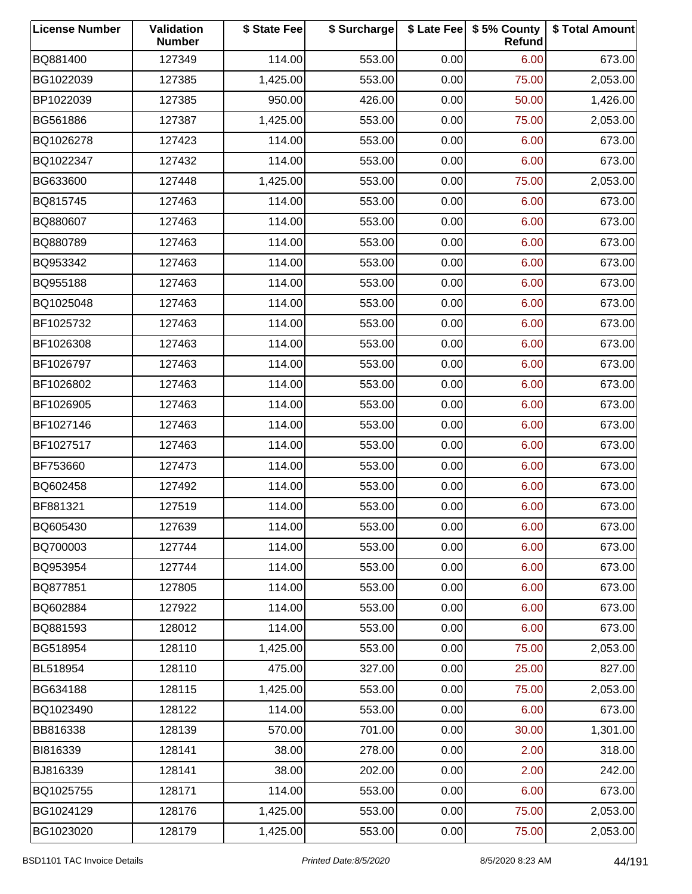| License Number | Validation Number | $ State Fee | $ Surcharge | $ Late Fee | $ 5% County Refund | $ Total Amount |
|---|---|---|---|---|---|---|
| BQ881400 | 127349 | 114.00 | 553.00 | 0.00 | 6.00 | 673.00 |
| BG1022039 | 127385 | 1,425.00 | 553.00 | 0.00 | 75.00 | 2,053.00 |
| BP1022039 | 127385 | 950.00 | 426.00 | 0.00 | 50.00 | 1,426.00 |
| BG561886 | 127387 | 1,425.00 | 553.00 | 0.00 | 75.00 | 2,053.00 |
| BQ1026278 | 127423 | 114.00 | 553.00 | 0.00 | 6.00 | 673.00 |
| BQ1022347 | 127432 | 114.00 | 553.00 | 0.00 | 6.00 | 673.00 |
| BG633600 | 127448 | 1,425.00 | 553.00 | 0.00 | 75.00 | 2,053.00 |
| BQ815745 | 127463 | 114.00 | 553.00 | 0.00 | 6.00 | 673.00 |
| BQ880607 | 127463 | 114.00 | 553.00 | 0.00 | 6.00 | 673.00 |
| BQ880789 | 127463 | 114.00 | 553.00 | 0.00 | 6.00 | 673.00 |
| BQ953342 | 127463 | 114.00 | 553.00 | 0.00 | 6.00 | 673.00 |
| BQ955188 | 127463 | 114.00 | 553.00 | 0.00 | 6.00 | 673.00 |
| BQ1025048 | 127463 | 114.00 | 553.00 | 0.00 | 6.00 | 673.00 |
| BF1025732 | 127463 | 114.00 | 553.00 | 0.00 | 6.00 | 673.00 |
| BF1026308 | 127463 | 114.00 | 553.00 | 0.00 | 6.00 | 673.00 |
| BF1026797 | 127463 | 114.00 | 553.00 | 0.00 | 6.00 | 673.00 |
| BF1026802 | 127463 | 114.00 | 553.00 | 0.00 | 6.00 | 673.00 |
| BF1026905 | 127463 | 114.00 | 553.00 | 0.00 | 6.00 | 673.00 |
| BF1027146 | 127463 | 114.00 | 553.00 | 0.00 | 6.00 | 673.00 |
| BF1027517 | 127463 | 114.00 | 553.00 | 0.00 | 6.00 | 673.00 |
| BF753660 | 127473 | 114.00 | 553.00 | 0.00 | 6.00 | 673.00 |
| BQ602458 | 127492 | 114.00 | 553.00 | 0.00 | 6.00 | 673.00 |
| BF881321 | 127519 | 114.00 | 553.00 | 0.00 | 6.00 | 673.00 |
| BQ605430 | 127639 | 114.00 | 553.00 | 0.00 | 6.00 | 673.00 |
| BQ700003 | 127744 | 114.00 | 553.00 | 0.00 | 6.00 | 673.00 |
| BQ953954 | 127744 | 114.00 | 553.00 | 0.00 | 6.00 | 673.00 |
| BQ877851 | 127805 | 114.00 | 553.00 | 0.00 | 6.00 | 673.00 |
| BQ602884 | 127922 | 114.00 | 553.00 | 0.00 | 6.00 | 673.00 |
| BQ881593 | 128012 | 114.00 | 553.00 | 0.00 | 6.00 | 673.00 |
| BG518954 | 128110 | 1,425.00 | 553.00 | 0.00 | 75.00 | 2,053.00 |
| BL518954 | 128110 | 475.00 | 327.00 | 0.00 | 25.00 | 827.00 |
| BG634188 | 128115 | 1,425.00 | 553.00 | 0.00 | 75.00 | 2,053.00 |
| BQ1023490 | 128122 | 114.00 | 553.00 | 0.00 | 6.00 | 673.00 |
| BB816338 | 128139 | 570.00 | 701.00 | 0.00 | 30.00 | 1,301.00 |
| BI816339 | 128141 | 38.00 | 278.00 | 0.00 | 2.00 | 318.00 |
| BJ816339 | 128141 | 38.00 | 202.00 | 0.00 | 2.00 | 242.00 |
| BQ1025755 | 128171 | 114.00 | 553.00 | 0.00 | 6.00 | 673.00 |
| BG1024129 | 128176 | 1,425.00 | 553.00 | 0.00 | 75.00 | 2,053.00 |
| BG1023020 | 128179 | 1,425.00 | 553.00 | 0.00 | 75.00 | 2,053.00 |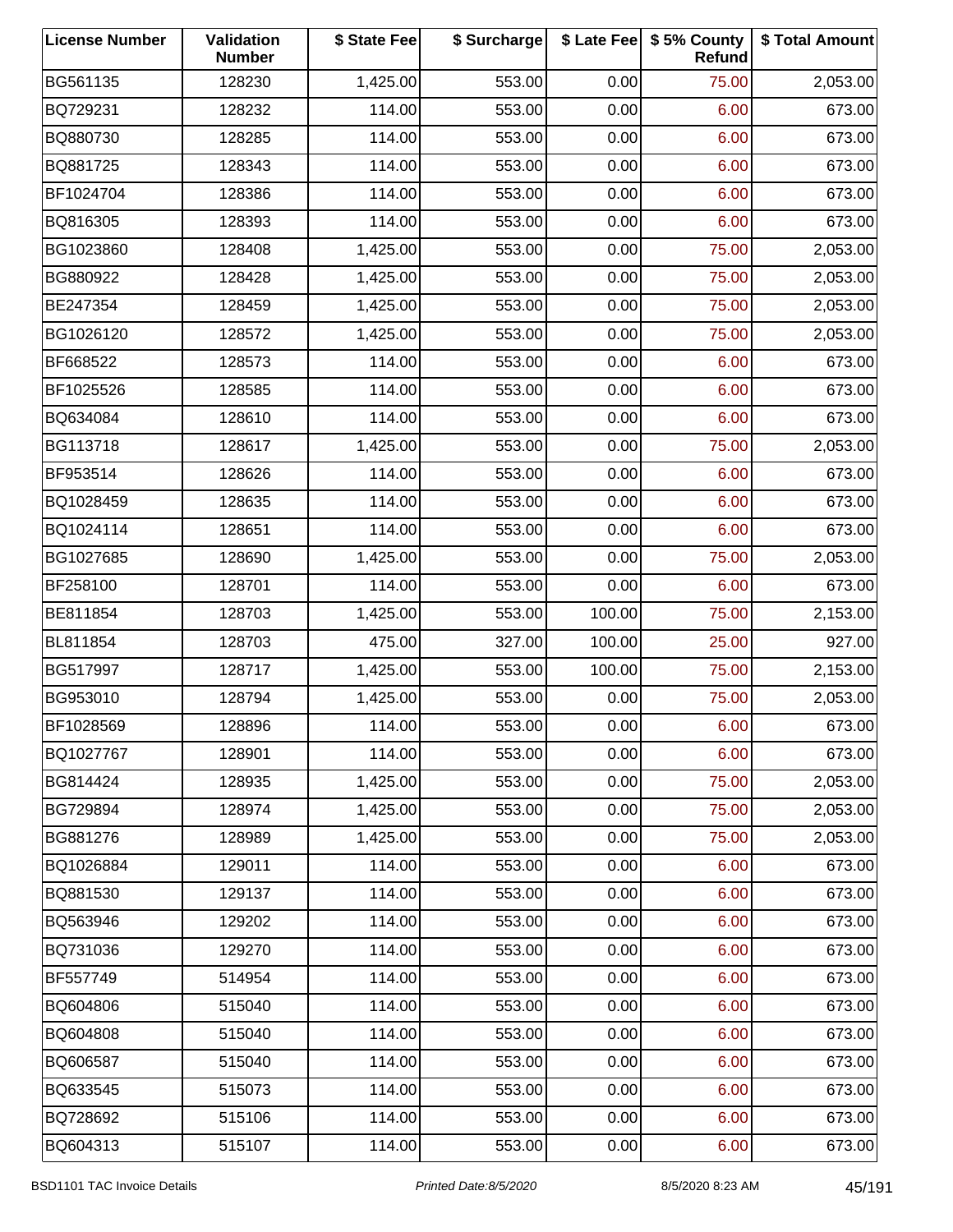| License Number | Validation Number | $ State Fee | $ Surcharge | $ Late Fee | $ 5% County Refund | $ Total Amount |
|---|---|---|---|---|---|---|
| BG561135 | 128230 | 1,425.00 | 553.00 | 0.00 | 75.00 | 2,053.00 |
| BQ729231 | 128232 | 114.00 | 553.00 | 0.00 | 6.00 | 673.00 |
| BQ880730 | 128285 | 114.00 | 553.00 | 0.00 | 6.00 | 673.00 |
| BQ881725 | 128343 | 114.00 | 553.00 | 0.00 | 6.00 | 673.00 |
| BF1024704 | 128386 | 114.00 | 553.00 | 0.00 | 6.00 | 673.00 |
| BQ816305 | 128393 | 114.00 | 553.00 | 0.00 | 6.00 | 673.00 |
| BG1023860 | 128408 | 1,425.00 | 553.00 | 0.00 | 75.00 | 2,053.00 |
| BG880922 | 128428 | 1,425.00 | 553.00 | 0.00 | 75.00 | 2,053.00 |
| BE247354 | 128459 | 1,425.00 | 553.00 | 0.00 | 75.00 | 2,053.00 |
| BG1026120 | 128572 | 1,425.00 | 553.00 | 0.00 | 75.00 | 2,053.00 |
| BF668522 | 128573 | 114.00 | 553.00 | 0.00 | 6.00 | 673.00 |
| BF1025526 | 128585 | 114.00 | 553.00 | 0.00 | 6.00 | 673.00 |
| BQ634084 | 128610 | 114.00 | 553.00 | 0.00 | 6.00 | 673.00 |
| BG113718 | 128617 | 1,425.00 | 553.00 | 0.00 | 75.00 | 2,053.00 |
| BF953514 | 128626 | 114.00 | 553.00 | 0.00 | 6.00 | 673.00 |
| BQ1028459 | 128635 | 114.00 | 553.00 | 0.00 | 6.00 | 673.00 |
| BQ1024114 | 128651 | 114.00 | 553.00 | 0.00 | 6.00 | 673.00 |
| BG1027685 | 128690 | 1,425.00 | 553.00 | 0.00 | 75.00 | 2,053.00 |
| BF258100 | 128701 | 114.00 | 553.00 | 0.00 | 6.00 | 673.00 |
| BE811854 | 128703 | 1,425.00 | 553.00 | 100.00 | 75.00 | 2,153.00 |
| BL811854 | 128703 | 475.00 | 327.00 | 100.00 | 25.00 | 927.00 |
| BG517997 | 128717 | 1,425.00 | 553.00 | 100.00 | 75.00 | 2,153.00 |
| BG953010 | 128794 | 1,425.00 | 553.00 | 0.00 | 75.00 | 2,053.00 |
| BF1028569 | 128896 | 114.00 | 553.00 | 0.00 | 6.00 | 673.00 |
| BQ1027767 | 128901 | 114.00 | 553.00 | 0.00 | 6.00 | 673.00 |
| BG814424 | 128935 | 1,425.00 | 553.00 | 0.00 | 75.00 | 2,053.00 |
| BG729894 | 128974 | 1,425.00 | 553.00 | 0.00 | 75.00 | 2,053.00 |
| BG881276 | 128989 | 1,425.00 | 553.00 | 0.00 | 75.00 | 2,053.00 |
| BQ1026884 | 129011 | 114.00 | 553.00 | 0.00 | 6.00 | 673.00 |
| BQ881530 | 129137 | 114.00 | 553.00 | 0.00 | 6.00 | 673.00 |
| BQ563946 | 129202 | 114.00 | 553.00 | 0.00 | 6.00 | 673.00 |
| BQ731036 | 129270 | 114.00 | 553.00 | 0.00 | 6.00 | 673.00 |
| BF557749 | 514954 | 114.00 | 553.00 | 0.00 | 6.00 | 673.00 |
| BQ604806 | 515040 | 114.00 | 553.00 | 0.00 | 6.00 | 673.00 |
| BQ604808 | 515040 | 114.00 | 553.00 | 0.00 | 6.00 | 673.00 |
| BQ606587 | 515040 | 114.00 | 553.00 | 0.00 | 6.00 | 673.00 |
| BQ633545 | 515073 | 114.00 | 553.00 | 0.00 | 6.00 | 673.00 |
| BQ728692 | 515106 | 114.00 | 553.00 | 0.00 | 6.00 | 673.00 |
| BQ604313 | 515107 | 114.00 | 553.00 | 0.00 | 6.00 | 673.00 |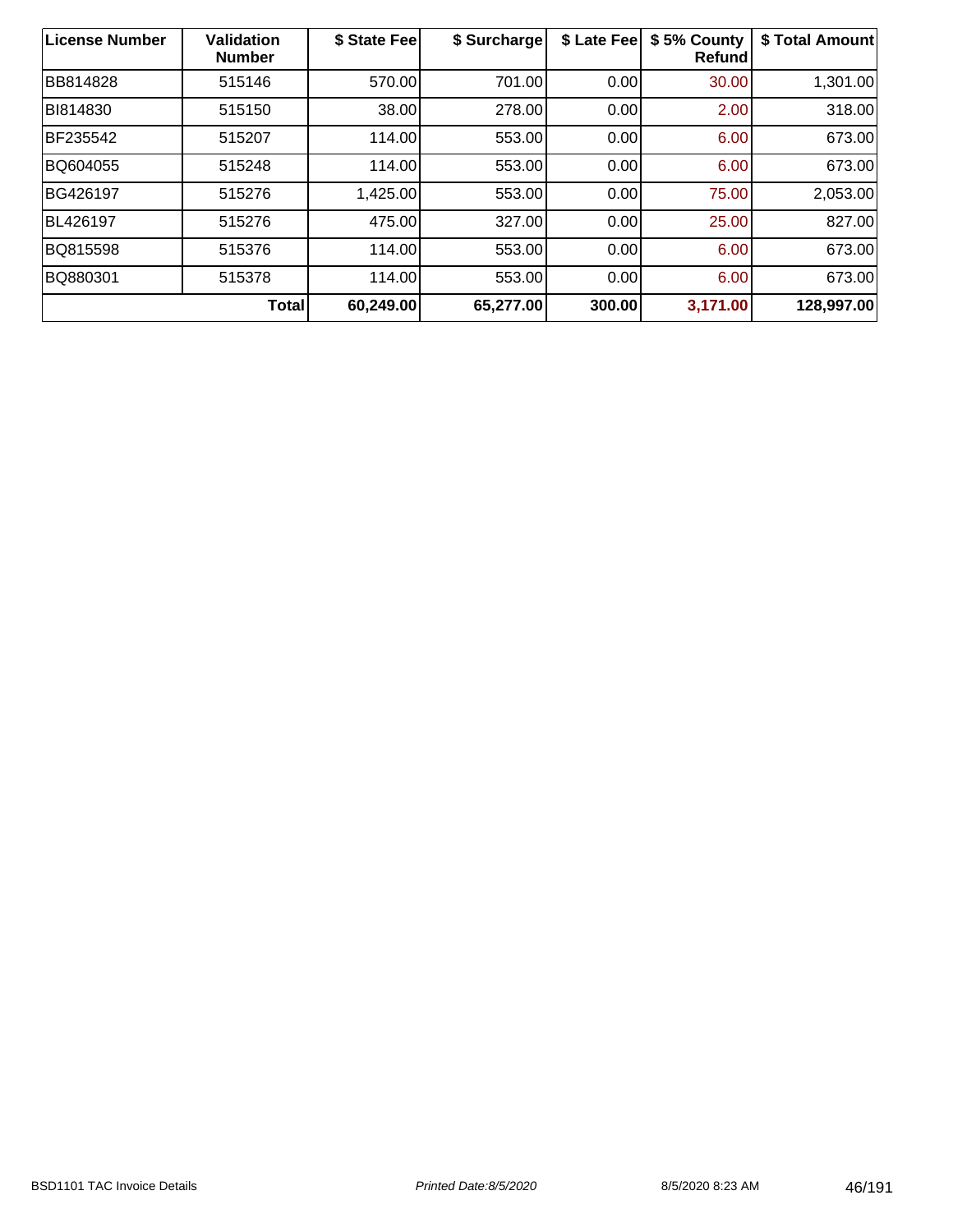| License Number | Validation Number | $ State Fee | $ Surcharge | $ Late Fee | $ 5% County Refund | $ Total Amount |
|---|---|---|---|---|---|---|
| BB814828 | 515146 | 570.00 | 701.00 | 0.00 | 30.00 | 1,301.00 |
| BI814830 | 515150 | 38.00 | 278.00 | 0.00 | 2.00 | 318.00 |
| BF235542 | 515207 | 114.00 | 553.00 | 0.00 | 6.00 | 673.00 |
| BQ604055 | 515248 | 114.00 | 553.00 | 0.00 | 6.00 | 673.00 |
| BG426197 | 515276 | 1,425.00 | 553.00 | 0.00 | 75.00 | 2,053.00 |
| BL426197 | 515276 | 475.00 | 327.00 | 0.00 | 25.00 | 827.00 |
| BQ815598 | 515376 | 114.00 | 553.00 | 0.00 | 6.00 | 673.00 |
| BQ880301 | 515378 | 114.00 | 553.00 | 0.00 | 6.00 | 673.00 |
| | **Total** | **60,249.00** | **65,277.00** | **300.00** | **3,171.00** | **128,997.00** |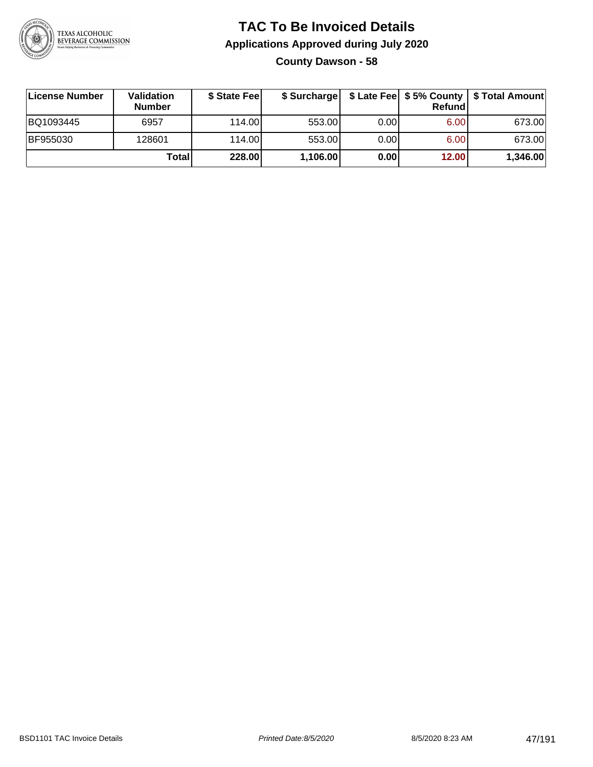# TAC To Be Invoiced Details

## Applications Approved during July 2020

### County Dawson - 58

| License Number | Validation Number | $ State Fee | $ Surcharge | $ Late Fee | $ 5% County Refund | $ Total Amount |
|---|---|---|---|---|---|---|
| BQ1093445 | 6957 | 114.00 | 553.00 | 0.00 | 6.00 | 673.00 |
| BF955030 | 128601 | 114.00 | 553.00 | 0.00 | 6.00 | 673.00 |
| | **Total** | **228.00** | **1,106.00** | **0.00** | **12.00** | **1,346.00** |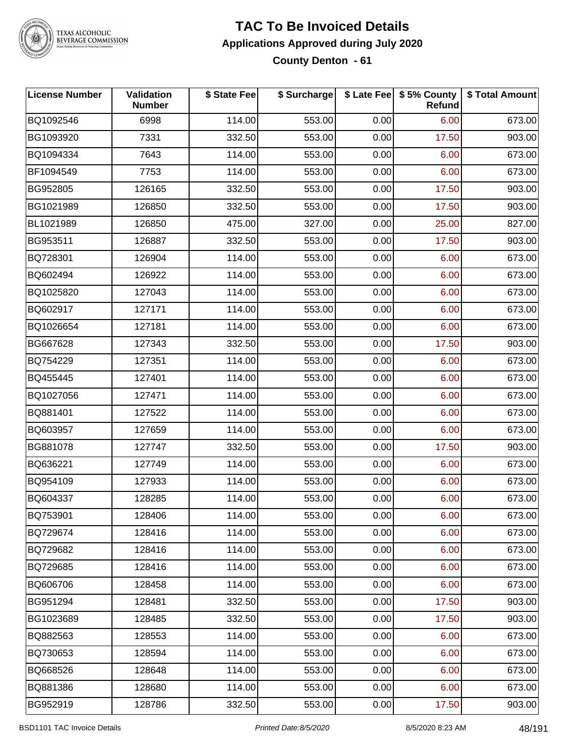# TAC To Be Invoiced Details

## Applications Approved during July 2020

### County Denton - 61

| License Number | Validation Number | $ State Fee | $ Surcharge | $ Late Fee | $ 5% County Refund | $ Total Amount |
|---|---|---|---|---|---|---|
| BQ1092546 | 6998 | 114.00 | 553.00 | 0.00 | 6.00 | 673.00 |
| BG1093920 | 7331 | 332.50 | 553.00 | 0.00 | 17.50 | 903.00 |
| BQ1094334 | 7643 | 114.00 | 553.00 | 0.00 | 6.00 | 673.00 |
| BF1094549 | 7753 | 114.00 | 553.00 | 0.00 | 6.00 | 673.00 |
| BG952805 | 126165 | 332.50 | 553.00 | 0.00 | 17.50 | 903.00 |
| BG1021989 | 126850 | 332.50 | 553.00 | 0.00 | 17.50 | 903.00 |
| BL1021989 | 126850 | 475.00 | 327.00 | 0.00 | 25.00 | 827.00 |
| BG953511 | 126887 | 332.50 | 553.00 | 0.00 | 17.50 | 903.00 |
| BQ728301 | 126904 | 114.00 | 553.00 | 0.00 | 6.00 | 673.00 |
| BQ602494 | 126922 | 114.00 | 553.00 | 0.00 | 6.00 | 673.00 |
| BQ1025820 | 127043 | 114.00 | 553.00 | 0.00 | 6.00 | 673.00 |
| BQ602917 | 127171 | 114.00 | 553.00 | 0.00 | 6.00 | 673.00 |
| BQ1026654 | 127181 | 114.00 | 553.00 | 0.00 | 6.00 | 673.00 |
| BG667628 | 127343 | 332.50 | 553.00 | 0.00 | 17.50 | 903.00 |
| BQ754229 | 127351 | 114.00 | 553.00 | 0.00 | 6.00 | 673.00 |
| BQ455445 | 127401 | 114.00 | 553.00 | 0.00 | 6.00 | 673.00 |
| BQ1027056 | 127471 | 114.00 | 553.00 | 0.00 | 6.00 | 673.00 |
| BQ881401 | 127522 | 114.00 | 553.00 | 0.00 | 6.00 | 673.00 |
| BQ603957 | 127659 | 114.00 | 553.00 | 0.00 | 6.00 | 673.00 |
| BG881078 | 127747 | 332.50 | 553.00 | 0.00 | 17.50 | 903.00 |
| BQ636221 | 127749 | 114.00 | 553.00 | 0.00 | 6.00 | 673.00 |
| BQ954109 | 127933 | 114.00 | 553.00 | 0.00 | 6.00 | 673.00 |
| BQ604337 | 128285 | 114.00 | 553.00 | 0.00 | 6.00 | 673.00 |
| BQ753901 | 128406 | 114.00 | 553.00 | 0.00 | 6.00 | 673.00 |
| BQ729674 | 128416 | 114.00 | 553.00 | 0.00 | 6.00 | 673.00 |
| BQ729682 | 128416 | 114.00 | 553.00 | 0.00 | 6.00 | 673.00 |
| BQ729685 | 128416 | 114.00 | 553.00 | 0.00 | 6.00 | 673.00 |
| BQ606706 | 128458 | 114.00 | 553.00 | 0.00 | 6.00 | 673.00 |
| BG951294 | 128481 | 332.50 | 553.00 | 0.00 | 17.50 | 903.00 |
| BG1023689 | 128485 | 332.50 | 553.00 | 0.00 | 17.50 | 903.00 |
| BQ882563 | 128553 | 114.00 | 553.00 | 0.00 | 6.00 | 673.00 |
| BQ730653 | 128594 | 114.00 | 553.00 | 0.00 | 6.00 | 673.00 |
| BQ668526 | 128648 | 114.00 | 553.00 | 0.00 | 6.00 | 673.00 |
| BQ881386 | 128680 | 114.00 | 553.00 | 0.00 | 6.00 | 673.00 |
| BG952919 | 128786 | 332.50 | 553.00 | 0.00 | 17.50 | 903.00 |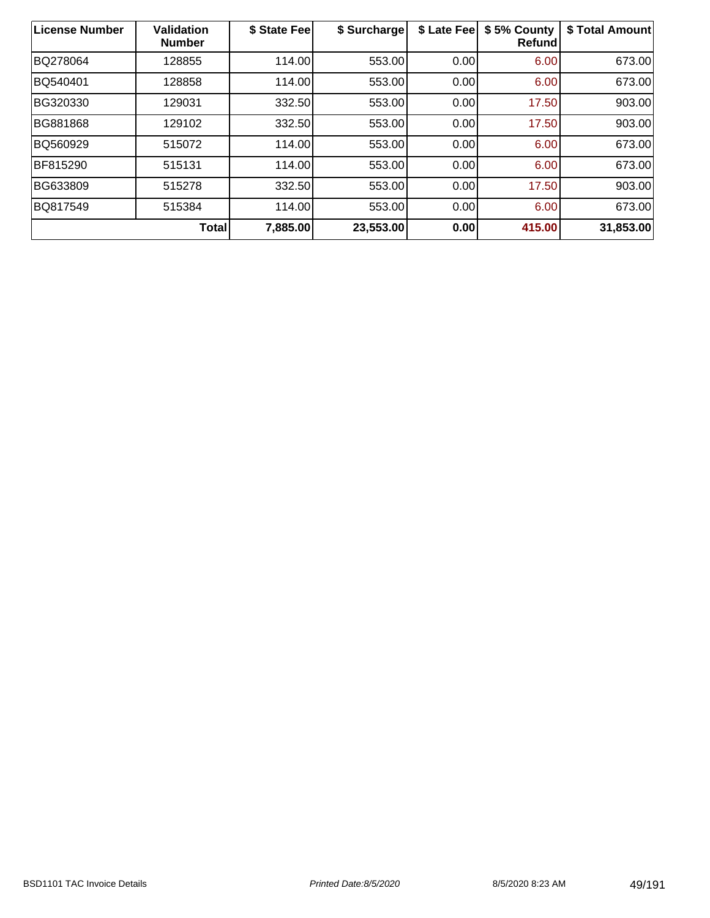| License Number | Validation Number | $ State Fee | $ Surcharge | $ Late Fee | $ 5% County Refund | $ Total Amount |
|---|---|---|---|---|---|---|
| BQ278064 | 128855 | 114.00 | 553.00 | 0.00 | 6.00 | 673.00 |
| BQ540401 | 128858 | 114.00 | 553.00 | 0.00 | 6.00 | 673.00 |
| BG320330 | 129031 | 332.50 | 553.00 | 0.00 | 17.50 | 903.00 |
| BG881868 | 129102 | 332.50 | 553.00 | 0.00 | 17.50 | 903.00 |
| BQ560929 | 515072 | 114.00 | 553.00 | 0.00 | 6.00 | 673.00 |
| BF815290 | 515131 | 114.00 | 553.00 | 0.00 | 6.00 | 673.00 |
| BG633809 | 515278 | 332.50 | 553.00 | 0.00 | 17.50 | 903.00 |
| BQ817549 | 515384 | 114.00 | 553.00 | 0.00 | 6.00 | 673.00 |
| **Total** | | **7,885.00** | **23,553.00** | **0.00** | **415.00** | **31,853.00** |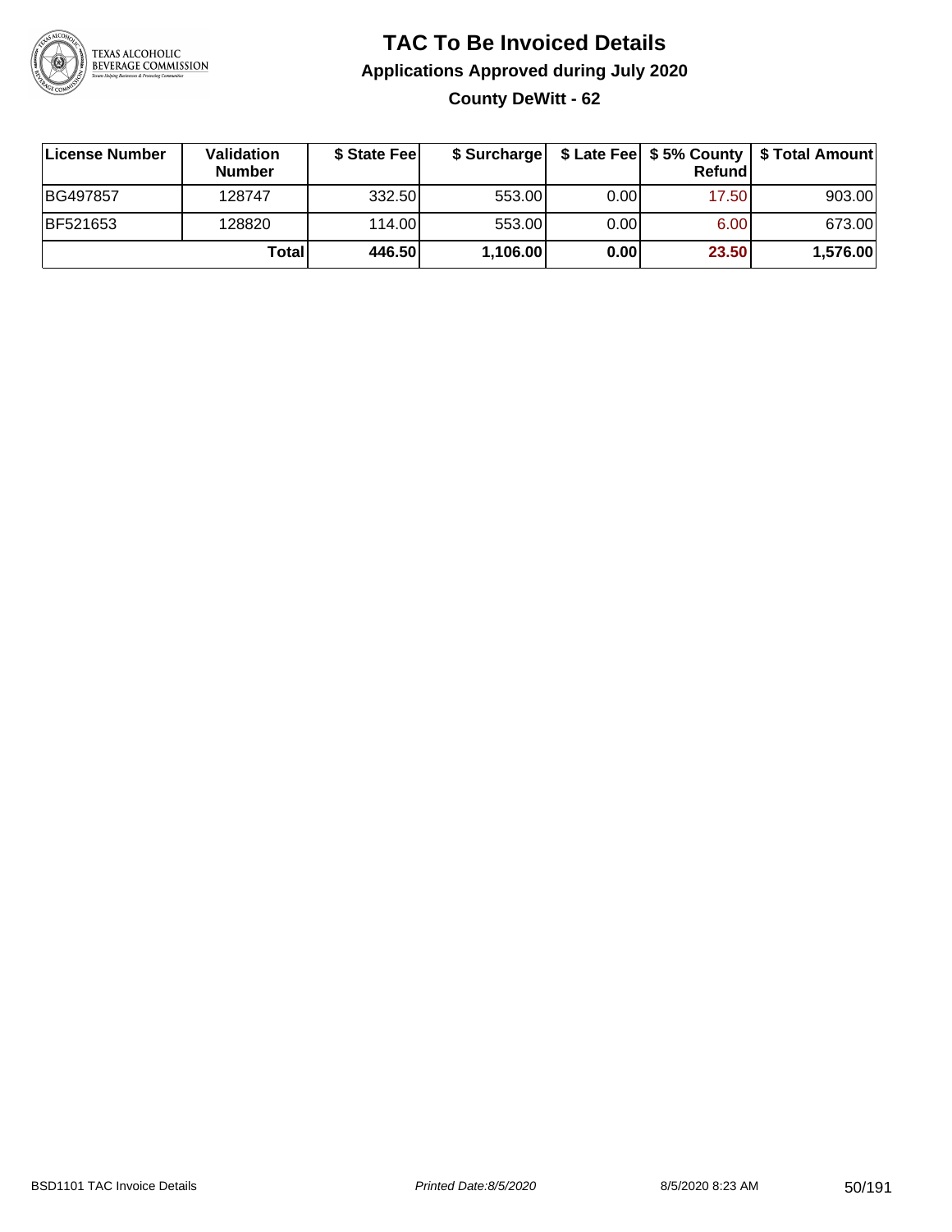# TAC To Be Invoiced Details

## Applications Approved during July 2020

### County DeWitt - 62

| License Number | Validation Number | $ State Fee | $ Surcharge | $ Late Fee | $ 5% County Refund | $ Total Amount |
|---|---|---|---|---|---|---|
| BG497857 | 128747 | 332.50 | 553.00 | 0.00 | 17.50 | 903.00 |
| BF521653 | 128820 | 114.00 | 553.00 | 0.00 | 6.00 | 673.00 |
| | **Total** | **446.50** | **1,106.00** | **0.00** | **23.50** | **1,576.00** |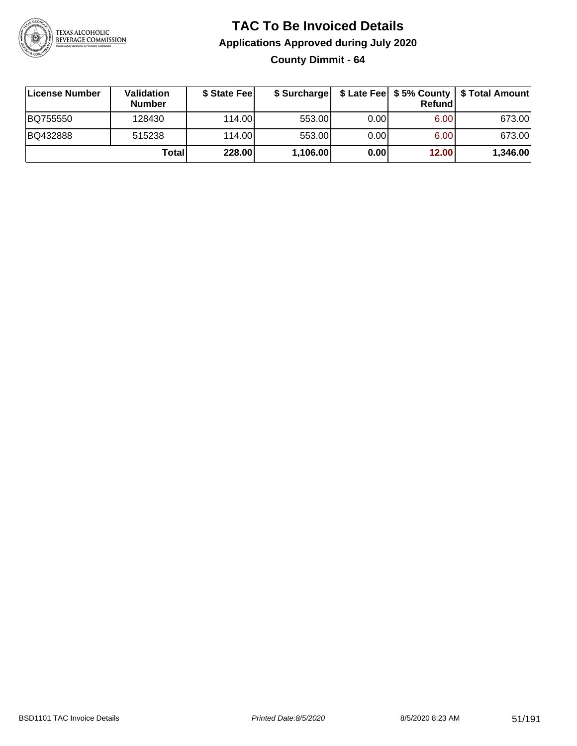# TAC To Be Invoiced Details

## Applications Approved during July 2020

### County Dimmit - 64

| License Number | Validation Number | $ State Fee | $ Surcharge | $ Late Fee | $ 5% County Refund | $ Total Amount |
|---|---|---|---|---|---|---|
| BQ755550 | 128430 | 114.00 | 553.00 | 0.00 | 6.00 | 673.00 |
| BQ432888 | 515238 | 114.00 | 553.00 | 0.00 | 6.00 | 673.00 |
| | **Total** | **228.00** | **1,106.00** | **0.00** | **12.00** | **1,346.00** |

BSD1101 TAC Invoice Details *Printed Date:8/5/2020* 8/5/2020 8:23 AM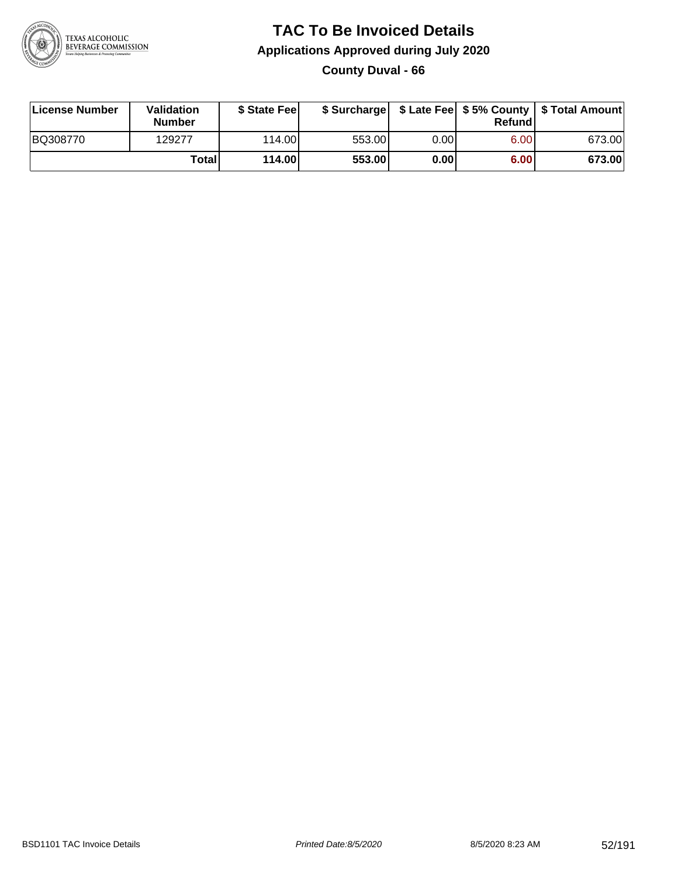# TAC To Be Invoiced Details

## Applications Approved during July 2020

### County Duval - 66

| License Number | Validation Number | $ State Fee | $ Surcharge | $ Late Fee | $ 5% County Refund | $ Total Amount |
|---|---|---|---|---|---|---|
| BQ308770 | 129277 | 114.00 | 553.00 | 0.00 | 6.00 | 673.00 |
| | **Total** | **114.00** | **553.00** | **0.00** | **6.00** | **673.00** |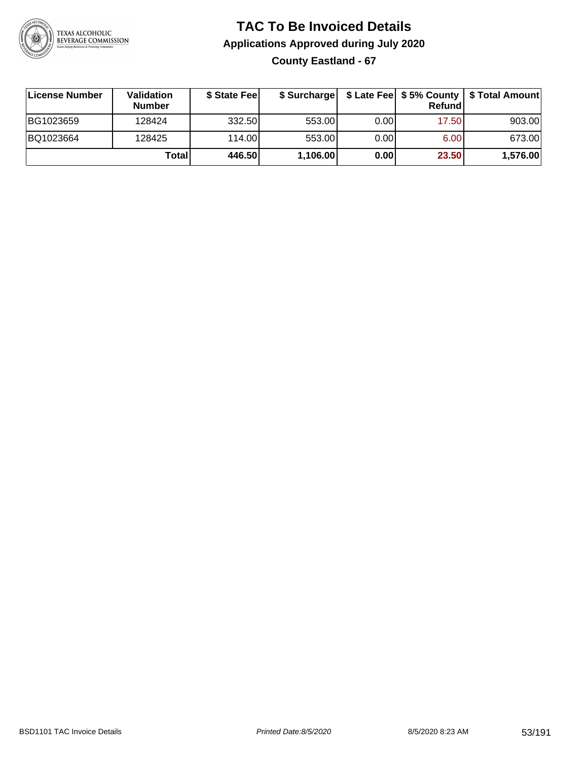# TAC To Be Invoiced Details

## Applications Approved during July 2020

### County Eastland - 67

| License Number | Validation Number | $ State Fee | $ Surcharge | $ Late Fee | $ 5% County Refund | $ Total Amount |
|---|---|---|---|---|---|---|
| BG1023659 | 128424 | 332.50 | 553.00 | 0.00 | 17.50 | 903.00 |
| BQ1023664 | 128425 | 114.00 | 553.00 | 0.00 | 6.00 | 673.00 |
| | **Total** | **446.50** | **1,106.00** | **0.00** | **23.50** | **1,576.00** |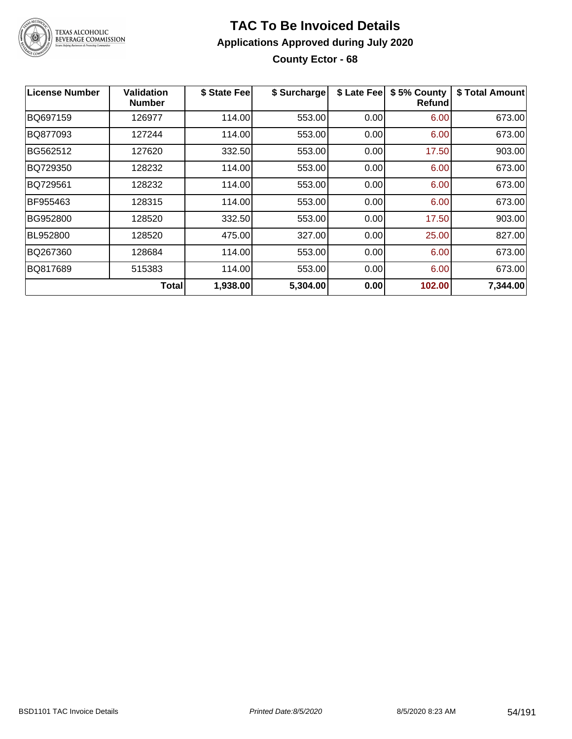# TAC To Be Invoiced Details

## Applications Approved during July 2020

### County Ector - 68

| License Number | Validation Number | $ State Fee | $ Surcharge | $ Late Fee | $ 5% County Refund | $ Total Amount |
|---|---|---|---|---|---|---|
| BQ697159 | 126977 | 114.00 | 553.00 | 0.00 | 6.00 | 673.00 |
| BQ877093 | 127244 | 114.00 | 553.00 | 0.00 | 6.00 | 673.00 |
| BG562512 | 127620 | 332.50 | 553.00 | 0.00 | 17.50 | 903.00 |
| BQ729350 | 128232 | 114.00 | 553.00 | 0.00 | 6.00 | 673.00 |
| BQ729561 | 128232 | 114.00 | 553.00 | 0.00 | 6.00 | 673.00 |
| BF955463 | 128315 | 114.00 | 553.00 | 0.00 | 6.00 | 673.00 |
| BG952800 | 128520 | 332.50 | 553.00 | 0.00 | 17.50 | 903.00 |
| BL952800 | 128520 | 475.00 | 327.00 | 0.00 | 25.00 | 827.00 |
| BQ267360 | 128684 | 114.00 | 553.00 | 0.00 | 6.00 | 673.00 |
| BQ817689 | 515383 | 114.00 | 553.00 | 0.00 | 6.00 | 673.00 |
| | **Total** | **1,938.00** | **5,304.00** | **0.00** | **102.00** | **7,344.00** |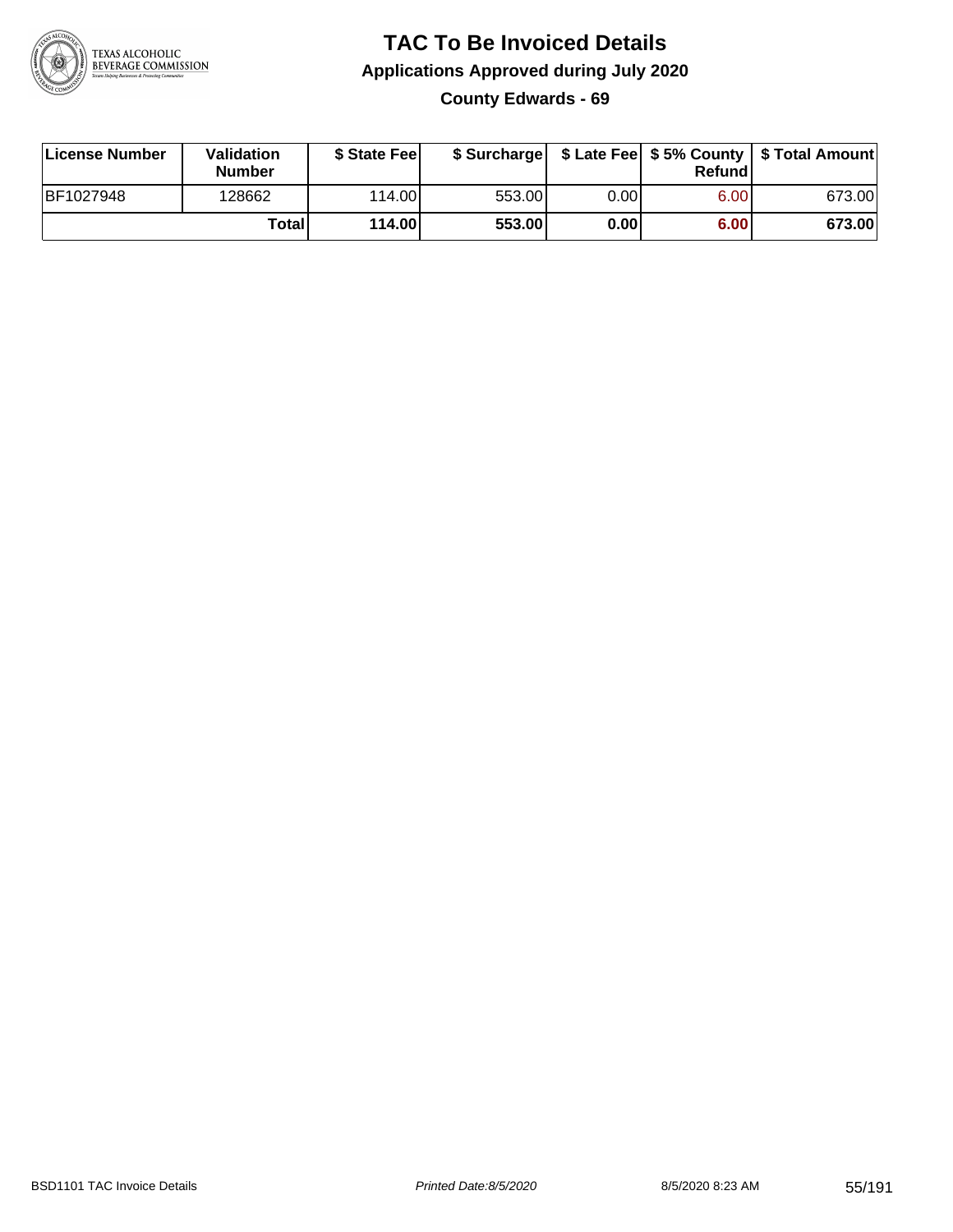# TAC To Be Invoiced Details

## Applications Approved during July 2020

### County Edwards - 69

| License Number | Validation Number | $ State Fee | $ Surcharge | $ Late Fee | $ 5% County Refund | $ Total Amount |
|---|---|---|---|---|---|---|
| BF1027948 | 128662 | 114.00 | 553.00 | 0.00 | 6.00 | 673.00 |
| | **Total** | **114.00** | **553.00** | **0.00** | **6.00** | **673.00** |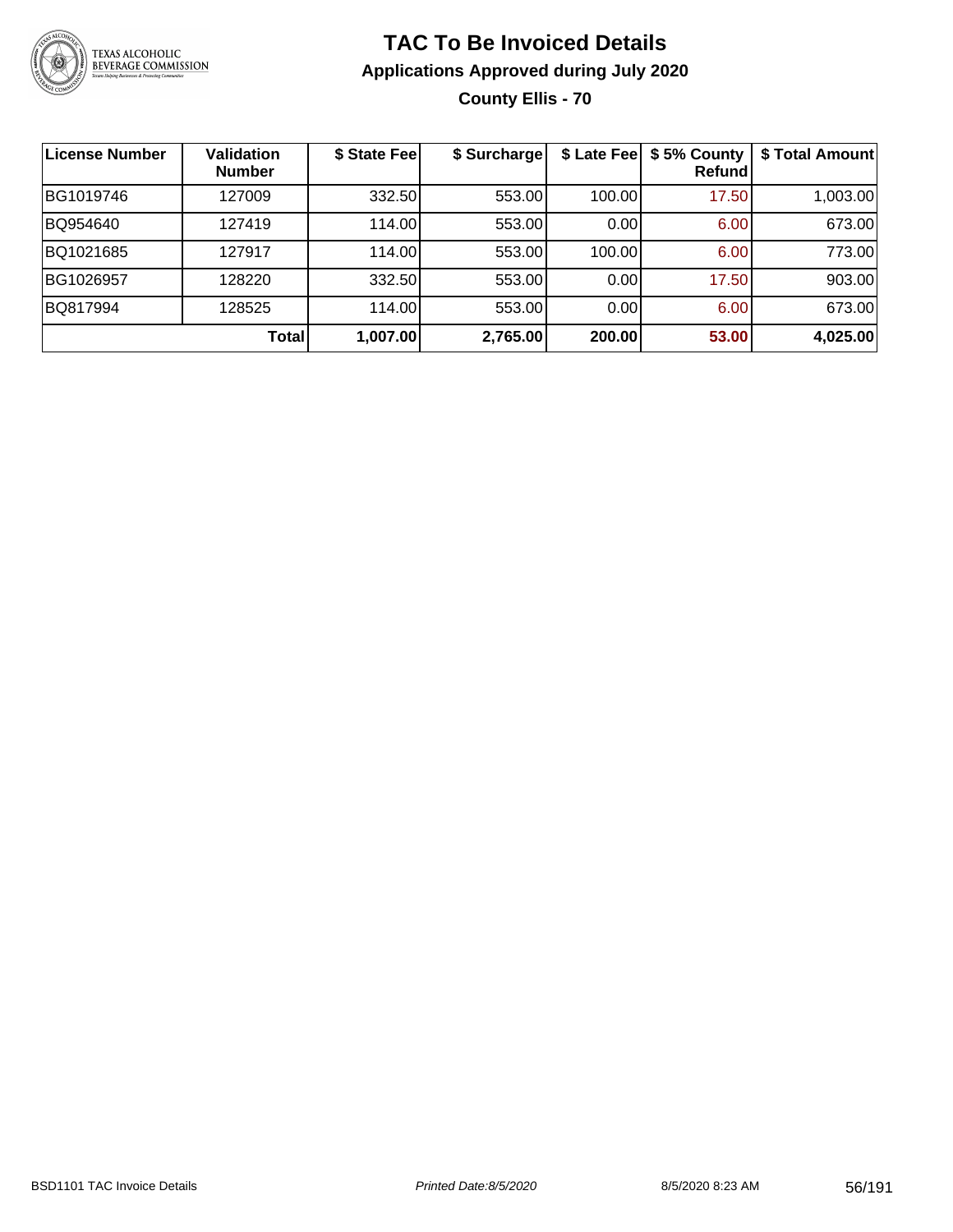# TAC To Be Invoiced Details

## Applications Approved during July 2020

### County Ellis - 70

| License Number | Validation Number | $ State Fee | $ Surcharge | $ Late Fee | $ 5% County Refund | $ Total Amount |
|---|---|---|---|---|---|---|
| BG1019746 | 127009 | 332.50 | 553.00 | 100.00 | 17.50 | 1,003.00 |
| BQ954640 | 127419 | 114.00 | 553.00 | 0.00 | 6.00 | 673.00 |
| BQ1021685 | 127917 | 114.00 | 553.00 | 100.00 | 6.00 | 773.00 |
| BG1026957 | 128220 | 332.50 | 553.00 | 0.00 | 17.50 | 903.00 |
| BQ817994 | 128525 | 114.00 | 553.00 | 0.00 | 6.00 | 673.00 |
| | **Total** | **1,007.00** | **2,765.00** | **200.00** | **53.00** | **4,025.00** |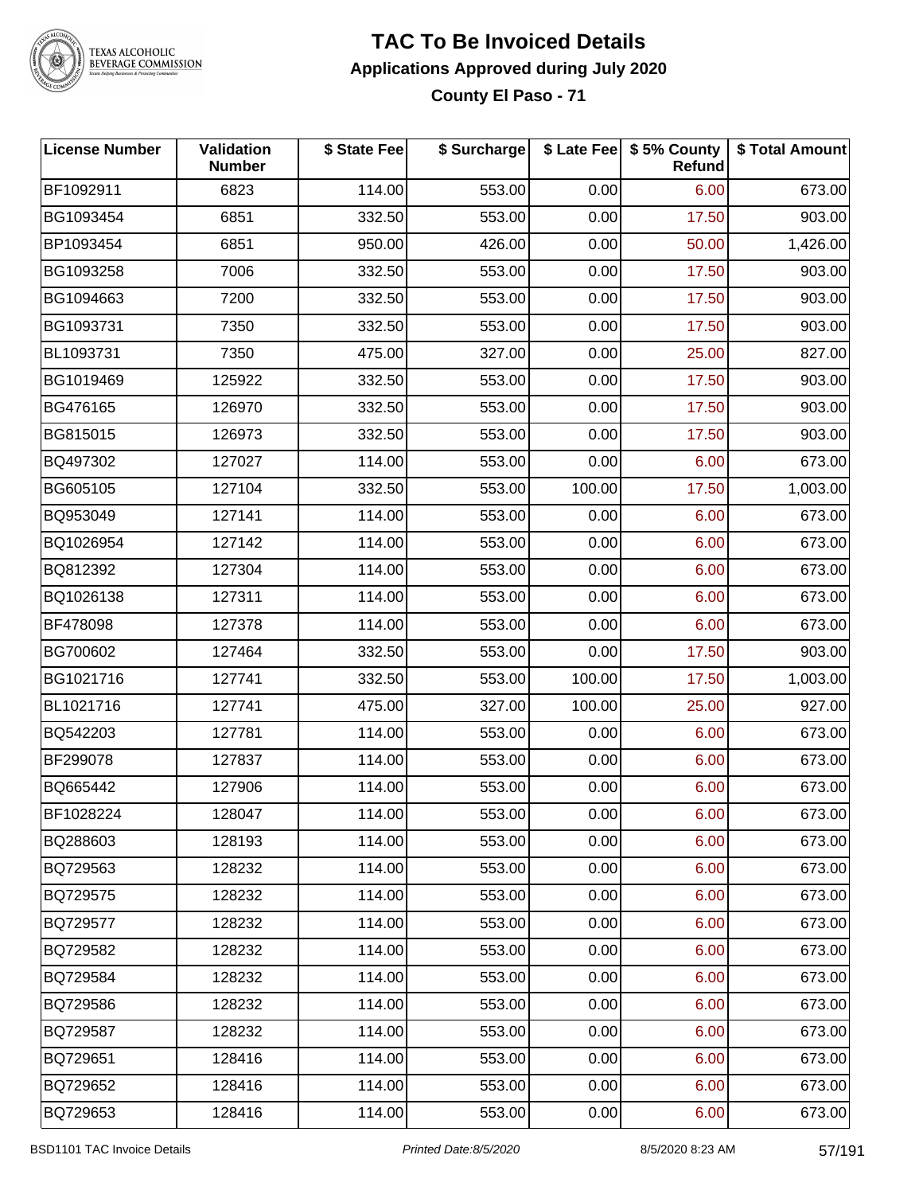# TAC To Be Invoiced Details

## Applications Approved during July 2020

### County El Paso - 71

| License Number | Validation Number | $ State Fee | $ Surcharge | $ Late Fee | $ 5% County Refund | $ Total Amount |
|---|---|---|---|---|---|---|
| BF1092911 | 6823 | 114.00 | 553.00 | 0.00 | 6.00 | 673.00 |
| BG1093454 | 6851 | 332.50 | 553.00 | 0.00 | 17.50 | 903.00 |
| BP1093454 | 6851 | 950.00 | 426.00 | 0.00 | 50.00 | 1,426.00 |
| BG1093258 | 7006 | 332.50 | 553.00 | 0.00 | 17.50 | 903.00 |
| BG1094663 | 7200 | 332.50 | 553.00 | 0.00 | 17.50 | 903.00 |
| BG1093731 | 7350 | 332.50 | 553.00 | 0.00 | 17.50 | 903.00 |
| BL1093731 | 7350 | 475.00 | 327.00 | 0.00 | 25.00 | 827.00 |
| BG1019469 | 125922 | 332.50 | 553.00 | 0.00 | 17.50 | 903.00 |
| BG476165 | 126970 | 332.50 | 553.00 | 0.00 | 17.50 | 903.00 |
| BG815015 | 126973 | 332.50 | 553.00 | 0.00 | 17.50 | 903.00 |
| BQ497302 | 127027 | 114.00 | 553.00 | 0.00 | 6.00 | 673.00 |
| BG605105 | 127104 | 332.50 | 553.00 | 100.00 | 17.50 | 1,003.00 |
| BQ953049 | 127141 | 114.00 | 553.00 | 0.00 | 6.00 | 673.00 |
| BQ1026954 | 127142 | 114.00 | 553.00 | 0.00 | 6.00 | 673.00 |
| BQ812392 | 127304 | 114.00 | 553.00 | 0.00 | 6.00 | 673.00 |
| BQ1026138 | 127311 | 114.00 | 553.00 | 0.00 | 6.00 | 673.00 |
| BF478098 | 127378 | 114.00 | 553.00 | 0.00 | 6.00 | 673.00 |
| BG700602 | 127464 | 332.50 | 553.00 | 0.00 | 17.50 | 903.00 |
| BG1021716 | 127741 | 332.50 | 553.00 | 100.00 | 17.50 | 1,003.00 |
| BL1021716 | 127741 | 475.00 | 327.00 | 100.00 | 25.00 | 927.00 |
| BQ542203 | 127781 | 114.00 | 553.00 | 0.00 | 6.00 | 673.00 |
| BF299078 | 127837 | 114.00 | 553.00 | 0.00 | 6.00 | 673.00 |
| BQ665442 | 127906 | 114.00 | 553.00 | 0.00 | 6.00 | 673.00 |
| BF1028224 | 128047 | 114.00 | 553.00 | 0.00 | 6.00 | 673.00 |
| BQ288603 | 128193 | 114.00 | 553.00 | 0.00 | 6.00 | 673.00 |
| BQ729563 | 128232 | 114.00 | 553.00 | 0.00 | 6.00 | 673.00 |
| BQ729575 | 128232 | 114.00 | 553.00 | 0.00 | 6.00 | 673.00 |
| BQ729577 | 128232 | 114.00 | 553.00 | 0.00 | 6.00 | 673.00 |
| BQ729582 | 128232 | 114.00 | 553.00 | 0.00 | 6.00 | 673.00 |
| BQ729584 | 128232 | 114.00 | 553.00 | 0.00 | 6.00 | 673.00 |
| BQ729586 | 128232 | 114.00 | 553.00 | 0.00 | 6.00 | 673.00 |
| BQ729587 | 128232 | 114.00 | 553.00 | 0.00 | 6.00 | 673.00 |
| BQ729651 | 128416 | 114.00 | 553.00 | 0.00 | 6.00 | 673.00 |
| BQ729652 | 128416 | 114.00 | 553.00 | 0.00 | 6.00 | 673.00 |
| BQ729653 | 128416 | 114.00 | 553.00 | 0.00 | 6.00 | 673.00 |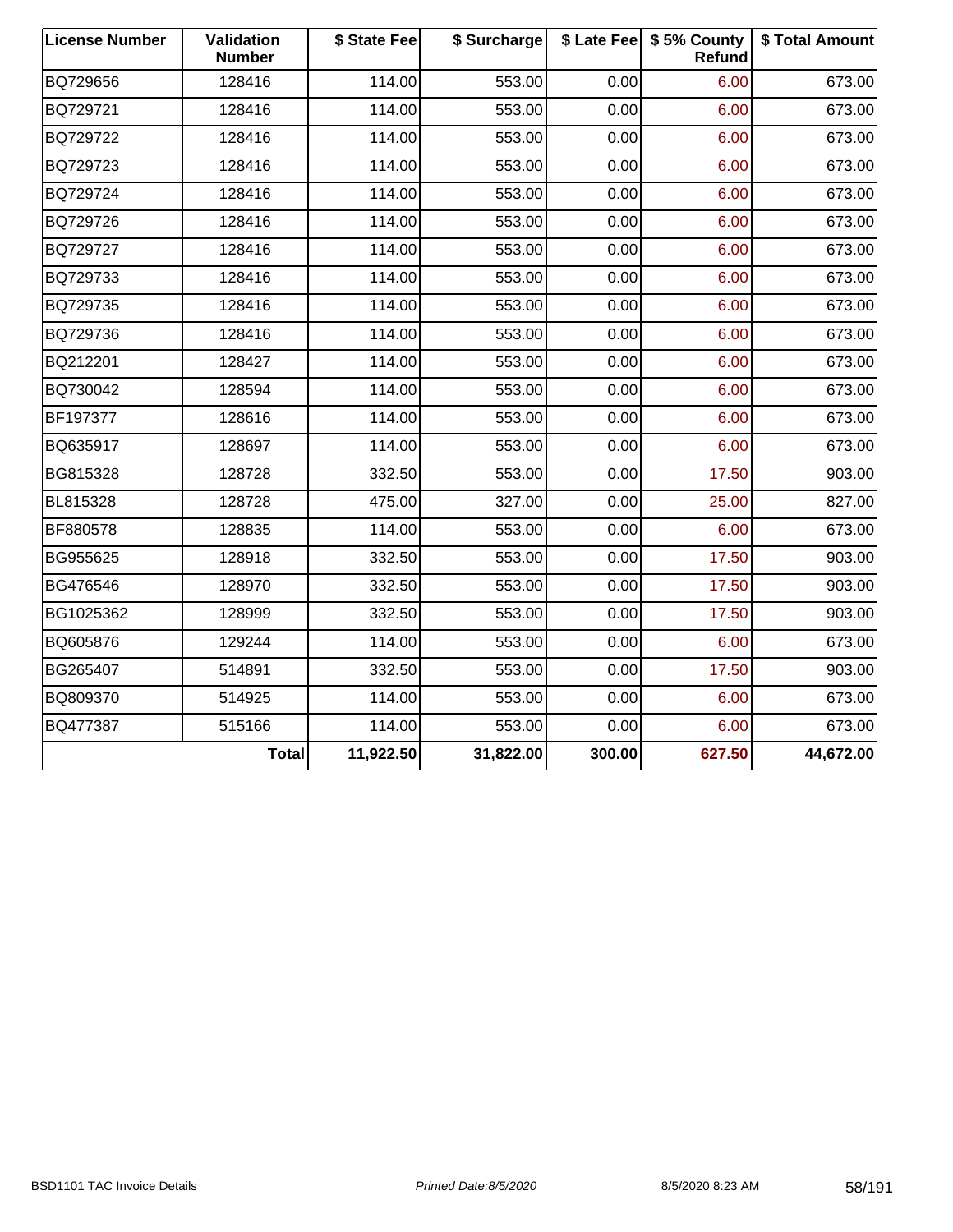| License Number | Validation Number | $ State Fee | $ Surcharge | $ Late Fee | $ 5% County Refund | $ Total Amount |
|---|---|---|---|---|---|---|
| BQ729656 | 128416 | 114.00 | 553.00 | 0.00 | 6.00 | 673.00 |
| BQ729721 | 128416 | 114.00 | 553.00 | 0.00 | 6.00 | 673.00 |
| BQ729722 | 128416 | 114.00 | 553.00 | 0.00 | 6.00 | 673.00 |
| BQ729723 | 128416 | 114.00 | 553.00 | 0.00 | 6.00 | 673.00 |
| BQ729724 | 128416 | 114.00 | 553.00 | 0.00 | 6.00 | 673.00 |
| BQ729726 | 128416 | 114.00 | 553.00 | 0.00 | 6.00 | 673.00 |
| BQ729727 | 128416 | 114.00 | 553.00 | 0.00 | 6.00 | 673.00 |
| BQ729733 | 128416 | 114.00 | 553.00 | 0.00 | 6.00 | 673.00 |
| BQ729735 | 128416 | 114.00 | 553.00 | 0.00 | 6.00 | 673.00 |
| BQ729736 | 128416 | 114.00 | 553.00 | 0.00 | 6.00 | 673.00 |
| BQ212201 | 128427 | 114.00 | 553.00 | 0.00 | 6.00 | 673.00 |
| BQ730042 | 128594 | 114.00 | 553.00 | 0.00 | 6.00 | 673.00 |
| BF197377 | 128616 | 114.00 | 553.00 | 0.00 | 6.00 | 673.00 |
| BQ635917 | 128697 | 114.00 | 553.00 | 0.00 | 6.00 | 673.00 |
| BG815328 | 128728 | 332.50 | 553.00 | 0.00 | 17.50 | 903.00 |
| BL815328 | 128728 | 475.00 | 327.00 | 0.00 | 25.00 | 827.00 |
| BF880578 | 128835 | 114.00 | 553.00 | 0.00 | 6.00 | 673.00 |
| BG955625 | 128918 | 332.50 | 553.00 | 0.00 | 17.50 | 903.00 |
| BG476546 | 128970 | 332.50 | 553.00 | 0.00 | 17.50 | 903.00 |
| BG1025362 | 128999 | 332.50 | 553.00 | 0.00 | 17.50 | 903.00 |
| BQ605876 | 129244 | 114.00 | 553.00 | 0.00 | 6.00 | 673.00 |
| BG265407 | 514891 | 332.50 | 553.00 | 0.00 | 17.50 | 903.00 |
| BQ809370 | 514925 | 114.00 | 553.00 | 0.00 | 6.00 | 673.00 |
| BQ477387 | 515166 | 114.00 | 553.00 | 0.00 | 6.00 | 673.00 |
| | **Total** | **11,922.50** | **31,822.00** | **300.00** | **627.50** | **44,672.00** |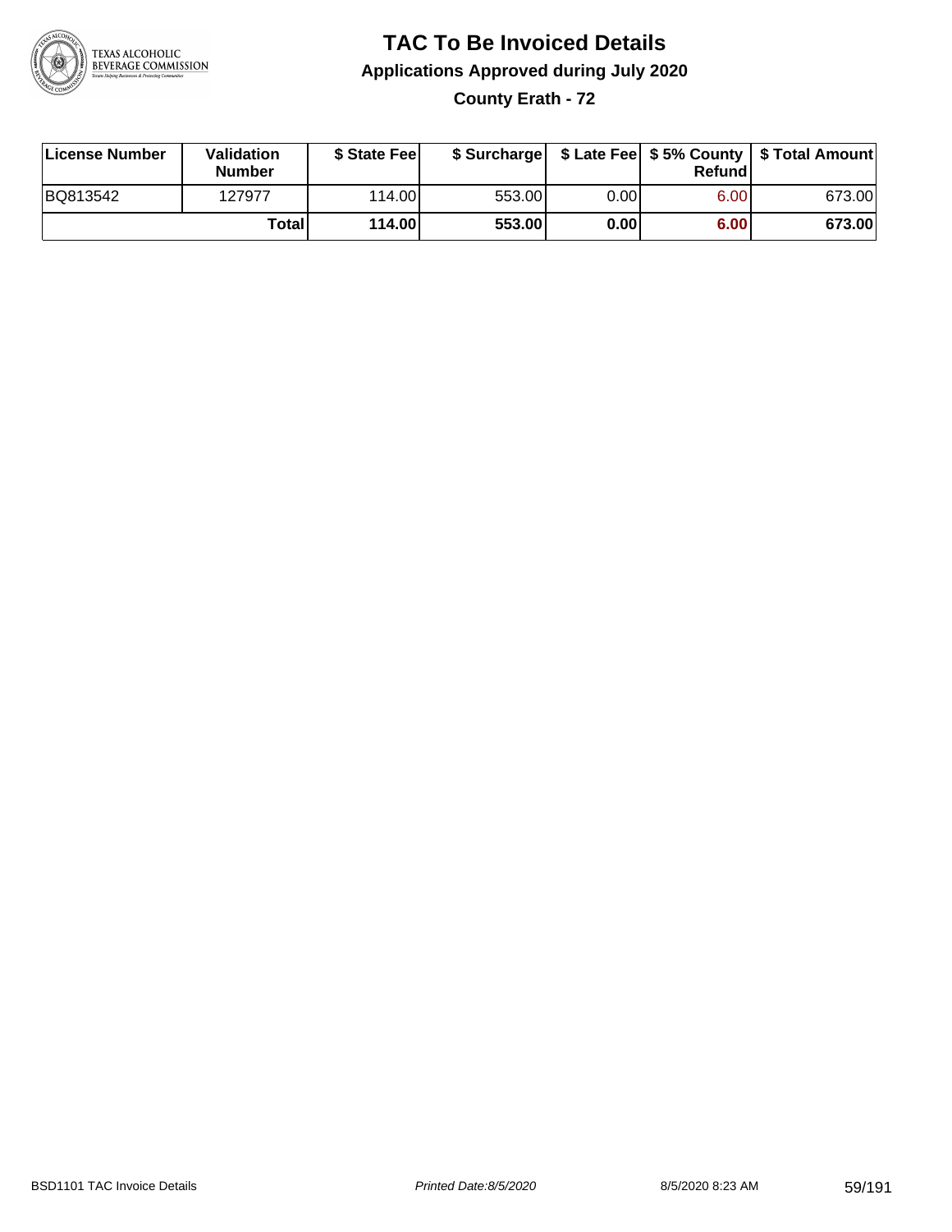# TAC To Be Invoiced Details

## Applications Approved during July 2020

### County Erath - 72

| License Number | Validation Number | $ State Fee | $ Surcharge | $ Late Fee | $ 5% County Refund | $ Total Amount |
|---|---|---|---|---|---|---|
| BQ813542 | 127977 | 114.00 | 553.00 | 0.00 | 6.00 | 673.00 |
| | **Total** | **114.00** | **553.00** | **0.00** | **6.00** | **673.00** |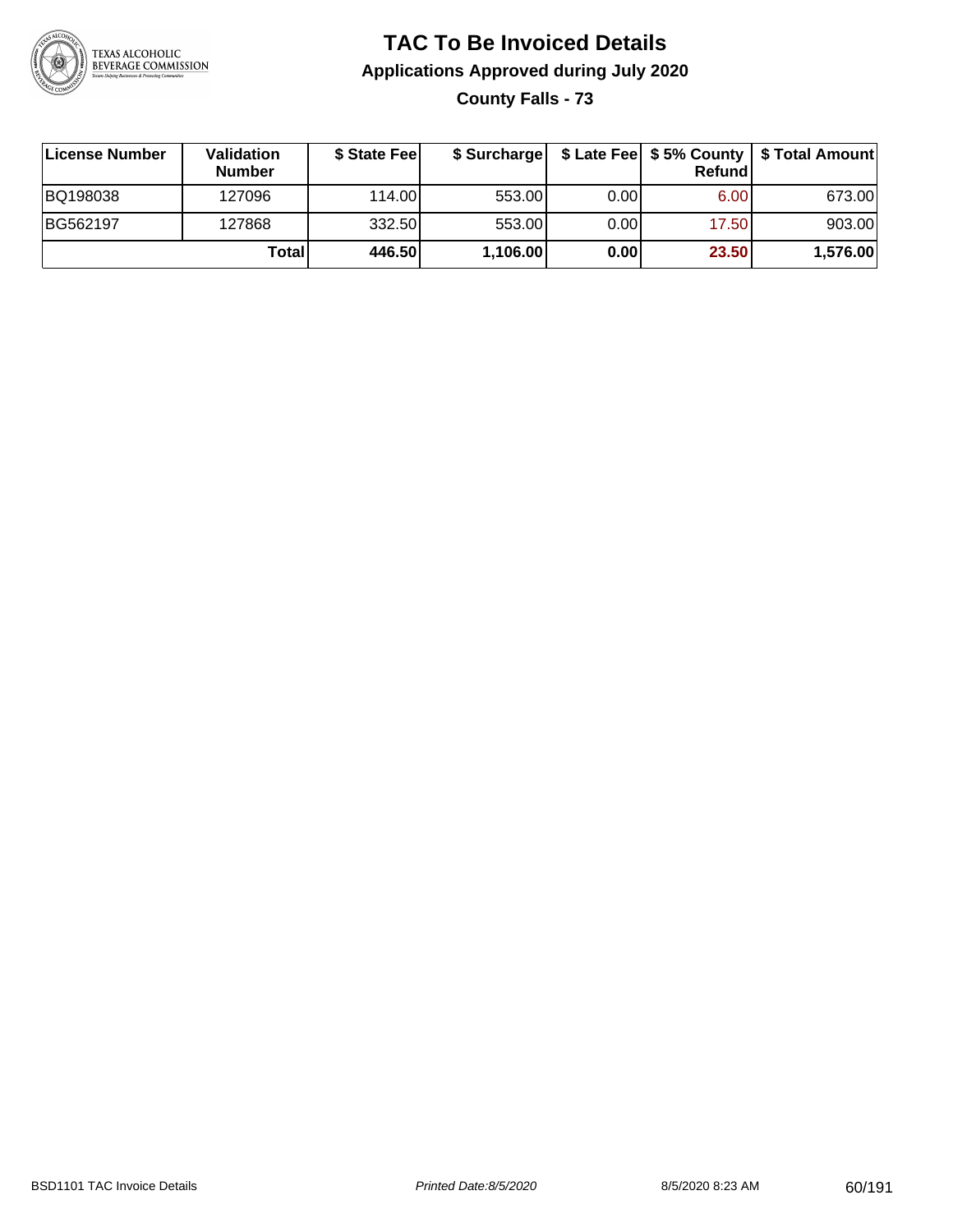# TAC To Be Invoiced Details

## Applications Approved during July 2020

### County Falls - 73

| License Number | Validation Number | $ State Fee | $ Surcharge | $ Late Fee | $ 5% County Refund | $ Total Amount |
|---|---|---|---|---|---|---|
| BQ198038 | 127096 | 114.00 | 553.00 | 0.00 | 6.00 | 673.00 |
| BG562197 | 127868 | 332.50 | 553.00 | 0.00 | 17.50 | 903.00 |
| | **Total** | **446.50** | **1,106.00** | **0.00** | **23.50** | **1,576.00** |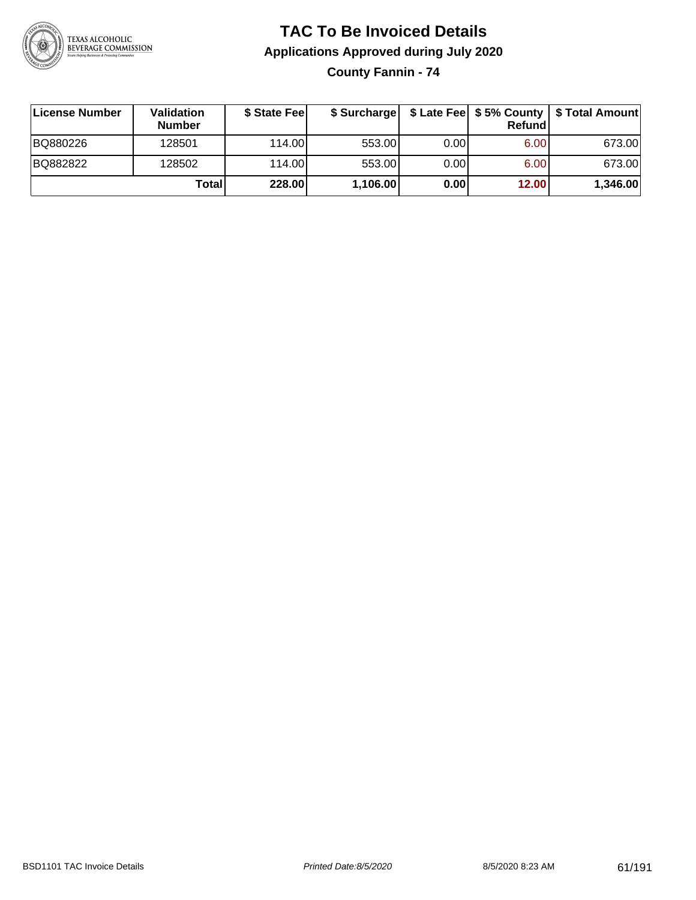# TAC To Be Invoiced Details

## Applications Approved during July 2020

### County Fannin - 74

| License Number | Validation Number | $ State Fee | $ Surcharge | $ Late Fee | $ 5% County Refund | $ Total Amount |
|---|---|---|---|---|---|---|
| BQ880226 | 128501 | 114.00 | 553.00 | 0.00 | 6.00 | 673.00 |
| BQ882822 | 128502 | 114.00 | 553.00 | 0.00 | 6.00 | 673.00 |
| | **Total** | **228.00** | **1,106.00** | **0.00** | **12.00** | **1,346.00** |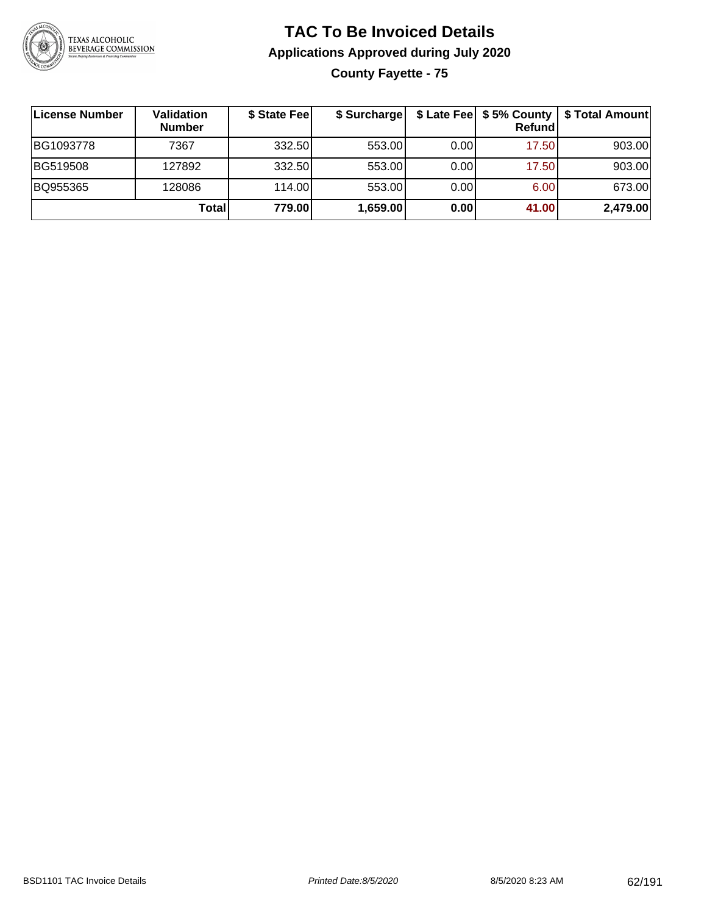# TAC To Be Invoiced Details

## Applications Approved during July 2020

### County Fayette - 75

| License Number | Validation Number | $ State Fee | $ Surcharge | $ Late Fee | $ 5% County Refund | $ Total Amount |
|---|---|---|---|---|---|---|
| BG1093778 | 7367 | 332.50 | 553.00 | 0.00 | 17.50 | 903.00 |
| BG519508 | 127892 | 332.50 | 553.00 | 0.00 | 17.50 | 903.00 |
| BQ955365 | 128086 | 114.00 | 553.00 | 0.00 | 6.00 | 673.00 |
| | **Total** | **779.00** | **1,659.00** | **0.00** | **41.00** | **2,479.00** |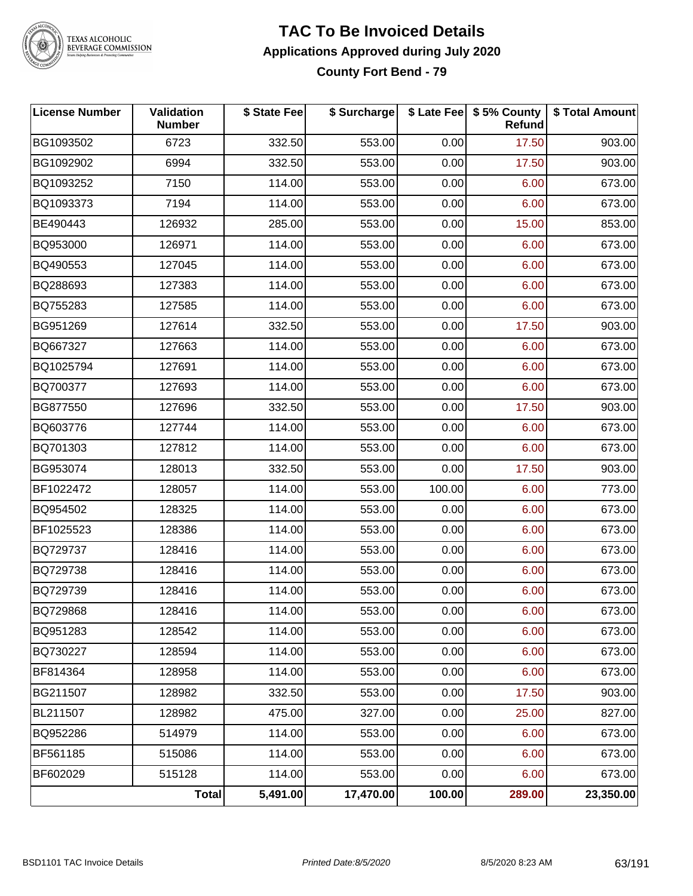# TAC To Be Invoiced Details

## Applications Approved during July 2020

### County Fort Bend - 79

| License Number | Validation Number | $ State Fee | $ Surcharge | $ Late Fee | $ 5% County Refund | $ Total Amount |
|---|---|---|---|---|---|---|
| BG1093502 | 6723 | 332.50 | 553.00 | 0.00 | 17.50 | 903.00 |
| BG1092902 | 6994 | 332.50 | 553.00 | 0.00 | 17.50 | 903.00 |
| BQ1093252 | 7150 | 114.00 | 553.00 | 0.00 | 6.00 | 673.00 |
| BQ1093373 | 7194 | 114.00 | 553.00 | 0.00 | 6.00 | 673.00 |
| BE490443 | 126932 | 285.00 | 553.00 | 0.00 | 15.00 | 853.00 |
| BQ953000 | 126971 | 114.00 | 553.00 | 0.00 | 6.00 | 673.00 |
| BQ490553 | 127045 | 114.00 | 553.00 | 0.00 | 6.00 | 673.00 |
| BQ288693 | 127383 | 114.00 | 553.00 | 0.00 | 6.00 | 673.00 |
| BQ755283 | 127585 | 114.00 | 553.00 | 0.00 | 6.00 | 673.00 |
| BG951269 | 127614 | 332.50 | 553.00 | 0.00 | 17.50 | 903.00 |
| BQ667327 | 127663 | 114.00 | 553.00 | 0.00 | 6.00 | 673.00 |
| BQ1025794 | 127691 | 114.00 | 553.00 | 0.00 | 6.00 | 673.00 |
| BQ700377 | 127693 | 114.00 | 553.00 | 0.00 | 6.00 | 673.00 |
| BG877550 | 127696 | 332.50 | 553.00 | 0.00 | 17.50 | 903.00 |
| BQ603776 | 127744 | 114.00 | 553.00 | 0.00 | 6.00 | 673.00 |
| BQ701303 | 127812 | 114.00 | 553.00 | 0.00 | 6.00 | 673.00 |
| BG953074 | 128013 | 332.50 | 553.00 | 0.00 | 17.50 | 903.00 |
| BF1022472 | 128057 | 114.00 | 553.00 | 100.00 | 6.00 | 773.00 |
| BQ954502 | 128325 | 114.00 | 553.00 | 0.00 | 6.00 | 673.00 |
| BF1025523 | 128386 | 114.00 | 553.00 | 0.00 | 6.00 | 673.00 |
| BQ729737 | 128416 | 114.00 | 553.00 | 0.00 | 6.00 | 673.00 |
| BQ729738 | 128416 | 114.00 | 553.00 | 0.00 | 6.00 | 673.00 |
| BQ729739 | 128416 | 114.00 | 553.00 | 0.00 | 6.00 | 673.00 |
| BQ729868 | 128416 | 114.00 | 553.00 | 0.00 | 6.00 | 673.00 |
| BQ951283 | 128542 | 114.00 | 553.00 | 0.00 | 6.00 | 673.00 |
| BQ730227 | 128594 | 114.00 | 553.00 | 0.00 | 6.00 | 673.00 |
| BF814364 | 128958 | 114.00 | 553.00 | 0.00 | 6.00 | 673.00 |
| BG211507 | 128982 | 332.50 | 553.00 | 0.00 | 17.50 | 903.00 |
| BL211507 | 128982 | 475.00 | 327.00 | 0.00 | 25.00 | 827.00 |
| BQ952286 | 514979 | 114.00 | 553.00 | 0.00 | 6.00 | 673.00 |
| BF561185 | 515086 | 114.00 | 553.00 | 0.00 | 6.00 | 673.00 |
| BF602029 | 515128 | 114.00 | 553.00 | 0.00 | 6.00 | 673.00 |
| | **Total** | **5,491.00** | **17,470.00** | **100.00** | **289.00** | **23,350.00** |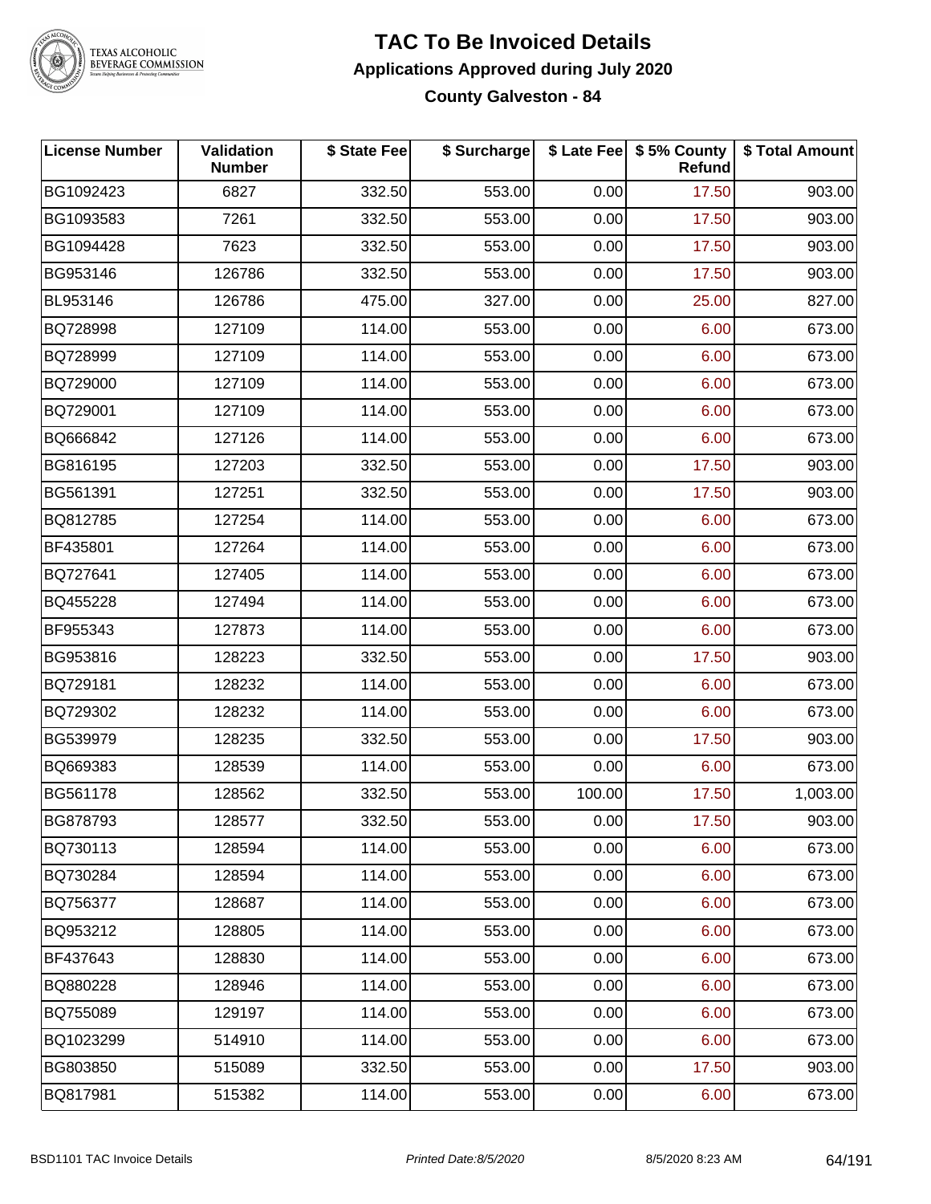# TAC To Be Invoiced Details

## Applications Approved during July 2020

### County Galveston - 84

| License Number | Validation Number | $ State Fee | $ Surcharge | $ Late Fee | $ 5% County Refund | $ Total Amount |
|---|---|---|---|---|---|---|
| BG1092423 | 6827 | 332.50 | 553.00 | 0.00 | 17.50 | 903.00 |
| BG1093583 | 7261 | 332.50 | 553.00 | 0.00 | 17.50 | 903.00 |
| BG1094428 | 7623 | 332.50 | 553.00 | 0.00 | 17.50 | 903.00 |
| BG953146 | 126786 | 332.50 | 553.00 | 0.00 | 17.50 | 903.00 |
| BL953146 | 126786 | 475.00 | 327.00 | 0.00 | 25.00 | 827.00 |
| BQ728998 | 127109 | 114.00 | 553.00 | 0.00 | 6.00 | 673.00 |
| BQ728999 | 127109 | 114.00 | 553.00 | 0.00 | 6.00 | 673.00 |
| BQ729000 | 127109 | 114.00 | 553.00 | 0.00 | 6.00 | 673.00 |
| BQ729001 | 127109 | 114.00 | 553.00 | 0.00 | 6.00 | 673.00 |
| BQ666842 | 127126 | 114.00 | 553.00 | 0.00 | 6.00 | 673.00 |
| BG816195 | 127203 | 332.50 | 553.00 | 0.00 | 17.50 | 903.00 |
| BG561391 | 127251 | 332.50 | 553.00 | 0.00 | 17.50 | 903.00 |
| BQ812785 | 127254 | 114.00 | 553.00 | 0.00 | 6.00 | 673.00 |
| BF435801 | 127264 | 114.00 | 553.00 | 0.00 | 6.00 | 673.00 |
| BQ727641 | 127405 | 114.00 | 553.00 | 0.00 | 6.00 | 673.00 |
| BQ455228 | 127494 | 114.00 | 553.00 | 0.00 | 6.00 | 673.00 |
| BF955343 | 127873 | 114.00 | 553.00 | 0.00 | 6.00 | 673.00 |
| BG953816 | 128223 | 332.50 | 553.00 | 0.00 | 17.50 | 903.00 |
| BQ729181 | 128232 | 114.00 | 553.00 | 0.00 | 6.00 | 673.00 |
| BQ729302 | 128232 | 114.00 | 553.00 | 0.00 | 6.00 | 673.00 |
| BG539979 | 128235 | 332.50 | 553.00 | 0.00 | 17.50 | 903.00 |
| BQ669383 | 128539 | 114.00 | 553.00 | 0.00 | 6.00 | 673.00 |
| BG561178 | 128562 | 332.50 | 553.00 | 100.00 | 17.50 | 1,003.00 |
| BG878793 | 128577 | 332.50 | 553.00 | 0.00 | 17.50 | 903.00 |
| BQ730113 | 128594 | 114.00 | 553.00 | 0.00 | 6.00 | 673.00 |
| BQ730284 | 128594 | 114.00 | 553.00 | 0.00 | 6.00 | 673.00 |
| BQ756377 | 128687 | 114.00 | 553.00 | 0.00 | 6.00 | 673.00 |
| BQ953212 | 128805 | 114.00 | 553.00 | 0.00 | 6.00 | 673.00 |
| BF437643 | 128830 | 114.00 | 553.00 | 0.00 | 6.00 | 673.00 |
| BQ880228 | 128946 | 114.00 | 553.00 | 0.00 | 6.00 | 673.00 |
| BQ755089 | 129197 | 114.00 | 553.00 | 0.00 | 6.00 | 673.00 |
| BQ1023299 | 514910 | 114.00 | 553.00 | 0.00 | 6.00 | 673.00 |
| BG803850 | 515089 | 332.50 | 553.00 | 0.00 | 17.50 | 903.00 |
| BQ817981 | 515382 | 114.00 | 553.00 | 0.00 | 6.00 | 673.00 |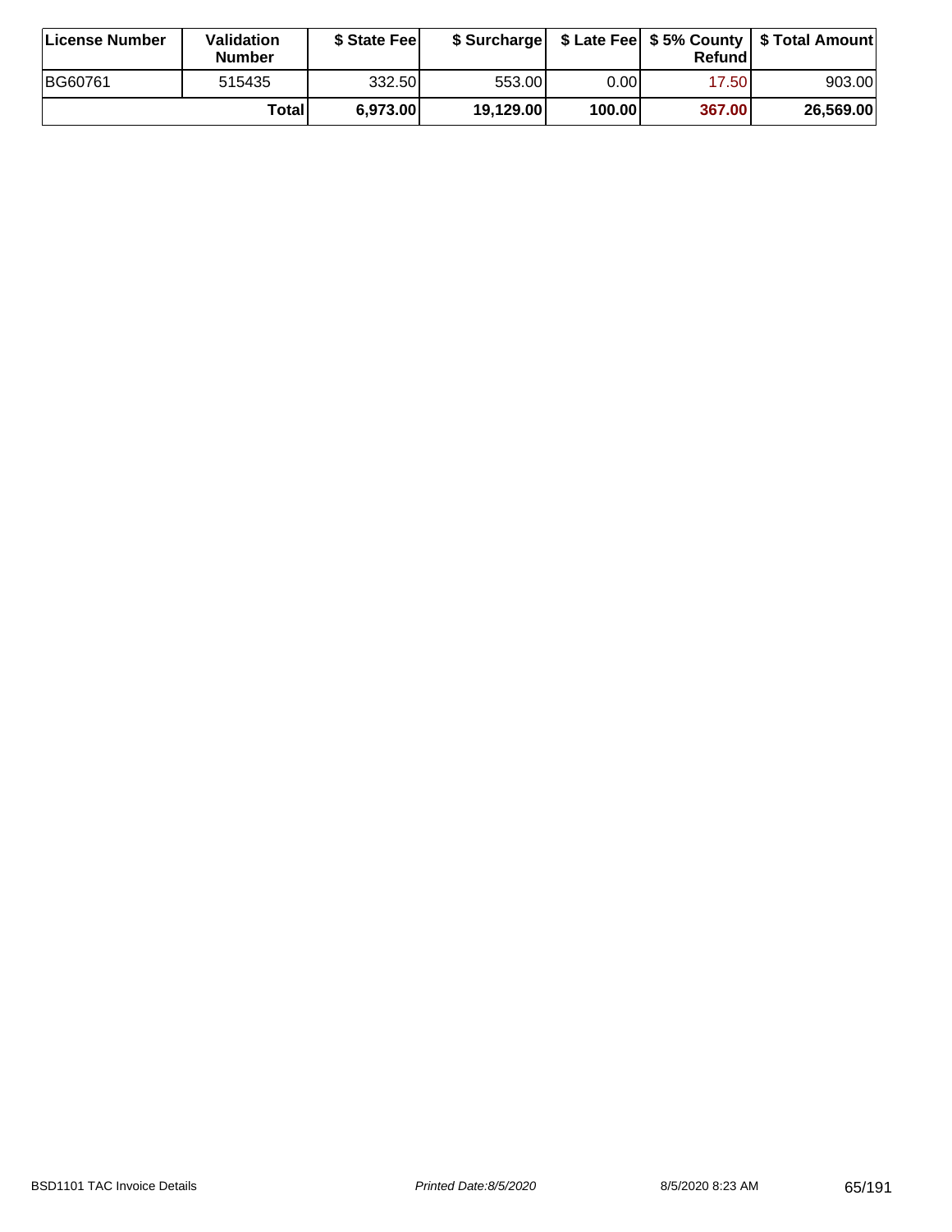| License Number | Validation Number | $ State Fee | $ Surcharge | $ Late Fee | $ 5% County Refund | $ Total Amount |
| --- | --- | --- | --- | --- | --- | --- |
| BG60761 | 515435 | 332.50 | 553.00 | 0.00 | 17.50 | 903.00 |
| | **Total** | **6,973.00** | **19,129.00** | **100.00** | **367.00** | **26,569.00** |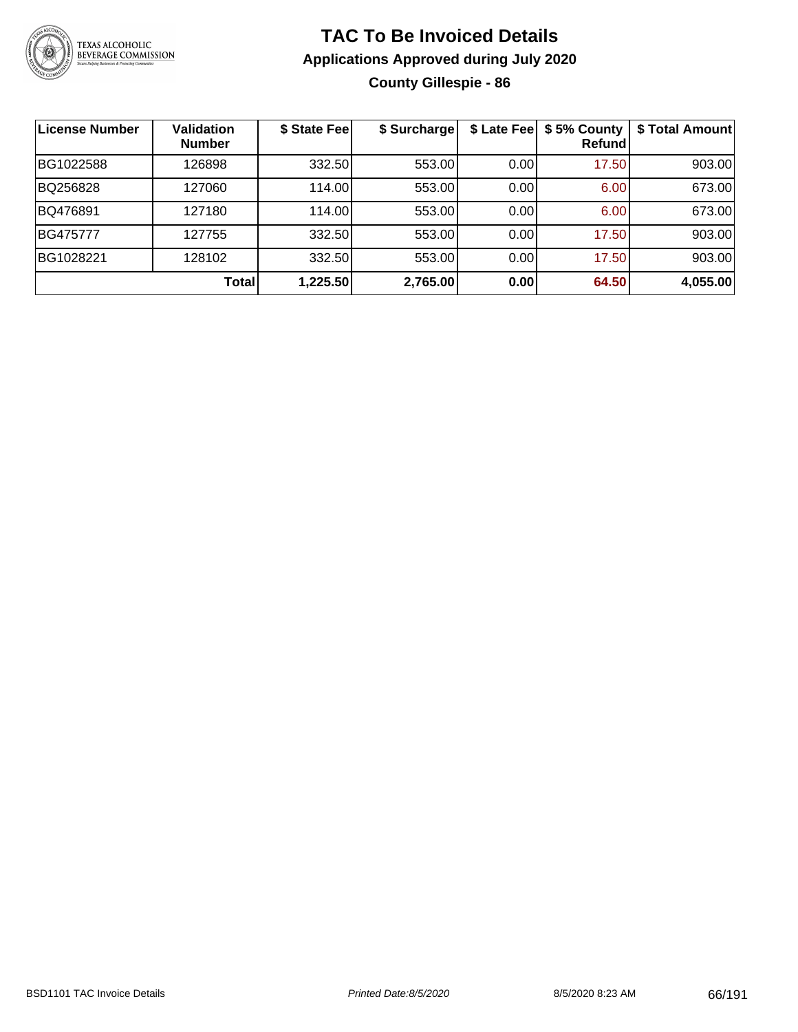# TAC To Be Invoiced Details

## Applications Approved during July 2020

### County Gillespie - 86

| License Number | Validation Number | $ State Fee | $ Surcharge | $ Late Fee | $ 5% County Refund | $ Total Amount |
|---|---|---|---|---|---|---|
| BG1022588 | 126898 | 332.50 | 553.00 | 0.00 | 17.50 | 903.00 |
| BQ256828 | 127060 | 114.00 | 553.00 | 0.00 | 6.00 | 673.00 |
| BQ476891 | 127180 | 114.00 | 553.00 | 0.00 | 6.00 | 673.00 |
| BG475777 | 127755 | 332.50 | 553.00 | 0.00 | 17.50 | 903.00 |
| BG1028221 | 128102 | 332.50 | 553.00 | 0.00 | 17.50 | 903.00 |
| | **Total** | **1,225.50** | **2,765.00** | **0.00** | **64.50** | **4,055.00** |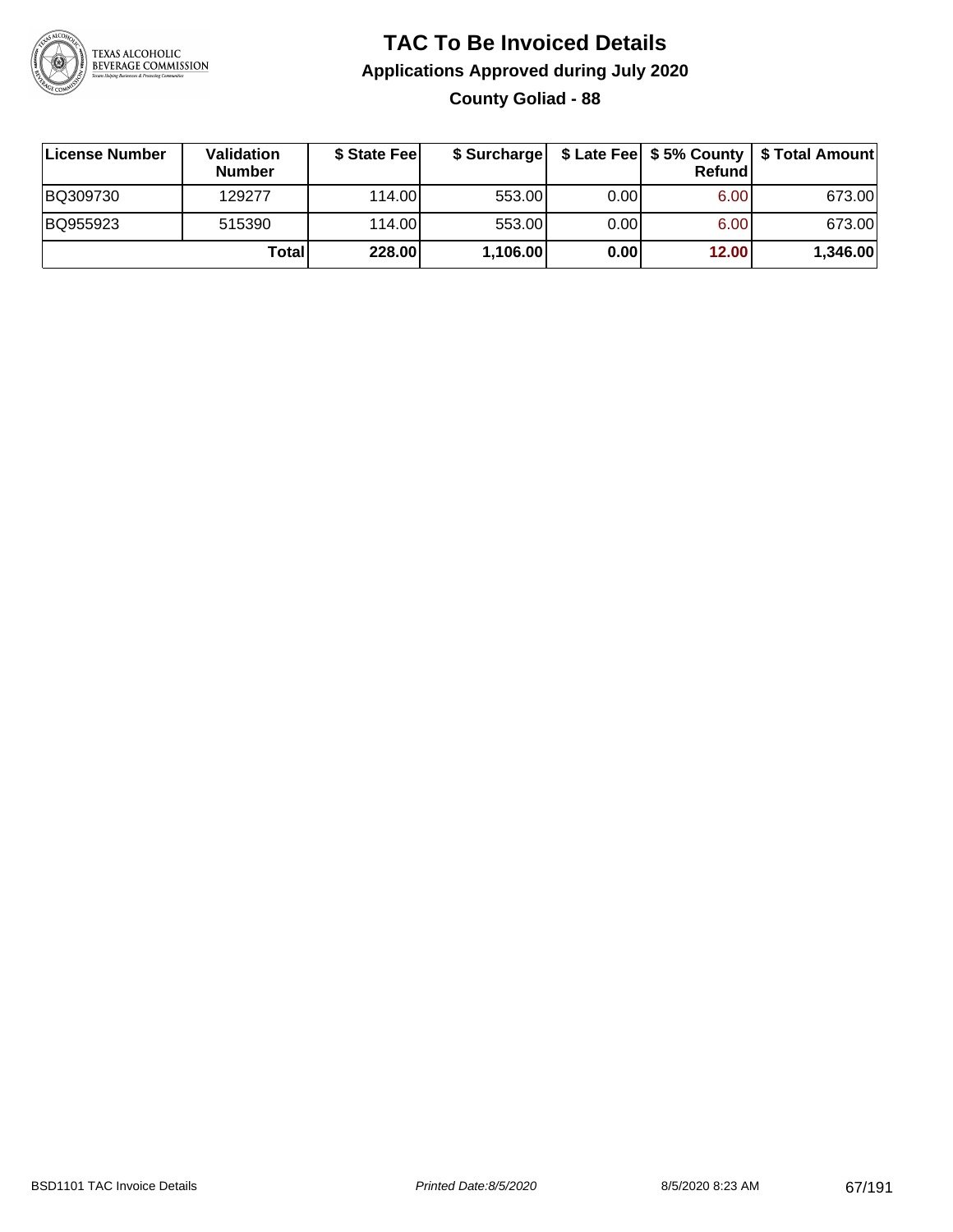# TAC To Be Invoiced Details

## Applications Approved during July 2020

### County Goliad - 88

| License Number | Validation Number | $ State Fee | $ Surcharge | $ Late Fee | $ 5% County Refund | $ Total Amount |
|---|---|---|---|---|---|---|
| BQ309730 | 129277 | 114.00 | 553.00 | 0.00 | 6.00 | 673.00 |
| BQ955923 | 515390 | 114.00 | 553.00 | 0.00 | 6.00 | 673.00 |
| | **Total** | **228.00** | **1,106.00** | **0.00** | **12.00** | **1,346.00** |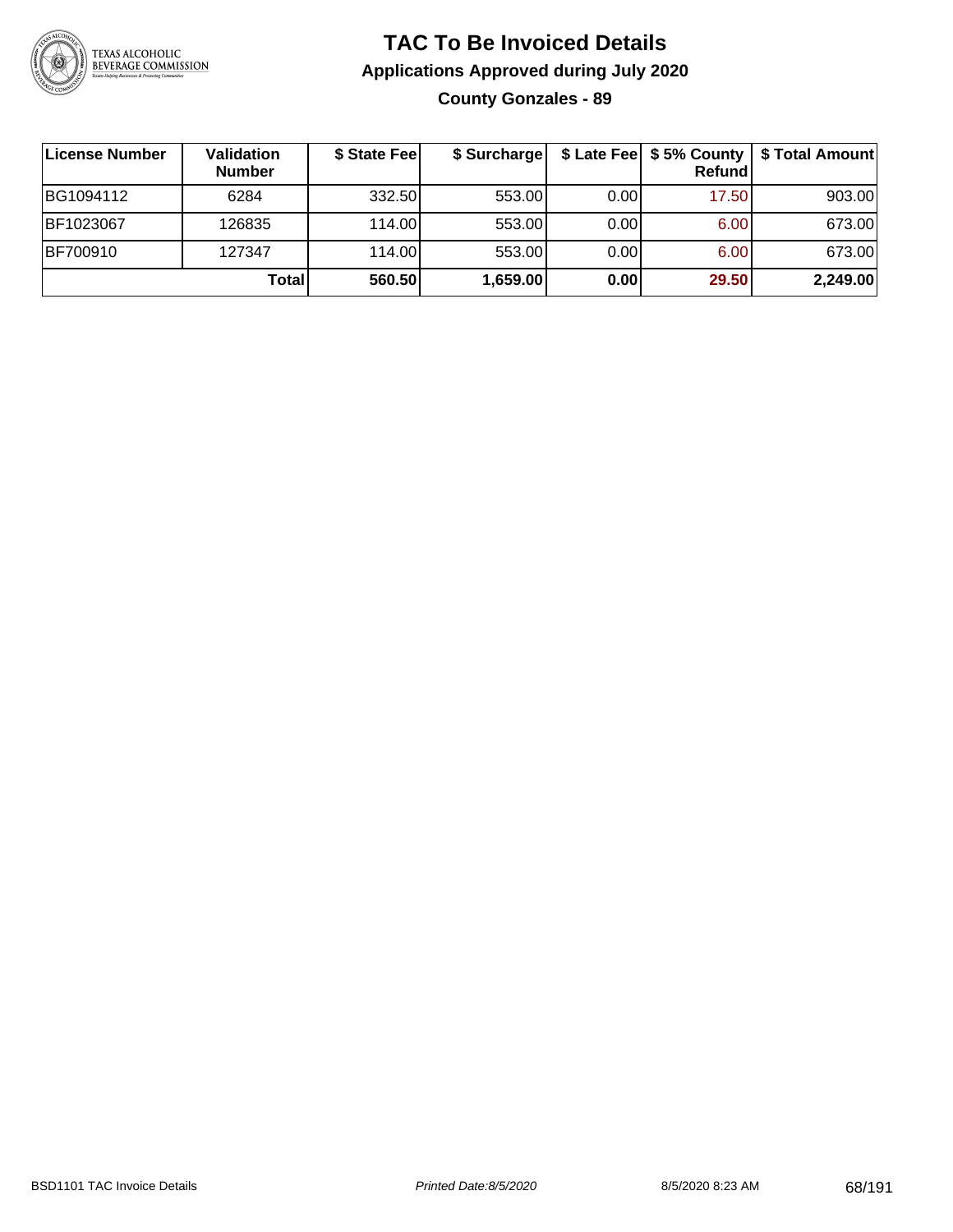# TAC To Be Invoiced Details

## Applications Approved during July 2020

### County Gonzales - 89

| License Number | Validation Number | $ State Fee | $ Surcharge | $ Late Fee | $ 5% County Refund | $ Total Amount |
|---|---|---|---|---|---|---|
| BG1094112 | 6284 | 332.50 | 553.00 | 0.00 | 17.50 | 903.00 |
| BF1023067 | 126835 | 114.00 | 553.00 | 0.00 | 6.00 | 673.00 |
| BF700910 | 127347 | 114.00 | 553.00 | 0.00 | 6.00 | 673.00 |
| | **Total** | **560.50** | **1,659.00** | **0.00** | **29.50** | **2,249.00** |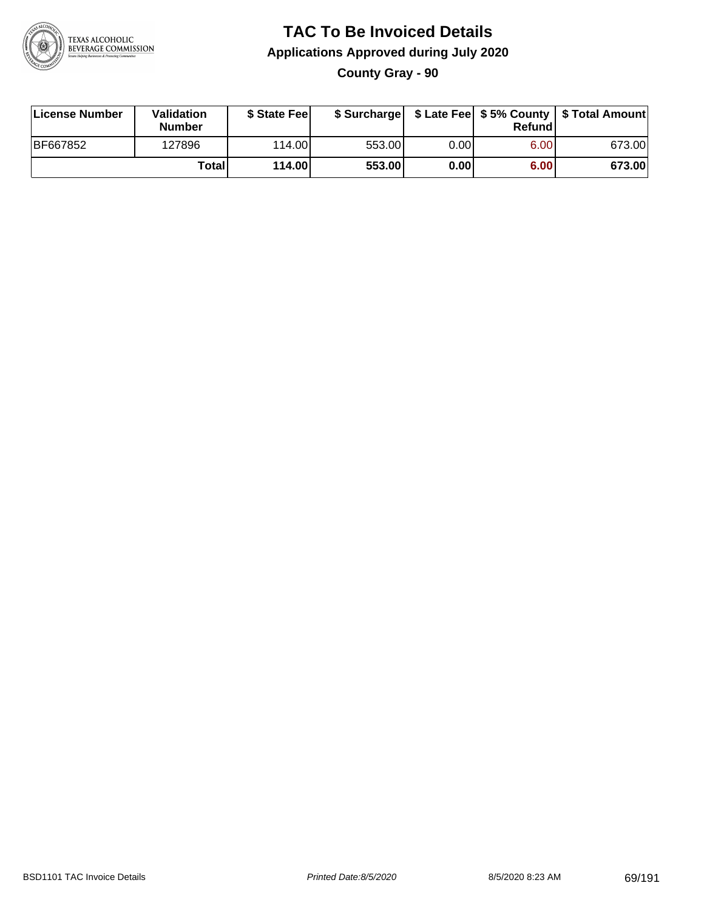# TAC To Be Invoiced Details

## Applications Approved during July 2020

### County Gray - 90

| License Number | Validation Number | $ State Fee | $ Surcharge | $ Late Fee | $ 5% County Refund | $ Total Amount |
|---|---|---|---|---|---|---|
| BF667852 | 127896 | 114.00 | 553.00 | 0.00 | 6.00 | 673.00 |
| | **Total** | **114.00** | **553.00** | **0.00** | **6.00** | **673.00** |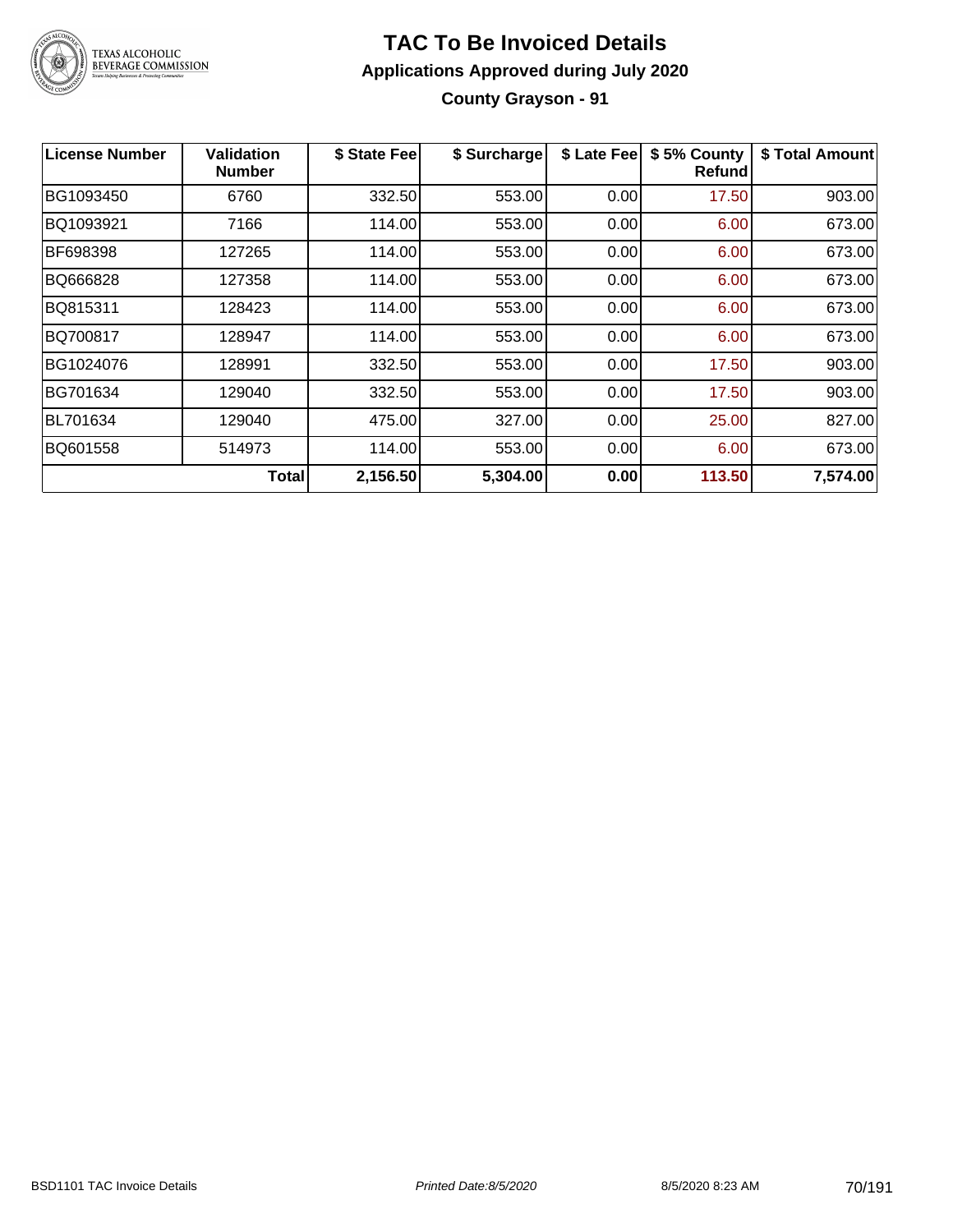# TAC To Be Invoiced Details

## Applications Approved during July 2020

### County Grayson - 91

| License Number | Validation Number | $ State Fee | $ Surcharge | $ Late Fee | $ 5% County Refund | $ Total Amount |
|---|---|---|---|---|---|---|
| BG1093450 | 6760 | 332.50 | 553.00 | 0.00 | 17.50 | 903.00 |
| BQ1093921 | 7166 | 114.00 | 553.00 | 0.00 | 6.00 | 673.00 |
| BF698398 | 127265 | 114.00 | 553.00 | 0.00 | 6.00 | 673.00 |
| BQ666828 | 127358 | 114.00 | 553.00 | 0.00 | 6.00 | 673.00 |
| BQ815311 | 128423 | 114.00 | 553.00 | 0.00 | 6.00 | 673.00 |
| BQ700817 | 128947 | 114.00 | 553.00 | 0.00 | 6.00 | 673.00 |
| BG1024076 | 128991 | 332.50 | 553.00 | 0.00 | 17.50 | 903.00 |
| BG701634 | 129040 | 332.50 | 553.00 | 0.00 | 17.50 | 903.00 |
| BL701634 | 129040 | 475.00 | 327.00 | 0.00 | 25.00 | 827.00 |
| BQ601558 | 514973 | 114.00 | 553.00 | 0.00 | 6.00 | 673.00 |
| | **Total** | **2,156.50** | **5,304.00** | **0.00** | **113.50** | **7,574.00** |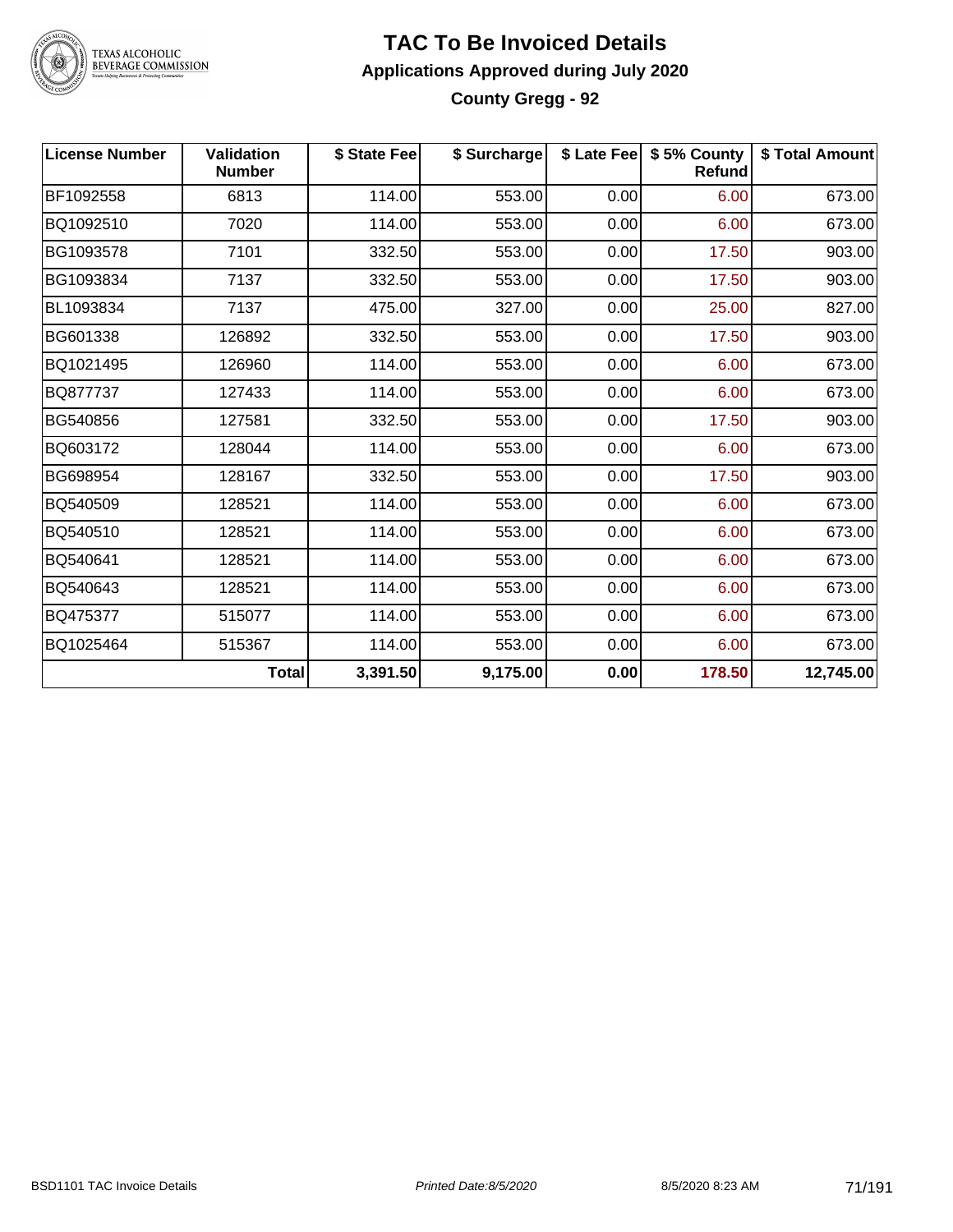# TAC To Be Invoiced Details

## Applications Approved during July 2020

### County Gregg - 92

| License Number | Validation Number | $ State Fee | $ Surcharge | $ Late Fee | $ 5% County Refund | $ Total Amount |
|---|---|---|---|---|---|---|
| BF1092558 | 6813 | 114.00 | 553.00 | 0.00 | 6.00 | 673.00 |
| BQ1092510 | 7020 | 114.00 | 553.00 | 0.00 | 6.00 | 673.00 |
| BG1093578 | 7101 | 332.50 | 553.00 | 0.00 | 17.50 | 903.00 |
| BG1093834 | 7137 | 332.50 | 553.00 | 0.00 | 17.50 | 903.00 |
| BL1093834 | 7137 | 475.00 | 327.00 | 0.00 | 25.00 | 827.00 |
| BG601338 | 126892 | 332.50 | 553.00 | 0.00 | 17.50 | 903.00 |
| BQ1021495 | 126960 | 114.00 | 553.00 | 0.00 | 6.00 | 673.00 |
| BQ877737 | 127433 | 114.00 | 553.00 | 0.00 | 6.00 | 673.00 |
| BG540856 | 127581 | 332.50 | 553.00 | 0.00 | 17.50 | 903.00 |
| BQ603172 | 128044 | 114.00 | 553.00 | 0.00 | 6.00 | 673.00 |
| BG698954 | 128167 | 332.50 | 553.00 | 0.00 | 17.50 | 903.00 |
| BQ540509 | 128521 | 114.00 | 553.00 | 0.00 | 6.00 | 673.00 |
| BQ540510 | 128521 | 114.00 | 553.00 | 0.00 | 6.00 | 673.00 |
| BQ540641 | 128521 | 114.00 | 553.00 | 0.00 | 6.00 | 673.00 |
| BQ540643 | 128521 | 114.00 | 553.00 | 0.00 | 6.00 | 673.00 |
| BQ475377 | 515077 | 114.00 | 553.00 | 0.00 | 6.00 | 673.00 |
| BQ1025464 | 515367 | 114.00 | 553.00 | 0.00 | 6.00 | 673.00 |
| | **Total** | **3,391.50** | **9,175.00** | **0.00** | **178.50** | **12,745.00** |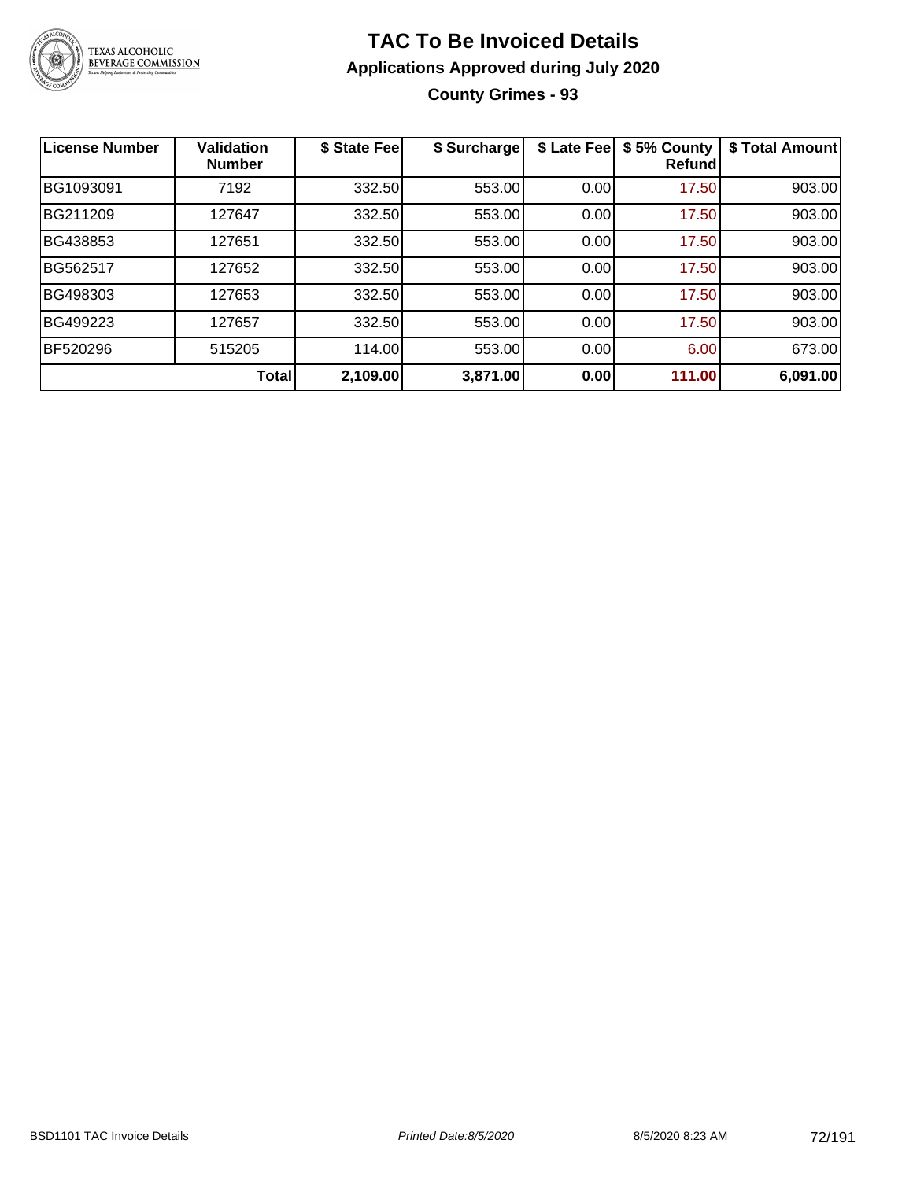# TAC To Be Invoiced Details

## Applications Approved during July 2020

### County Grimes - 93

| License Number | Validation Number | $ State Fee | $ Surcharge | $ Late Fee | $ 5% County Refund | $ Total Amount |
|---|---|---|---|---|---|---|
| BG1093091 | 7192 | 332.50 | 553.00 | 0.00 | 17.50 | 903.00 |
| BG211209 | 127647 | 332.50 | 553.00 | 0.00 | 17.50 | 903.00 |
| BG438853 | 127651 | 332.50 | 553.00 | 0.00 | 17.50 | 903.00 |
| BG562517 | 127652 | 332.50 | 553.00 | 0.00 | 17.50 | 903.00 |
| BG498303 | 127653 | 332.50 | 553.00 | 0.00 | 17.50 | 903.00 |
| BG499223 | 127657 | 332.50 | 553.00 | 0.00 | 17.50 | 903.00 |
| BF520296 | 515205 | 114.00 | 553.00 | 0.00 | 6.00 | 673.00 |
| | **Total** | **2,109.00** | **3,871.00** | **0.00** | **111.00** | **6,091.00** |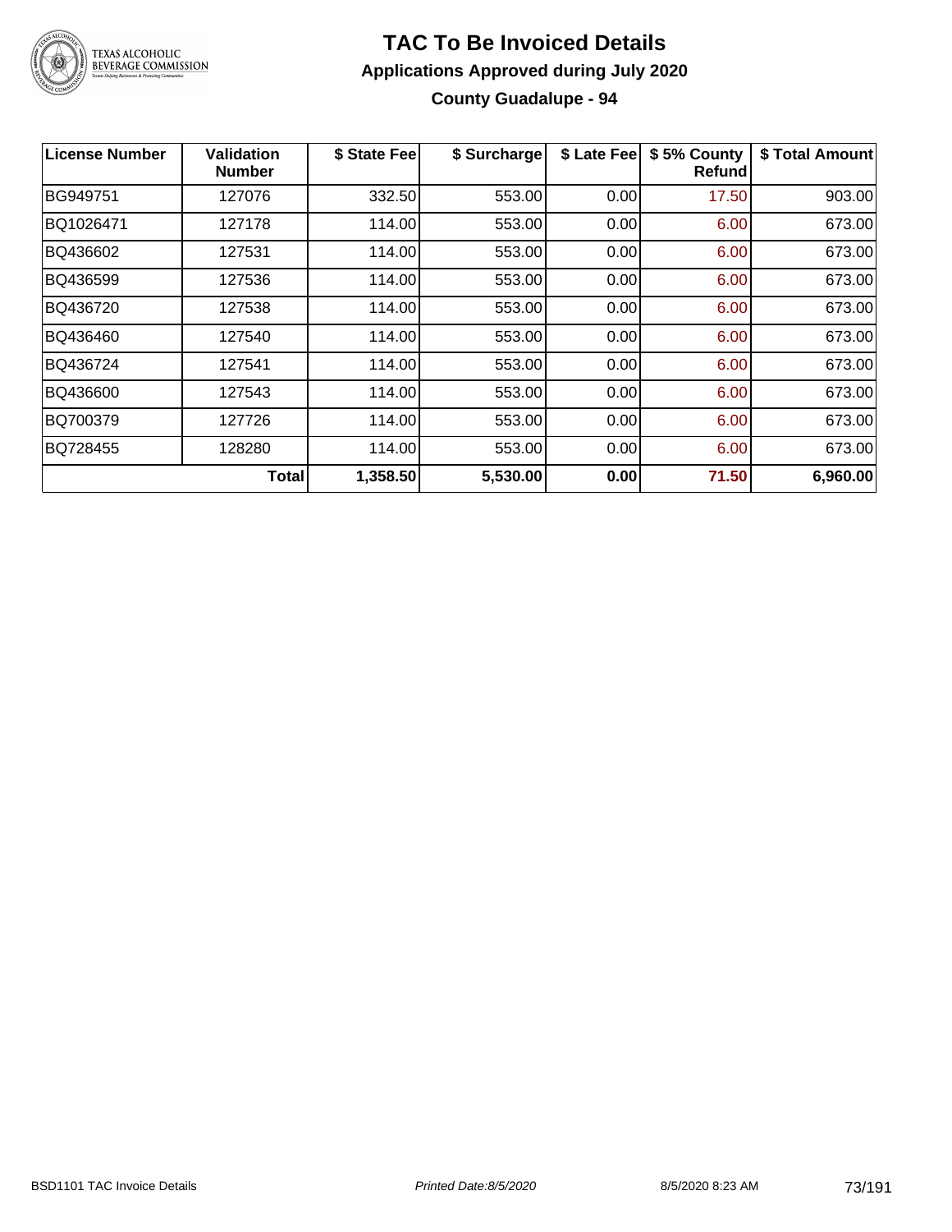# TAC To Be Invoiced Details

## Applications Approved during July 2020

### County Guadalupe - 94

| License Number | Validation Number | $ State Fee | $ Surcharge | $ Late Fee | $ 5% County Refund | $ Total Amount |
|---|---|---|---|---|---|---|
| BG949751 | 127076 | 332.50 | 553.00 | 0.00 | 17.50 | 903.00 |
| BQ1026471 | 127178 | 114.00 | 553.00 | 0.00 | 6.00 | 673.00 |
| BQ436602 | 127531 | 114.00 | 553.00 | 0.00 | 6.00 | 673.00 |
| BQ436599 | 127536 | 114.00 | 553.00 | 0.00 | 6.00 | 673.00 |
| BQ436720 | 127538 | 114.00 | 553.00 | 0.00 | 6.00 | 673.00 |
| BQ436460 | 127540 | 114.00 | 553.00 | 0.00 | 6.00 | 673.00 |
| BQ436724 | 127541 | 114.00 | 553.00 | 0.00 | 6.00 | 673.00 |
| BQ436600 | 127543 | 114.00 | 553.00 | 0.00 | 6.00 | 673.00 |
| BQ700379 | 127726 | 114.00 | 553.00 | 0.00 | 6.00 | 673.00 |
| BQ728455 | 128280 | 114.00 | 553.00 | 0.00 | 6.00 | 673.00 |
| | **Total** | **1,358.50** | **5,530.00** | **0.00** | **71.50** | **6,960.00** |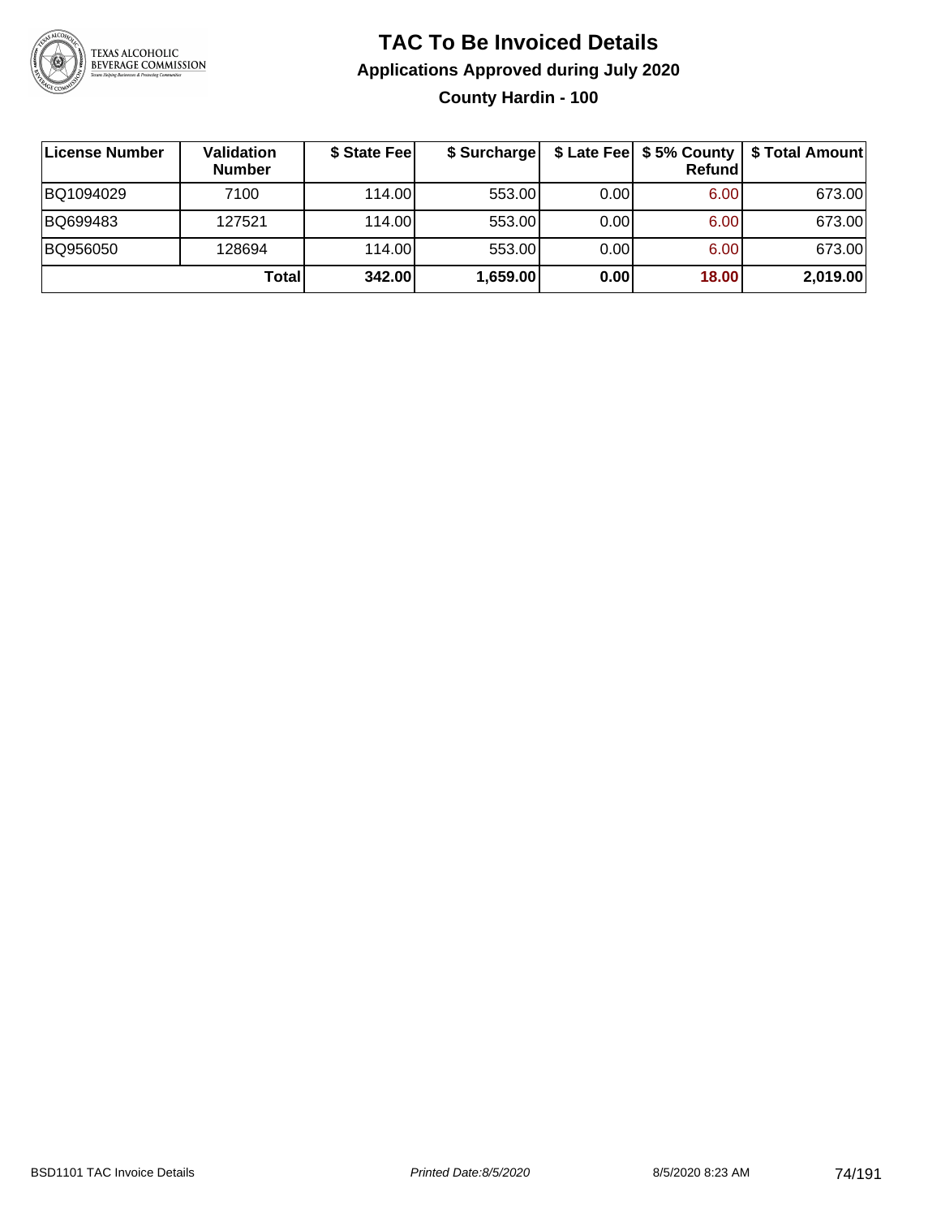# TAC To Be Invoiced Details

## Applications Approved during July 2020

### County Hardin - 100

| License Number | Validation Number | $ State Fee | $ Surcharge | $ Late Fee | $ 5% County Refund | $ Total Amount |
|---|---|---|---|---|---|---|
| BQ1094029 | 7100 | 114.00 | 553.00 | 0.00 | 6.00 | 673.00 |
| BQ699483 | 127521 | 114.00 | 553.00 | 0.00 | 6.00 | 673.00 |
| BQ956050 | 128694 | 114.00 | 553.00 | 0.00 | 6.00 | 673.00 |
| | **Total** | **342.00** | **1,659.00** | **0.00** | **18.00** | **2,019.00** |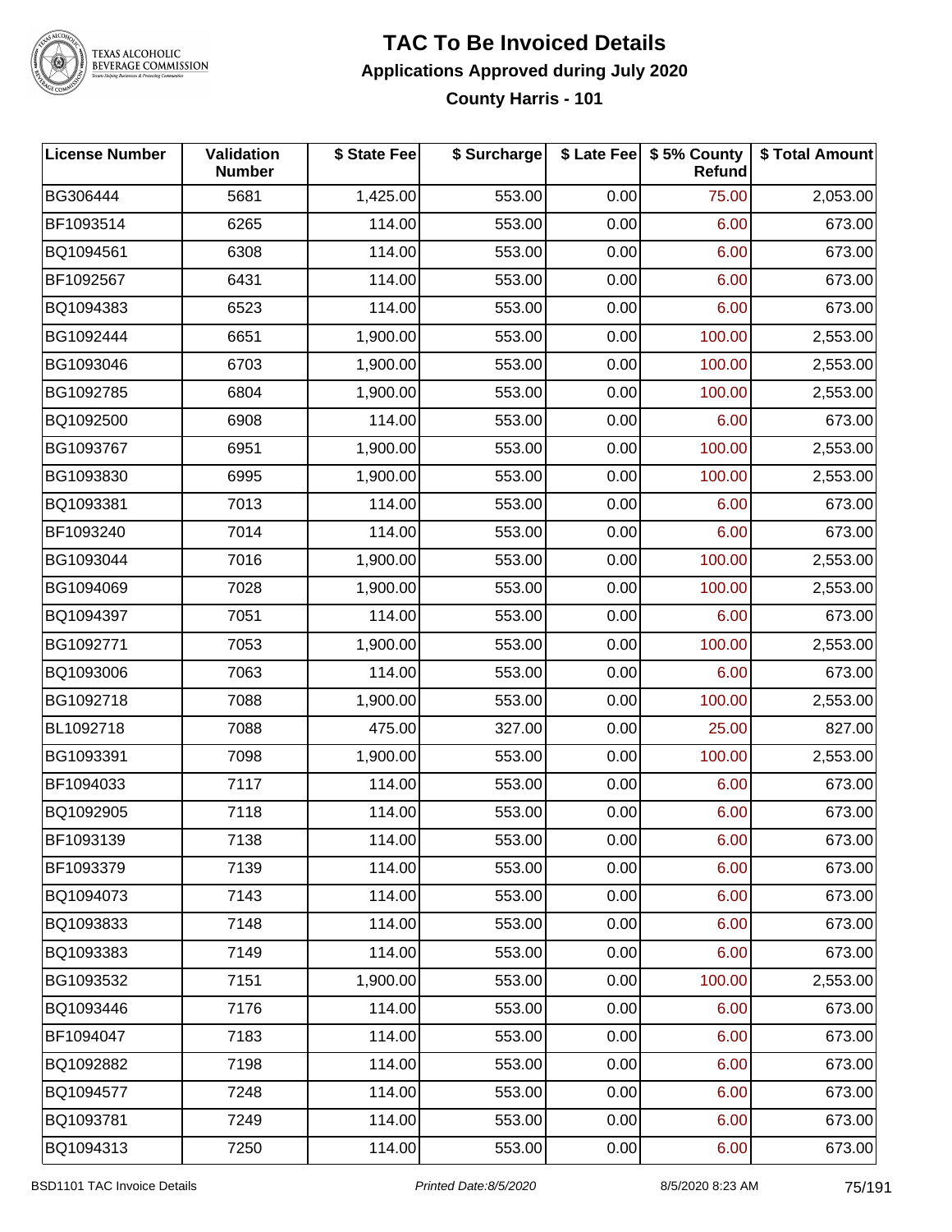# TAC To Be Invoiced Details

## Applications Approved during July 2020

### County Harris - 101

| License Number | Validation Number | $ State Fee | $ Surcharge | $ Late Fee | $ 5% County Refund | $ Total Amount |
|---|---|---|---|---|---|---|
| BG306444 | 5681 | 1,425.00 | 553.00 | 0.00 | 75.00 | 2,053.00 |
| BF1093514 | 6265 | 114.00 | 553.00 | 0.00 | 6.00 | 673.00 |
| BQ1094561 | 6308 | 114.00 | 553.00 | 0.00 | 6.00 | 673.00 |
| BF1092567 | 6431 | 114.00 | 553.00 | 0.00 | 6.00 | 673.00 |
| BQ1094383 | 6523 | 114.00 | 553.00 | 0.00 | 6.00 | 673.00 |
| BG1092444 | 6651 | 1,900.00 | 553.00 | 0.00 | 100.00 | 2,553.00 |
| BG1093046 | 6703 | 1,900.00 | 553.00 | 0.00 | 100.00 | 2,553.00 |
| BG1092785 | 6804 | 1,900.00 | 553.00 | 0.00 | 100.00 | 2,553.00 |
| BQ1092500 | 6908 | 114.00 | 553.00 | 0.00 | 6.00 | 673.00 |
| BG1093767 | 6951 | 1,900.00 | 553.00 | 0.00 | 100.00 | 2,553.00 |
| BG1093830 | 6995 | 1,900.00 | 553.00 | 0.00 | 100.00 | 2,553.00 |
| BQ1093381 | 7013 | 114.00 | 553.00 | 0.00 | 6.00 | 673.00 |
| BF1093240 | 7014 | 114.00 | 553.00 | 0.00 | 6.00 | 673.00 |
| BG1093044 | 7016 | 1,900.00 | 553.00 | 0.00 | 100.00 | 2,553.00 |
| BG1094069 | 7028 | 1,900.00 | 553.00 | 0.00 | 100.00 | 2,553.00 |
| BQ1094397 | 7051 | 114.00 | 553.00 | 0.00 | 6.00 | 673.00 |
| BG1092771 | 7053 | 1,900.00 | 553.00 | 0.00 | 100.00 | 2,553.00 |
| BQ1093006 | 7063 | 114.00 | 553.00 | 0.00 | 6.00 | 673.00 |
| BG1092718 | 7088 | 1,900.00 | 553.00 | 0.00 | 100.00 | 2,553.00 |
| BL1092718 | 7088 | 475.00 | 327.00 | 0.00 | 25.00 | 827.00 |
| BG1093391 | 7098 | 1,900.00 | 553.00 | 0.00 | 100.00 | 2,553.00 |
| BF1094033 | 7117 | 114.00 | 553.00 | 0.00 | 6.00 | 673.00 |
| BQ1092905 | 7118 | 114.00 | 553.00 | 0.00 | 6.00 | 673.00 |
| BF1093139 | 7138 | 114.00 | 553.00 | 0.00 | 6.00 | 673.00 |
| BF1093379 | 7139 | 114.00 | 553.00 | 0.00 | 6.00 | 673.00 |
| BQ1094073 | 7143 | 114.00 | 553.00 | 0.00 | 6.00 | 673.00 |
| BQ1093833 | 7148 | 114.00 | 553.00 | 0.00 | 6.00 | 673.00 |
| BQ1093383 | 7149 | 114.00 | 553.00 | 0.00 | 6.00 | 673.00 |
| BG1093532 | 7151 | 1,900.00 | 553.00 | 0.00 | 100.00 | 2,553.00 |
| BQ1093446 | 7176 | 114.00 | 553.00 | 0.00 | 6.00 | 673.00 |
| BF1094047 | 7183 | 114.00 | 553.00 | 0.00 | 6.00 | 673.00 |
| BQ1092882 | 7198 | 114.00 | 553.00 | 0.00 | 6.00 | 673.00 |
| BQ1094577 | 7248 | 114.00 | 553.00 | 0.00 | 6.00 | 673.00 |
| BQ1093781 | 7249 | 114.00 | 553.00 | 0.00 | 6.00 | 673.00 |
| BQ1094313 | 7250 | 114.00 | 553.00 | 0.00 | 6.00 | 673.00 |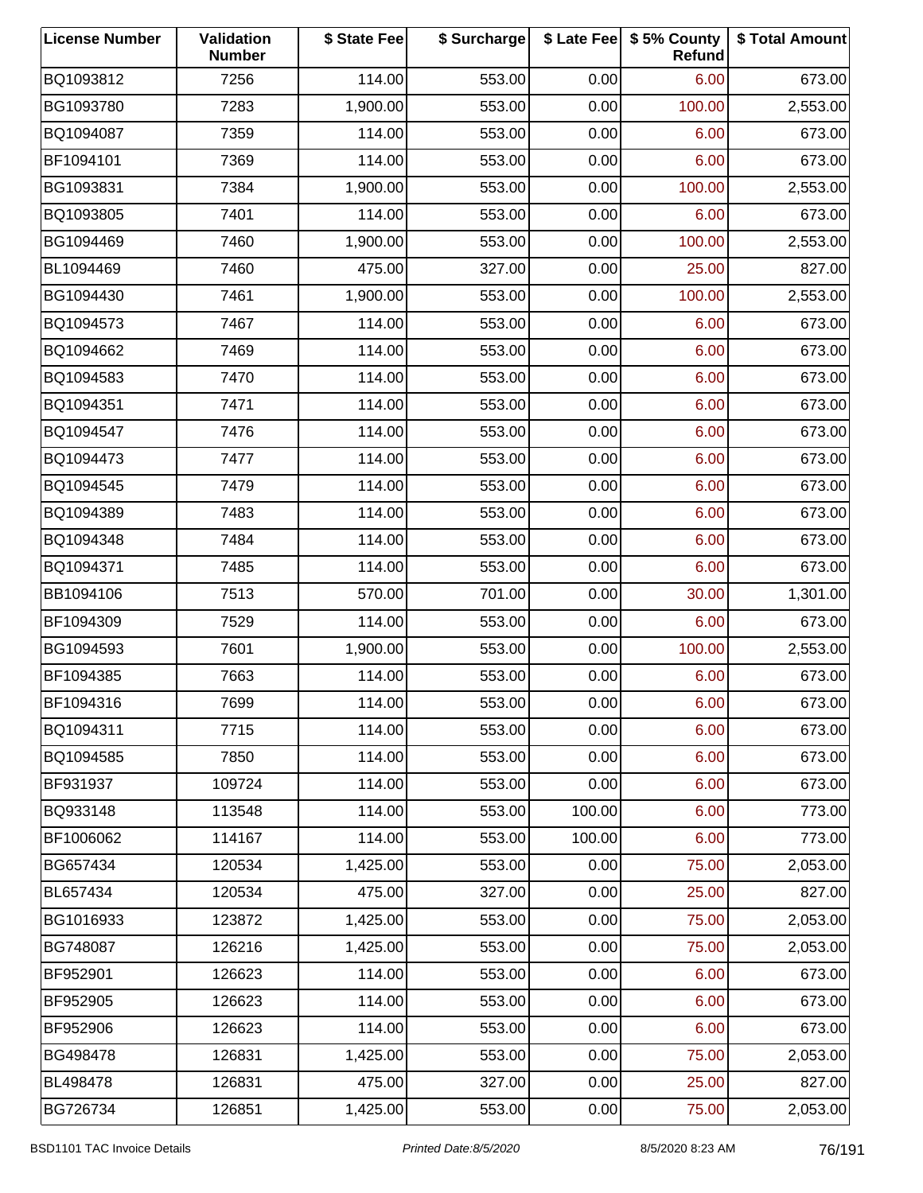| License Number | Validation Number | $ State Fee | $ Surcharge | $ Late Fee | $ 5% County Refund | $ Total Amount |
|---|---|---|---|---|---|---|
| BQ1093812 | 7256 | 114.00 | 553.00 | 0.00 | 6.00 | 673.00 |
| BG1093780 | 7283 | 1,900.00 | 553.00 | 0.00 | 100.00 | 2,553.00 |
| BQ1094087 | 7359 | 114.00 | 553.00 | 0.00 | 6.00 | 673.00 |
| BF1094101 | 7369 | 114.00 | 553.00 | 0.00 | 6.00 | 673.00 |
| BG1093831 | 7384 | 1,900.00 | 553.00 | 0.00 | 100.00 | 2,553.00 |
| BQ1093805 | 7401 | 114.00 | 553.00 | 0.00 | 6.00 | 673.00 |
| BG1094469 | 7460 | 1,900.00 | 553.00 | 0.00 | 100.00 | 2,553.00 |
| BL1094469 | 7460 | 475.00 | 327.00 | 0.00 | 25.00 | 827.00 |
| BG1094430 | 7461 | 1,900.00 | 553.00 | 0.00 | 100.00 | 2,553.00 |
| BQ1094573 | 7467 | 114.00 | 553.00 | 0.00 | 6.00 | 673.00 |
| BQ1094662 | 7469 | 114.00 | 553.00 | 0.00 | 6.00 | 673.00 |
| BQ1094583 | 7470 | 114.00 | 553.00 | 0.00 | 6.00 | 673.00 |
| BQ1094351 | 7471 | 114.00 | 553.00 | 0.00 | 6.00 | 673.00 |
| BQ1094547 | 7476 | 114.00 | 553.00 | 0.00 | 6.00 | 673.00 |
| BQ1094473 | 7477 | 114.00 | 553.00 | 0.00 | 6.00 | 673.00 |
| BQ1094545 | 7479 | 114.00 | 553.00 | 0.00 | 6.00 | 673.00 |
| BQ1094389 | 7483 | 114.00 | 553.00 | 0.00 | 6.00 | 673.00 |
| BQ1094348 | 7484 | 114.00 | 553.00 | 0.00 | 6.00 | 673.00 |
| BQ1094371 | 7485 | 114.00 | 553.00 | 0.00 | 6.00 | 673.00 |
| BB1094106 | 7513 | 570.00 | 701.00 | 0.00 | 30.00 | 1,301.00 |
| BF1094309 | 7529 | 114.00 | 553.00 | 0.00 | 6.00 | 673.00 |
| BG1094593 | 7601 | 1,900.00 | 553.00 | 0.00 | 100.00 | 2,553.00 |
| BF1094385 | 7663 | 114.00 | 553.00 | 0.00 | 6.00 | 673.00 |
| BF1094316 | 7699 | 114.00 | 553.00 | 0.00 | 6.00 | 673.00 |
| BQ1094311 | 7715 | 114.00 | 553.00 | 0.00 | 6.00 | 673.00 |
| BQ1094585 | 7850 | 114.00 | 553.00 | 0.00 | 6.00 | 673.00 |
| BF931937 | 109724 | 114.00 | 553.00 | 0.00 | 6.00 | 673.00 |
| BQ933148 | 113548 | 114.00 | 553.00 | 100.00 | 6.00 | 773.00 |
| BF1006062 | 114167 | 114.00 | 553.00 | 100.00 | 6.00 | 773.00 |
| BG657434 | 120534 | 1,425.00 | 553.00 | 0.00 | 75.00 | 2,053.00 |
| BL657434 | 120534 | 475.00 | 327.00 | 0.00 | 25.00 | 827.00 |
| BG1016933 | 123872 | 1,425.00 | 553.00 | 0.00 | 75.00 | 2,053.00 |
| BG748087 | 126216 | 1,425.00 | 553.00 | 0.00 | 75.00 | 2,053.00 |
| BF952901 | 126623 | 114.00 | 553.00 | 0.00 | 6.00 | 673.00 |
| BF952905 | 126623 | 114.00 | 553.00 | 0.00 | 6.00 | 673.00 |
| BF952906 | 126623 | 114.00 | 553.00 | 0.00 | 6.00 | 673.00 |
| BG498478 | 126831 | 1,425.00 | 553.00 | 0.00 | 75.00 | 2,053.00 |
| BL498478 | 126831 | 475.00 | 327.00 | 0.00 | 25.00 | 827.00 |
| BG726734 | 126851 | 1,425.00 | 553.00 | 0.00 | 75.00 | 2,053.00 |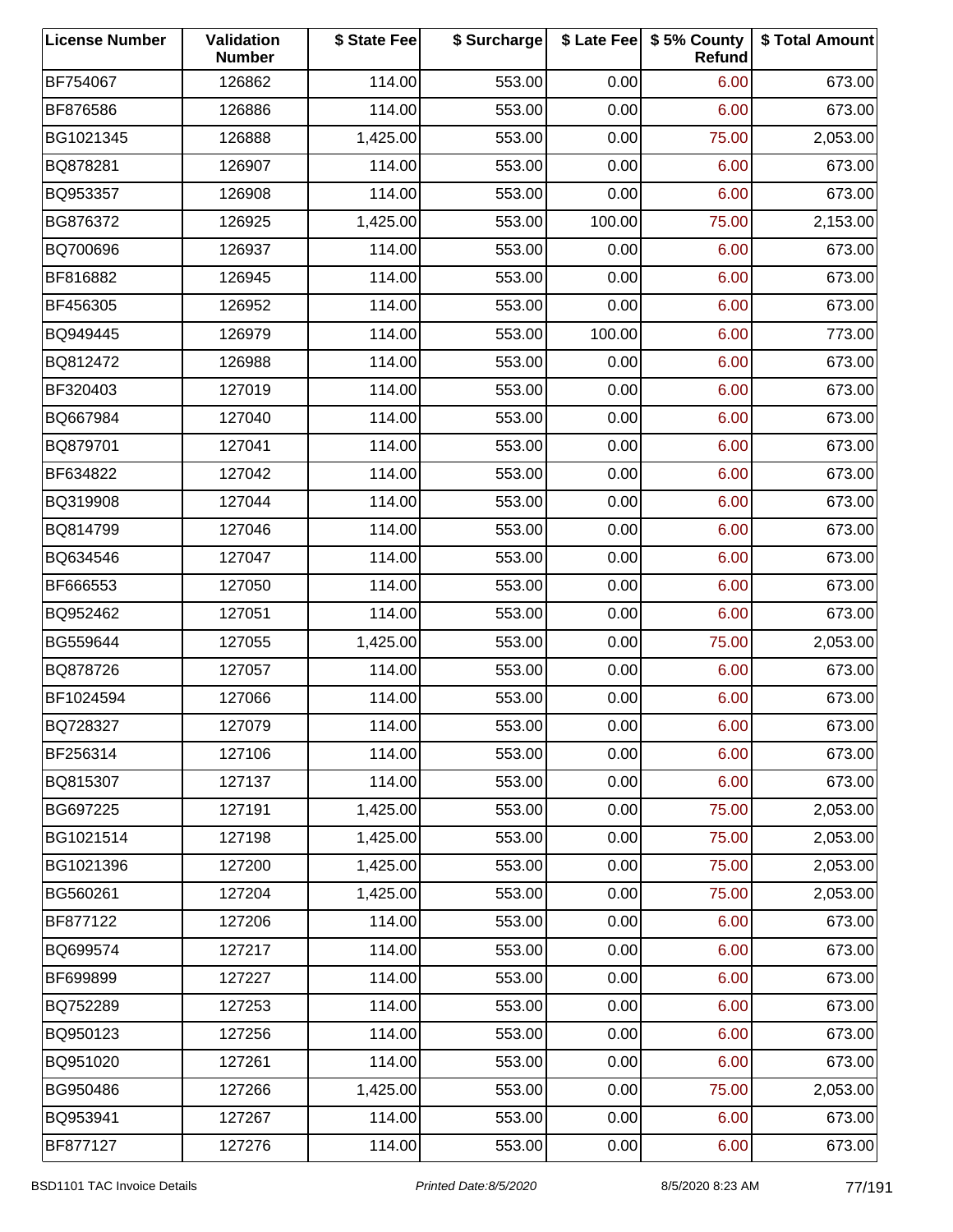| License Number | Validation Number | $ State Fee | $ Surcharge | $ Late Fee | $ 5% County Refund | $ Total Amount |
|---|---|---|---|---|---|---|
| BF754067 | 126862 | 114.00 | 553.00 | 0.00 | 6.00 | 673.00 |
| BF876586 | 126886 | 114.00 | 553.00 | 0.00 | 6.00 | 673.00 |
| BG1021345 | 126888 | 1,425.00 | 553.00 | 0.00 | 75.00 | 2,053.00 |
| BQ878281 | 126907 | 114.00 | 553.00 | 0.00 | 6.00 | 673.00 |
| BQ953357 | 126908 | 114.00 | 553.00 | 0.00 | 6.00 | 673.00 |
| BG876372 | 126925 | 1,425.00 | 553.00 | 100.00 | 75.00 | 2,153.00 |
| BQ700696 | 126937 | 114.00 | 553.00 | 0.00 | 6.00 | 673.00 |
| BF816882 | 126945 | 114.00 | 553.00 | 0.00 | 6.00 | 673.00 |
| BF456305 | 126952 | 114.00 | 553.00 | 0.00 | 6.00 | 673.00 |
| BQ949445 | 126979 | 114.00 | 553.00 | 100.00 | 6.00 | 773.00 |
| BQ812472 | 126988 | 114.00 | 553.00 | 0.00 | 6.00 | 673.00 |
| BF320403 | 127019 | 114.00 | 553.00 | 0.00 | 6.00 | 673.00 |
| BQ667984 | 127040 | 114.00 | 553.00 | 0.00 | 6.00 | 673.00 |
| BQ879701 | 127041 | 114.00 | 553.00 | 0.00 | 6.00 | 673.00 |
| BF634822 | 127042 | 114.00 | 553.00 | 0.00 | 6.00 | 673.00 |
| BQ319908 | 127044 | 114.00 | 553.00 | 0.00 | 6.00 | 673.00 |
| BQ814799 | 127046 | 114.00 | 553.00 | 0.00 | 6.00 | 673.00 |
| BQ634546 | 127047 | 114.00 | 553.00 | 0.00 | 6.00 | 673.00 |
| BF666553 | 127050 | 114.00 | 553.00 | 0.00 | 6.00 | 673.00 |
| BQ952462 | 127051 | 114.00 | 553.00 | 0.00 | 6.00 | 673.00 |
| BG559644 | 127055 | 1,425.00 | 553.00 | 0.00 | 75.00 | 2,053.00 |
| BQ878726 | 127057 | 114.00 | 553.00 | 0.00 | 6.00 | 673.00 |
| BF1024594 | 127066 | 114.00 | 553.00 | 0.00 | 6.00 | 673.00 |
| BQ728327 | 127079 | 114.00 | 553.00 | 0.00 | 6.00 | 673.00 |
| BF256314 | 127106 | 114.00 | 553.00 | 0.00 | 6.00 | 673.00 |
| BQ815307 | 127137 | 114.00 | 553.00 | 0.00 | 6.00 | 673.00 |
| BG697225 | 127191 | 1,425.00 | 553.00 | 0.00 | 75.00 | 2,053.00 |
| BG1021514 | 127198 | 1,425.00 | 553.00 | 0.00 | 75.00 | 2,053.00 |
| BG1021396 | 127200 | 1,425.00 | 553.00 | 0.00 | 75.00 | 2,053.00 |
| BG560261 | 127204 | 1,425.00 | 553.00 | 0.00 | 75.00 | 2,053.00 |
| BF877122 | 127206 | 114.00 | 553.00 | 0.00 | 6.00 | 673.00 |
| BQ699574 | 127217 | 114.00 | 553.00 | 0.00 | 6.00 | 673.00 |
| BF699899 | 127227 | 114.00 | 553.00 | 0.00 | 6.00 | 673.00 |
| BQ752289 | 127253 | 114.00 | 553.00 | 0.00 | 6.00 | 673.00 |
| BQ950123 | 127256 | 114.00 | 553.00 | 0.00 | 6.00 | 673.00 |
| BQ951020 | 127261 | 114.00 | 553.00 | 0.00 | 6.00 | 673.00 |
| BG950486 | 127266 | 1,425.00 | 553.00 | 0.00 | 75.00 | 2,053.00 |
| BQ953941 | 127267 | 114.00 | 553.00 | 0.00 | 6.00 | 673.00 |
| BF877127 | 127276 | 114.00 | 553.00 | 0.00 | 6.00 | 673.00 |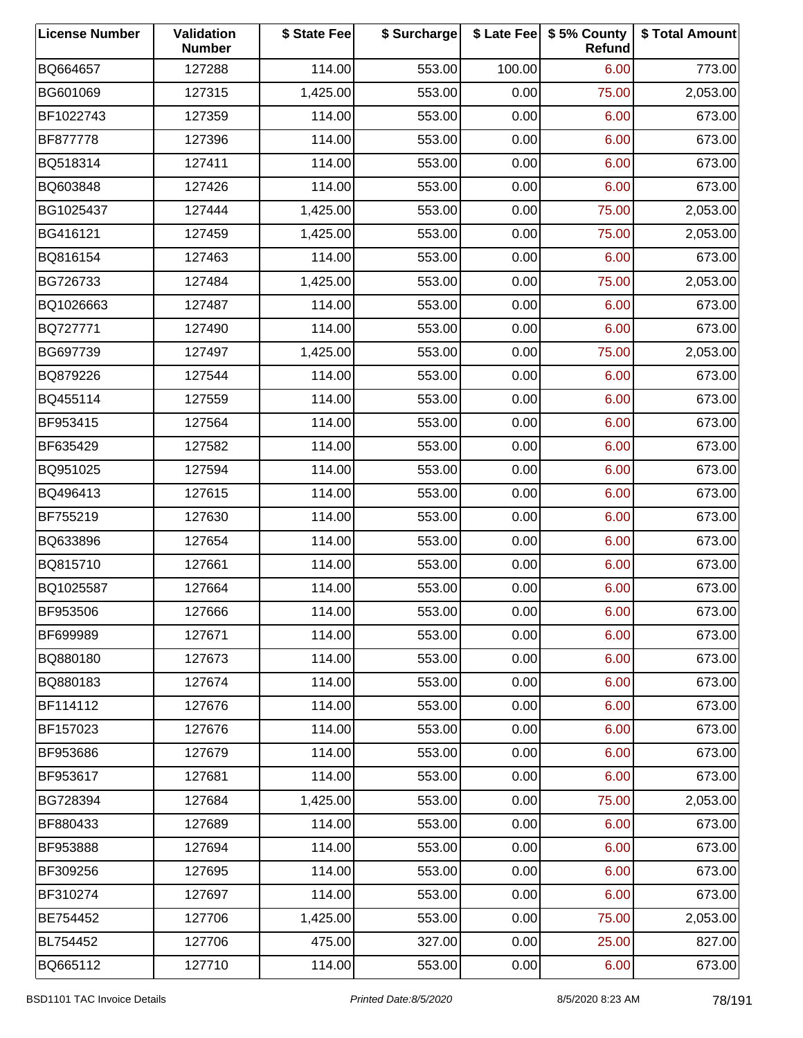| License Number | Validation Number | $ State Fee | $ Surcharge | $ Late Fee | $ 5% County Refund | $ Total Amount |
|---|---|---|---|---|---|---|
| BQ664657 | 127288 | 114.00 | 553.00 | 100.00 | 6.00 | 773.00 |
| BG601069 | 127315 | 1,425.00 | 553.00 | 0.00 | 75.00 | 2,053.00 |
| BF1022743 | 127359 | 114.00 | 553.00 | 0.00 | 6.00 | 673.00 |
| BF877778 | 127396 | 114.00 | 553.00 | 0.00 | 6.00 | 673.00 |
| BQ518314 | 127411 | 114.00 | 553.00 | 0.00 | 6.00 | 673.00 |
| BQ603848 | 127426 | 114.00 | 553.00 | 0.00 | 6.00 | 673.00 |
| BG1025437 | 127444 | 1,425.00 | 553.00 | 0.00 | 75.00 | 2,053.00 |
| BG416121 | 127459 | 1,425.00 | 553.00 | 0.00 | 75.00 | 2,053.00 |
| BQ816154 | 127463 | 114.00 | 553.00 | 0.00 | 6.00 | 673.00 |
| BG726733 | 127484 | 1,425.00 | 553.00 | 0.00 | 75.00 | 2,053.00 |
| BQ1026663 | 127487 | 114.00 | 553.00 | 0.00 | 6.00 | 673.00 |
| BQ727771 | 127490 | 114.00 | 553.00 | 0.00 | 6.00 | 673.00 |
| BG697739 | 127497 | 1,425.00 | 553.00 | 0.00 | 75.00 | 2,053.00 |
| BQ879226 | 127544 | 114.00 | 553.00 | 0.00 | 6.00 | 673.00 |
| BQ455114 | 127559 | 114.00 | 553.00 | 0.00 | 6.00 | 673.00 |
| BF953415 | 127564 | 114.00 | 553.00 | 0.00 | 6.00 | 673.00 |
| BF635429 | 127582 | 114.00 | 553.00 | 0.00 | 6.00 | 673.00 |
| BQ951025 | 127594 | 114.00 | 553.00 | 0.00 | 6.00 | 673.00 |
| BQ496413 | 127615 | 114.00 | 553.00 | 0.00 | 6.00 | 673.00 |
| BF755219 | 127630 | 114.00 | 553.00 | 0.00 | 6.00 | 673.00 |
| BQ633896 | 127654 | 114.00 | 553.00 | 0.00 | 6.00 | 673.00 |
| BQ815710 | 127661 | 114.00 | 553.00 | 0.00 | 6.00 | 673.00 |
| BQ1025587 | 127664 | 114.00 | 553.00 | 0.00 | 6.00 | 673.00 |
| BF953506 | 127666 | 114.00 | 553.00 | 0.00 | 6.00 | 673.00 |
| BF699989 | 127671 | 114.00 | 553.00 | 0.00 | 6.00 | 673.00 |
| BQ880180 | 127673 | 114.00 | 553.00 | 0.00 | 6.00 | 673.00 |
| BQ880183 | 127674 | 114.00 | 553.00 | 0.00 | 6.00 | 673.00 |
| BF114112 | 127676 | 114.00 | 553.00 | 0.00 | 6.00 | 673.00 |
| BF157023 | 127676 | 114.00 | 553.00 | 0.00 | 6.00 | 673.00 |
| BF953686 | 127679 | 114.00 | 553.00 | 0.00 | 6.00 | 673.00 |
| BF953617 | 127681 | 114.00 | 553.00 | 0.00 | 6.00 | 673.00 |
| BG728394 | 127684 | 1,425.00 | 553.00 | 0.00 | 75.00 | 2,053.00 |
| BF880433 | 127689 | 114.00 | 553.00 | 0.00 | 6.00 | 673.00 |
| BF953888 | 127694 | 114.00 | 553.00 | 0.00 | 6.00 | 673.00 |
| BF309256 | 127695 | 114.00 | 553.00 | 0.00 | 6.00 | 673.00 |
| BF310274 | 127697 | 114.00 | 553.00 | 0.00 | 6.00 | 673.00 |
| BE754452 | 127706 | 1,425.00 | 553.00 | 0.00 | 75.00 | 2,053.00 |
| BL754452 | 127706 | 475.00 | 327.00 | 0.00 | 25.00 | 827.00 |
| BQ665112 | 127710 | 114.00 | 553.00 | 0.00 | 6.00 | 673.00 |

BSD1101 TAC Invoice Details | *Printed Date:8/5/2020* | 8/5/2020 8:23 AM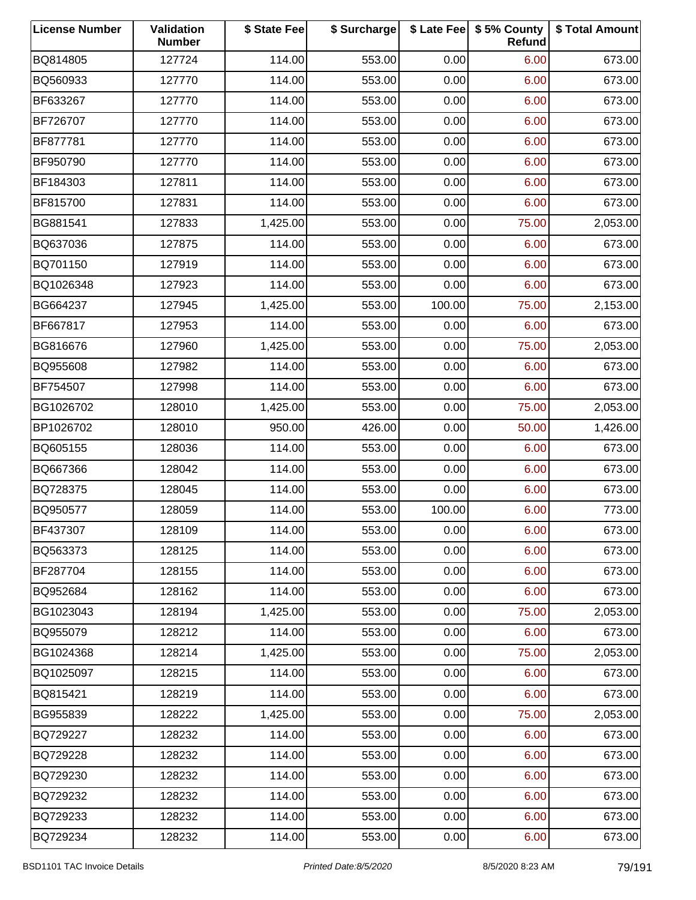| License Number | Validation Number | $ State Fee | $ Surcharge | $ Late Fee | $ 5% County Refund | $ Total Amount |
|---|---|---|---|---|---|---|
| BQ814805 | 127724 | 114.00 | 553.00 | 0.00 | 6.00 | 673.00 |
| BQ560933 | 127770 | 114.00 | 553.00 | 0.00 | 6.00 | 673.00 |
| BF633267 | 127770 | 114.00 | 553.00 | 0.00 | 6.00 | 673.00 |
| BF726707 | 127770 | 114.00 | 553.00 | 0.00 | 6.00 | 673.00 |
| BF877781 | 127770 | 114.00 | 553.00 | 0.00 | 6.00 | 673.00 |
| BF950790 | 127770 | 114.00 | 553.00 | 0.00 | 6.00 | 673.00 |
| BF184303 | 127811 | 114.00 | 553.00 | 0.00 | 6.00 | 673.00 |
| BF815700 | 127831 | 114.00 | 553.00 | 0.00 | 6.00 | 673.00 |
| BG881541 | 127833 | 1,425.00 | 553.00 | 0.00 | 75.00 | 2,053.00 |
| BQ637036 | 127875 | 114.00 | 553.00 | 0.00 | 6.00 | 673.00 |
| BQ701150 | 127919 | 114.00 | 553.00 | 0.00 | 6.00 | 673.00 |
| BQ1026348 | 127923 | 114.00 | 553.00 | 0.00 | 6.00 | 673.00 |
| BG664237 | 127945 | 1,425.00 | 553.00 | 100.00 | 75.00 | 2,153.00 |
| BF667817 | 127953 | 114.00 | 553.00 | 0.00 | 6.00 | 673.00 |
| BG816676 | 127960 | 1,425.00 | 553.00 | 0.00 | 75.00 | 2,053.00 |
| BQ955608 | 127982 | 114.00 | 553.00 | 0.00 | 6.00 | 673.00 |
| BF754507 | 127998 | 114.00 | 553.00 | 0.00 | 6.00 | 673.00 |
| BG1026702 | 128010 | 1,425.00 | 553.00 | 0.00 | 75.00 | 2,053.00 |
| BP1026702 | 128010 | 950.00 | 426.00 | 0.00 | 50.00 | 1,426.00 |
| BQ605155 | 128036 | 114.00 | 553.00 | 0.00 | 6.00 | 673.00 |
| BQ667366 | 128042 | 114.00 | 553.00 | 0.00 | 6.00 | 673.00 |
| BQ728375 | 128045 | 114.00 | 553.00 | 0.00 | 6.00 | 673.00 |
| BQ950577 | 128059 | 114.00 | 553.00 | 100.00 | 6.00 | 773.00 |
| BF437307 | 128109 | 114.00 | 553.00 | 0.00 | 6.00 | 673.00 |
| BQ563373 | 128125 | 114.00 | 553.00 | 0.00 | 6.00 | 673.00 |
| BF287704 | 128155 | 114.00 | 553.00 | 0.00 | 6.00 | 673.00 |
| BQ952684 | 128162 | 114.00 | 553.00 | 0.00 | 6.00 | 673.00 |
| BG1023043 | 128194 | 1,425.00 | 553.00 | 0.00 | 75.00 | 2,053.00 |
| BQ955079 | 128212 | 114.00 | 553.00 | 0.00 | 6.00 | 673.00 |
| BG1024368 | 128214 | 1,425.00 | 553.00 | 0.00 | 75.00 | 2,053.00 |
| BQ1025097 | 128215 | 114.00 | 553.00 | 0.00 | 6.00 | 673.00 |
| BQ815421 | 128219 | 114.00 | 553.00 | 0.00 | 6.00 | 673.00 |
| BG955839 | 128222 | 1,425.00 | 553.00 | 0.00 | 75.00 | 2,053.00 |
| BQ729227 | 128232 | 114.00 | 553.00 | 0.00 | 6.00 | 673.00 |
| BQ729228 | 128232 | 114.00 | 553.00 | 0.00 | 6.00 | 673.00 |
| BQ729230 | 128232 | 114.00 | 553.00 | 0.00 | 6.00 | 673.00 |
| BQ729232 | 128232 | 114.00 | 553.00 | 0.00 | 6.00 | 673.00 |
| BQ729233 | 128232 | 114.00 | 553.00 | 0.00 | 6.00 | 673.00 |
| BQ729234 | 128232 | 114.00 | 553.00 | 0.00 | 6.00 | 673.00 |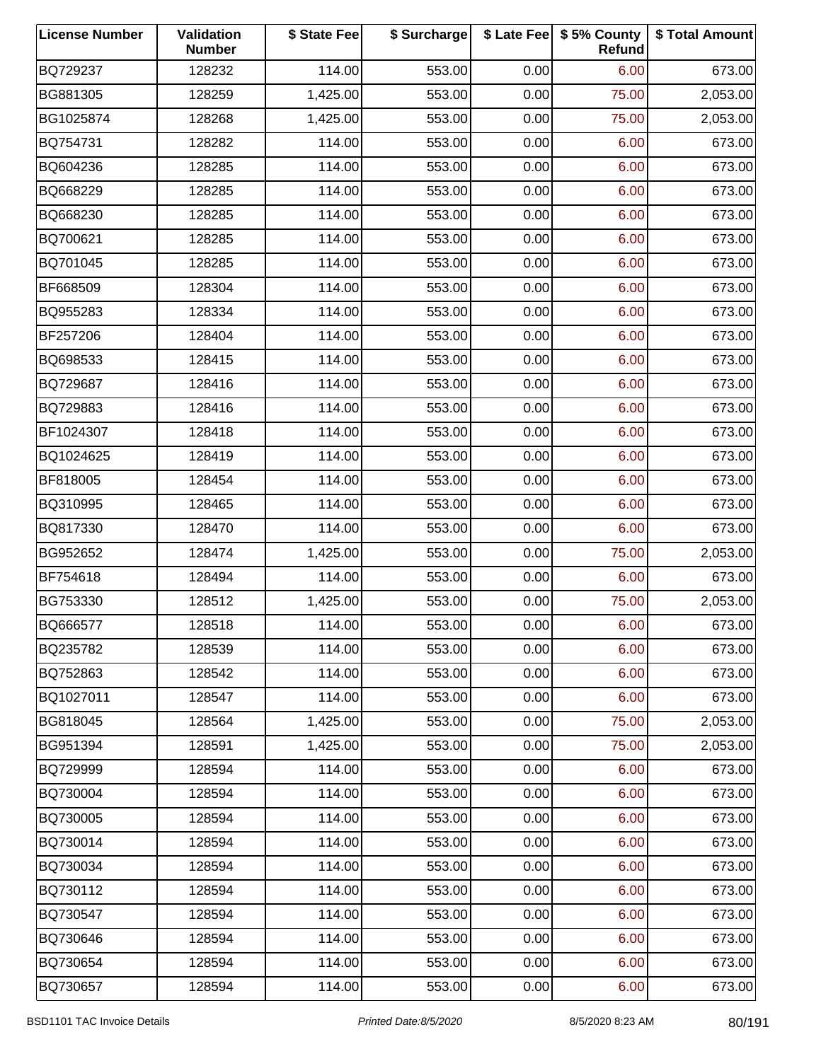| License Number | Validation Number | $ State Fee | $ Surcharge | $ Late Fee | $ 5% County Refund | $ Total Amount |
|---|---|---|---|---|---|---|
| BQ729237 | 128232 | 114.00 | 553.00 | 0.00 | 6.00 | 673.00 |
| BG881305 | 128259 | 1,425.00 | 553.00 | 0.00 | 75.00 | 2,053.00 |
| BG1025874 | 128268 | 1,425.00 | 553.00 | 0.00 | 75.00 | 2,053.00 |
| BQ754731 | 128282 | 114.00 | 553.00 | 0.00 | 6.00 | 673.00 |
| BQ604236 | 128285 | 114.00 | 553.00 | 0.00 | 6.00 | 673.00 |
| BQ668229 | 128285 | 114.00 | 553.00 | 0.00 | 6.00 | 673.00 |
| BQ668230 | 128285 | 114.00 | 553.00 | 0.00 | 6.00 | 673.00 |
| BQ700621 | 128285 | 114.00 | 553.00 | 0.00 | 6.00 | 673.00 |
| BQ701045 | 128285 | 114.00 | 553.00 | 0.00 | 6.00 | 673.00 |
| BF668509 | 128304 | 114.00 | 553.00 | 0.00 | 6.00 | 673.00 |
| BQ955283 | 128334 | 114.00 | 553.00 | 0.00 | 6.00 | 673.00 |
| BF257206 | 128404 | 114.00 | 553.00 | 0.00 | 6.00 | 673.00 |
| BQ698533 | 128415 | 114.00 | 553.00 | 0.00 | 6.00 | 673.00 |
| BQ729687 | 128416 | 114.00 | 553.00 | 0.00 | 6.00 | 673.00 |
| BQ729883 | 128416 | 114.00 | 553.00 | 0.00 | 6.00 | 673.00 |
| BF1024307 | 128418 | 114.00 | 553.00 | 0.00 | 6.00 | 673.00 |
| BQ1024625 | 128419 | 114.00 | 553.00 | 0.00 | 6.00 | 673.00 |
| BF818005 | 128454 | 114.00 | 553.00 | 0.00 | 6.00 | 673.00 |
| BQ310995 | 128465 | 114.00 | 553.00 | 0.00 | 6.00 | 673.00 |
| BQ817330 | 128470 | 114.00 | 553.00 | 0.00 | 6.00 | 673.00 |
| BG952652 | 128474 | 1,425.00 | 553.00 | 0.00 | 75.00 | 2,053.00 |
| BF754618 | 128494 | 114.00 | 553.00 | 0.00 | 6.00 | 673.00 |
| BG753330 | 128512 | 1,425.00 | 553.00 | 0.00 | 75.00 | 2,053.00 |
| BQ666577 | 128518 | 114.00 | 553.00 | 0.00 | 6.00 | 673.00 |
| BQ235782 | 128539 | 114.00 | 553.00 | 0.00 | 6.00 | 673.00 |
| BQ752863 | 128542 | 114.00 | 553.00 | 0.00 | 6.00 | 673.00 |
| BQ1027011 | 128547 | 114.00 | 553.00 | 0.00 | 6.00 | 673.00 |
| BG818045 | 128564 | 1,425.00 | 553.00 | 0.00 | 75.00 | 2,053.00 |
| BG951394 | 128591 | 1,425.00 | 553.00 | 0.00 | 75.00 | 2,053.00 |
| BQ729999 | 128594 | 114.00 | 553.00 | 0.00 | 6.00 | 673.00 |
| BQ730004 | 128594 | 114.00 | 553.00 | 0.00 | 6.00 | 673.00 |
| BQ730005 | 128594 | 114.00 | 553.00 | 0.00 | 6.00 | 673.00 |
| BQ730014 | 128594 | 114.00 | 553.00 | 0.00 | 6.00 | 673.00 |
| BQ730034 | 128594 | 114.00 | 553.00 | 0.00 | 6.00 | 673.00 |
| BQ730112 | 128594 | 114.00 | 553.00 | 0.00 | 6.00 | 673.00 |
| BQ730547 | 128594 | 114.00 | 553.00 | 0.00 | 6.00 | 673.00 |
| BQ730646 | 128594 | 114.00 | 553.00 | 0.00 | 6.00 | 673.00 |
| BQ730654 | 128594 | 114.00 | 553.00 | 0.00 | 6.00 | 673.00 |
| BQ730657 | 128594 | 114.00 | 553.00 | 0.00 | 6.00 | 673.00 |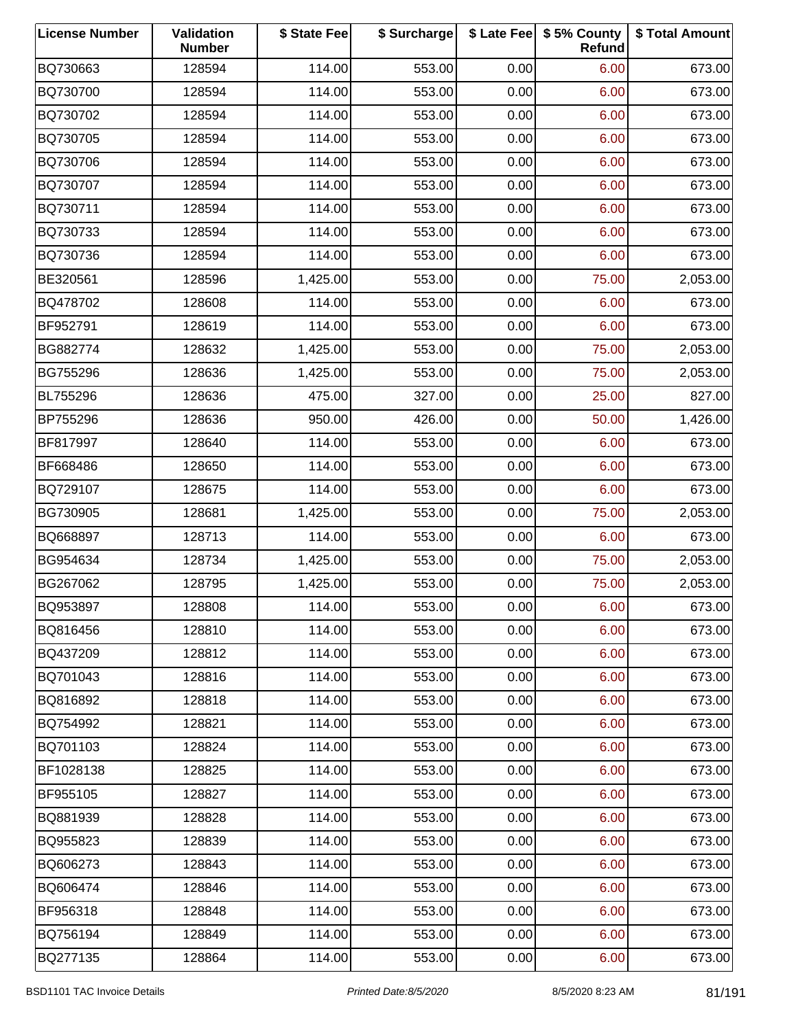| License Number | Validation Number | $ State Fee | $ Surcharge | $ Late Fee | $ 5% County Refund | $ Total Amount |
|---|---|---|---|---|---|---|
| BQ730663 | 128594 | 114.00 | 553.00 | 0.00 | 6.00 | 673.00 |
| BQ730700 | 128594 | 114.00 | 553.00 | 0.00 | 6.00 | 673.00 |
| BQ730702 | 128594 | 114.00 | 553.00 | 0.00 | 6.00 | 673.00 |
| BQ730705 | 128594 | 114.00 | 553.00 | 0.00 | 6.00 | 673.00 |
| BQ730706 | 128594 | 114.00 | 553.00 | 0.00 | 6.00 | 673.00 |
| BQ730707 | 128594 | 114.00 | 553.00 | 0.00 | 6.00 | 673.00 |
| BQ730711 | 128594 | 114.00 | 553.00 | 0.00 | 6.00 | 673.00 |
| BQ730733 | 128594 | 114.00 | 553.00 | 0.00 | 6.00 | 673.00 |
| BQ730736 | 128594 | 114.00 | 553.00 | 0.00 | 6.00 | 673.00 |
| BE320561 | 128596 | 1,425.00 | 553.00 | 0.00 | 75.00 | 2,053.00 |
| BQ478702 | 128608 | 114.00 | 553.00 | 0.00 | 6.00 | 673.00 |
| BF952791 | 128619 | 114.00 | 553.00 | 0.00 | 6.00 | 673.00 |
| BG882774 | 128632 | 1,425.00 | 553.00 | 0.00 | 75.00 | 2,053.00 |
| BG755296 | 128636 | 1,425.00 | 553.00 | 0.00 | 75.00 | 2,053.00 |
| BL755296 | 128636 | 475.00 | 327.00 | 0.00 | 25.00 | 827.00 |
| BP755296 | 128636 | 950.00 | 426.00 | 0.00 | 50.00 | 1,426.00 |
| BF817997 | 128640 | 114.00 | 553.00 | 0.00 | 6.00 | 673.00 |
| BF668486 | 128650 | 114.00 | 553.00 | 0.00 | 6.00 | 673.00 |
| BQ729107 | 128675 | 114.00 | 553.00 | 0.00 | 6.00 | 673.00 |
| BG730905 | 128681 | 1,425.00 | 553.00 | 0.00 | 75.00 | 2,053.00 |
| BQ668897 | 128713 | 114.00 | 553.00 | 0.00 | 6.00 | 673.00 |
| BG954634 | 128734 | 1,425.00 | 553.00 | 0.00 | 75.00 | 2,053.00 |
| BG267062 | 128795 | 1,425.00 | 553.00 | 0.00 | 75.00 | 2,053.00 |
| BQ953897 | 128808 | 114.00 | 553.00 | 0.00 | 6.00 | 673.00 |
| BQ816456 | 128810 | 114.00 | 553.00 | 0.00 | 6.00 | 673.00 |
| BQ437209 | 128812 | 114.00 | 553.00 | 0.00 | 6.00 | 673.00 |
| BQ701043 | 128816 | 114.00 | 553.00 | 0.00 | 6.00 | 673.00 |
| BQ816892 | 128818 | 114.00 | 553.00 | 0.00 | 6.00 | 673.00 |
| BQ754992 | 128821 | 114.00 | 553.00 | 0.00 | 6.00 | 673.00 |
| BQ701103 | 128824 | 114.00 | 553.00 | 0.00 | 6.00 | 673.00 |
| BF1028138 | 128825 | 114.00 | 553.00 | 0.00 | 6.00 | 673.00 |
| BF955105 | 128827 | 114.00 | 553.00 | 0.00 | 6.00 | 673.00 |
| BQ881939 | 128828 | 114.00 | 553.00 | 0.00 | 6.00 | 673.00 |
| BQ955823 | 128839 | 114.00 | 553.00 | 0.00 | 6.00 | 673.00 |
| BQ606273 | 128843 | 114.00 | 553.00 | 0.00 | 6.00 | 673.00 |
| BQ606474 | 128846 | 114.00 | 553.00 | 0.00 | 6.00 | 673.00 |
| BF956318 | 128848 | 114.00 | 553.00 | 0.00 | 6.00 | 673.00 |
| BQ756194 | 128849 | 114.00 | 553.00 | 0.00 | 6.00 | 673.00 |
| BQ277135 | 128864 | 114.00 | 553.00 | 0.00 | 6.00 | 673.00 |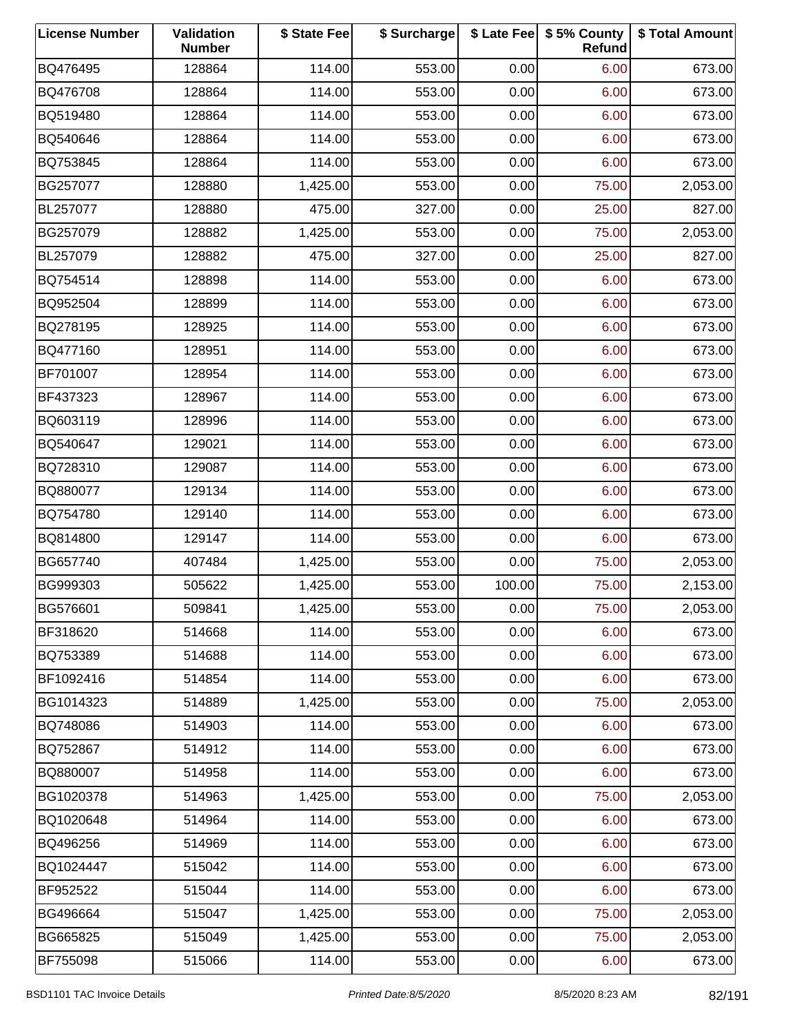| License Number | Validation Number | $ State Fee | $ Surcharge | $ Late Fee | $ 5% County Refund | $ Total Amount |
|---|---|---|---|---|---|---|
| BQ476495 | 128864 | 114.00 | 553.00 | 0.00 | 6.00 | 673.00 |
| BQ476708 | 128864 | 114.00 | 553.00 | 0.00 | 6.00 | 673.00 |
| BQ519480 | 128864 | 114.00 | 553.00 | 0.00 | 6.00 | 673.00 |
| BQ540646 | 128864 | 114.00 | 553.00 | 0.00 | 6.00 | 673.00 |
| BQ753845 | 128864 | 114.00 | 553.00 | 0.00 | 6.00 | 673.00 |
| BG257077 | 128880 | 1,425.00 | 553.00 | 0.00 | 75.00 | 2,053.00 |
| BL257077 | 128880 | 475.00 | 327.00 | 0.00 | 25.00 | 827.00 |
| BG257079 | 128882 | 1,425.00 | 553.00 | 0.00 | 75.00 | 2,053.00 |
| BL257079 | 128882 | 475.00 | 327.00 | 0.00 | 25.00 | 827.00 |
| BQ754514 | 128898 | 114.00 | 553.00 | 0.00 | 6.00 | 673.00 |
| BQ952504 | 128899 | 114.00 | 553.00 | 0.00 | 6.00 | 673.00 |
| BQ278195 | 128925 | 114.00 | 553.00 | 0.00 | 6.00 | 673.00 |
| BQ477160 | 128951 | 114.00 | 553.00 | 0.00 | 6.00 | 673.00 |
| BF701007 | 128954 | 114.00 | 553.00 | 0.00 | 6.00 | 673.00 |
| BF437323 | 128967 | 114.00 | 553.00 | 0.00 | 6.00 | 673.00 |
| BQ603119 | 128996 | 114.00 | 553.00 | 0.00 | 6.00 | 673.00 |
| BQ540647 | 129021 | 114.00 | 553.00 | 0.00 | 6.00 | 673.00 |
| BQ728310 | 129087 | 114.00 | 553.00 | 0.00 | 6.00 | 673.00 |
| BQ880077 | 129134 | 114.00 | 553.00 | 0.00 | 6.00 | 673.00 |
| BQ754780 | 129140 | 114.00 | 553.00 | 0.00 | 6.00 | 673.00 |
| BQ814800 | 129147 | 114.00 | 553.00 | 0.00 | 6.00 | 673.00 |
| BG657740 | 407484 | 1,425.00 | 553.00 | 0.00 | 75.00 | 2,053.00 |
| BG999303 | 505622 | 1,425.00 | 553.00 | 100.00 | 75.00 | 2,153.00 |
| BG576601 | 509841 | 1,425.00 | 553.00 | 0.00 | 75.00 | 2,053.00 |
| BF318620 | 514668 | 114.00 | 553.00 | 0.00 | 6.00 | 673.00 |
| BQ753389 | 514688 | 114.00 | 553.00 | 0.00 | 6.00 | 673.00 |
| BF1092416 | 514854 | 114.00 | 553.00 | 0.00 | 6.00 | 673.00 |
| BG1014323 | 514889 | 1,425.00 | 553.00 | 0.00 | 75.00 | 2,053.00 |
| BQ748086 | 514903 | 114.00 | 553.00 | 0.00 | 6.00 | 673.00 |
| BQ752867 | 514912 | 114.00 | 553.00 | 0.00 | 6.00 | 673.00 |
| BQ880007 | 514958 | 114.00 | 553.00 | 0.00 | 6.00 | 673.00 |
| BG1020378 | 514963 | 1,425.00 | 553.00 | 0.00 | 75.00 | 2,053.00 |
| BQ1020648 | 514964 | 114.00 | 553.00 | 0.00 | 6.00 | 673.00 |
| BQ496256 | 514969 | 114.00 | 553.00 | 0.00 | 6.00 | 673.00 |
| BQ1024447 | 515042 | 114.00 | 553.00 | 0.00 | 6.00 | 673.00 |
| BF952522 | 515044 | 114.00 | 553.00 | 0.00 | 6.00 | 673.00 |
| BG496664 | 515047 | 1,425.00 | 553.00 | 0.00 | 75.00 | 2,053.00 |
| BG665825 | 515049 | 1,425.00 | 553.00 | 0.00 | 75.00 | 2,053.00 |
| BF755098 | 515066 | 114.00 | 553.00 | 0.00 | 6.00 | 673.00 |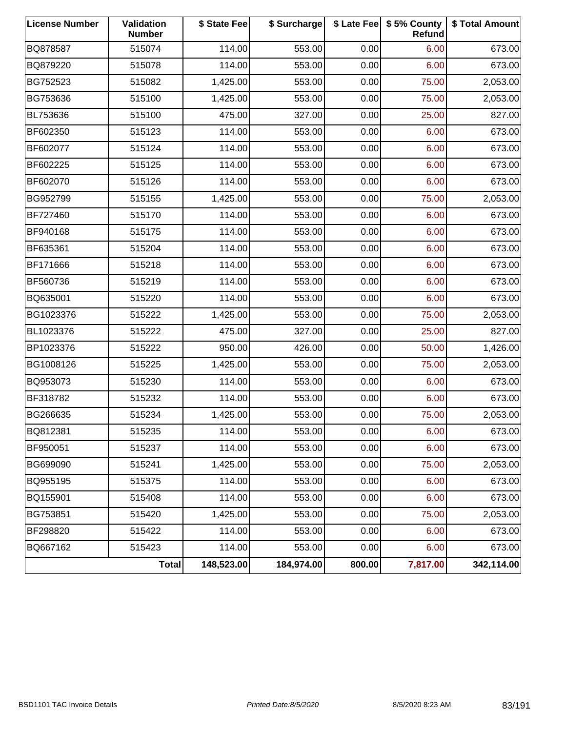| License Number | Validation Number | $ State Fee | $ Surcharge | $ Late Fee | $ 5% County Refund | $ Total Amount |
|---|---|---|---|---|---|---|
| BQ878587 | 515074 | 114.00 | 553.00 | 0.00 | 6.00 | 673.00 |
| BQ879220 | 515078 | 114.00 | 553.00 | 0.00 | 6.00 | 673.00 |
| BG752523 | 515082 | 1,425.00 | 553.00 | 0.00 | 75.00 | 2,053.00 |
| BG753636 | 515100 | 1,425.00 | 553.00 | 0.00 | 75.00 | 2,053.00 |
| BL753636 | 515100 | 475.00 | 327.00 | 0.00 | 25.00 | 827.00 |
| BF602350 | 515123 | 114.00 | 553.00 | 0.00 | 6.00 | 673.00 |
| BF602077 | 515124 | 114.00 | 553.00 | 0.00 | 6.00 | 673.00 |
| BF602225 | 515125 | 114.00 | 553.00 | 0.00 | 6.00 | 673.00 |
| BF602070 | 515126 | 114.00 | 553.00 | 0.00 | 6.00 | 673.00 |
| BG952799 | 515155 | 1,425.00 | 553.00 | 0.00 | 75.00 | 2,053.00 |
| BF727460 | 515170 | 114.00 | 553.00 | 0.00 | 6.00 | 673.00 |
| BF940168 | 515175 | 114.00 | 553.00 | 0.00 | 6.00 | 673.00 |
| BF635361 | 515204 | 114.00 | 553.00 | 0.00 | 6.00 | 673.00 |
| BF171666 | 515218 | 114.00 | 553.00 | 0.00 | 6.00 | 673.00 |
| BF560736 | 515219 | 114.00 | 553.00 | 0.00 | 6.00 | 673.00 |
| BQ635001 | 515220 | 114.00 | 553.00 | 0.00 | 6.00 | 673.00 |
| BG1023376 | 515222 | 1,425.00 | 553.00 | 0.00 | 75.00 | 2,053.00 |
| BL1023376 | 515222 | 475.00 | 327.00 | 0.00 | 25.00 | 827.00 |
| BP1023376 | 515222 | 950.00 | 426.00 | 0.00 | 50.00 | 1,426.00 |
| BG1008126 | 515225 | 1,425.00 | 553.00 | 0.00 | 75.00 | 2,053.00 |
| BQ953073 | 515230 | 114.00 | 553.00 | 0.00 | 6.00 | 673.00 |
| BF318782 | 515232 | 114.00 | 553.00 | 0.00 | 6.00 | 673.00 |
| BG266635 | 515234 | 1,425.00 | 553.00 | 0.00 | 75.00 | 2,053.00 |
| BQ812381 | 515235 | 114.00 | 553.00 | 0.00 | 6.00 | 673.00 |
| BF950051 | 515237 | 114.00 | 553.00 | 0.00 | 6.00 | 673.00 |
| BG699090 | 515241 | 1,425.00 | 553.00 | 0.00 | 75.00 | 2,053.00 |
| BQ955195 | 515375 | 114.00 | 553.00 | 0.00 | 6.00 | 673.00 |
| BQ155901 | 515408 | 114.00 | 553.00 | 0.00 | 6.00 | 673.00 |
| BG753851 | 515420 | 1,425.00 | 553.00 | 0.00 | 75.00 | 2,053.00 |
| BF298820 | 515422 | 114.00 | 553.00 | 0.00 | 6.00 | 673.00 |
| BQ667162 | 515423 | 114.00 | 553.00 | 0.00 | 6.00 | 673.00 |
| | **Total** | **148,523.00** | **184,974.00** | **800.00** | **7,817.00** | **342,114.00** |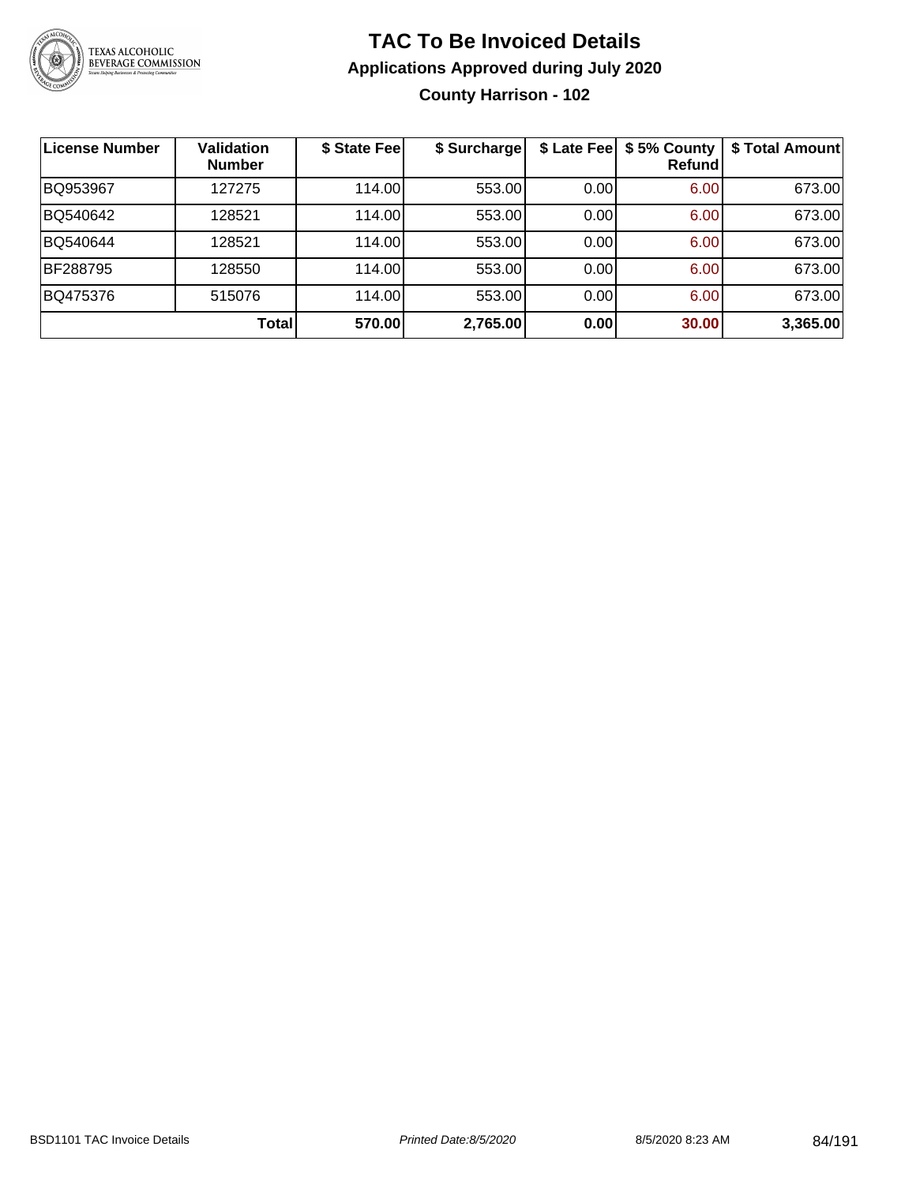# TAC To Be Invoiced Details

## Applications Approved during July 2020

### County Harrison - 102

| License Number | Validation Number | $ State Fee | $ Surcharge | $ Late Fee | $ 5% County Refund | $ Total Amount |
|---|---|---|---|---|---|---|
| BQ953967 | 127275 | 114.00 | 553.00 | 0.00 | 6.00 | 673.00 |
| BQ540642 | 128521 | 114.00 | 553.00 | 0.00 | 6.00 | 673.00 |
| BQ540644 | 128521 | 114.00 | 553.00 | 0.00 | 6.00 | 673.00 |
| BF288795 | 128550 | 114.00 | 553.00 | 0.00 | 6.00 | 673.00 |
| BQ475376 | 515076 | 114.00 | 553.00 | 0.00 | 6.00 | 673.00 |
| | **Total** | **570.00** | **2,765.00** | **0.00** | **30.00** | **3,365.00** |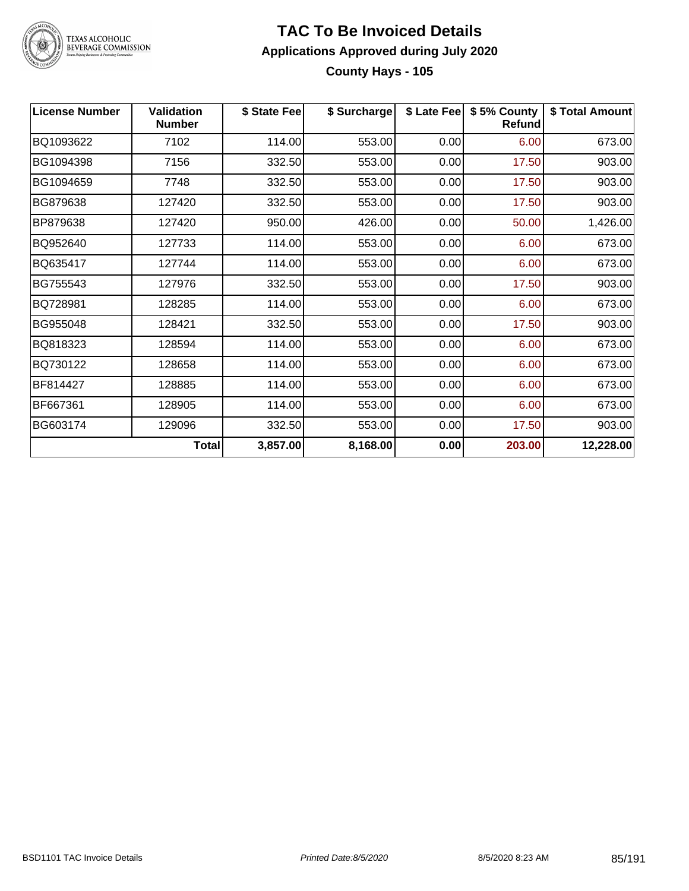# TAC To Be Invoiced Details

## Applications Approved during July 2020

### County Hays - 105

| License Number | Validation Number | $ State Fee | $ Surcharge | $ Late Fee | $ 5% County Refund | $ Total Amount |
|---|---|---|---|---|---|---|
| BQ1093622 | 7102 | 114.00 | 553.00 | 0.00 | 6.00 | 673.00 |
| BG1094398 | 7156 | 332.50 | 553.00 | 0.00 | 17.50 | 903.00 |
| BG1094659 | 7748 | 332.50 | 553.00 | 0.00 | 17.50 | 903.00 |
| BG879638 | 127420 | 332.50 | 553.00 | 0.00 | 17.50 | 903.00 |
| BP879638 | 127420 | 950.00 | 426.00 | 0.00 | 50.00 | 1,426.00 |
| BQ952640 | 127733 | 114.00 | 553.00 | 0.00 | 6.00 | 673.00 |
| BQ635417 | 127744 | 114.00 | 553.00 | 0.00 | 6.00 | 673.00 |
| BG755543 | 127976 | 332.50 | 553.00 | 0.00 | 17.50 | 903.00 |
| BQ728981 | 128285 | 114.00 | 553.00 | 0.00 | 6.00 | 673.00 |
| BG955048 | 128421 | 332.50 | 553.00 | 0.00 | 17.50 | 903.00 |
| BQ818323 | 128594 | 114.00 | 553.00 | 0.00 | 6.00 | 673.00 |
| BQ730122 | 128658 | 114.00 | 553.00 | 0.00 | 6.00 | 673.00 |
| BF814427 | 128885 | 114.00 | 553.00 | 0.00 | 6.00 | 673.00 |
| BF667361 | 128905 | 114.00 | 553.00 | 0.00 | 6.00 | 673.00 |
| BG603174 | 129096 | 332.50 | 553.00 | 0.00 | 17.50 | 903.00 |
| | **Total** | **3,857.00** | **8,168.00** | **0.00** | **203.00** | **12,228.00** |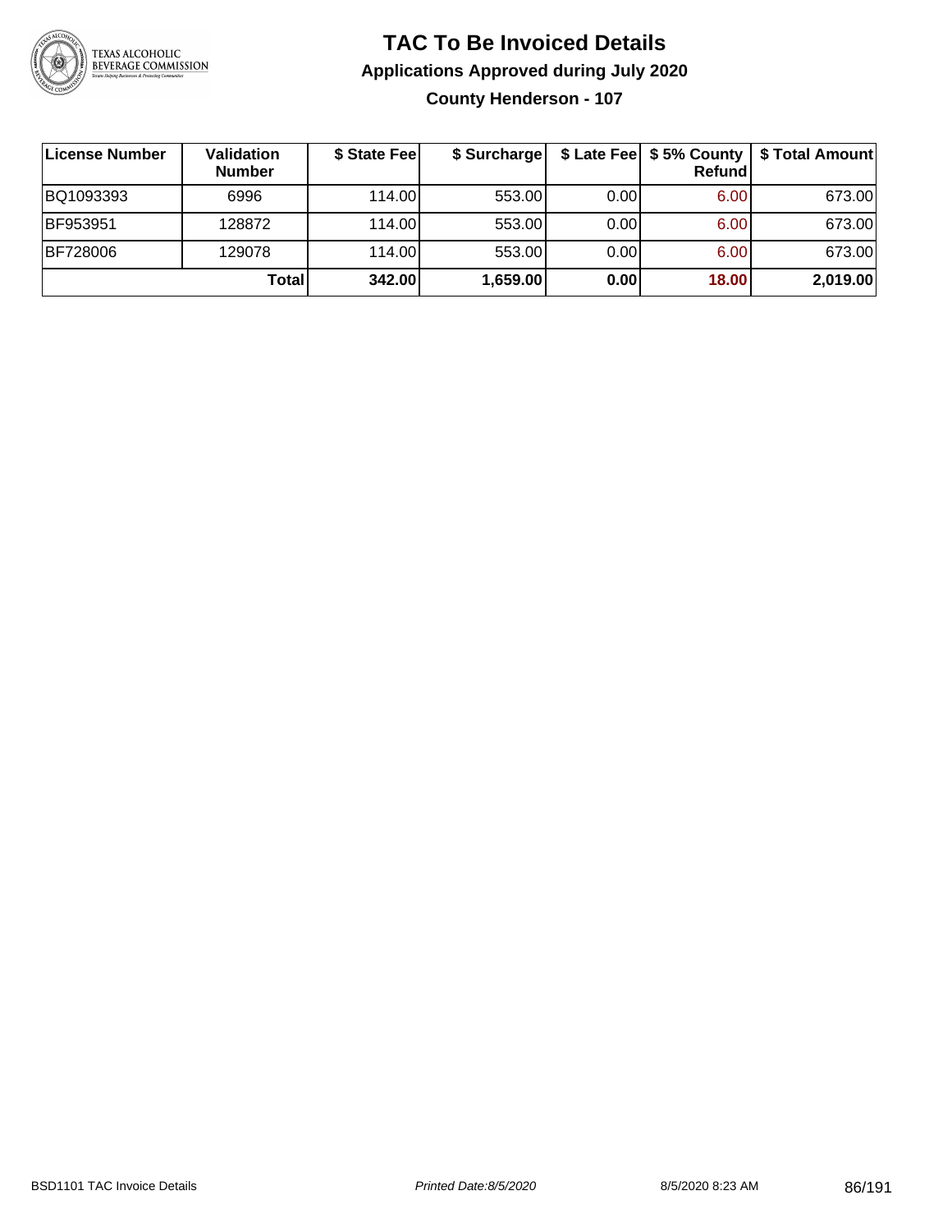# TAC To Be Invoiced Details

## Applications Approved during July 2020

### County Henderson - 107

| License Number | Validation Number | $ State Fee | $ Surcharge | $ Late Fee | $ 5% County Refund | $ Total Amount |
|---|---|---|---|---|---|---|
| BQ1093393 | 6996 | 114.00 | 553.00 | 0.00 | 6.00 | 673.00 |
| BF953951 | 128872 | 114.00 | 553.00 | 0.00 | 6.00 | 673.00 |
| BF728006 | 129078 | 114.00 | 553.00 | 0.00 | 6.00 | 673.00 |
| | **Total** | **342.00** | **1,659.00** | **0.00** | **18.00** | **2,019.00** |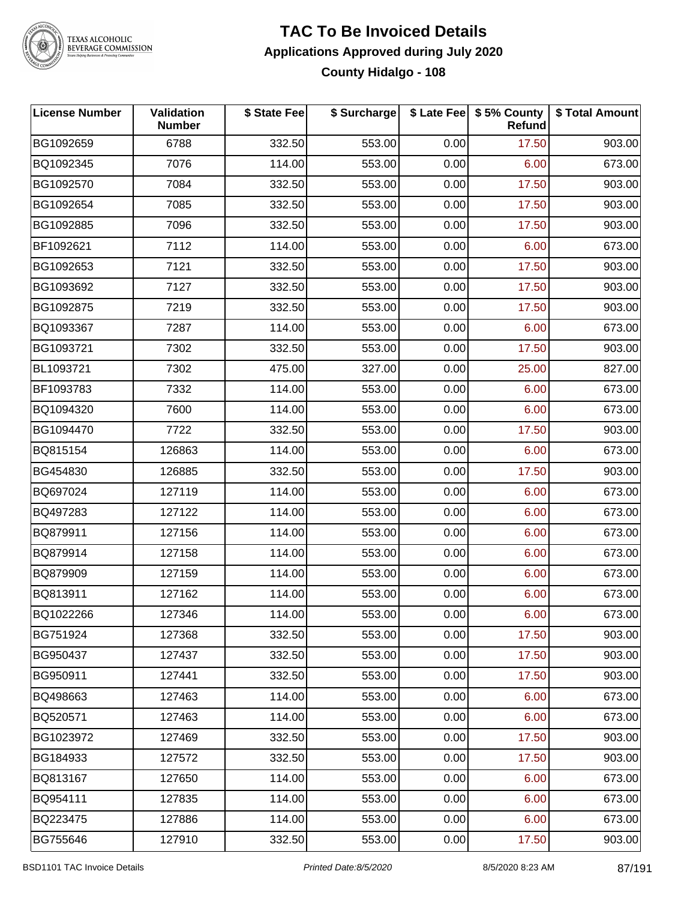# TAC To Be Invoiced Details

## Applications Approved during July 2020

### County Hidalgo - 108

| License Number | Validation Number | $ State Fee | $ Surcharge | $ Late Fee | $ 5% County Refund | $ Total Amount |
|---|---|---|---|---|---|---|
| BG1092659 | 6788 | 332.50 | 553.00 | 0.00 | 17.50 | 903.00 |
| BQ1092345 | 7076 | 114.00 | 553.00 | 0.00 | 6.00 | 673.00 |
| BG1092570 | 7084 | 332.50 | 553.00 | 0.00 | 17.50 | 903.00 |
| BG1092654 | 7085 | 332.50 | 553.00 | 0.00 | 17.50 | 903.00 |
| BG1092885 | 7096 | 332.50 | 553.00 | 0.00 | 17.50 | 903.00 |
| BF1092621 | 7112 | 114.00 | 553.00 | 0.00 | 6.00 | 673.00 |
| BG1092653 | 7121 | 332.50 | 553.00 | 0.00 | 17.50 | 903.00 |
| BG1093692 | 7127 | 332.50 | 553.00 | 0.00 | 17.50 | 903.00 |
| BG1092875 | 7219 | 332.50 | 553.00 | 0.00 | 17.50 | 903.00 |
| BQ1093367 | 7287 | 114.00 | 553.00 | 0.00 | 6.00 | 673.00 |
| BG1093721 | 7302 | 332.50 | 553.00 | 0.00 | 17.50 | 903.00 |
| BL1093721 | 7302 | 475.00 | 327.00 | 0.00 | 25.00 | 827.00 |
| BF1093783 | 7332 | 114.00 | 553.00 | 0.00 | 6.00 | 673.00 |
| BQ1094320 | 7600 | 114.00 | 553.00 | 0.00 | 6.00 | 673.00 |
| BG1094470 | 7722 | 332.50 | 553.00 | 0.00 | 17.50 | 903.00 |
| BQ815154 | 126863 | 114.00 | 553.00 | 0.00 | 6.00 | 673.00 |
| BG454830 | 126885 | 332.50 | 553.00 | 0.00 | 17.50 | 903.00 |
| BQ697024 | 127119 | 114.00 | 553.00 | 0.00 | 6.00 | 673.00 |
| BQ497283 | 127122 | 114.00 | 553.00 | 0.00 | 6.00 | 673.00 |
| BQ879911 | 127156 | 114.00 | 553.00 | 0.00 | 6.00 | 673.00 |
| BQ879914 | 127158 | 114.00 | 553.00 | 0.00 | 6.00 | 673.00 |
| BQ879909 | 127159 | 114.00 | 553.00 | 0.00 | 6.00 | 673.00 |
| BQ813911 | 127162 | 114.00 | 553.00 | 0.00 | 6.00 | 673.00 |
| BQ1022266 | 127346 | 114.00 | 553.00 | 0.00 | 6.00 | 673.00 |
| BG751924 | 127368 | 332.50 | 553.00 | 0.00 | 17.50 | 903.00 |
| BG950437 | 127437 | 332.50 | 553.00 | 0.00 | 17.50 | 903.00 |
| BG950911 | 127441 | 332.50 | 553.00 | 0.00 | 17.50 | 903.00 |
| BQ498663 | 127463 | 114.00 | 553.00 | 0.00 | 6.00 | 673.00 |
| BQ520571 | 127463 | 114.00 | 553.00 | 0.00 | 6.00 | 673.00 |
| BG1023972 | 127469 | 332.50 | 553.00 | 0.00 | 17.50 | 903.00 |
| BG184933 | 127572 | 332.50 | 553.00 | 0.00 | 17.50 | 903.00 |
| BQ813167 | 127650 | 114.00 | 553.00 | 0.00 | 6.00 | 673.00 |
| BQ954111 | 127835 | 114.00 | 553.00 | 0.00 | 6.00 | 673.00 |
| BQ223475 | 127886 | 114.00 | 553.00 | 0.00 | 6.00 | 673.00 |
| BG755646 | 127910 | 332.50 | 553.00 | 0.00 | 17.50 | 903.00 |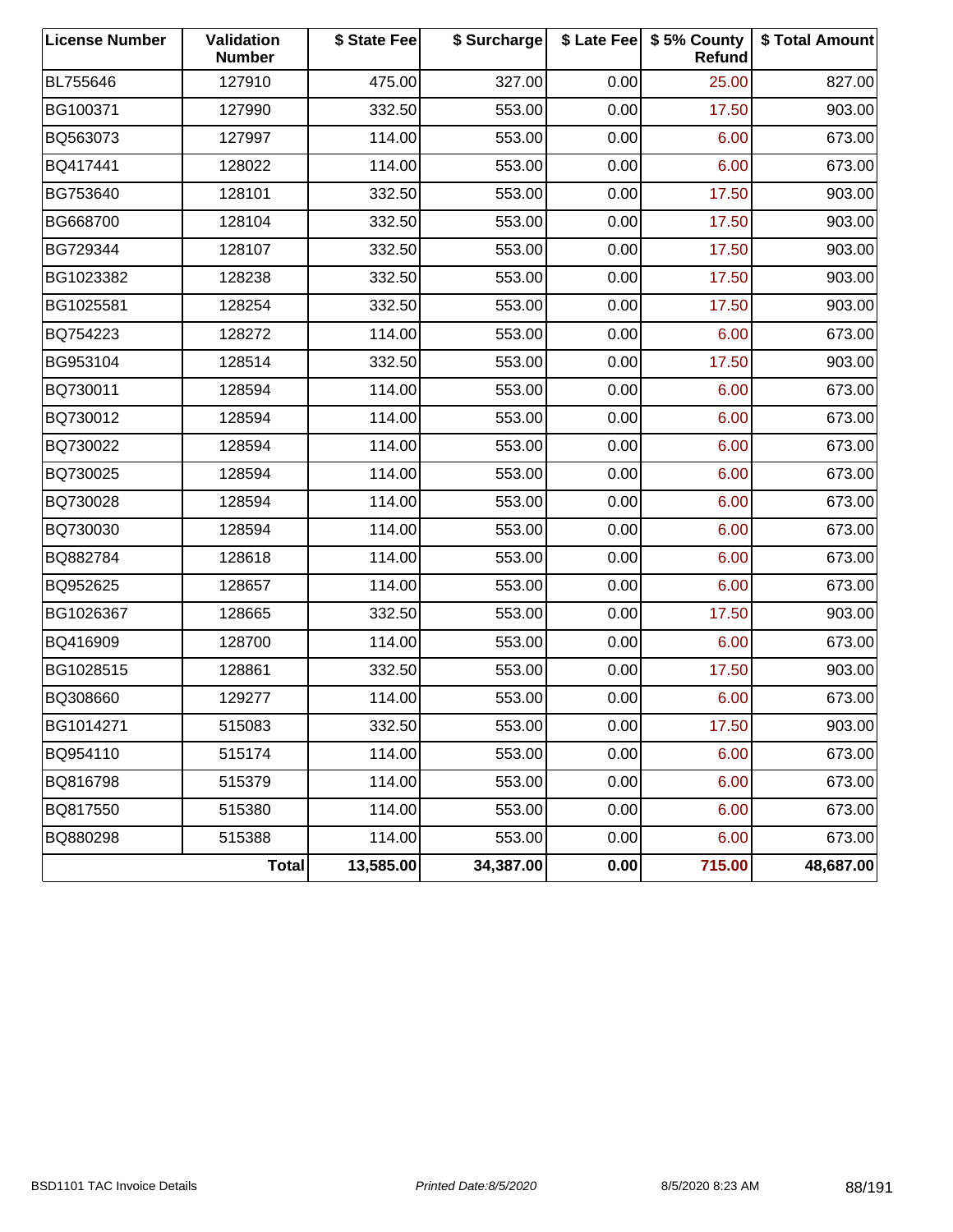| License Number | Validation Number | $ State Fee | $ Surcharge | $ Late Fee | $ 5% County Refund | $ Total Amount |
|---|---|---|---|---|---|---|
| BL755646 | 127910 | 475.00 | 327.00 | 0.00 | 25.00 | 827.00 |
| BG100371 | 127990 | 332.50 | 553.00 | 0.00 | 17.50 | 903.00 |
| BQ563073 | 127997 | 114.00 | 553.00 | 0.00 | 6.00 | 673.00 |
| BQ417441 | 128022 | 114.00 | 553.00 | 0.00 | 6.00 | 673.00 |
| BG753640 | 128101 | 332.50 | 553.00 | 0.00 | 17.50 | 903.00 |
| BG668700 | 128104 | 332.50 | 553.00 | 0.00 | 17.50 | 903.00 |
| BG729344 | 128107 | 332.50 | 553.00 | 0.00 | 17.50 | 903.00 |
| BG1023382 | 128238 | 332.50 | 553.00 | 0.00 | 17.50 | 903.00 |
| BG1025581 | 128254 | 332.50 | 553.00 | 0.00 | 17.50 | 903.00 |
| BQ754223 | 128272 | 114.00 | 553.00 | 0.00 | 6.00 | 673.00 |
| BG953104 | 128514 | 332.50 | 553.00 | 0.00 | 17.50 | 903.00 |
| BQ730011 | 128594 | 114.00 | 553.00 | 0.00 | 6.00 | 673.00 |
| BQ730012 | 128594 | 114.00 | 553.00 | 0.00 | 6.00 | 673.00 |
| BQ730022 | 128594 | 114.00 | 553.00 | 0.00 | 6.00 | 673.00 |
| BQ730025 | 128594 | 114.00 | 553.00 | 0.00 | 6.00 | 673.00 |
| BQ730028 | 128594 | 114.00 | 553.00 | 0.00 | 6.00 | 673.00 |
| BQ730030 | 128594 | 114.00 | 553.00 | 0.00 | 6.00 | 673.00 |
| BQ882784 | 128618 | 114.00 | 553.00 | 0.00 | 6.00 | 673.00 |
| BQ952625 | 128657 | 114.00 | 553.00 | 0.00 | 6.00 | 673.00 |
| BG1026367 | 128665 | 332.50 | 553.00 | 0.00 | 17.50 | 903.00 |
| BQ416909 | 128700 | 114.00 | 553.00 | 0.00 | 6.00 | 673.00 |
| BG1028515 | 128861 | 332.50 | 553.00 | 0.00 | 17.50 | 903.00 |
| BQ308660 | 129277 | 114.00 | 553.00 | 0.00 | 6.00 | 673.00 |
| BG1014271 | 515083 | 332.50 | 553.00 | 0.00 | 17.50 | 903.00 |
| BQ954110 | 515174 | 114.00 | 553.00 | 0.00 | 6.00 | 673.00 |
| BQ816798 | 515379 | 114.00 | 553.00 | 0.00 | 6.00 | 673.00 |
| BQ817550 | 515380 | 114.00 | 553.00 | 0.00 | 6.00 | 673.00 |
| BQ880298 | 515388 | 114.00 | 553.00 | 0.00 | 6.00 | 673.00 |
| | **Total** | **13,585.00** | **34,387.00** | **0.00** | **715.00** | **48,687.00** |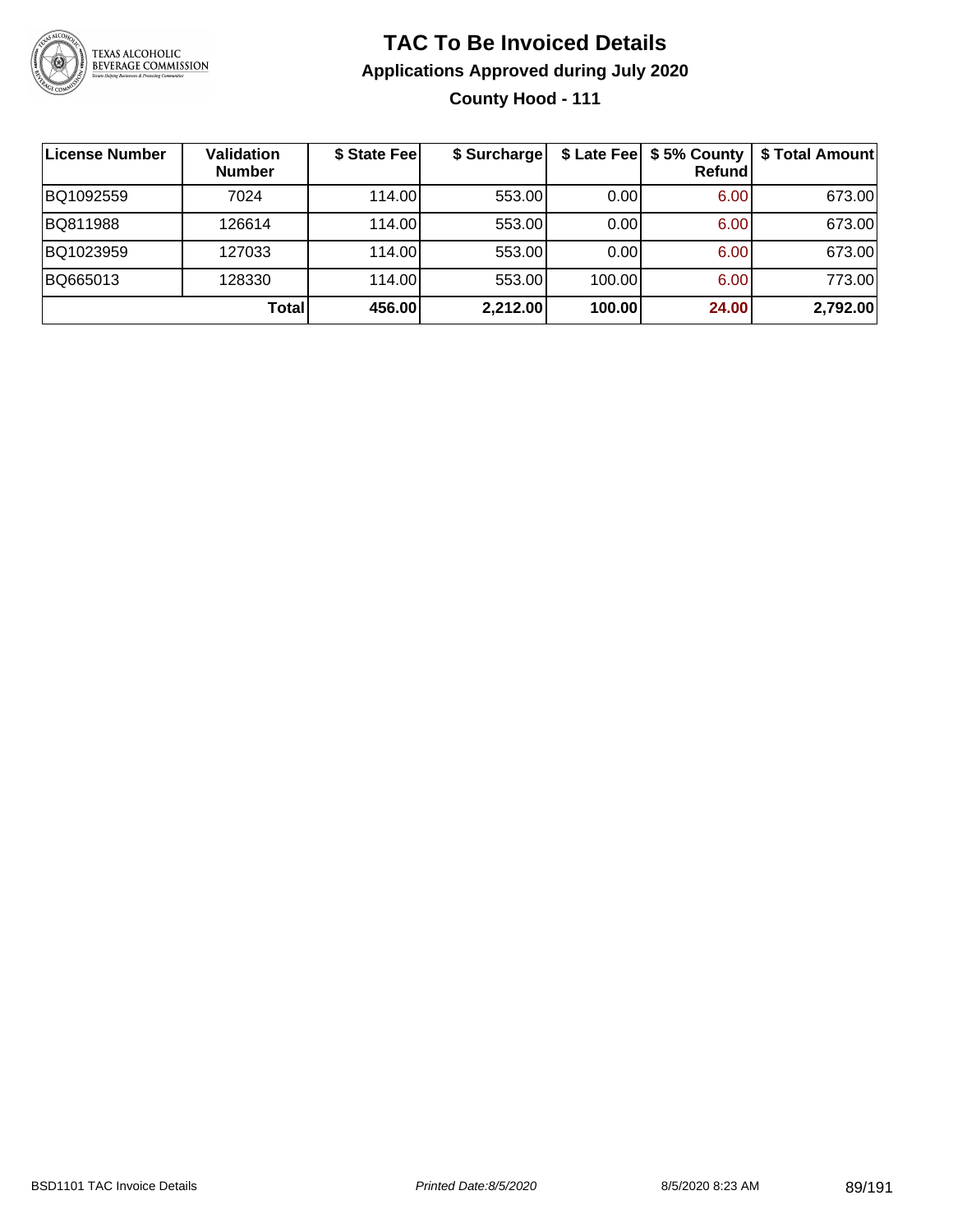# TAC To Be Invoiced Details

## Applications Approved during July 2020

### County Hood - 111

| License Number | Validation Number | $ State Fee | $ Surcharge | $ Late Fee | $ 5% County Refund | $ Total Amount |
|---|---|---|---|---|---|---|
| BQ1092559 | 7024 | 114.00 | 553.00 | 0.00 | 6.00 | 673.00 |
| BQ811988 | 126614 | 114.00 | 553.00 | 0.00 | 6.00 | 673.00 |
| BQ1023959 | 127033 | 114.00 | 553.00 | 0.00 | 6.00 | 673.00 |
| BQ665013 | 128330 | 114.00 | 553.00 | 100.00 | 6.00 | 773.00 |
| | **Total** | **456.00** | **2,212.00** | **100.00** | **24.00** | **2,792.00** |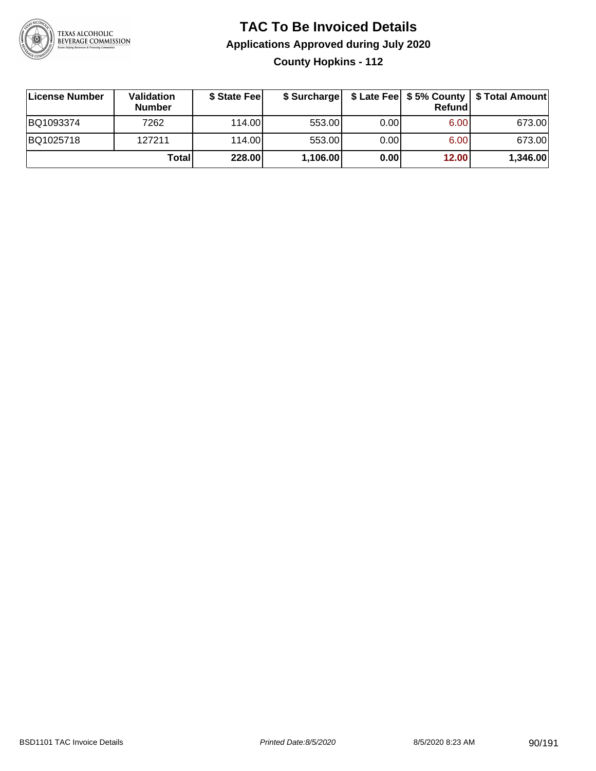# TAC To Be Invoiced Details

## Applications Approved during July 2020

### County Hopkins - 112

| License Number | Validation Number | $ State Fee | $ Surcharge | $ Late Fee | $ 5% County Refund | $ Total Amount |
|---|---|---|---|---|---|---|
| BQ1093374 | 7262 | 114.00 | 553.00 | 0.00 | 6.00 | 673.00 |
| BQ1025718 | 127211 | 114.00 | 553.00 | 0.00 | 6.00 | 673.00 |
| | **Total** | **228.00** | **1,106.00** | **0.00** | **12.00** | **1,346.00** |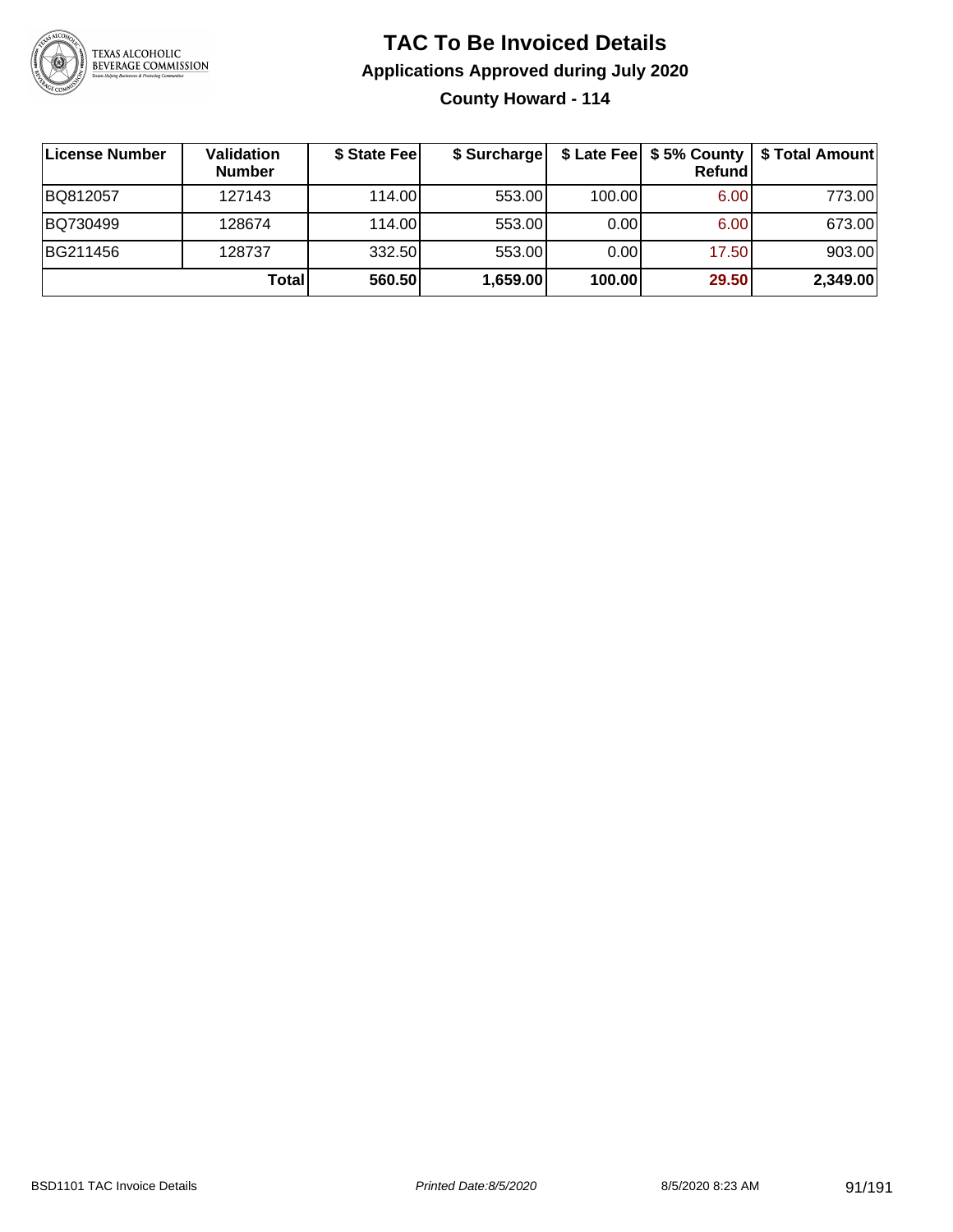# TAC To Be Invoiced Details

## Applications Approved during July 2020

### County Howard - 114

| License Number | Validation Number | $ State Fee | $ Surcharge | $ Late Fee | $ 5% County Refund | $ Total Amount |
|---|---|---|---|---|---|---|
| BQ812057 | 127143 | 114.00 | 553.00 | 100.00 | 6.00 | 773.00 |
| BQ730499 | 128674 | 114.00 | 553.00 | 0.00 | 6.00 | 673.00 |
| BG211456 | 128737 | 332.50 | 553.00 | 0.00 | 17.50 | 903.00 |
| | **Total** | **560.50** | **1,659.00** | **100.00** | **29.50** | **2,349.00** |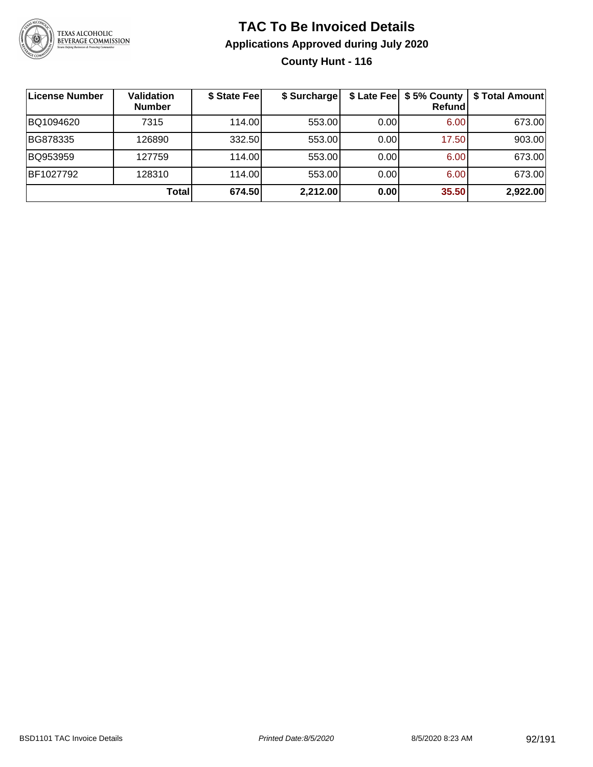# TAC To Be Invoiced Details

## Applications Approved during July 2020

### County Hunt - 116

| License Number | Validation Number | $ State Fee | $ Surcharge | $ Late Fee | $ 5% County Refund | $ Total Amount |
|---|---|---|---|---|---|---|
| BQ1094620 | 7315 | 114.00 | 553.00 | 0.00 | 6.00 | 673.00 |
| BG878335 | 126890 | 332.50 | 553.00 | 0.00 | 17.50 | 903.00 |
| BQ953959 | 127759 | 114.00 | 553.00 | 0.00 | 6.00 | 673.00 |
| BF1027792 | 128310 | 114.00 | 553.00 | 0.00 | 6.00 | 673.00 |
| | **Total** | **674.50** | **2,212.00** | **0.00** | **35.50** | **2,922.00** |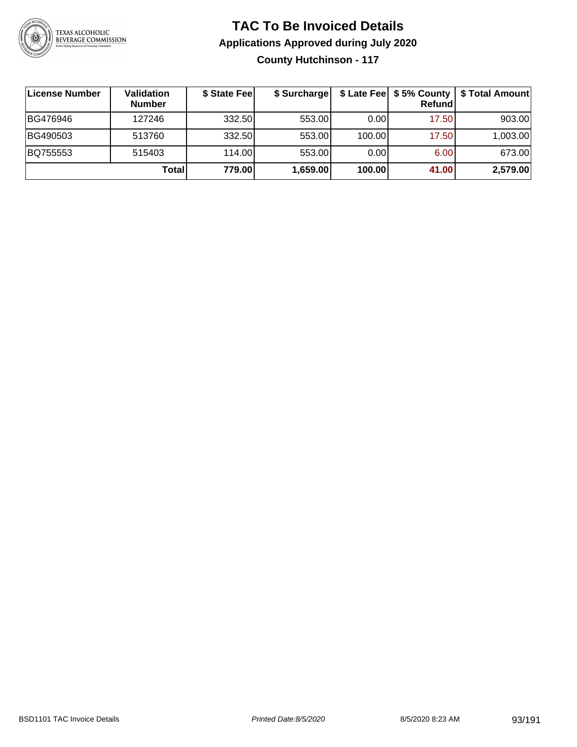# TAC To Be Invoiced Details

## Applications Approved during July 2020

### County Hutchinson - 117

| License Number | Validation Number | $ State Fee | $ Surcharge | $ Late Fee | $ 5% County Refund | $ Total Amount |
|---|---|---|---|---|---|---|
| BG476946 | 127246 | 332.50 | 553.00 | 0.00 | 17.50 | 903.00 |
| BG490503 | 513760 | 332.50 | 553.00 | 100.00 | 17.50 | 1,003.00 |
| BQ755553 | 515403 | 114.00 | 553.00 | 0.00 | 6.00 | 673.00 |
| | **Total** | **779.00** | **1,659.00** | **100.00** | **41.00** | **2,579.00** |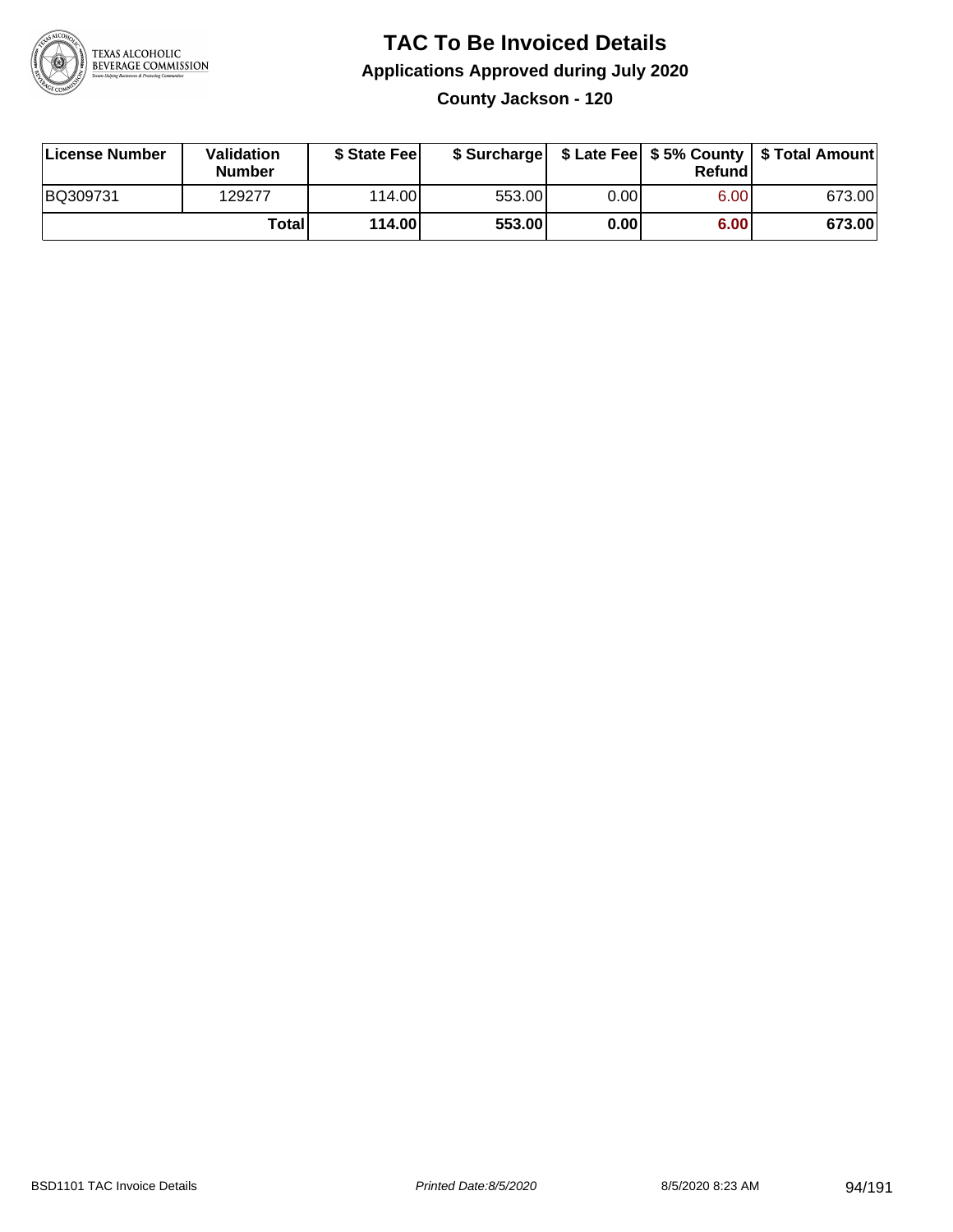# TAC To Be Invoiced Details

## Applications Approved during July 2020

### County Jackson - 120

| License Number | Validation Number | $ State Fee | $ Surcharge | $ Late Fee | $ 5% County Refund | $ Total Amount |
|---|---|---|---|---|---|---|
| BQ309731 | 129277 | 114.00 | 553.00 | 0.00 | 6.00 | 673.00 |
| | **Total** | **114.00** | **553.00** | **0.00** | **6.00** | **673.00** |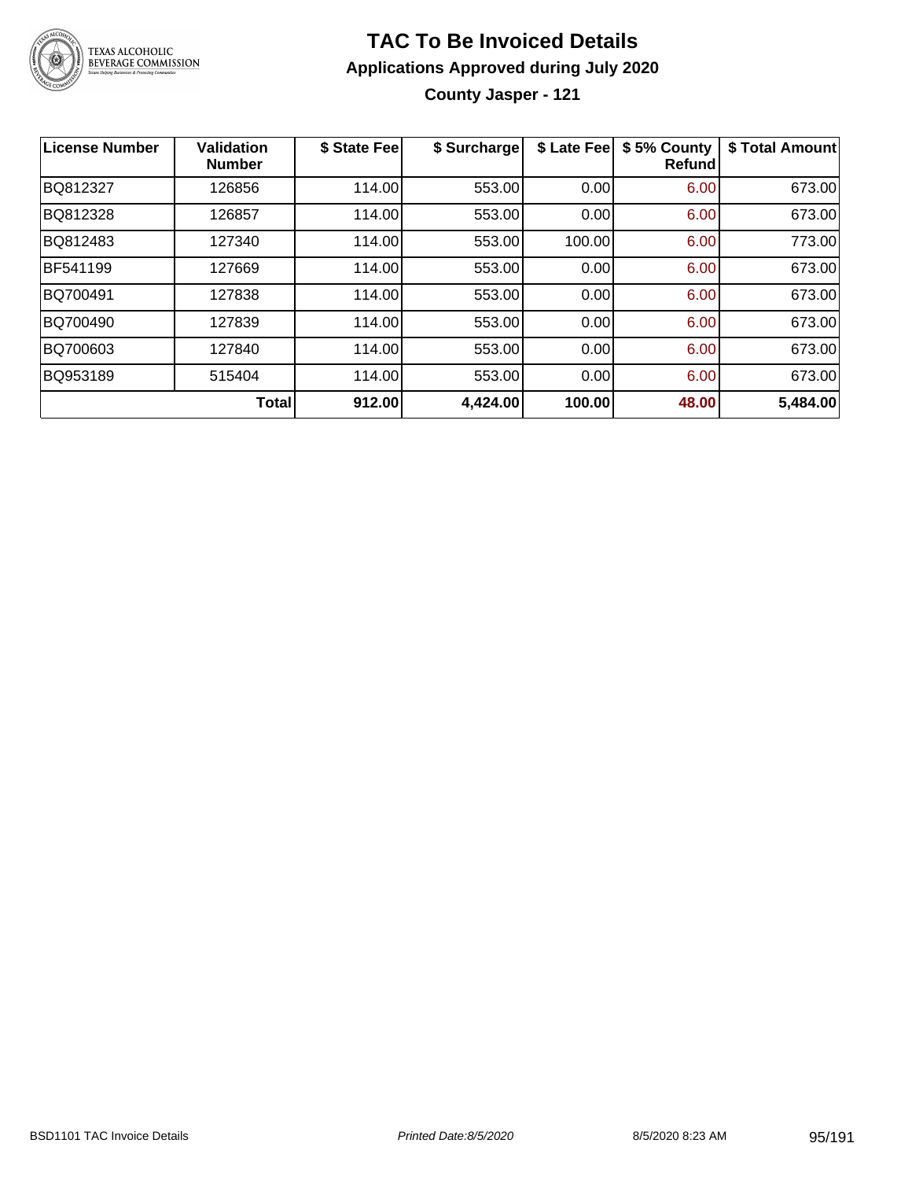# TAC To Be Invoiced Details

## Applications Approved during July 2020

### County Jasper - 121

| License Number | Validation Number | $ State Fee | $ Surcharge | $ Late Fee | $ 5% County Refund | $ Total Amount |
|---|---|---|---|---|---|---|
| BQ812327 | 126856 | 114.00 | 553.00 | 0.00 | 6.00 | 673.00 |
| BQ812328 | 126857 | 114.00 | 553.00 | 0.00 | 6.00 | 673.00 |
| BQ812483 | 127340 | 114.00 | 553.00 | 100.00 | 6.00 | 773.00 |
| BF541199 | 127669 | 114.00 | 553.00 | 0.00 | 6.00 | 673.00 |
| BQ700491 | 127838 | 114.00 | 553.00 | 0.00 | 6.00 | 673.00 |
| BQ700490 | 127839 | 114.00 | 553.00 | 0.00 | 6.00 | 673.00 |
| BQ700603 | 127840 | 114.00 | 553.00 | 0.00 | 6.00 | 673.00 |
| BQ953189 | 515404 | 114.00 | 553.00 | 0.00 | 6.00 | 673.00 |
| | **Total** | **912.00** | **4,424.00** | **100.00** | **48.00** | **5,484.00** |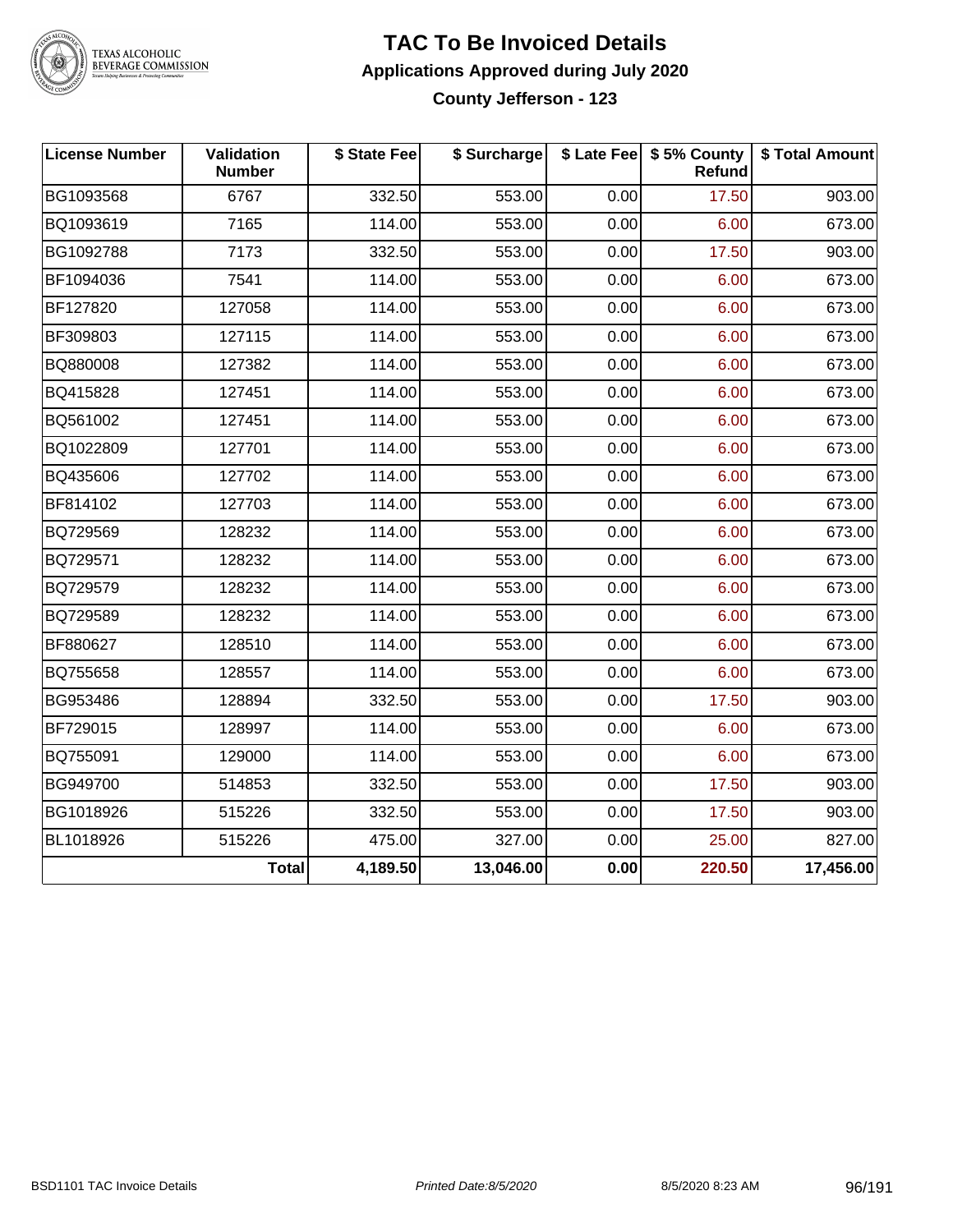# TAC To Be Invoiced Details

## Applications Approved during July 2020

### County Jefferson - 123

| License Number | Validation Number | $ State Fee | $ Surcharge | $ Late Fee | $ 5% County Refund | $ Total Amount |
|---|---|---|---|---|---|---|
| BG1093568 | 6767 | 332.50 | 553.00 | 0.00 | 17.50 | 903.00 |
| BQ1093619 | 7165 | 114.00 | 553.00 | 0.00 | 6.00 | 673.00 |
| BG1092788 | 7173 | 332.50 | 553.00 | 0.00 | 17.50 | 903.00 |
| BF1094036 | 7541 | 114.00 | 553.00 | 0.00 | 6.00 | 673.00 |
| BF127820 | 127058 | 114.00 | 553.00 | 0.00 | 6.00 | 673.00 |
| BF309803 | 127115 | 114.00 | 553.00 | 0.00 | 6.00 | 673.00 |
| BQ880008 | 127382 | 114.00 | 553.00 | 0.00 | 6.00 | 673.00 |
| BQ415828 | 127451 | 114.00 | 553.00 | 0.00 | 6.00 | 673.00 |
| BQ561002 | 127451 | 114.00 | 553.00 | 0.00 | 6.00 | 673.00 |
| BQ1022809 | 127701 | 114.00 | 553.00 | 0.00 | 6.00 | 673.00 |
| BQ435606 | 127702 | 114.00 | 553.00 | 0.00 | 6.00 | 673.00 |
| BF814102 | 127703 | 114.00 | 553.00 | 0.00 | 6.00 | 673.00 |
| BQ729569 | 128232 | 114.00 | 553.00 | 0.00 | 6.00 | 673.00 |
| BQ729571 | 128232 | 114.00 | 553.00 | 0.00 | 6.00 | 673.00 |
| BQ729579 | 128232 | 114.00 | 553.00 | 0.00 | 6.00 | 673.00 |
| BQ729589 | 128232 | 114.00 | 553.00 | 0.00 | 6.00 | 673.00 |
| BF880627 | 128510 | 114.00 | 553.00 | 0.00 | 6.00 | 673.00 |
| BQ755658 | 128557 | 114.00 | 553.00 | 0.00 | 6.00 | 673.00 |
| BG953486 | 128894 | 332.50 | 553.00 | 0.00 | 17.50 | 903.00 |
| BF729015 | 128997 | 114.00 | 553.00 | 0.00 | 6.00 | 673.00 |
| BQ755091 | 129000 | 114.00 | 553.00 | 0.00 | 6.00 | 673.00 |
| BG949700 | 514853 | 332.50 | 553.00 | 0.00 | 17.50 | 903.00 |
| BG1018926 | 515226 | 332.50 | 553.00 | 0.00 | 17.50 | 903.00 |
| BL1018926 | 515226 | 475.00 | 327.00 | 0.00 | 25.00 | 827.00 |
| | **Total** | **4,189.50** | **13,046.00** | **0.00** | **220.50** | **17,456.00** |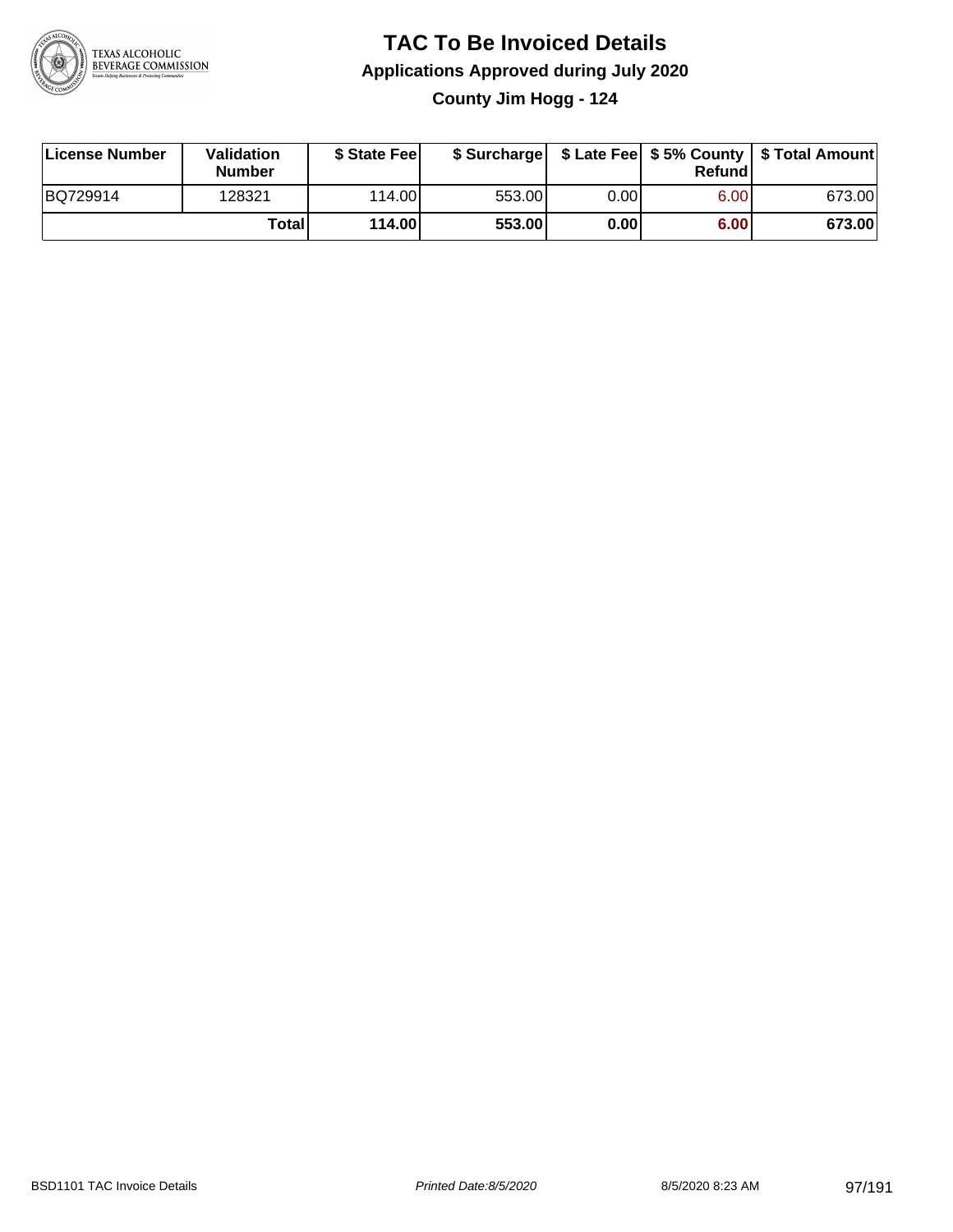# TAC To Be Invoiced Details

## Applications Approved during July 2020

### County Jim Hogg - 124

| License Number | Validation Number | $ State Fee | $ Surcharge | $ Late Fee | $ 5% County Refund | $ Total Amount |
|---|---|---|---|---|---|---|
| BQ729914 | 128321 | 114.00 | 553.00 | 0.00 | 6.00 | 673.00 |
| | **Total** | **114.00** | **553.00** | **0.00** | **6.00** | **673.00** |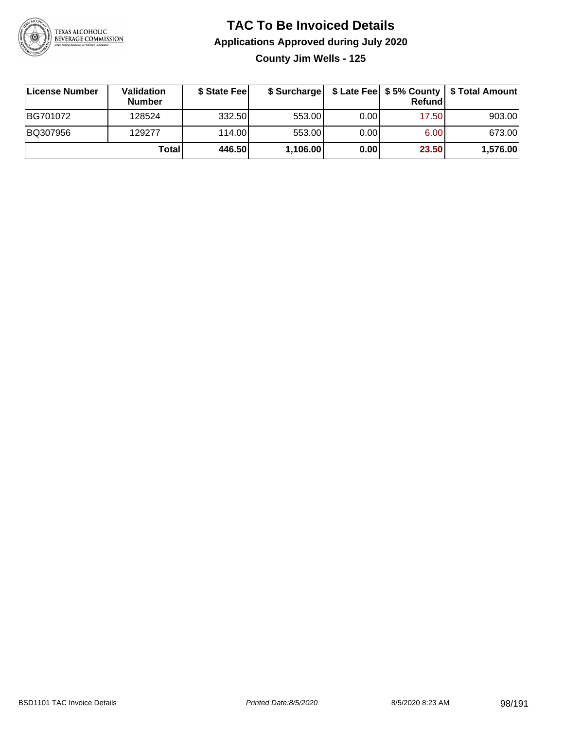# TAC To Be Invoiced Details

## Applications Approved during July 2020

### County Jim Wells - 125

| License Number | Validation Number | $ State Fee | $ Surcharge | $ Late Fee | $ 5% County Refund | $ Total Amount |
|---|---|---|---|---|---|---|
| BG701072 | 128524 | 332.50 | 553.00 | 0.00 | 17.50 | 903.00 |
| BQ307956 | 129277 | 114.00 | 553.00 | 0.00 | 6.00 | 673.00 |
| | **Total** | **446.50** | **1,106.00** | **0.00** | **23.50** | **1,576.00** |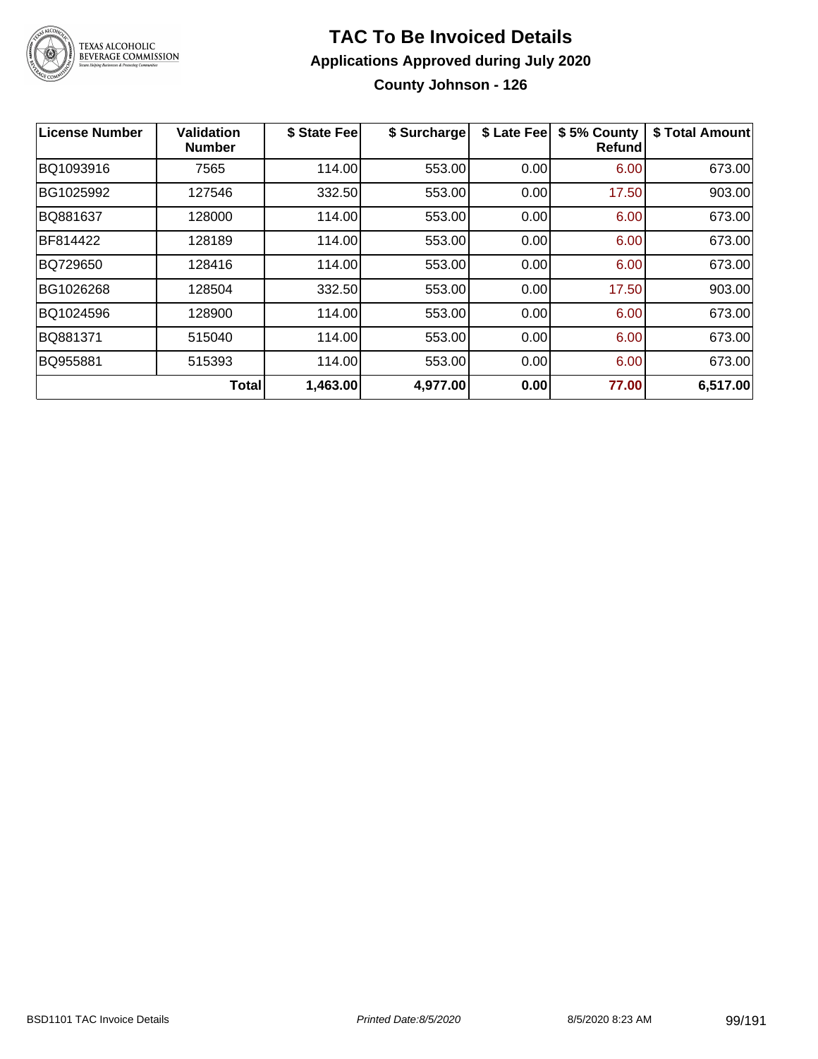# TAC To Be Invoiced Details

## Applications Approved during July 2020

### County Johnson - 126

| License Number | Validation Number | $ State Fee | $ Surcharge | $ Late Fee | $ 5% County Refund | $ Total Amount |
|---|---|---|---|---|---|---|
| BQ1093916 | 7565 | 114.00 | 553.00 | 0.00 | 6.00 | 673.00 |
| BG1025992 | 127546 | 332.50 | 553.00 | 0.00 | 17.50 | 903.00 |
| BQ881637 | 128000 | 114.00 | 553.00 | 0.00 | 6.00 | 673.00 |
| BF814422 | 128189 | 114.00 | 553.00 | 0.00 | 6.00 | 673.00 |
| BQ729650 | 128416 | 114.00 | 553.00 | 0.00 | 6.00 | 673.00 |
| BG1026268 | 128504 | 332.50 | 553.00 | 0.00 | 17.50 | 903.00 |
| BQ1024596 | 128900 | 114.00 | 553.00 | 0.00 | 6.00 | 673.00 |
| BQ881371 | 515040 | 114.00 | 553.00 | 0.00 | 6.00 | 673.00 |
| BQ955881 | 515393 | 114.00 | 553.00 | 0.00 | 6.00 | 673.00 |
| | **Total** | **1,463.00** | **4,977.00** | **0.00** | **77.00** | **6,517.00** |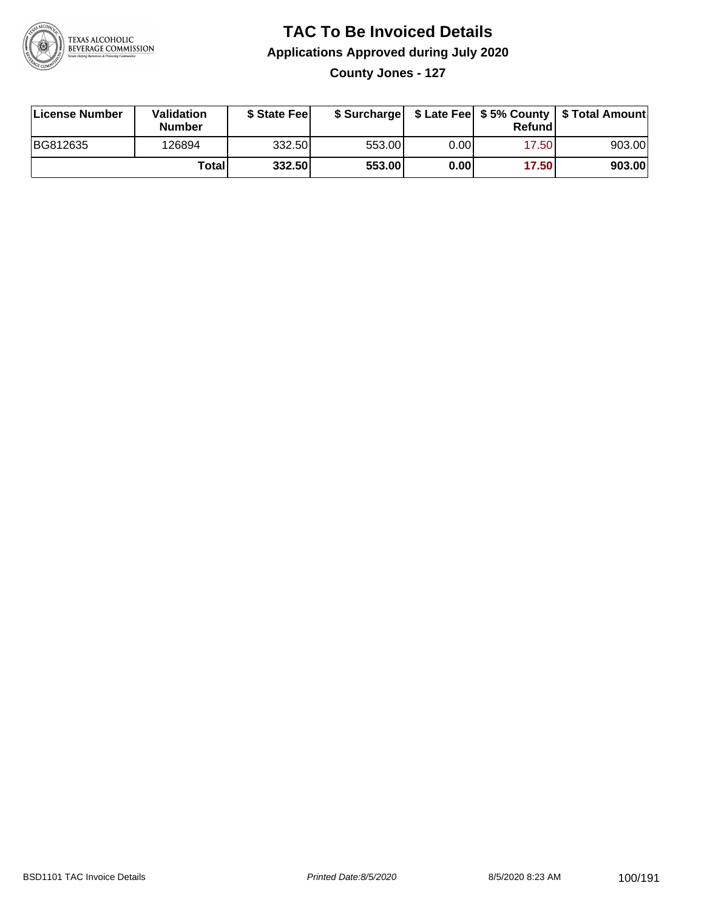# TAC To Be Invoiced Details

## Applications Approved during July 2020

### County Jones - 127

| License Number | Validation Number | $ State Fee | $ Surcharge | $ Late Fee | $ 5% County Refund | $ Total Amount |
|---|---|---|---|---|---|---|
| BG812635 | 126894 | 332.50 | 553.00 | 0.00 | 17.50 | 903.00 |
| | **Total** | **332.50** | **553.00** | **0.00** | **17.50** | **903.00** |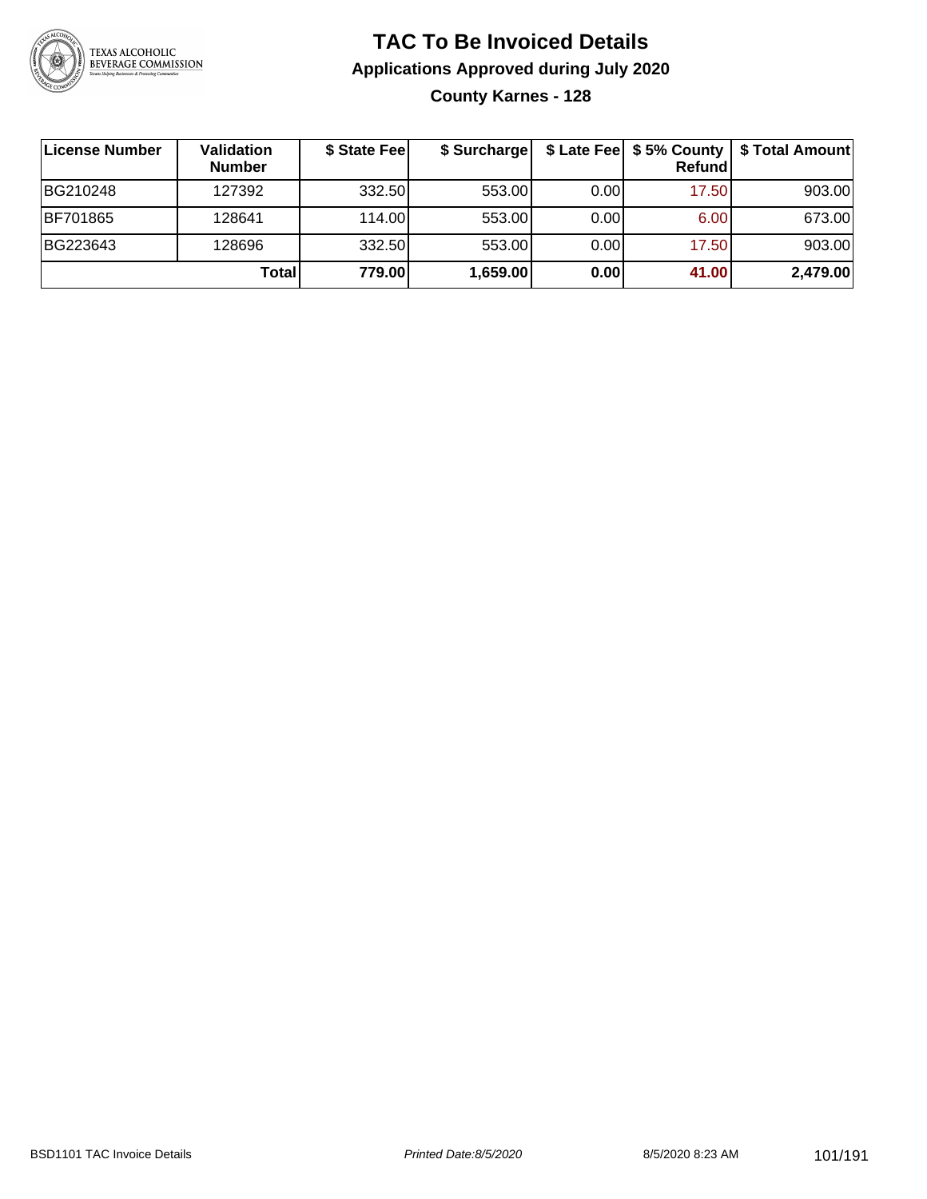# TAC To Be Invoiced Details

## Applications Approved during July 2020

### County Karnes - 128

| License Number | Validation Number | $ State Fee | $ Surcharge | $ Late Fee | $ 5% County Refund | $ Total Amount |
|---|---|---|---|---|---|---|
| BG210248 | 127392 | 332.50 | 553.00 | 0.00 | 17.50 | 903.00 |
| BF701865 | 128641 | 114.00 | 553.00 | 0.00 | 6.00 | 673.00 |
| BG223643 | 128696 | 332.50 | 553.00 | 0.00 | 17.50 | 903.00 |
| | **Total** | **779.00** | **1,659.00** | **0.00** | **41.00** | **2,479.00** |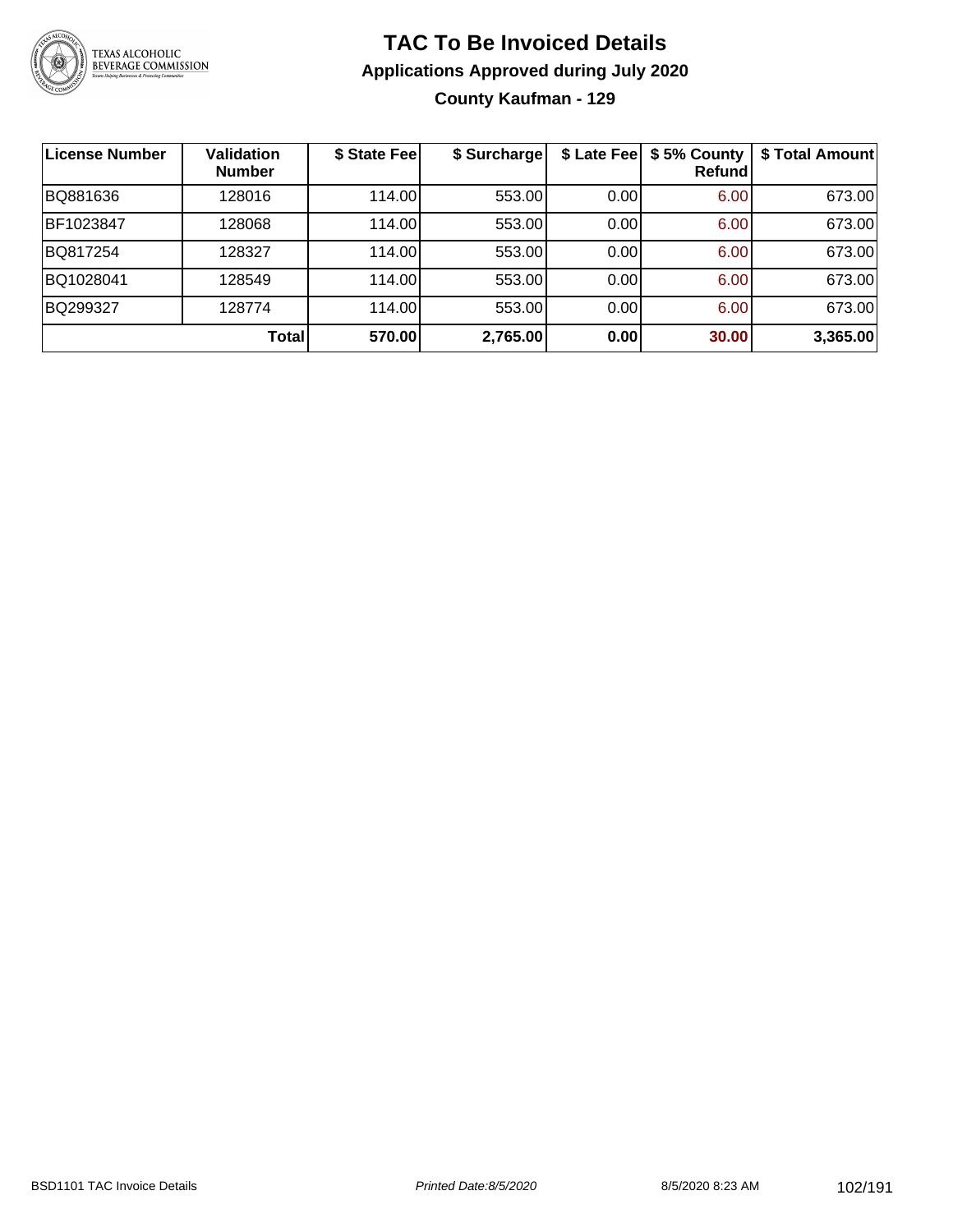# TAC To Be Invoiced Details

## Applications Approved during July 2020

### County Kaufman - 129

| License Number | Validation Number | $ State Fee | $ Surcharge | $ Late Fee | $ 5% County Refund | $ Total Amount |
|---|---|---|---|---|---|---|
| BQ881636 | 128016 | 114.00 | 553.00 | 0.00 | 6.00 | 673.00 |
| BF1023847 | 128068 | 114.00 | 553.00 | 0.00 | 6.00 | 673.00 |
| BQ817254 | 128327 | 114.00 | 553.00 | 0.00 | 6.00 | 673.00 |
| BQ1028041 | 128549 | 114.00 | 553.00 | 0.00 | 6.00 | 673.00 |
| BQ299327 | 128774 | 114.00 | 553.00 | 0.00 | 6.00 | 673.00 |
| | **Total** | **570.00** | **2,765.00** | **0.00** | **30.00** | **3,365.00** |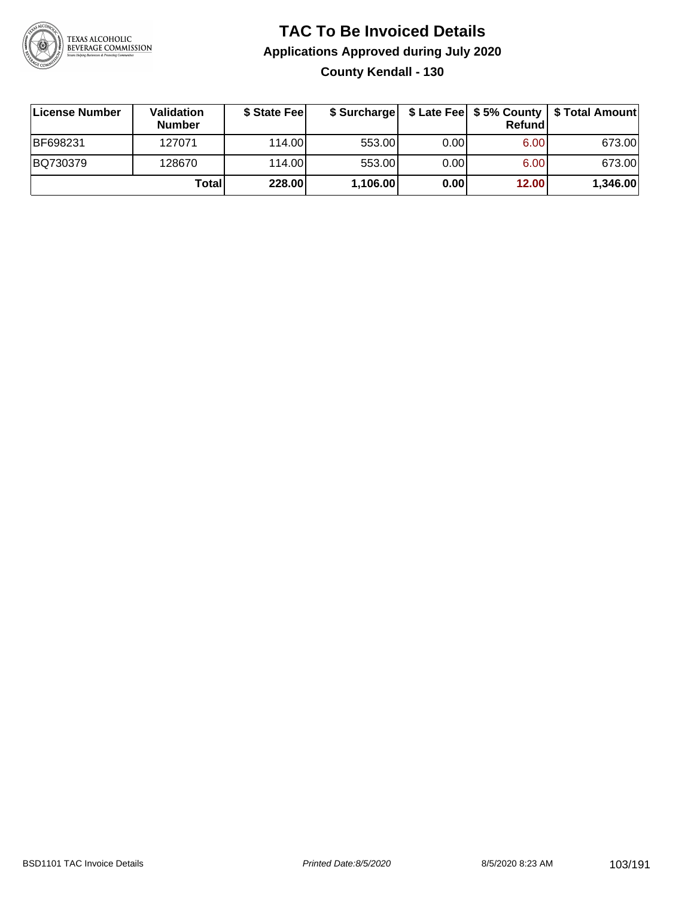# TAC To Be Invoiced Details

## Applications Approved during July 2020

### County Kendall - 130

| License Number | Validation Number | $ State Fee | $ Surcharge | $ Late Fee | $ 5% County Refund | $ Total Amount |
|---|---|---|---|---|---|---|
| BF698231 | 127071 | 114.00 | 553.00 | 0.00 | 6.00 | 673.00 |
| BQ730379 | 128670 | 114.00 | 553.00 | 0.00 | 6.00 | 673.00 |
| | **Total** | **228.00** | **1,106.00** | **0.00** | **12.00** | **1,346.00** |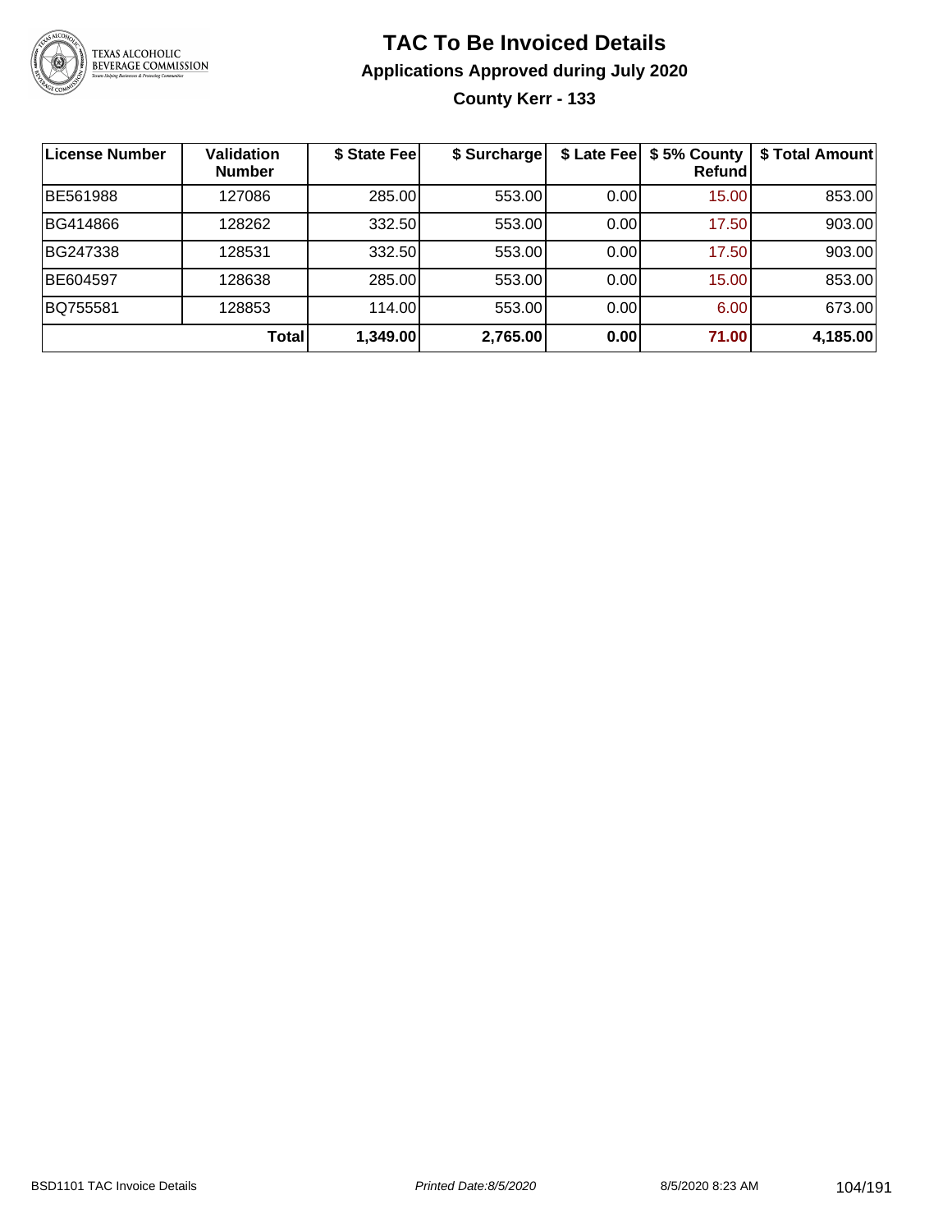# TAC To Be Invoiced Details

## Applications Approved during July 2020

### County Kerr - 133

| License Number | Validation Number | $ State Fee | $ Surcharge | $ Late Fee | $ 5% County Refund | $ Total Amount |
|---|---|---|---|---|---|---|
| BE561988 | 127086 | 285.00 | 553.00 | 0.00 | 15.00 | 853.00 |
| BG414866 | 128262 | 332.50 | 553.00 | 0.00 | 17.50 | 903.00 |
| BG247338 | 128531 | 332.50 | 553.00 | 0.00 | 17.50 | 903.00 |
| BE604597 | 128638 | 285.00 | 553.00 | 0.00 | 15.00 | 853.00 |
| BQ755581 | 128853 | 114.00 | 553.00 | 0.00 | 6.00 | 673.00 |
| | **Total** | **1,349.00** | **2,765.00** | **0.00** | **71.00** | **4,185.00** |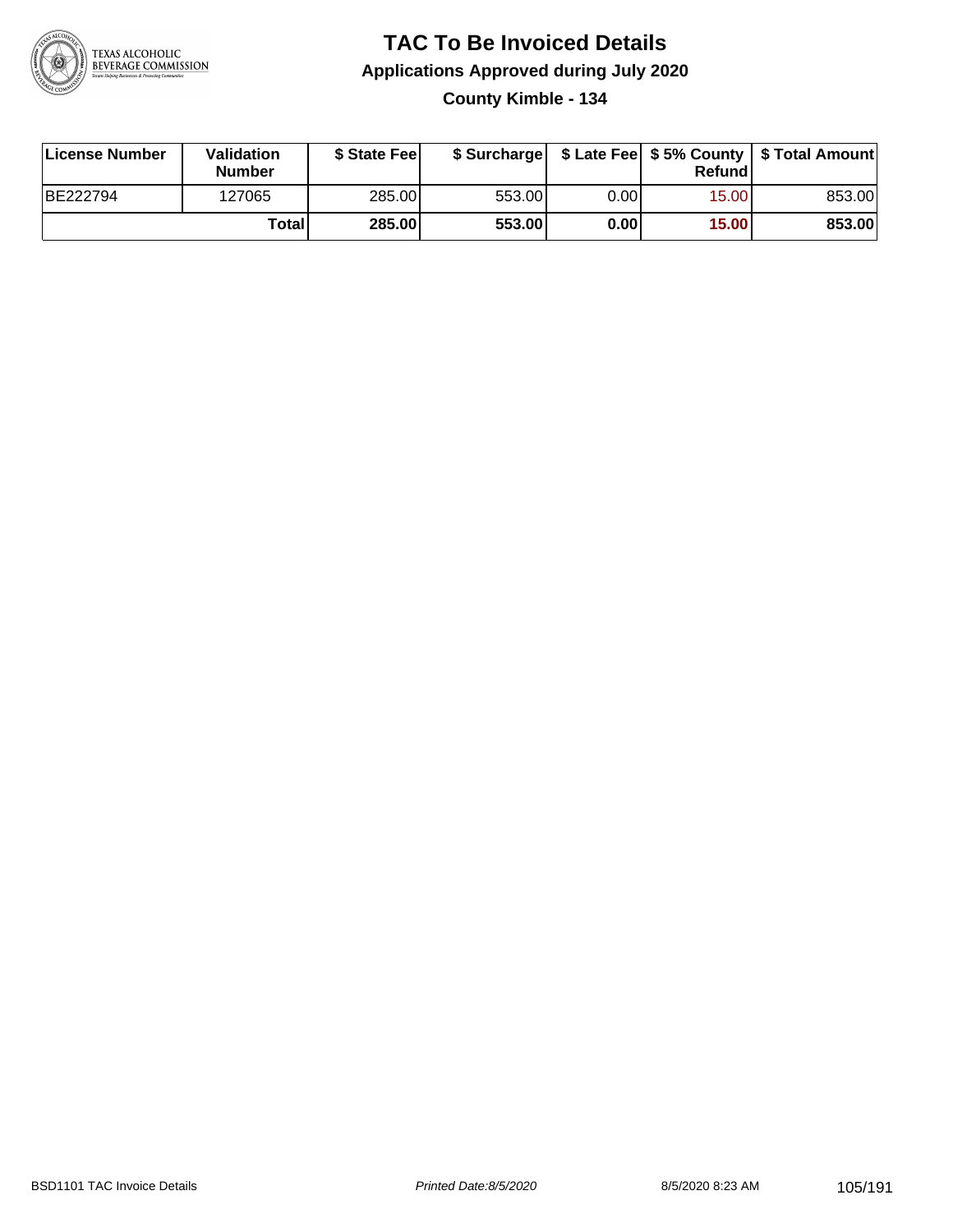# TAC To Be Invoiced Details

## Applications Approved during July 2020

### County Kimble - 134

| License Number | Validation Number | $ State Fee | $ Surcharge | $ Late Fee | $ 5% County Refund | $ Total Amount |
|---|---|---|---|---|---|---|
| BE222794 | 127065 | 285.00 | 553.00 | 0.00 | 15.00 | 853.00 |
| | **Total** | **285.00** | **553.00** | **0.00** | **15.00** | **853.00** |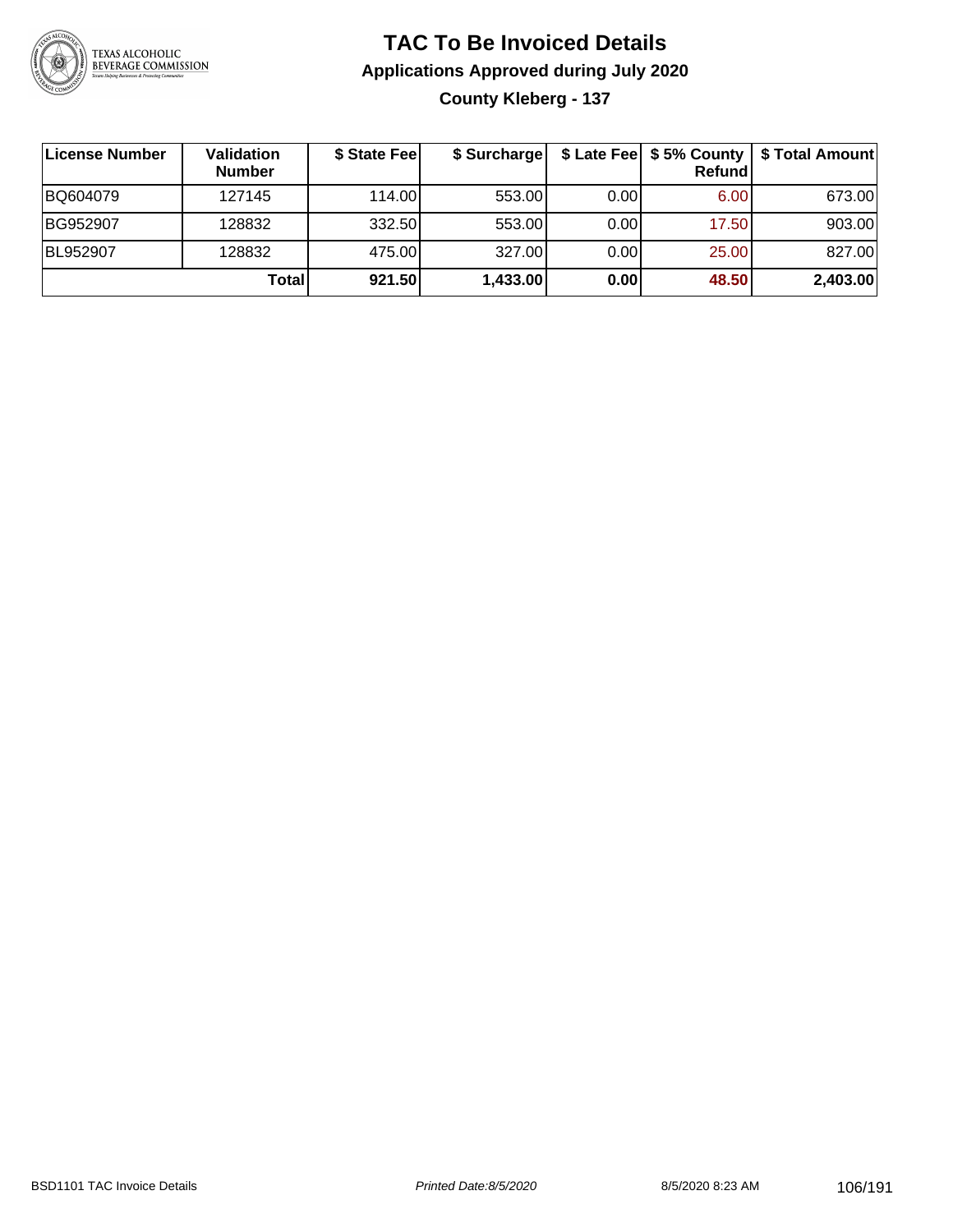# TAC To Be Invoiced Details

## Applications Approved during July 2020

### County Kleberg - 137

| License Number | Validation Number | $ State Fee | $ Surcharge | $ Late Fee | $ 5% County Refund | $ Total Amount |
|---|---|---|---|---|---|---|
| BQ604079 | 127145 | 114.00 | 553.00 | 0.00 | 6.00 | 673.00 |
| BG952907 | 128832 | 332.50 | 553.00 | 0.00 | 17.50 | 903.00 |
| BL952907 | 128832 | 475.00 | 327.00 | 0.00 | 25.00 | 827.00 |
| | **Total** | **921.50** | **1,433.00** | **0.00** | **48.50** | **2,403.00** |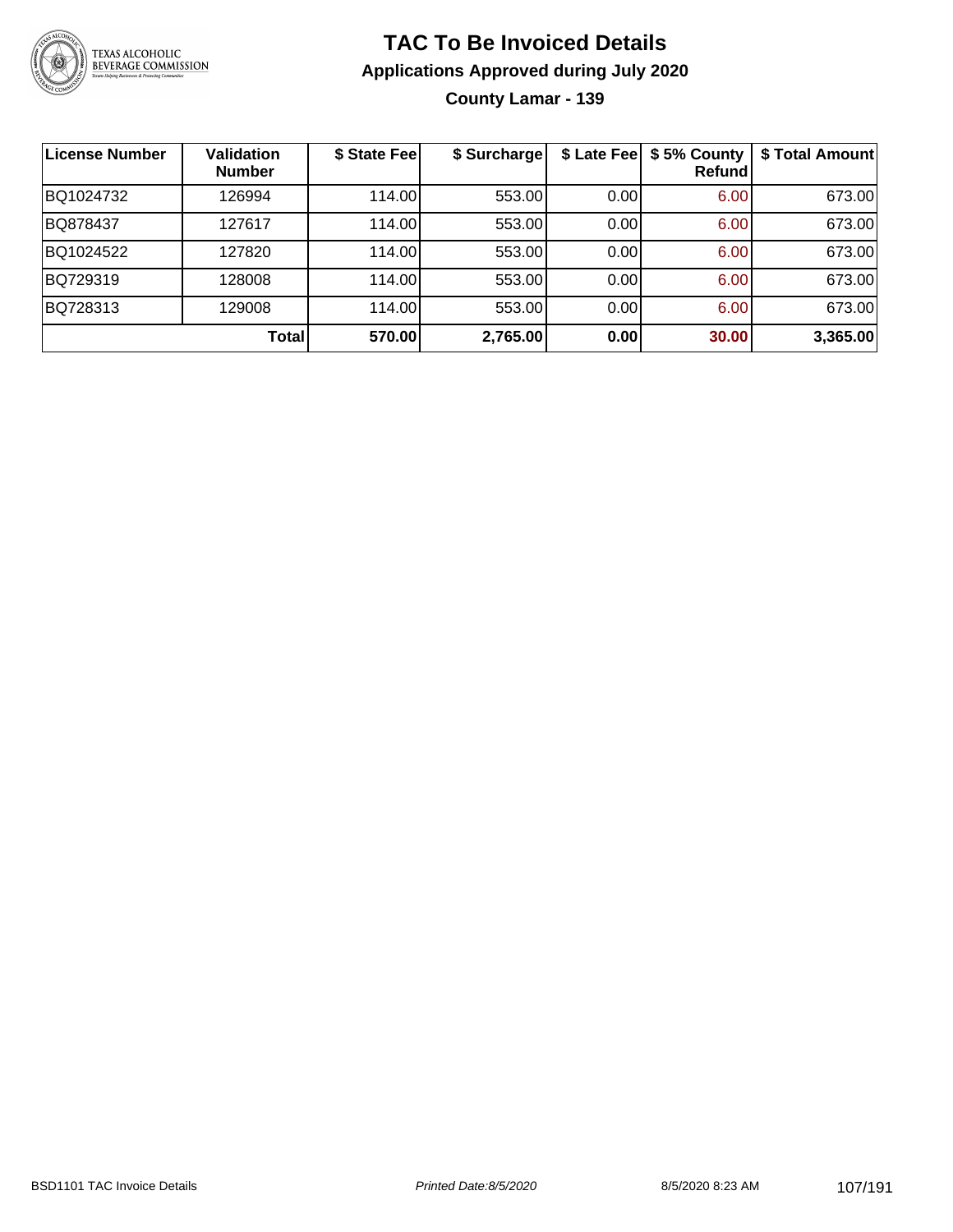# TAC To Be Invoiced Details

## Applications Approved during July 2020

### County Lamar - 139

| License Number | Validation Number | $ State Fee | $ Surcharge | $ Late Fee | $ 5% County Refund | $ Total Amount |
|---|---|---|---|---|---|---|
| BQ1024732 | 126994 | 114.00 | 553.00 | 0.00 | 6.00 | 673.00 |
| BQ878437 | 127617 | 114.00 | 553.00 | 0.00 | 6.00 | 673.00 |
| BQ1024522 | 127820 | 114.00 | 553.00 | 0.00 | 6.00 | 673.00 |
| BQ729319 | 128008 | 114.00 | 553.00 | 0.00 | 6.00 | 673.00 |
| BQ728313 | 129008 | 114.00 | 553.00 | 0.00 | 6.00 | 673.00 |
| | **Total** | **570.00** | **2,765.00** | **0.00** | **30.00** | **3,365.00** |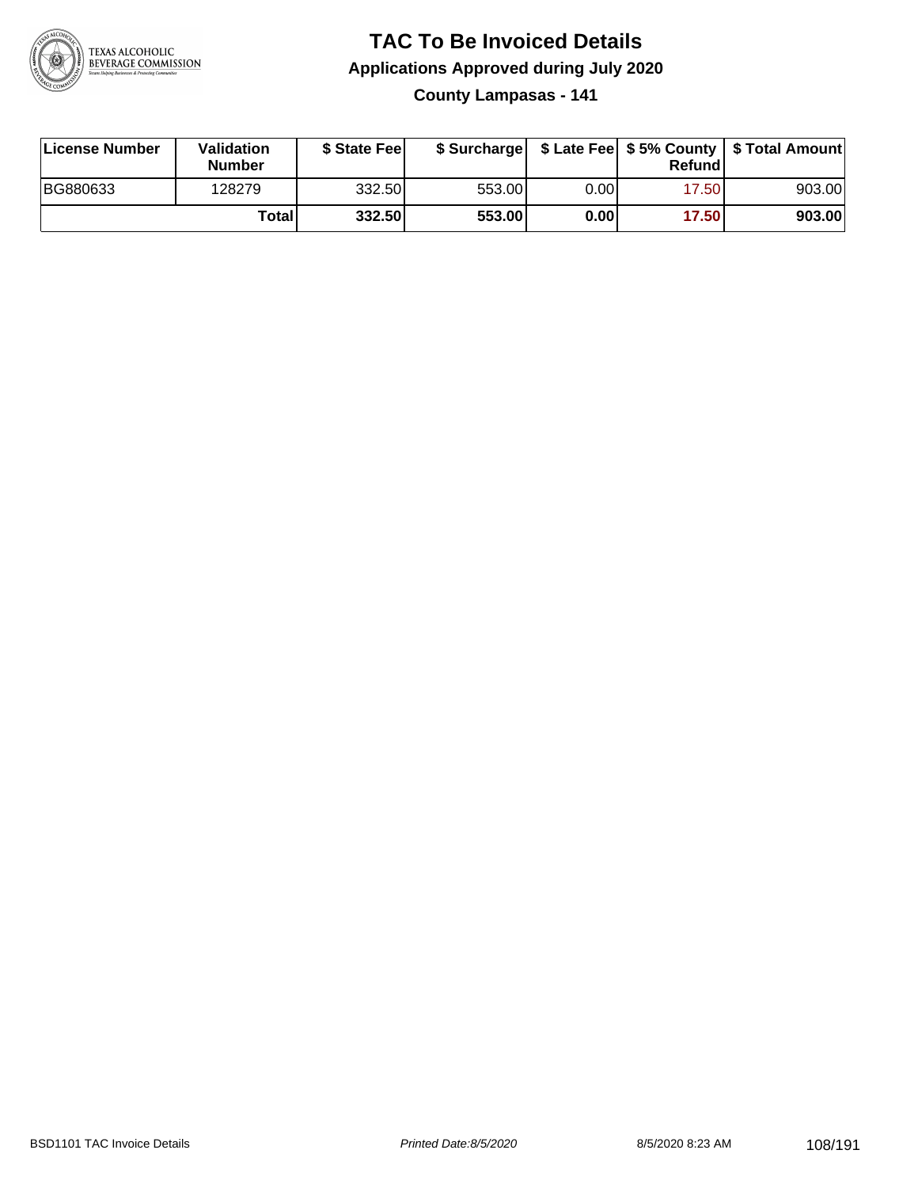# TAC To Be Invoiced Details

## Applications Approved during July 2020

### County Lampasas - 141

| License Number | Validation Number | $ State Fee | $ Surcharge | $ Late Fee | $ 5% County Refund | $ Total Amount |
|---|---|---|---|---|---|---|
| BG880633 | 128279 | 332.50 | 553.00 | 0.00 | 17.50 | 903.00 |
| | **Total** | **332.50** | **553.00** | **0.00** | **17.50** | **903.00** |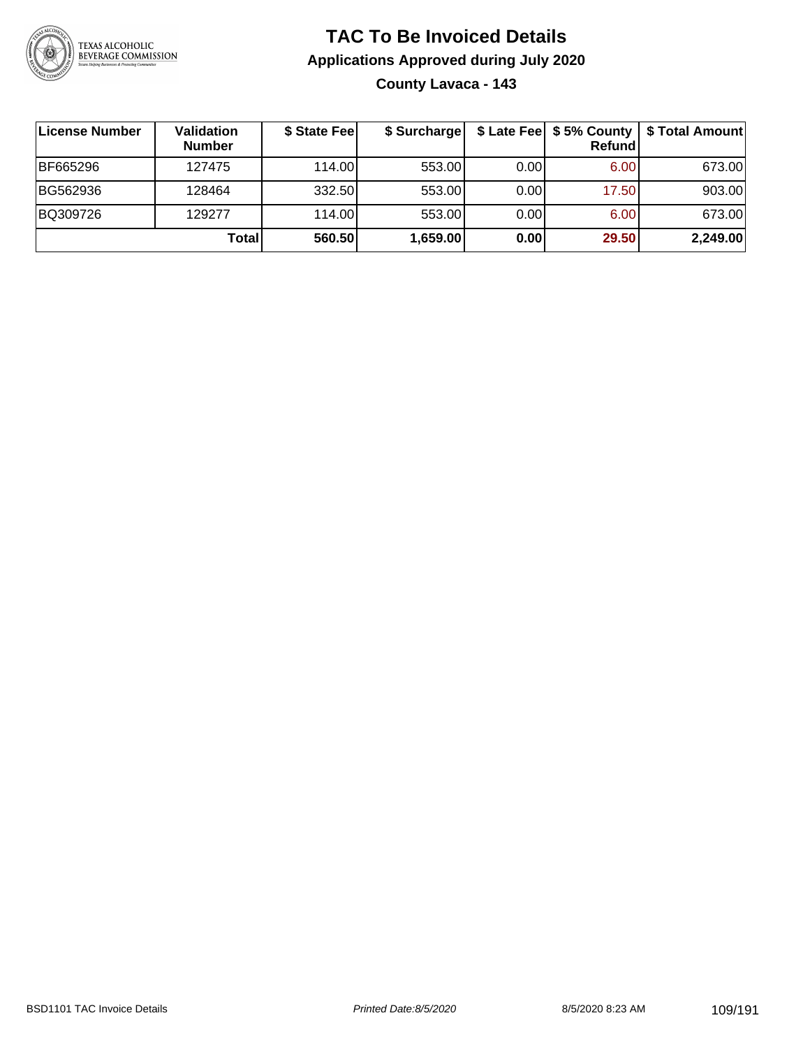# TAC To Be Invoiced Details

## Applications Approved during July 2020

### County Lavaca - 143

| License Number | Validation Number | $ State Fee | $ Surcharge | $ Late Fee | $ 5% County Refund | $ Total Amount |
|---|---|---|---|---|---|---|
| BF665296 | 127475 | 114.00 | 553.00 | 0.00 | 6.00 | 673.00 |
| BG562936 | 128464 | 332.50 | 553.00 | 0.00 | 17.50 | 903.00 |
| BQ309726 | 129277 | 114.00 | 553.00 | 0.00 | 6.00 | 673.00 |
| | **Total** | **560.50** | **1,659.00** | **0.00** | **29.50** | **2,249.00** |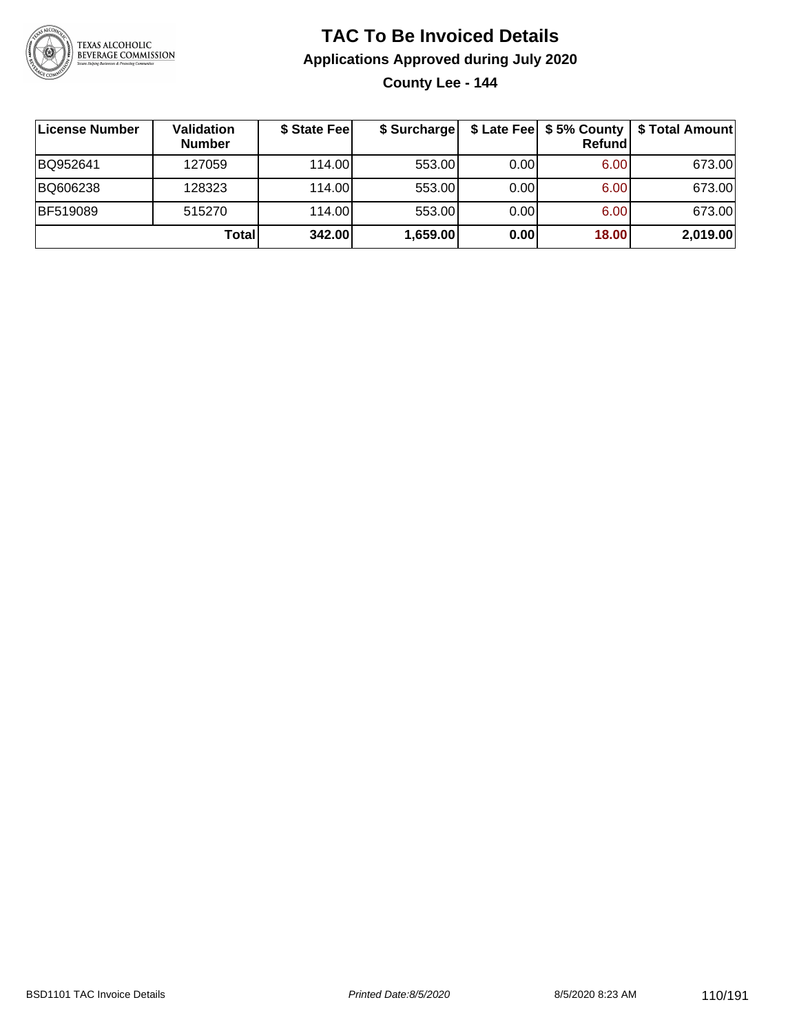# TAC To Be Invoiced Details

## Applications Approved during July 2020

### County Lee - 144

| License Number | Validation Number | $ State Fee | $ Surcharge | $ Late Fee | $ 5% County Refund | $ Total Amount |
|---|---|---|---|---|---|---|
| BQ952641 | 127059 | 114.00 | 553.00 | 0.00 | 6.00 | 673.00 |
| BQ606238 | 128323 | 114.00 | 553.00 | 0.00 | 6.00 | 673.00 |
| BF519089 | 515270 | 114.00 | 553.00 | 0.00 | 6.00 | 673.00 |
| | **Total** | **342.00** | **1,659.00** | **0.00** | **18.00** | **2,019.00** |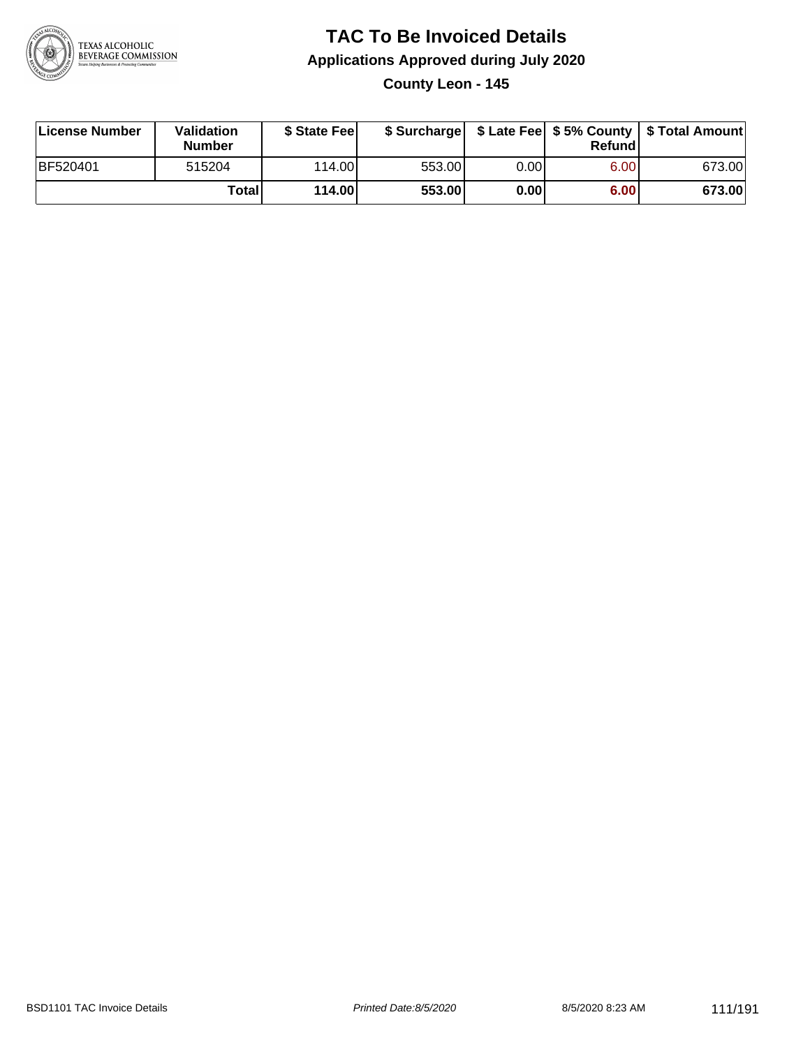# TAC To Be Invoiced Details

## Applications Approved during July 2020

### County Leon - 145

| License Number | Validation Number | $ State Fee | $ Surcharge | $ Late Fee | $ 5% County Refund | $ Total Amount |
|---|---|---|---|---|---|---|
| BF520401 | 515204 | 114.00 | 553.00 | 0.00 | 6.00 | 673.00 |
| | **Total** | **114.00** | **553.00** | **0.00** | **6.00** | **673.00** |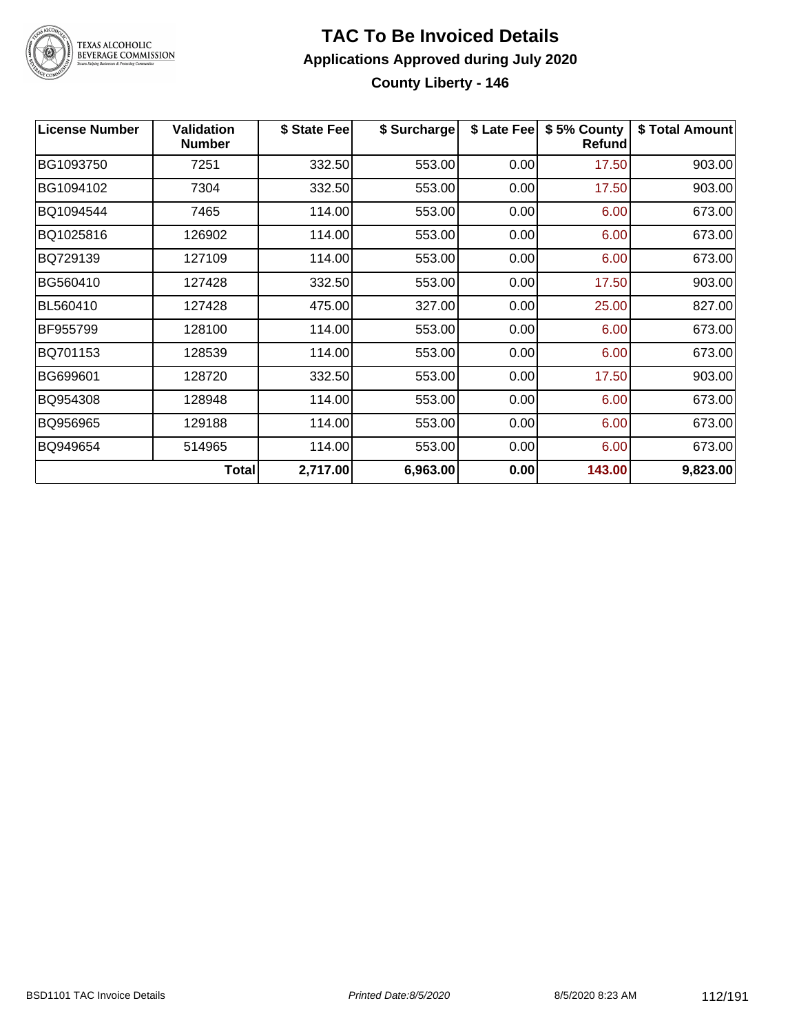# TAC To Be Invoiced Details

## Applications Approved during July 2020

### County Liberty - 146

| License Number | Validation Number | $ State Fee | $ Surcharge | $ Late Fee | $ 5% County Refund | $ Total Amount |
|---|---|---|---|---|---|---|
| BG1093750 | 7251 | 332.50 | 553.00 | 0.00 | 17.50 | 903.00 |
| BG1094102 | 7304 | 332.50 | 553.00 | 0.00 | 17.50 | 903.00 |
| BQ1094544 | 7465 | 114.00 | 553.00 | 0.00 | 6.00 | 673.00 |
| BQ1025816 | 126902 | 114.00 | 553.00 | 0.00 | 6.00 | 673.00 |
| BQ729139 | 127109 | 114.00 | 553.00 | 0.00 | 6.00 | 673.00 |
| BG560410 | 127428 | 332.50 | 553.00 | 0.00 | 17.50 | 903.00 |
| BL560410 | 127428 | 475.00 | 327.00 | 0.00 | 25.00 | 827.00 |
| BF955799 | 128100 | 114.00 | 553.00 | 0.00 | 6.00 | 673.00 |
| BQ701153 | 128539 | 114.00 | 553.00 | 0.00 | 6.00 | 673.00 |
| BG699601 | 128720 | 332.50 | 553.00 | 0.00 | 17.50 | 903.00 |
| BQ954308 | 128948 | 114.00 | 553.00 | 0.00 | 6.00 | 673.00 |
| BQ956965 | 129188 | 114.00 | 553.00 | 0.00 | 6.00 | 673.00 |
| BQ949654 | 514965 | 114.00 | 553.00 | 0.00 | 6.00 | 673.00 |
| | **Total** | **2,717.00** | **6,963.00** | **0.00** | **143.00** | **9,823.00** |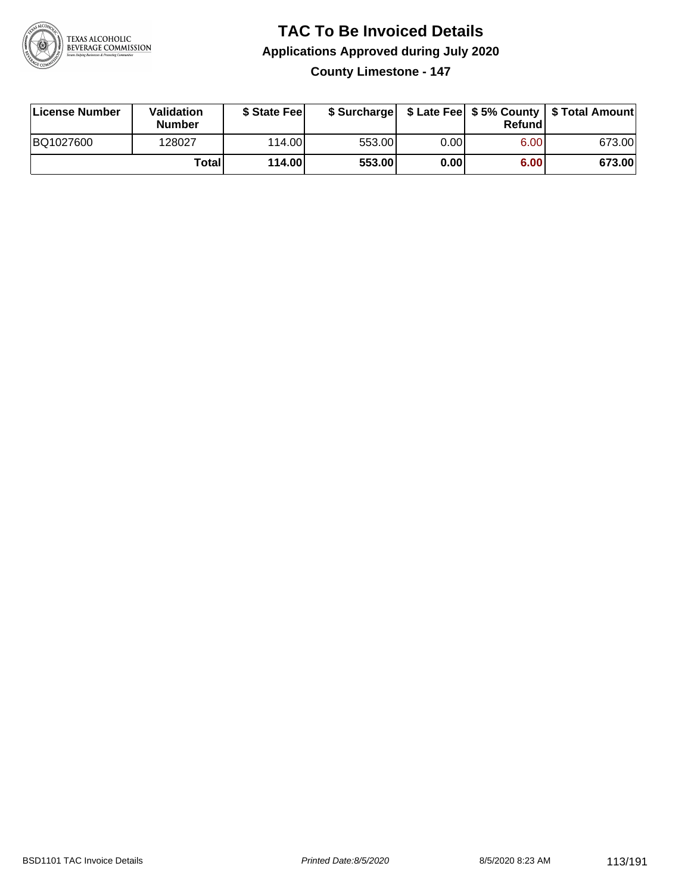# TAC To Be Invoiced Details

## Applications Approved during July 2020

### County Limestone - 147

| License Number | Validation Number | $ State Fee | $ Surcharge | $ Late Fee | $ 5% County Refund | $ Total Amount |
|---|---|---|---|---|---|---|
| BQ1027600 | 128027 | 114.00 | 553.00 | 0.00 | 6.00 | 673.00 |
| | **Total** | **114.00** | **553.00** | **0.00** | **6.00** | **673.00** |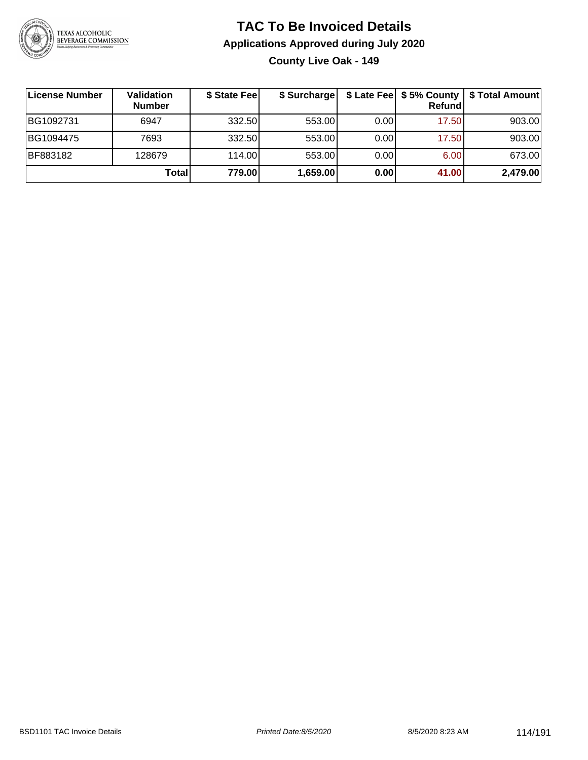# TAC To Be Invoiced Details

## Applications Approved during July 2020

### County Live Oak - 149

| License Number | Validation Number | $ State Fee | $ Surcharge | $ Late Fee | $ 5% County Refund | $ Total Amount |
|---|---|---|---|---|---|---|
| BG1092731 | 6947 | 332.50 | 553.00 | 0.00 | 17.50 | 903.00 |
| BG1094475 | 7693 | 332.50 | 553.00 | 0.00 | 17.50 | 903.00 |
| BF883182 | 128679 | 114.00 | 553.00 | 0.00 | 6.00 | 673.00 |
| | **Total** | **779.00** | **1,659.00** | **0.00** | **41.00** | **2,479.00** |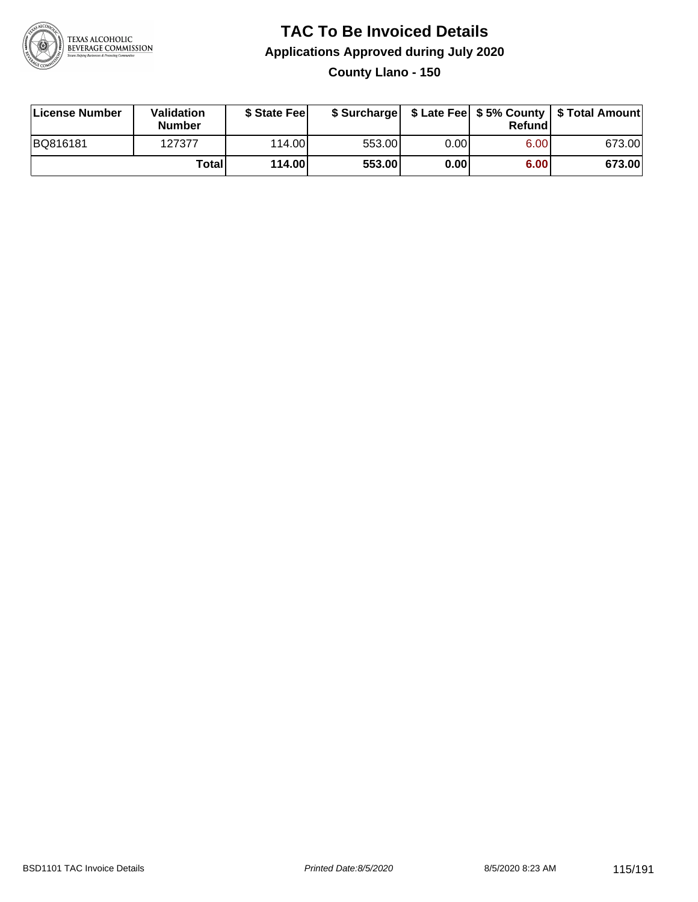# TAC To Be Invoiced Details

## Applications Approved during July 2020

### County Llano - 150

| License Number | Validation Number | $ State Fee | $ Surcharge | $ Late Fee | $ 5% County Refund | $ Total Amount |
|---|---|---|---|---|---|---|
| BQ816181 | 127377 | 114.00 | 553.00 | 0.00 | 6.00 | 673.00 |
| | **Total** | **114.00** | **553.00** | **0.00** | **6.00** | **673.00** |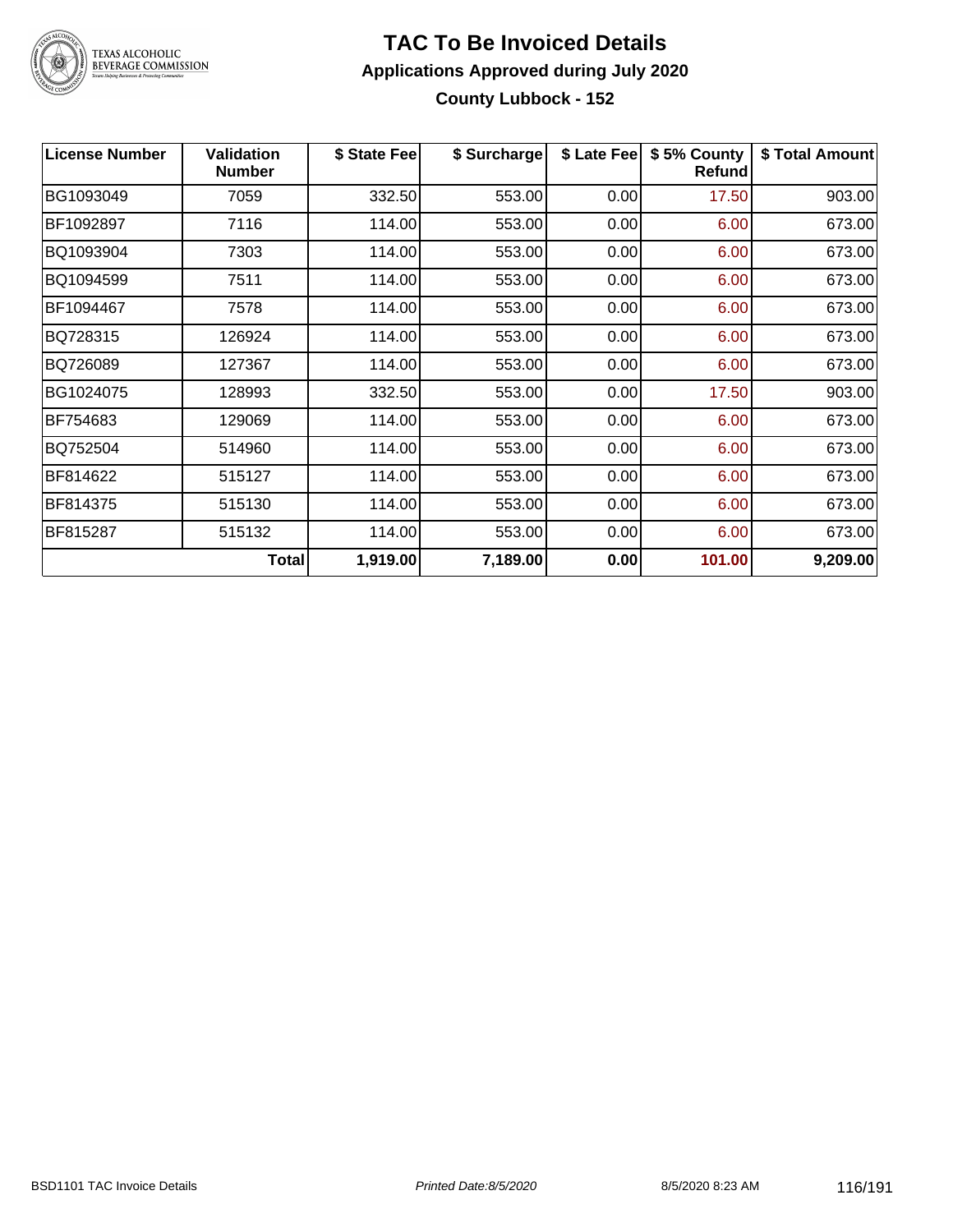# TAC To Be Invoiced Details

## Applications Approved during July 2020

### County Lubbock - 152

| License Number | Validation Number | $ State Fee | $ Surcharge | $ Late Fee | $ 5% County Refund | $ Total Amount |
|---|---|---|---|---|---|---|
| BG1093049 | 7059 | 332.50 | 553.00 | 0.00 | 17.50 | 903.00 |
| BF1092897 | 7116 | 114.00 | 553.00 | 0.00 | 6.00 | 673.00 |
| BQ1093904 | 7303 | 114.00 | 553.00 | 0.00 | 6.00 | 673.00 |
| BQ1094599 | 7511 | 114.00 | 553.00 | 0.00 | 6.00 | 673.00 |
| BF1094467 | 7578 | 114.00 | 553.00 | 0.00 | 6.00 | 673.00 |
| BQ728315 | 126924 | 114.00 | 553.00 | 0.00 | 6.00 | 673.00 |
| BQ726089 | 127367 | 114.00 | 553.00 | 0.00 | 6.00 | 673.00 |
| BG1024075 | 128993 | 332.50 | 553.00 | 0.00 | 17.50 | 903.00 |
| BF754683 | 129069 | 114.00 | 553.00 | 0.00 | 6.00 | 673.00 |
| BQ752504 | 514960 | 114.00 | 553.00 | 0.00 | 6.00 | 673.00 |
| BF814622 | 515127 | 114.00 | 553.00 | 0.00 | 6.00 | 673.00 |
| BF814375 | 515130 | 114.00 | 553.00 | 0.00 | 6.00 | 673.00 |
| BF815287 | 515132 | 114.00 | 553.00 | 0.00 | 6.00 | 673.00 |
| | **Total** | **1,919.00** | **7,189.00** | **0.00** | **101.00** | **9,209.00** |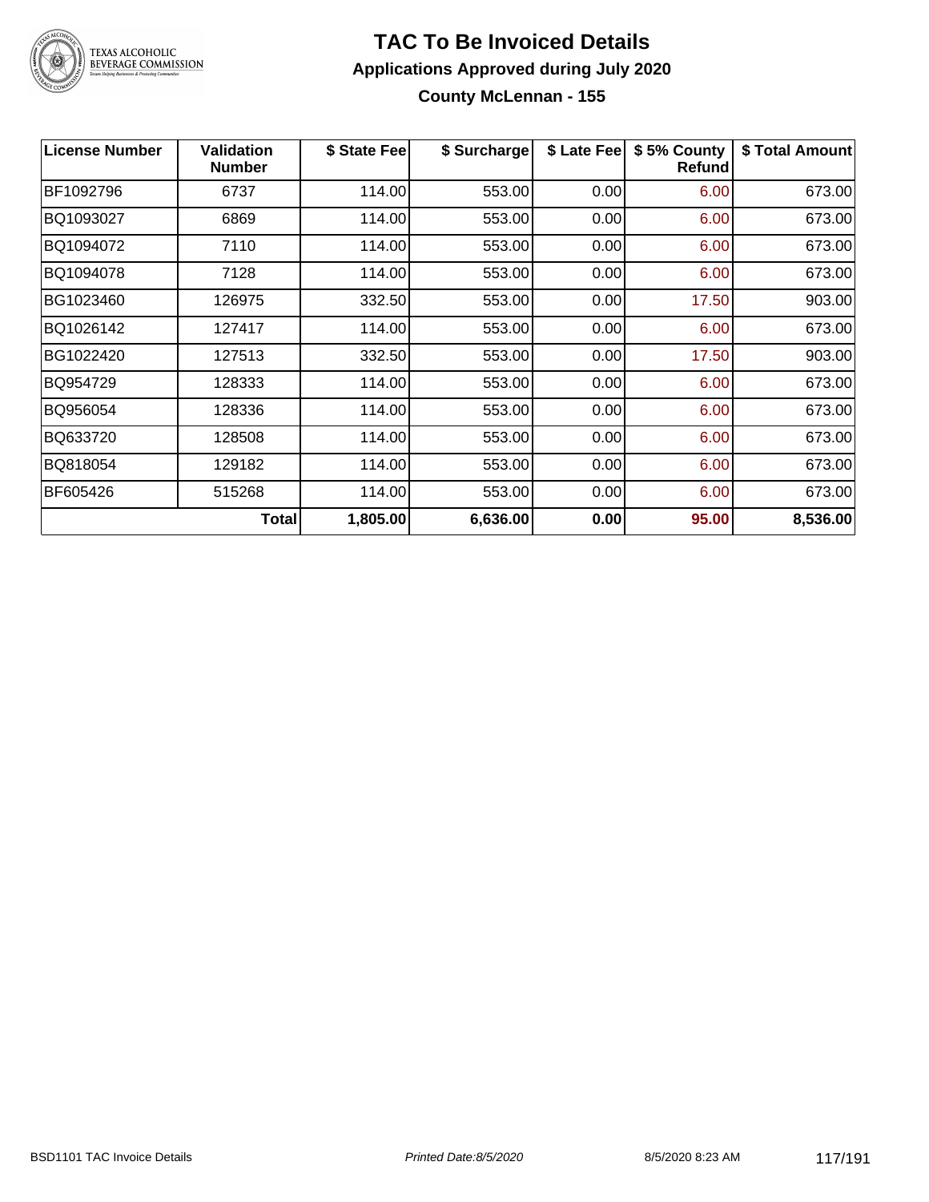# TAC To Be Invoiced Details

## Applications Approved during July 2020

### County McLennan - 155

| License Number | Validation Number | $ State Fee | $ Surcharge | $ Late Fee | $ 5% County Refund | $ Total Amount |
|---|---|---|---|---|---|---|
| BF1092796 | 6737 | 114.00 | 553.00 | 0.00 | 6.00 | 673.00 |
| BQ1093027 | 6869 | 114.00 | 553.00 | 0.00 | 6.00 | 673.00 |
| BQ1094072 | 7110 | 114.00 | 553.00 | 0.00 | 6.00 | 673.00 |
| BQ1094078 | 7128 | 114.00 | 553.00 | 0.00 | 6.00 | 673.00 |
| BG1023460 | 126975 | 332.50 | 553.00 | 0.00 | 17.50 | 903.00 |
| BQ1026142 | 127417 | 114.00 | 553.00 | 0.00 | 6.00 | 673.00 |
| BG1022420 | 127513 | 332.50 | 553.00 | 0.00 | 17.50 | 903.00 |
| BQ954729 | 128333 | 114.00 | 553.00 | 0.00 | 6.00 | 673.00 |
| BQ956054 | 128336 | 114.00 | 553.00 | 0.00 | 6.00 | 673.00 |
| BQ633720 | 128508 | 114.00 | 553.00 | 0.00 | 6.00 | 673.00 |
| BQ818054 | 129182 | 114.00 | 553.00 | 0.00 | 6.00 | 673.00 |
| BF605426 | 515268 | 114.00 | 553.00 | 0.00 | 6.00 | 673.00 |
| | **Total** | **1,805.00** | **6,636.00** | **0.00** | **95.00** | **8,536.00** |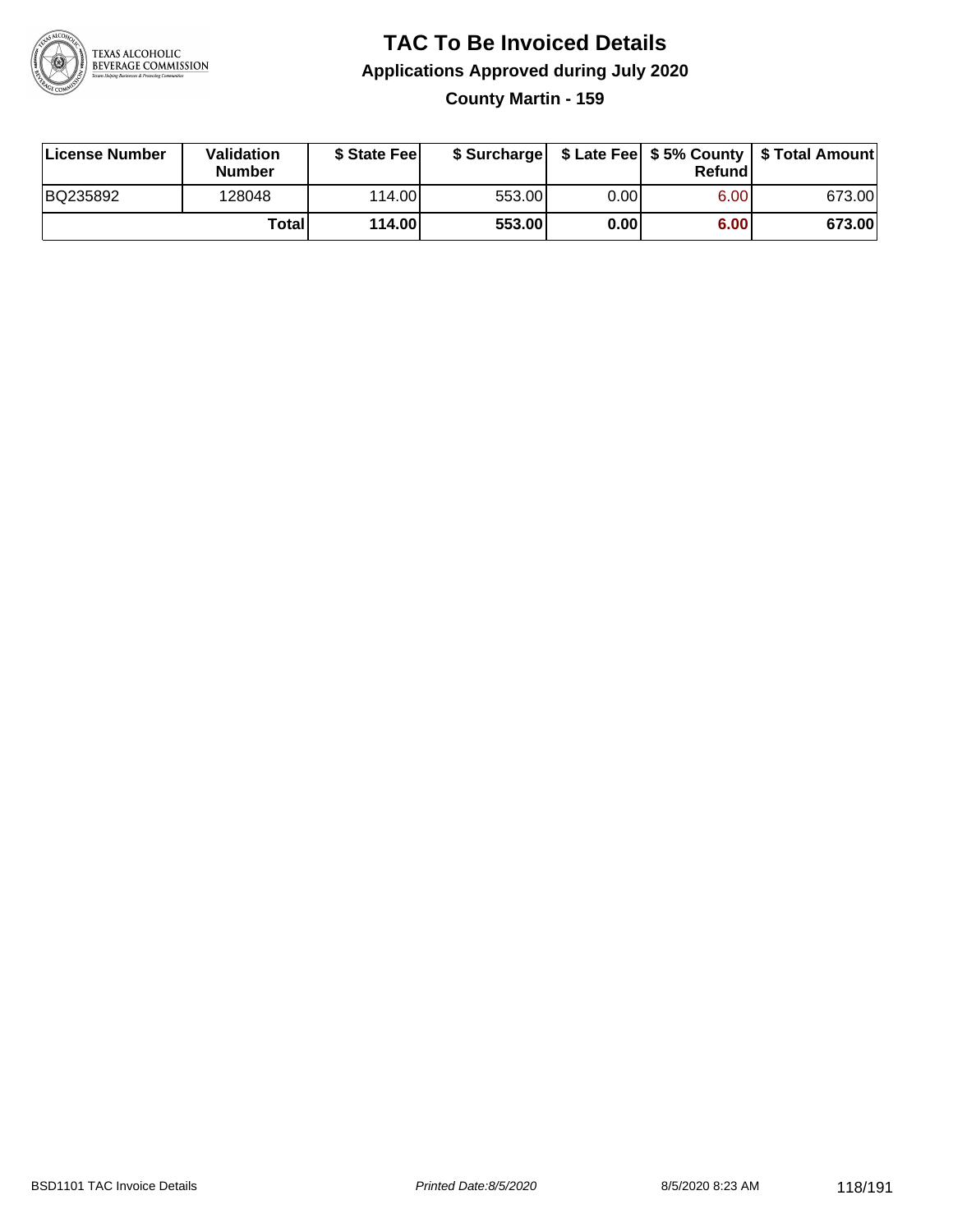# TAC To Be Invoiced Details

## Applications Approved during July 2020

### County Martin - 159

| License Number | Validation Number | $ State Fee | $ Surcharge | $ Late Fee | $ 5% County Refund | $ Total Amount |
|---|---|---|---|---|---|---|
| BQ235892 | 128048 | 114.00 | 553.00 | 0.00 | 6.00 | 673.00 |
| | **Total** | **114.00** | **553.00** | **0.00** | **6.00** | **673.00** |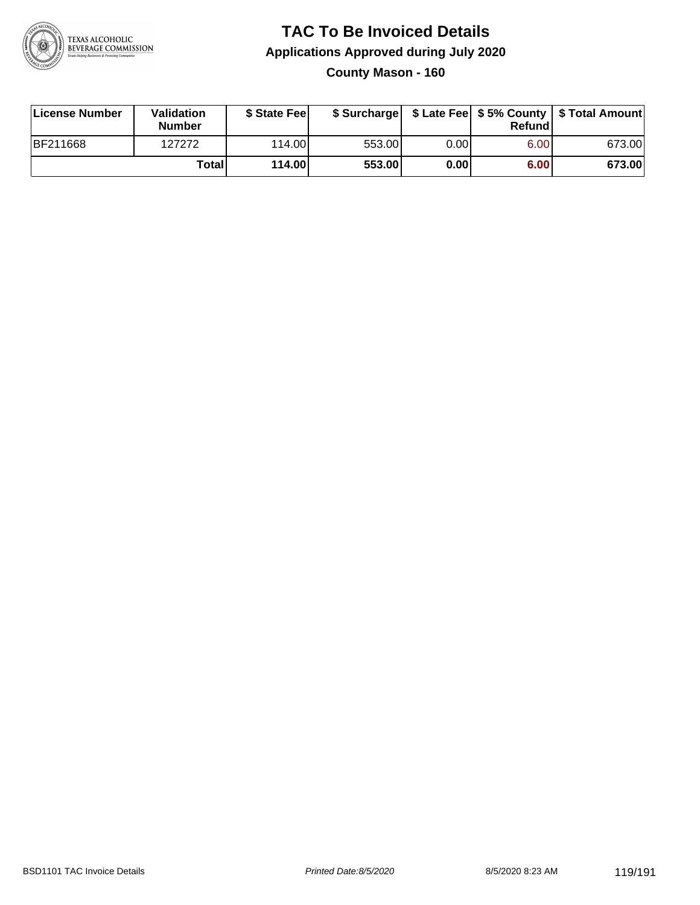# TAC To Be Invoiced Details

## Applications Approved during July 2020

### County Mason - 160

| License Number | Validation Number | $ State Fee | $ Surcharge | $ Late Fee | $ 5% County Refund | $ Total Amount |
|---|---|---|---|---|---|---|
| BF211668 | 127272 | 114.00 | 553.00 | 0.00 | 6.00 | 673.00 |
| | **Total** | **114.00** | **553.00** | **0.00** | **6.00** | **673.00** |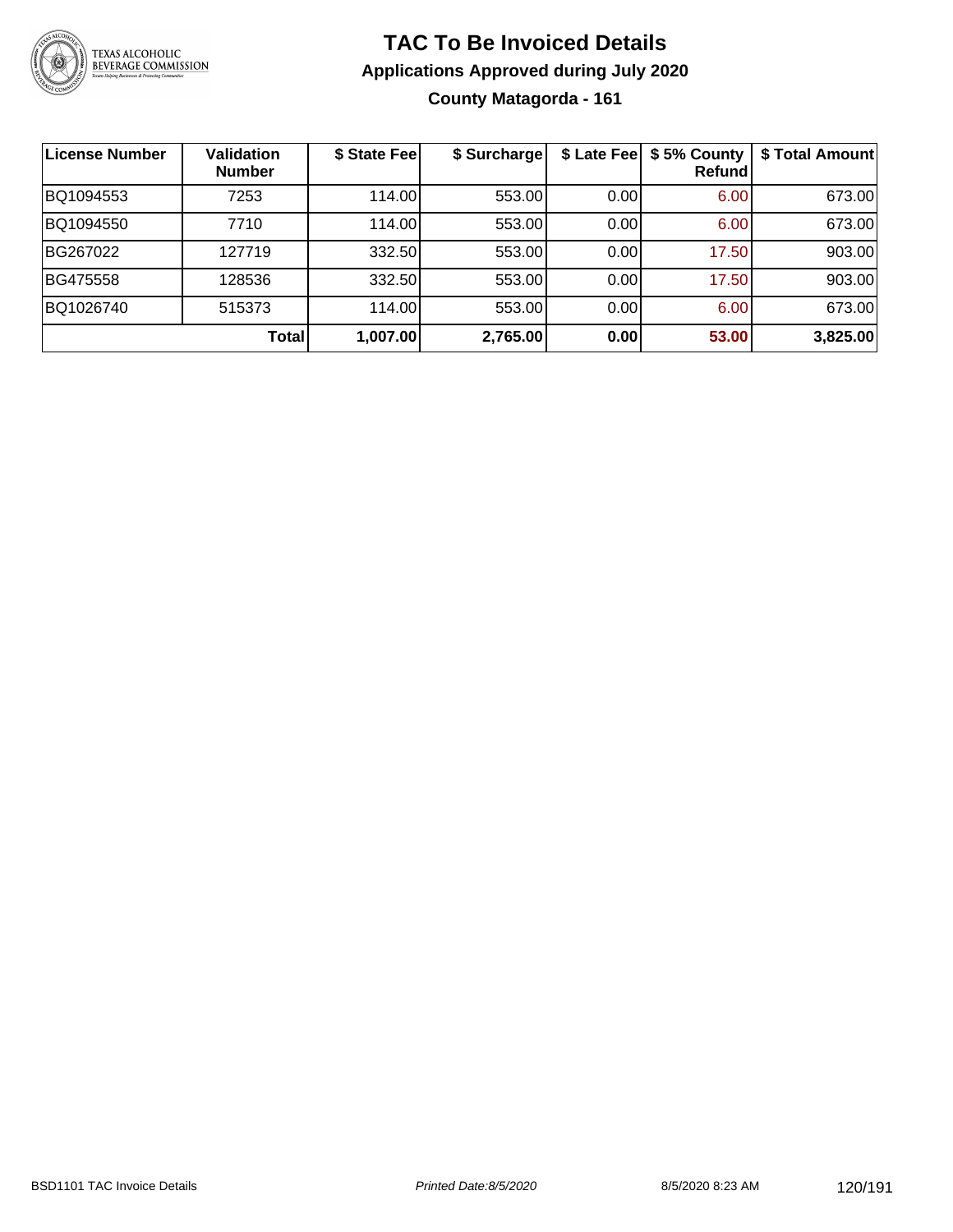# TAC To Be Invoiced Details

## Applications Approved during July 2020

### County Matagorda - 161

| License Number | Validation Number | $ State Fee | $ Surcharge | $ Late Fee | $ 5% County Refund | $ Total Amount |
|---|---|---|---|---|---|---|
| BQ1094553 | 7253 | 114.00 | 553.00 | 0.00 | 6.00 | 673.00 |
| BQ1094550 | 7710 | 114.00 | 553.00 | 0.00 | 6.00 | 673.00 |
| BG267022 | 127719 | 332.50 | 553.00 | 0.00 | 17.50 | 903.00 |
| BG475558 | 128536 | 332.50 | 553.00 | 0.00 | 17.50 | 903.00 |
| BQ1026740 | 515373 | 114.00 | 553.00 | 0.00 | 6.00 | 673.00 |
| | **Total** | **1,007.00** | **2,765.00** | **0.00** | **53.00** | **3,825.00** |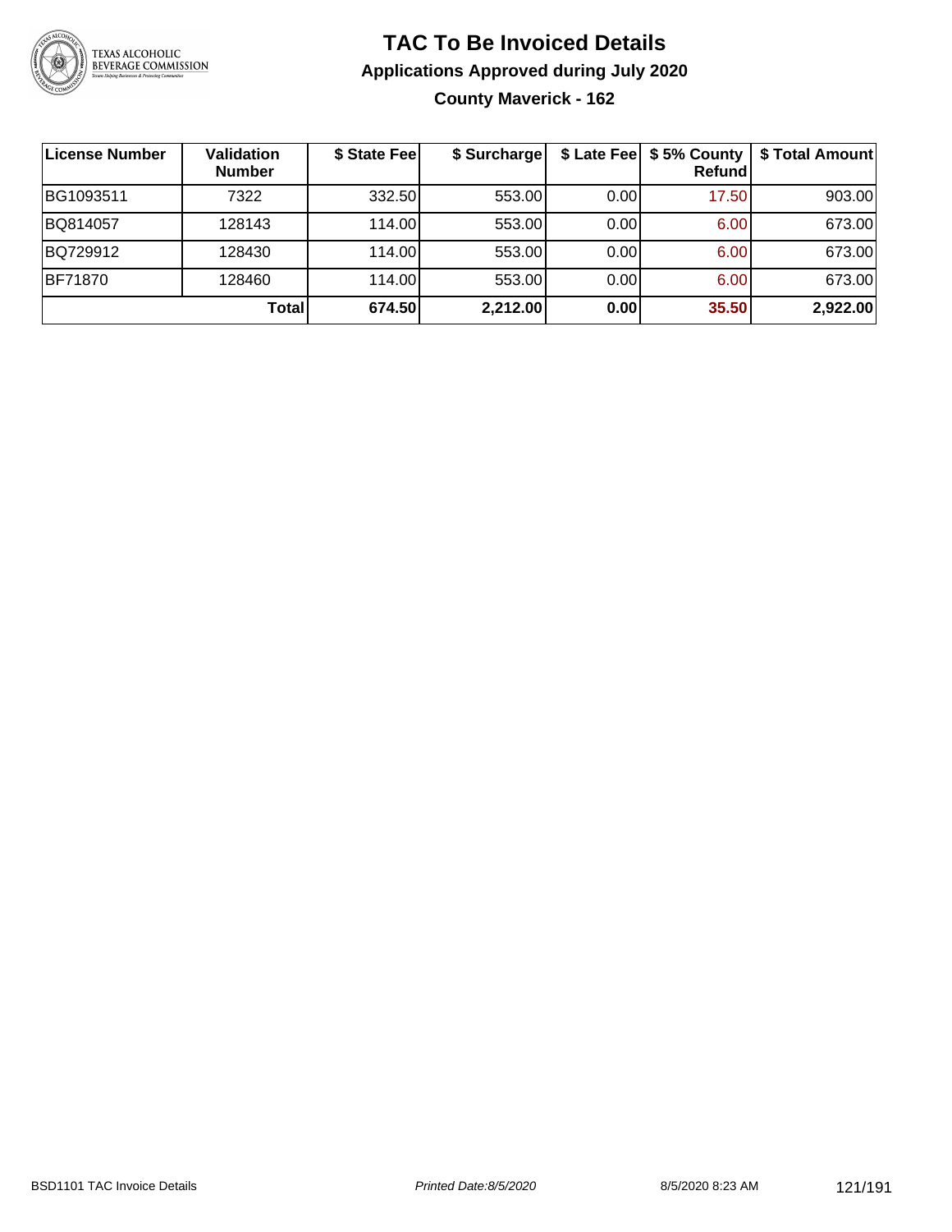# TAC To Be Invoiced Details

## Applications Approved during July 2020

### County Maverick - 162

| License Number | Validation Number | $ State Fee | $ Surcharge | $ Late Fee | $ 5% County Refund | $ Total Amount |
|---|---|---|---|---|---|---|
| BG1093511 | 7322 | 332.50 | 553.00 | 0.00 | 17.50 | 903.00 |
| BQ814057 | 128143 | 114.00 | 553.00 | 0.00 | 6.00 | 673.00 |
| BQ729912 | 128430 | 114.00 | 553.00 | 0.00 | 6.00 | 673.00 |
| BF71870 | 128460 | 114.00 | 553.00 | 0.00 | 6.00 | 673.00 |
| | **Total** | **674.50** | **2,212.00** | **0.00** | **35.50** | **2,922.00** |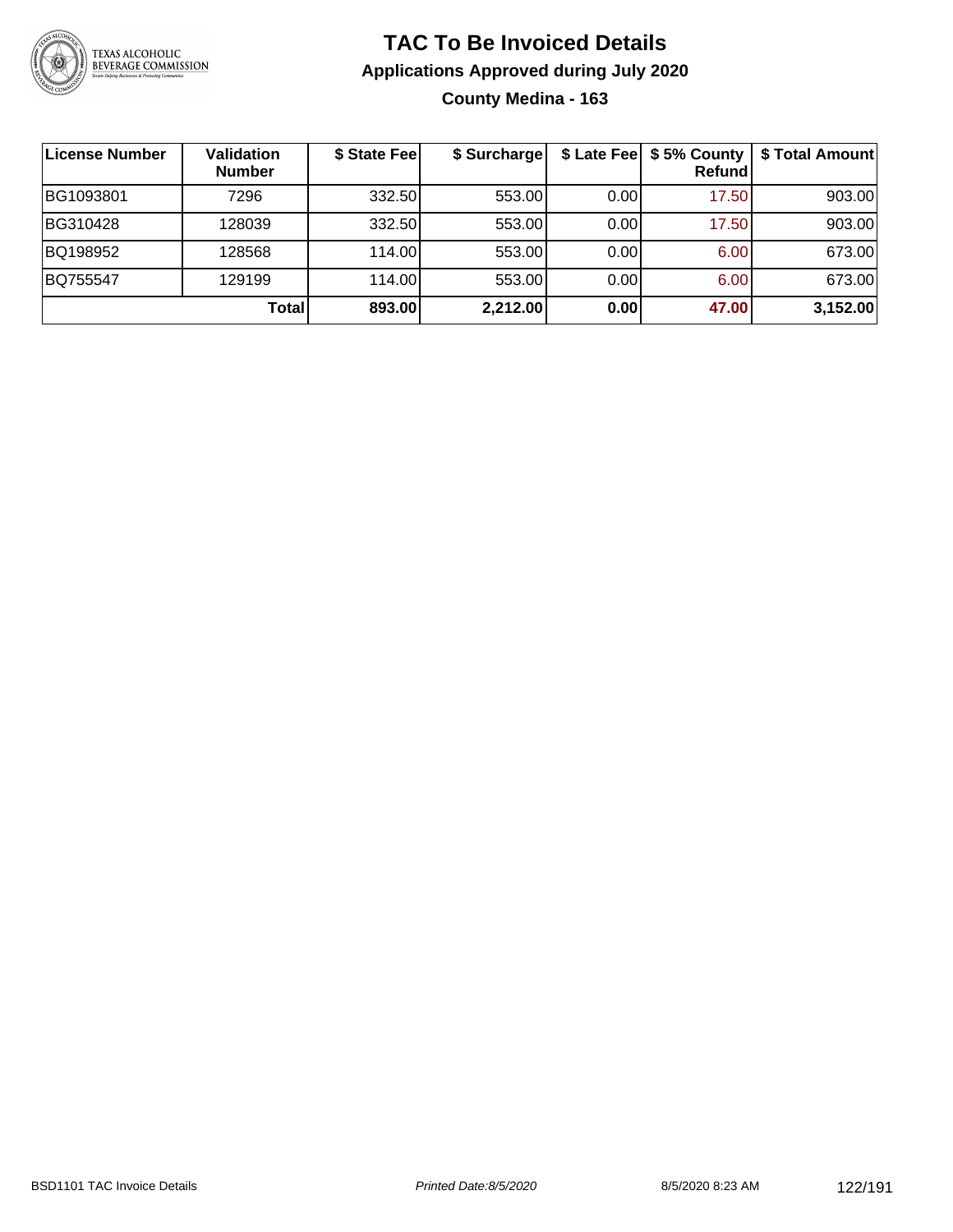# TAC To Be Invoiced Details

## Applications Approved during July 2020

### County Medina - 163

| License Number | Validation Number | $ State Fee | $ Surcharge | $ Late Fee | $ 5% County Refund | $ Total Amount |
|---|---|---|---|---|---|---|
| BG1093801 | 7296 | 332.50 | 553.00 | 0.00 | 17.50 | 903.00 |
| BG310428 | 128039 | 332.50 | 553.00 | 0.00 | 17.50 | 903.00 |
| BQ198952 | 128568 | 114.00 | 553.00 | 0.00 | 6.00 | 673.00 |
| BQ755547 | 129199 | 114.00 | 553.00 | 0.00 | 6.00 | 673.00 |
| | **Total** | **893.00** | **2,212.00** | **0.00** | **47.00** | **3,152.00** |

BSD1101 TAC Invoice Details | *Printed Date:8/5/2020* | 8/5/2020 8:23 AM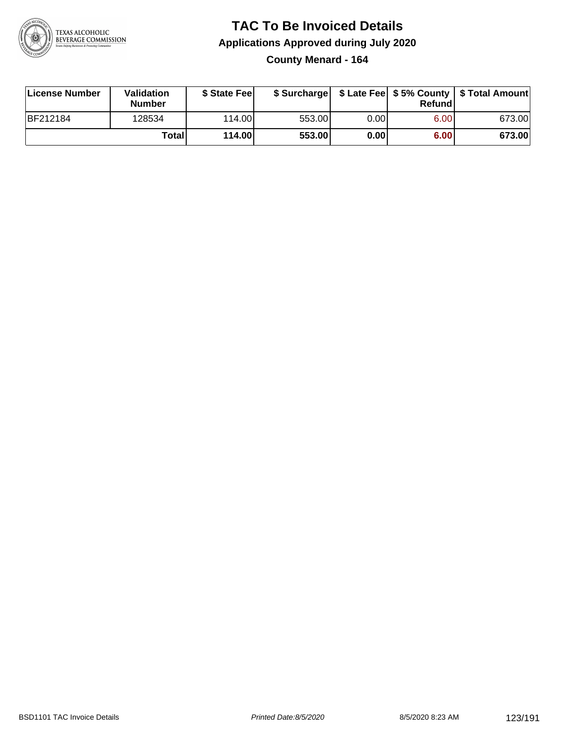# TAC To Be Invoiced Details

## Applications Approved during July 2020

### County Menard - 164

| License Number | Validation Number | $ State Fee | $ Surcharge | $ Late Fee | $ 5% County Refund | $ Total Amount |
|---|---|---|---|---|---|---|
| BF212184 | 128534 | 114.00 | 553.00 | 0.00 | 6.00 | 673.00 |
| | **Total** | **114.00** | **553.00** | **0.00** | **6.00** | **673.00** |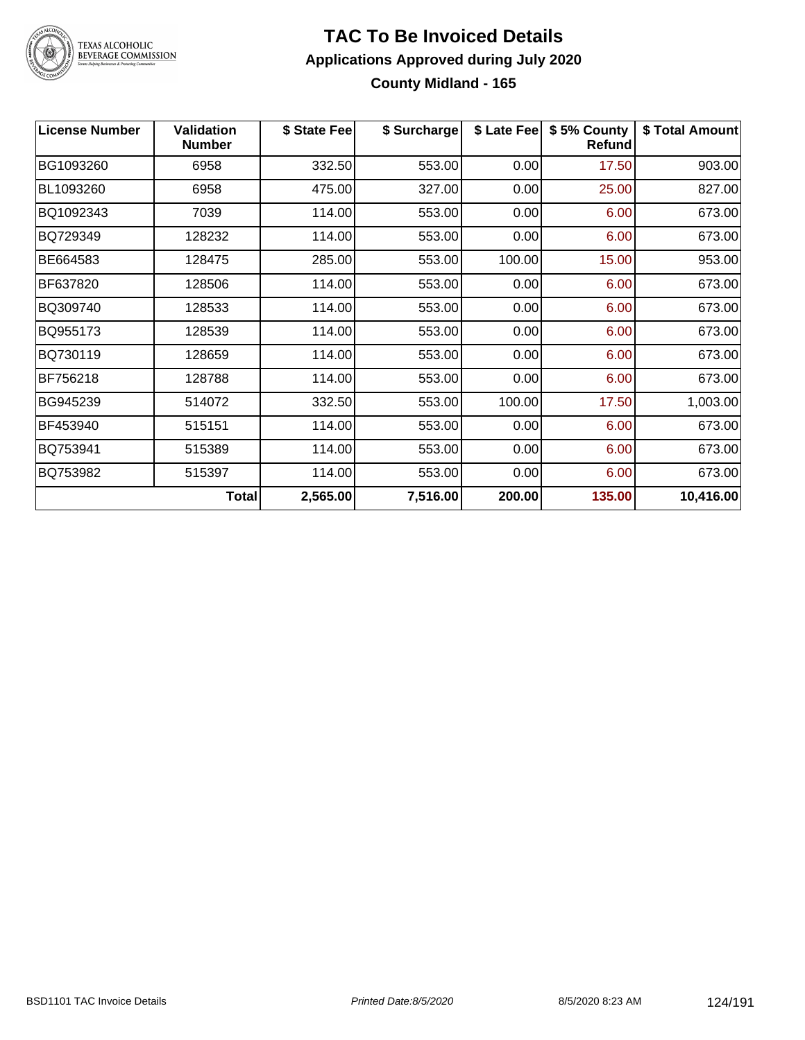# TAC To Be Invoiced Details

## Applications Approved during July 2020

### County Midland - 165

| License Number | Validation Number | $ State Fee | $ Surcharge | $ Late Fee | $ 5% County Refund | $ Total Amount |
|---|---|---|---|---|---|---|
| BG1093260 | 6958 | 332.50 | 553.00 | 0.00 | 17.50 | 903.00 |
| BL1093260 | 6958 | 475.00 | 327.00 | 0.00 | 25.00 | 827.00 |
| BQ1092343 | 7039 | 114.00 | 553.00 | 0.00 | 6.00 | 673.00 |
| BQ729349 | 128232 | 114.00 | 553.00 | 0.00 | 6.00 | 673.00 |
| BE664583 | 128475 | 285.00 | 553.00 | 100.00 | 15.00 | 953.00 |
| BF637820 | 128506 | 114.00 | 553.00 | 0.00 | 6.00 | 673.00 |
| BQ309740 | 128533 | 114.00 | 553.00 | 0.00 | 6.00 | 673.00 |
| BQ955173 | 128539 | 114.00 | 553.00 | 0.00 | 6.00 | 673.00 |
| BQ730119 | 128659 | 114.00 | 553.00 | 0.00 | 6.00 | 673.00 |
| BF756218 | 128788 | 114.00 | 553.00 | 0.00 | 6.00 | 673.00 |
| BG945239 | 514072 | 332.50 | 553.00 | 100.00 | 17.50 | 1,003.00 |
| BF453940 | 515151 | 114.00 | 553.00 | 0.00 | 6.00 | 673.00 |
| BQ753941 | 515389 | 114.00 | 553.00 | 0.00 | 6.00 | 673.00 |
| BQ753982 | 515397 | 114.00 | 553.00 | 0.00 | 6.00 | 673.00 |
| | **Total** | **2,565.00** | **7,516.00** | **200.00** | **135.00** | **10,416.00** |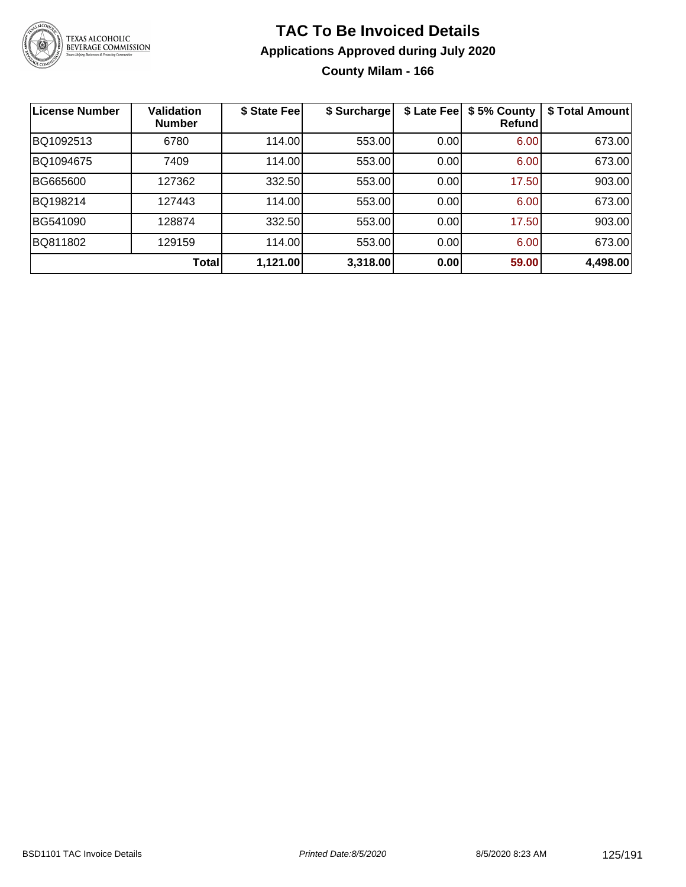# TAC To Be Invoiced Details

## Applications Approved during July 2020

### County Milam - 166

| License Number | Validation Number | \$ State Fee | \$ Surcharge | \$ Late Fee | \$ 5% County Refund | \$ Total Amount |
|---|---|---|---|---|---|---|
| BQ1092513 | 6780 | 114.00 | 553.00 | 0.00 | 6.00 | 673.00 |
| BQ1094675 | 7409 | 114.00 | 553.00 | 0.00 | 6.00 | 673.00 |
| BG665600 | 127362 | 332.50 | 553.00 | 0.00 | 17.50 | 903.00 |
| BQ198214 | 127443 | 114.00 | 553.00 | 0.00 | 6.00 | 673.00 |
| BG541090 | 128874 | 332.50 | 553.00 | 0.00 | 17.50 | 903.00 |
| BQ811802 | 129159 | 114.00 | 553.00 | 0.00 | 6.00 | 673.00 |
| | **Total** | **1,121.00** | **3,318.00** | **0.00** | **59.00** | **4,498.00** |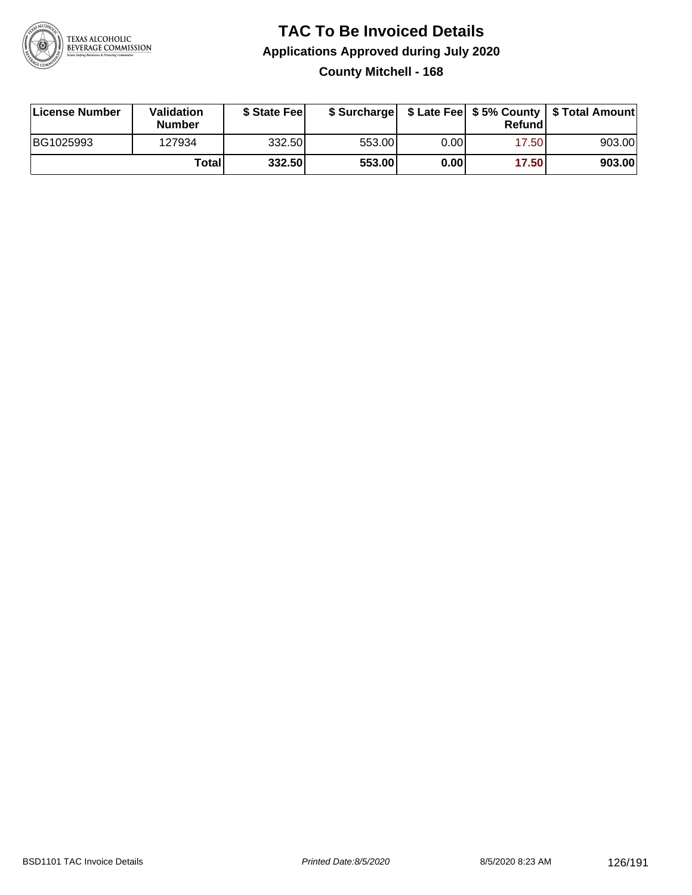# TAC To Be Invoiced Details

## Applications Approved during July 2020

### County Mitchell - 168

| License Number | Validation Number | $ State Fee | $ Surcharge | $ Late Fee | $ 5% County Refund | $ Total Amount |
|---|---|---|---|---|---|---|
| BG1025993 | 127934 | 332.50 | 553.00 | 0.00 | 17.50 | 903.00 |
| | **Total** | **332.50** | **553.00** | **0.00** | **17.50** | **903.00** |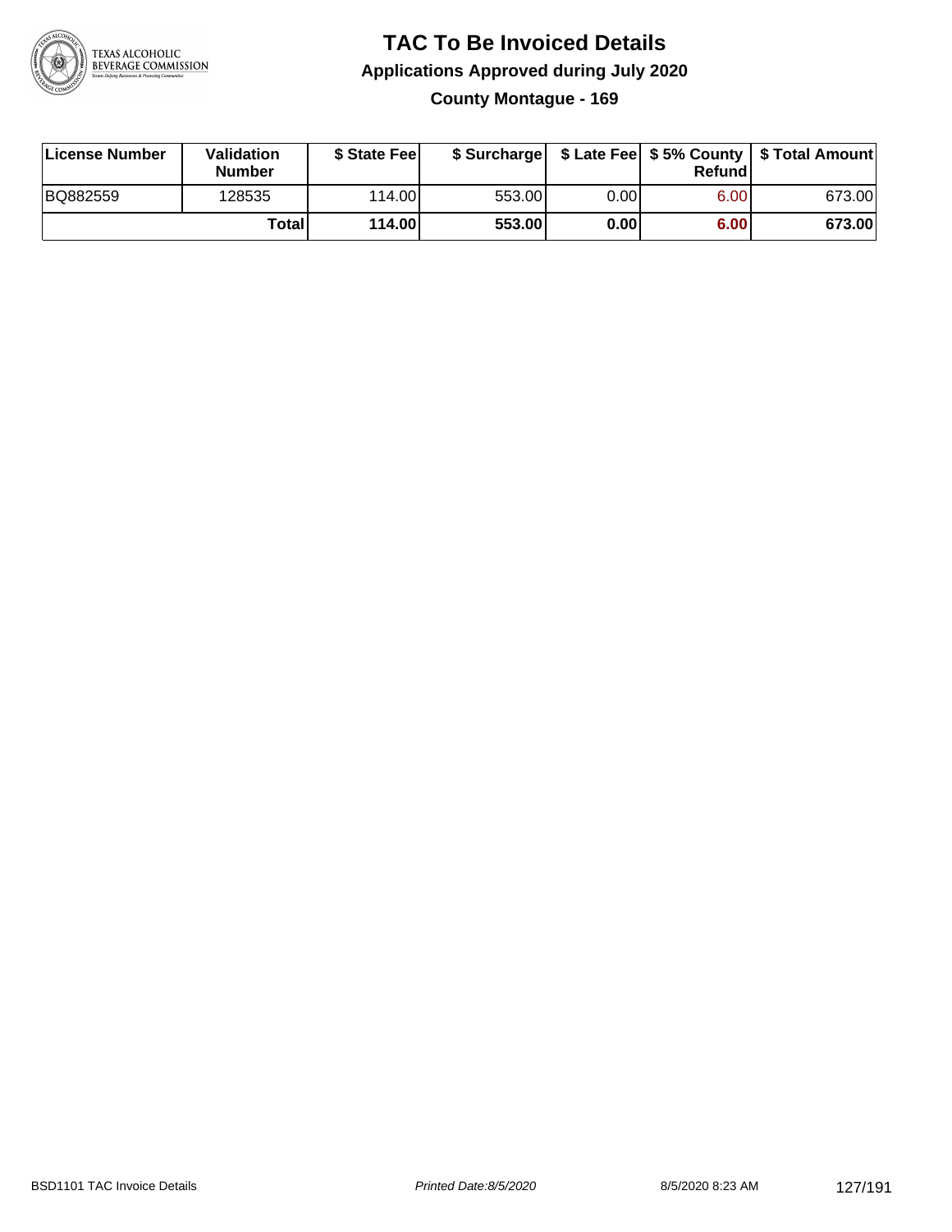# TAC To Be Invoiced Details

## Applications Approved during July 2020

### County Montague - 169

| License Number | Validation Number | $ State Fee | $ Surcharge | $ Late Fee | $ 5% County Refund | $ Total Amount |
|---|---|---|---|---|---|---|
| BQ882559 | 128535 | 114.00 | 553.00 | 0.00 | 6.00 | 673.00 |
| | **Total** | **114.00** | **553.00** | **0.00** | **6.00** | **673.00** |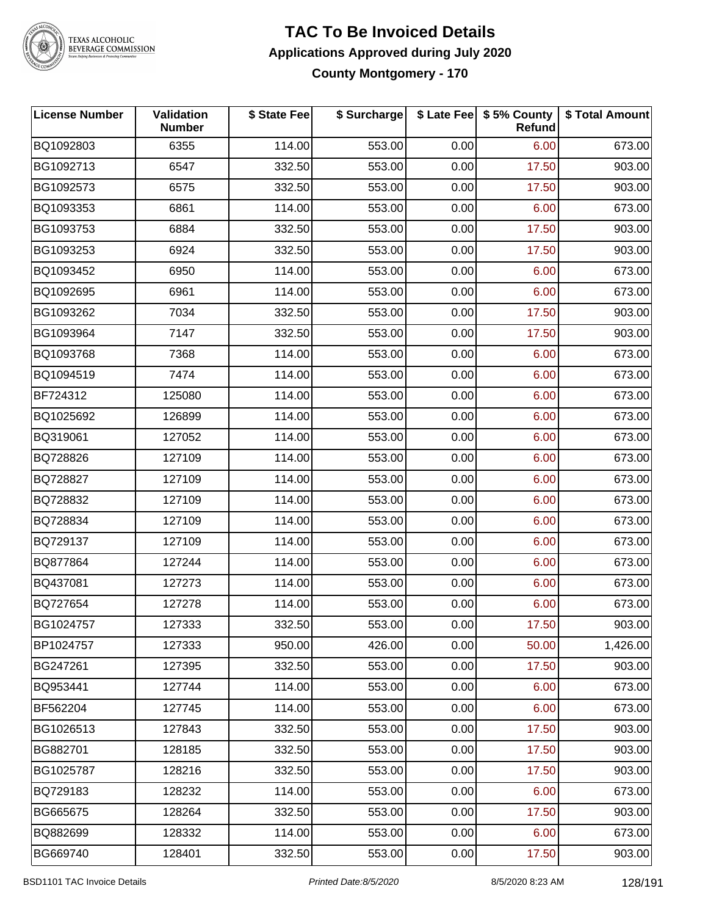# TAC To Be Invoiced Details

## Applications Approved during July 2020

### County Montgomery - 170

| License Number | Validation Number | $ State Fee | $ Surcharge | $ Late Fee | $ 5% County Refund | $ Total Amount |
|---|---|---|---|---|---|---|
| BQ1092803 | 6355 | 114.00 | 553.00 | 0.00 | 6.00 | 673.00 |
| BG1092713 | 6547 | 332.50 | 553.00 | 0.00 | 17.50 | 903.00 |
| BG1092573 | 6575 | 332.50 | 553.00 | 0.00 | 17.50 | 903.00 |
| BQ1093353 | 6861 | 114.00 | 553.00 | 0.00 | 6.00 | 673.00 |
| BG1093753 | 6884 | 332.50 | 553.00 | 0.00 | 17.50 | 903.00 |
| BG1093253 | 6924 | 332.50 | 553.00 | 0.00 | 17.50 | 903.00 |
| BQ1093452 | 6950 | 114.00 | 553.00 | 0.00 | 6.00 | 673.00 |
| BQ1092695 | 6961 | 114.00 | 553.00 | 0.00 | 6.00 | 673.00 |
| BG1093262 | 7034 | 332.50 | 553.00 | 0.00 | 17.50 | 903.00 |
| BG1093964 | 7147 | 332.50 | 553.00 | 0.00 | 17.50 | 903.00 |
| BQ1093768 | 7368 | 114.00 | 553.00 | 0.00 | 6.00 | 673.00 |
| BQ1094519 | 7474 | 114.00 | 553.00 | 0.00 | 6.00 | 673.00 |
| BF724312 | 125080 | 114.00 | 553.00 | 0.00 | 6.00 | 673.00 |
| BQ1025692 | 126899 | 114.00 | 553.00 | 0.00 | 6.00 | 673.00 |
| BQ319061 | 127052 | 114.00 | 553.00 | 0.00 | 6.00 | 673.00 |
| BQ728826 | 127109 | 114.00 | 553.00 | 0.00 | 6.00 | 673.00 |
| BQ728827 | 127109 | 114.00 | 553.00 | 0.00 | 6.00 | 673.00 |
| BQ728832 | 127109 | 114.00 | 553.00 | 0.00 | 6.00 | 673.00 |
| BQ728834 | 127109 | 114.00 | 553.00 | 0.00 | 6.00 | 673.00 |
| BQ729137 | 127109 | 114.00 | 553.00 | 0.00 | 6.00 | 673.00 |
| BQ877864 | 127244 | 114.00 | 553.00 | 0.00 | 6.00 | 673.00 |
| BQ437081 | 127273 | 114.00 | 553.00 | 0.00 | 6.00 | 673.00 |
| BQ727654 | 127278 | 114.00 | 553.00 | 0.00 | 6.00 | 673.00 |
| BG1024757 | 127333 | 332.50 | 553.00 | 0.00 | 17.50 | 903.00 |
| BP1024757 | 127333 | 950.00 | 426.00 | 0.00 | 50.00 | 1,426.00 |
| BG247261 | 127395 | 332.50 | 553.00 | 0.00 | 17.50 | 903.00 |
| BQ953441 | 127744 | 114.00 | 553.00 | 0.00 | 6.00 | 673.00 |
| BF562204 | 127745 | 114.00 | 553.00 | 0.00 | 6.00 | 673.00 |
| BG1026513 | 127843 | 332.50 | 553.00 | 0.00 | 17.50 | 903.00 |
| BG882701 | 128185 | 332.50 | 553.00 | 0.00 | 17.50 | 903.00 |
| BG1025787 | 128216 | 332.50 | 553.00 | 0.00 | 17.50 | 903.00 |
| BQ729183 | 128232 | 114.00 | 553.00 | 0.00 | 6.00 | 673.00 |
| BG665675 | 128264 | 332.50 | 553.00 | 0.00 | 17.50 | 903.00 |
| BQ882699 | 128332 | 114.00 | 553.00 | 0.00 | 6.00 | 673.00 |
| BG669740 | 128401 | 332.50 | 553.00 | 0.00 | 17.50 | 903.00 |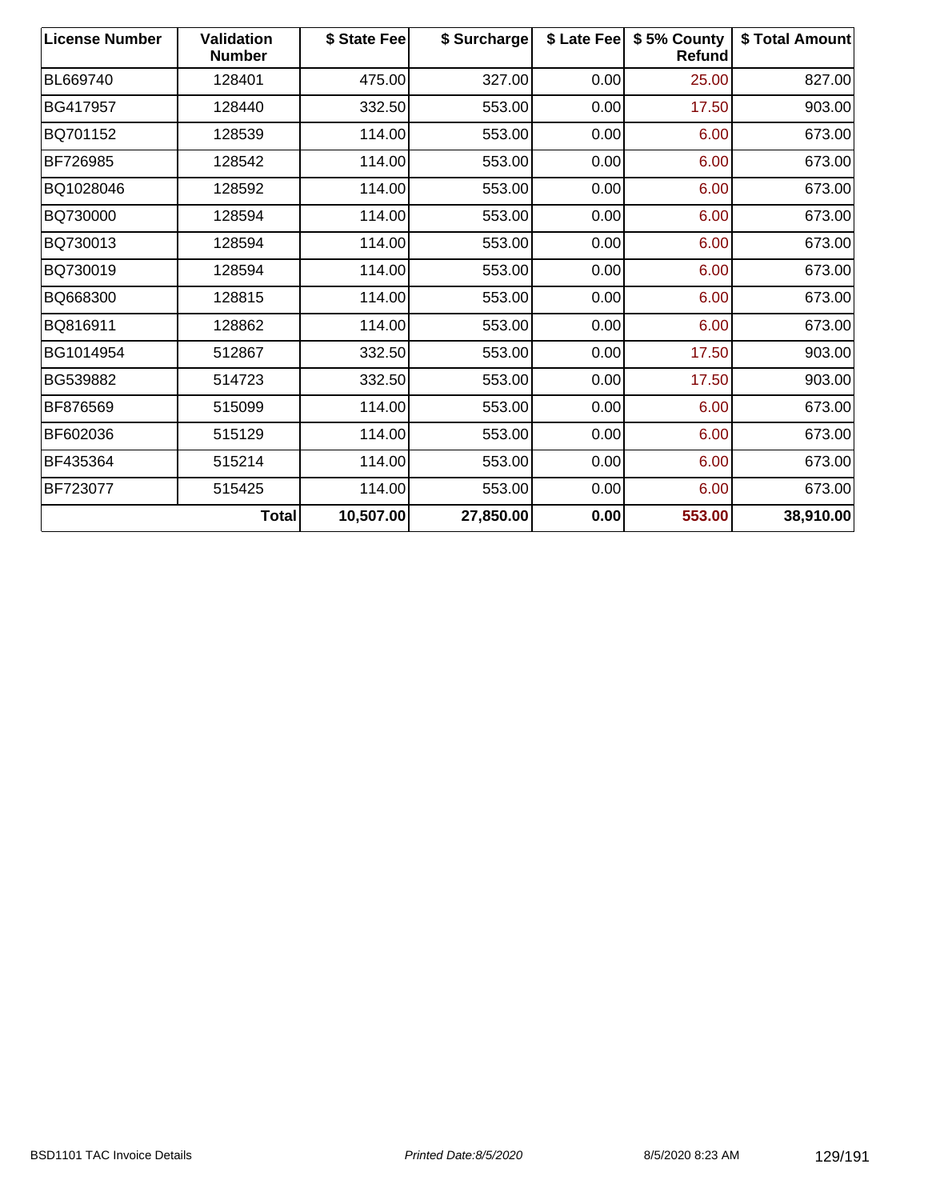| License Number | Validation Number | $ State Fee | $ Surcharge | $ Late Fee | $ 5% County Refund | $ Total Amount |
|---|---|---|---|---|---|---|
| BL669740 | 128401 | 475.00 | 327.00 | 0.00 | 25.00 | 827.00 |
| BG417957 | 128440 | 332.50 | 553.00 | 0.00 | 17.50 | 903.00 |
| BQ701152 | 128539 | 114.00 | 553.00 | 0.00 | 6.00 | 673.00 |
| BF726985 | 128542 | 114.00 | 553.00 | 0.00 | 6.00 | 673.00 |
| BQ1028046 | 128592 | 114.00 | 553.00 | 0.00 | 6.00 | 673.00 |
| BQ730000 | 128594 | 114.00 | 553.00 | 0.00 | 6.00 | 673.00 |
| BQ730013 | 128594 | 114.00 | 553.00 | 0.00 | 6.00 | 673.00 |
| BQ730019 | 128594 | 114.00 | 553.00 | 0.00 | 6.00 | 673.00 |
| BQ668300 | 128815 | 114.00 | 553.00 | 0.00 | 6.00 | 673.00 |
| BQ816911 | 128862 | 114.00 | 553.00 | 0.00 | 6.00 | 673.00 |
| BG1014954 | 512867 | 332.50 | 553.00 | 0.00 | 17.50 | 903.00 |
| BG539882 | 514723 | 332.50 | 553.00 | 0.00 | 17.50 | 903.00 |
| BF876569 | 515099 | 114.00 | 553.00 | 0.00 | 6.00 | 673.00 |
| BF602036 | 515129 | 114.00 | 553.00 | 0.00 | 6.00 | 673.00 |
| BF435364 | 515214 | 114.00 | 553.00 | 0.00 | 6.00 | 673.00 |
| BF723077 | 515425 | 114.00 | 553.00 | 0.00 | 6.00 | 673.00 |
| | **Total** | **10,507.00** | **27,850.00** | **0.00** | **553.00** | **38,910.00** |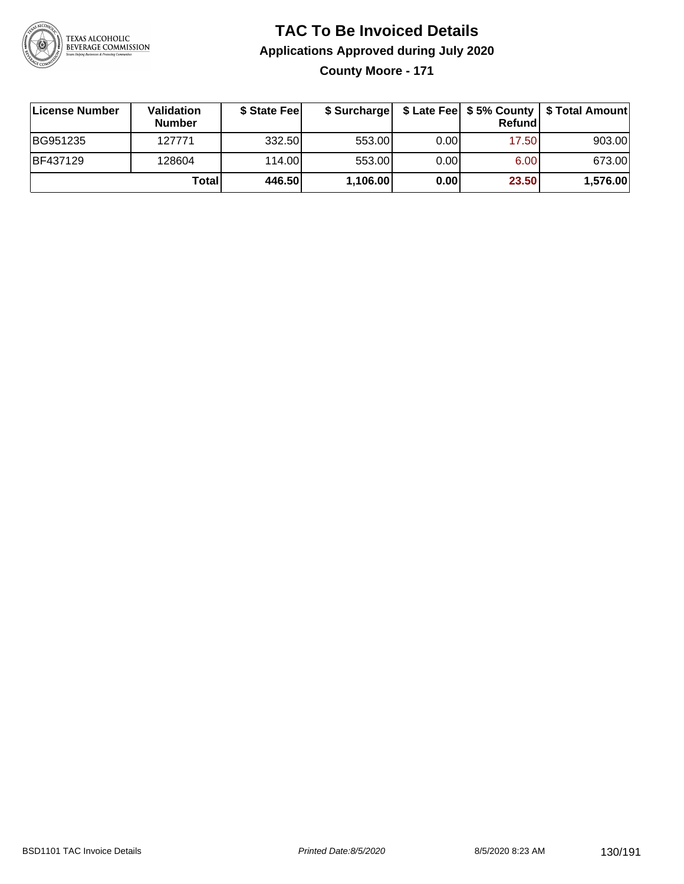# TAC To Be Invoiced Details

## Applications Approved during July 2020

### County Moore - 171

| License Number | Validation Number | $ State Fee | $ Surcharge | $ Late Fee | $ 5% County Refund | $ Total Amount |
|---|---|---|---|---|---|---|
| BG951235 | 127771 | 332.50 | 553.00 | 0.00 | 17.50 | 903.00 |
| BF437129 | 128604 | 114.00 | 553.00 | 0.00 | 6.00 | 673.00 |
| | **Total** | **446.50** | **1,106.00** | **0.00** | **23.50** | **1,576.00** |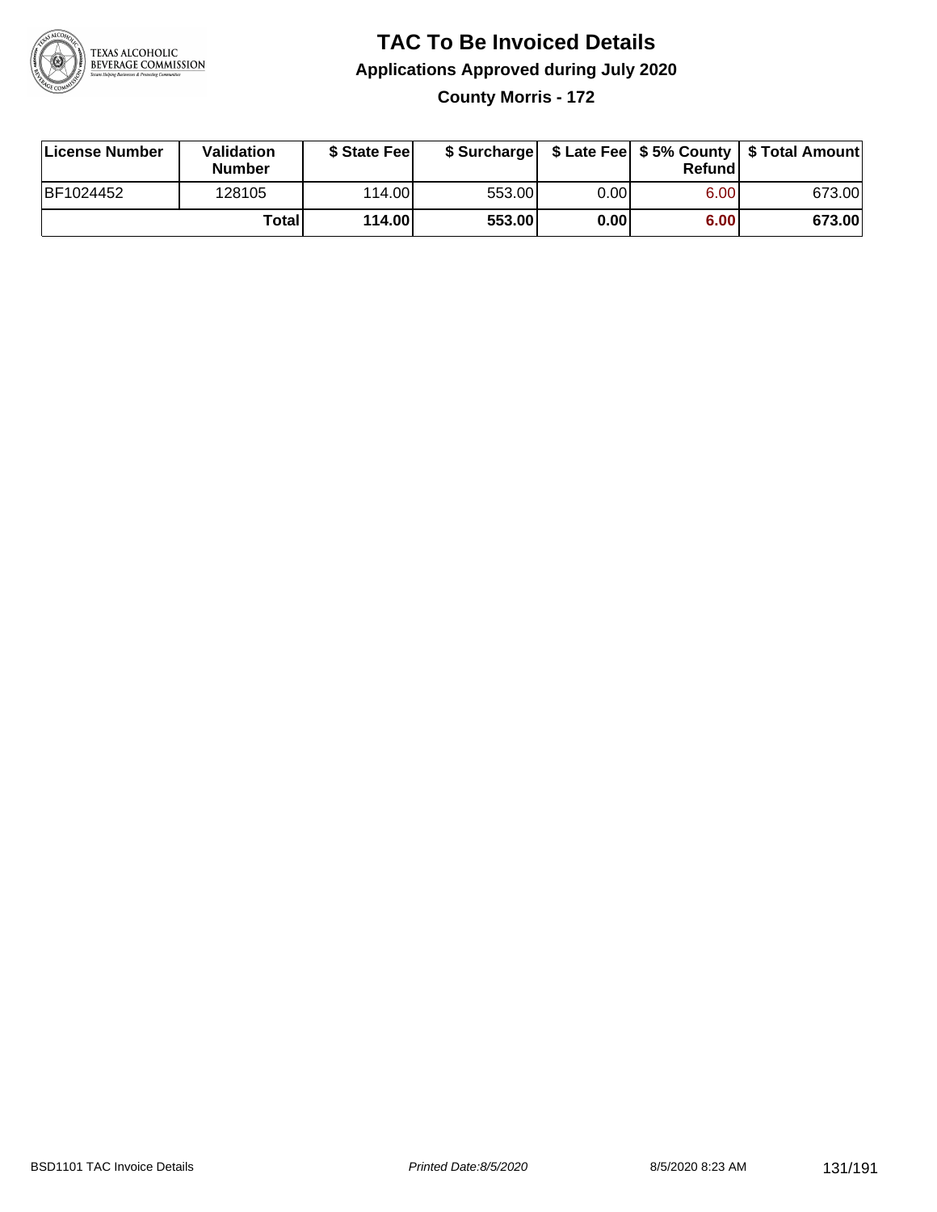# TAC To Be Invoiced Details

## Applications Approved during July 2020

### County Morris - 172

| License Number | Validation Number | $ State Fee | $ Surcharge | $ Late Fee | $ 5% County Refund | $ Total Amount |
|---|---|---|---|---|---|---|
| BF1024452 | 128105 | 114.00 | 553.00 | 0.00 | 6.00 | 673.00 |
| | **Total** | **114.00** | **553.00** | **0.00** | **6.00** | **673.00** |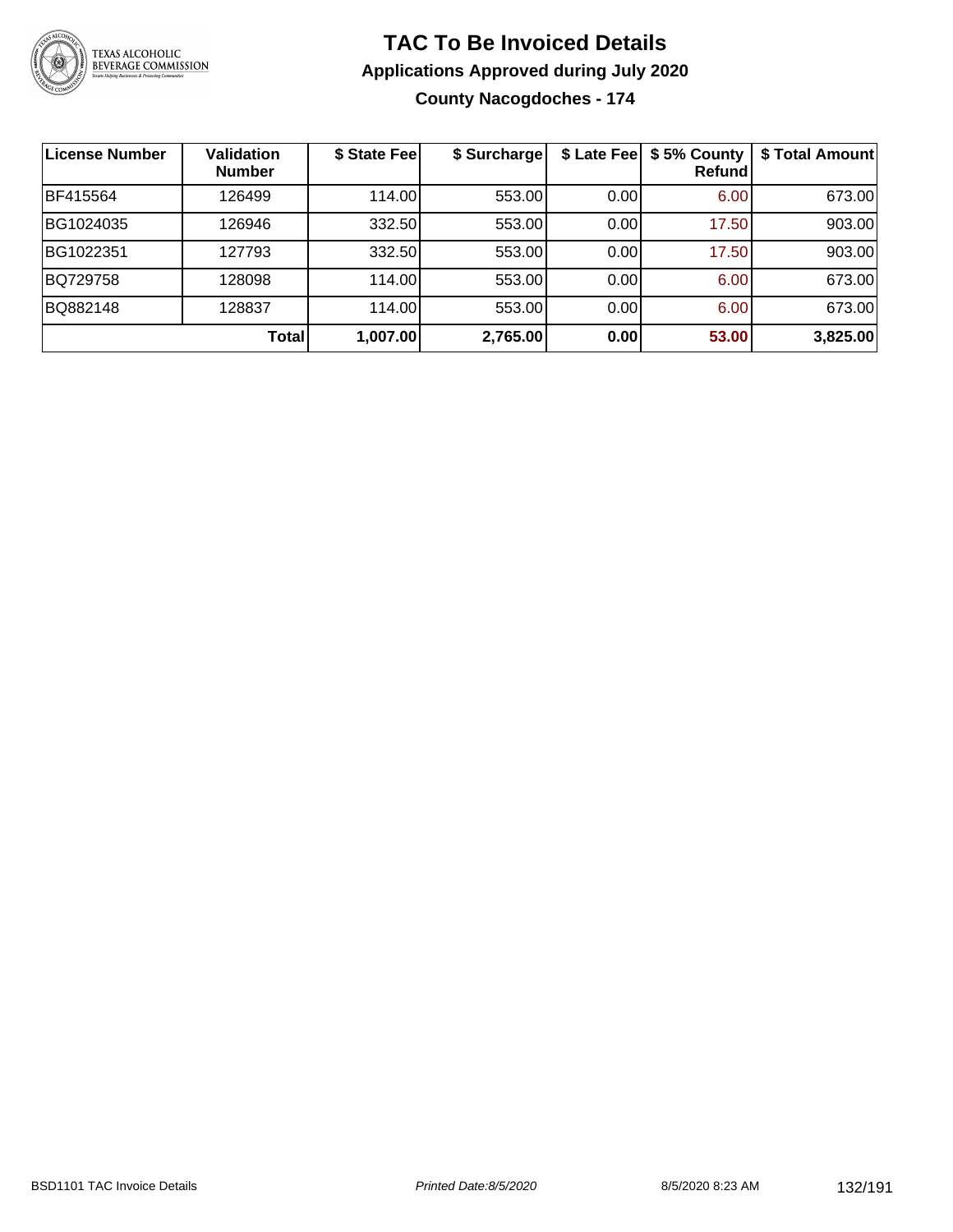# TAC To Be Invoiced Details

## Applications Approved during July 2020

### County Nacogdoches - 174

| License Number | Validation Number | $ State Fee | $ Surcharge | $ Late Fee | $ 5% County Refund | $ Total Amount |
|---|---|---|---|---|---|---|
| BF415564 | 126499 | 114.00 | 553.00 | 0.00 | 6.00 | 673.00 |
| BG1024035 | 126946 | 332.50 | 553.00 | 0.00 | 17.50 | 903.00 |
| BG1022351 | 127793 | 332.50 | 553.00 | 0.00 | 17.50 | 903.00 |
| BQ729758 | 128098 | 114.00 | 553.00 | 0.00 | 6.00 | 673.00 |
| BQ882148 | 128837 | 114.00 | 553.00 | 0.00 | 6.00 | 673.00 |
| | **Total** | **1,007.00** | **2,765.00** | **0.00** | **53.00** | **3,825.00** |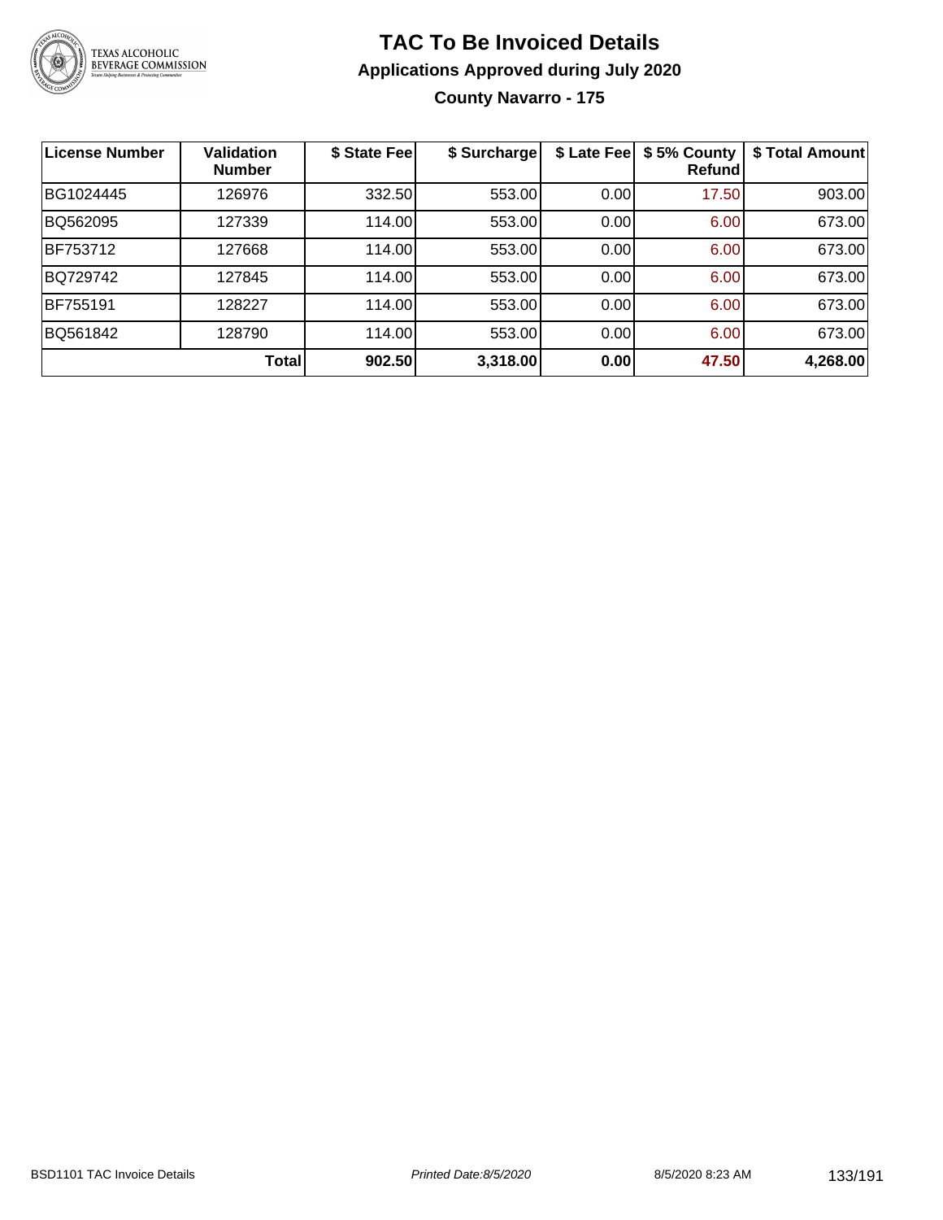# TAC To Be Invoiced Details

## Applications Approved during July 2020

### County Navarro - 175

| License Number | Validation Number | $ State Fee | $ Surcharge | $ Late Fee | $ 5% County Refund | $ Total Amount |
|---|---|---|---|---|---|---|
| BG1024445 | 126976 | 332.50 | 553.00 | 0.00 | 17.50 | 903.00 |
| BQ562095 | 127339 | 114.00 | 553.00 | 0.00 | 6.00 | 673.00 |
| BF753712 | 127668 | 114.00 | 553.00 | 0.00 | 6.00 | 673.00 |
| BQ729742 | 127845 | 114.00 | 553.00 | 0.00 | 6.00 | 673.00 |
| BF755191 | 128227 | 114.00 | 553.00 | 0.00 | 6.00 | 673.00 |
| BQ561842 | 128790 | 114.00 | 553.00 | 0.00 | 6.00 | 673.00 |
| | **Total** | **902.50** | **3,318.00** | **0.00** | **47.50** | **4,268.00** |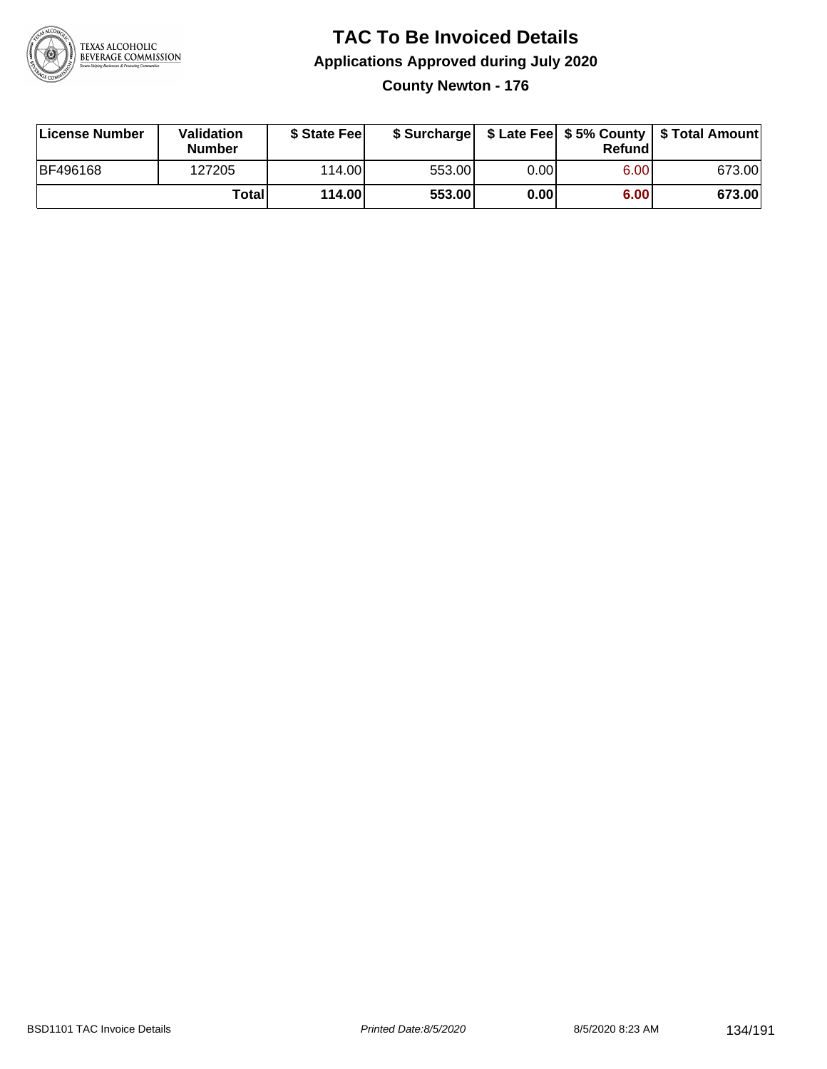# TAC To Be Invoiced Details

## Applications Approved during July 2020

### County Newton - 176

| License Number | Validation Number | $ State Fee | $ Surcharge | $ Late Fee | $ 5% County Refund | $ Total Amount |
|---|---|---|---|---|---|---|
| BF496168 | 127205 | 114.00 | 553.00 | 0.00 | 6.00 | 673.00 |
| | **Total** | **114.00** | **553.00** | **0.00** | **6.00** | **673.00** |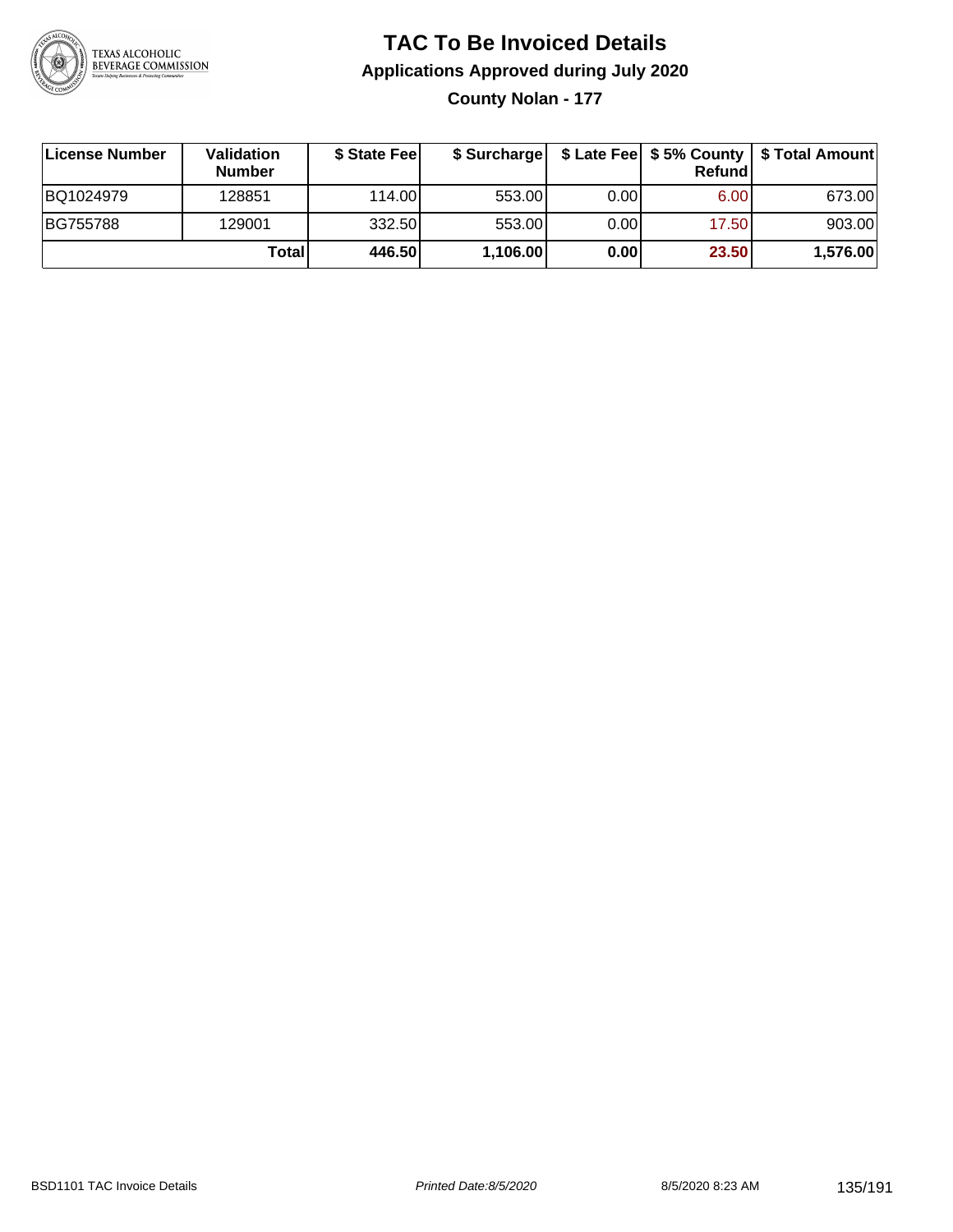# TAC To Be Invoiced Details

## Applications Approved during July 2020

### County Nolan - 177

| License Number | Validation Number | $ State Fee | $ Surcharge | $ Late Fee | $ 5% County Refund | $ Total Amount |
|---|---|---|---|---|---|---|
| BQ1024979 | 128851 | 114.00 | 553.00 | 0.00 | 6.00 | 673.00 |
| BG755788 | 129001 | 332.50 | 553.00 | 0.00 | 17.50 | 903.00 |
| | **Total** | **446.50** | **1,106.00** | **0.00** | **23.50** | **1,576.00** |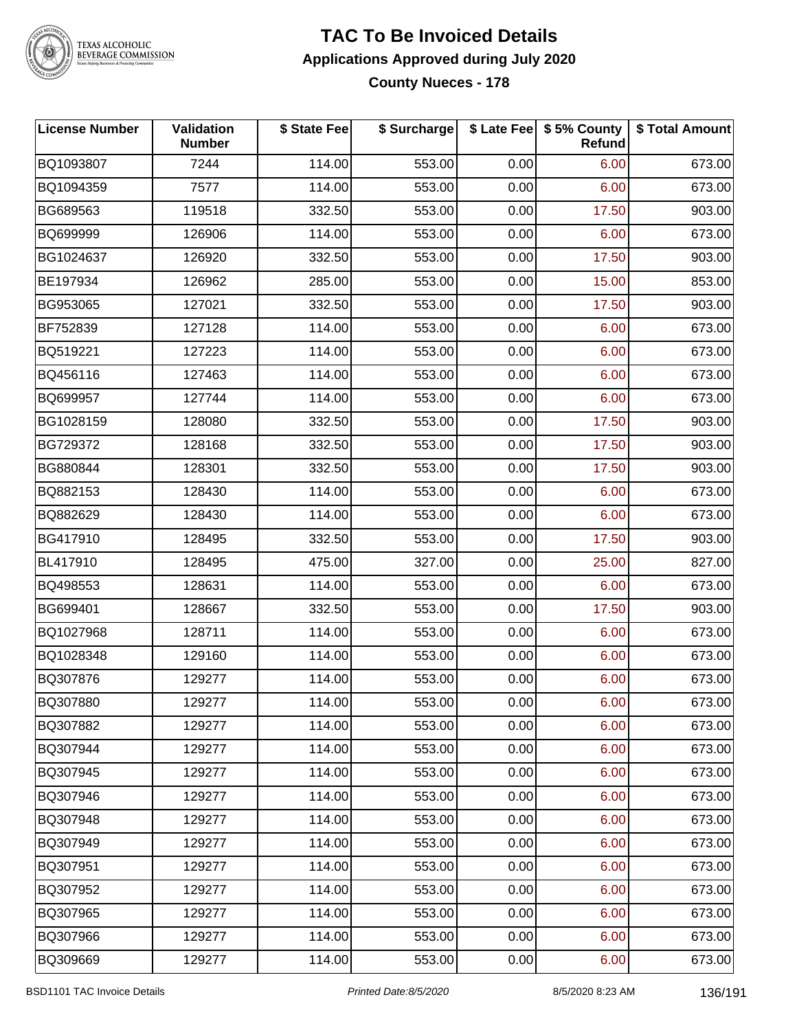# TAC To Be Invoiced Details

## Applications Approved during July 2020

### County Nueces - 178

| License Number | Validation Number | $ State Fee | $ Surcharge | $ Late Fee | $ 5% County Refund | $ Total Amount |
|---|---|---|---|---|---|---|
| BQ1093807 | 7244 | 114.00 | 553.00 | 0.00 | 6.00 | 673.00 |
| BQ1094359 | 7577 | 114.00 | 553.00 | 0.00 | 6.00 | 673.00 |
| BG689563 | 119518 | 332.50 | 553.00 | 0.00 | 17.50 | 903.00 |
| BQ699999 | 126906 | 114.00 | 553.00 | 0.00 | 6.00 | 673.00 |
| BG1024637 | 126920 | 332.50 | 553.00 | 0.00 | 17.50 | 903.00 |
| BE197934 | 126962 | 285.00 | 553.00 | 0.00 | 15.00 | 853.00 |
| BG953065 | 127021 | 332.50 | 553.00 | 0.00 | 17.50 | 903.00 |
| BF752839 | 127128 | 114.00 | 553.00 | 0.00 | 6.00 | 673.00 |
| BQ519221 | 127223 | 114.00 | 553.00 | 0.00 | 6.00 | 673.00 |
| BQ456116 | 127463 | 114.00 | 553.00 | 0.00 | 6.00 | 673.00 |
| BQ699957 | 127744 | 114.00 | 553.00 | 0.00 | 6.00 | 673.00 |
| BG1028159 | 128080 | 332.50 | 553.00 | 0.00 | 17.50 | 903.00 |
| BG729372 | 128168 | 332.50 | 553.00 | 0.00 | 17.50 | 903.00 |
| BG880844 | 128301 | 332.50 | 553.00 | 0.00 | 17.50 | 903.00 |
| BQ882153 | 128430 | 114.00 | 553.00 | 0.00 | 6.00 | 673.00 |
| BQ882629 | 128430 | 114.00 | 553.00 | 0.00 | 6.00 | 673.00 |
| BG417910 | 128495 | 332.50 | 553.00 | 0.00 | 17.50 | 903.00 |
| BL417910 | 128495 | 475.00 | 327.00 | 0.00 | 25.00 | 827.00 |
| BQ498553 | 128631 | 114.00 | 553.00 | 0.00 | 6.00 | 673.00 |
| BG699401 | 128667 | 332.50 | 553.00 | 0.00 | 17.50 | 903.00 |
| BQ1027968 | 128711 | 114.00 | 553.00 | 0.00 | 6.00 | 673.00 |
| BQ1028348 | 129160 | 114.00 | 553.00 | 0.00 | 6.00 | 673.00 |
| BQ307876 | 129277 | 114.00 | 553.00 | 0.00 | 6.00 | 673.00 |
| BQ307880 | 129277 | 114.00 | 553.00 | 0.00 | 6.00 | 673.00 |
| BQ307882 | 129277 | 114.00 | 553.00 | 0.00 | 6.00 | 673.00 |
| BQ307944 | 129277 | 114.00 | 553.00 | 0.00 | 6.00 | 673.00 |
| BQ307945 | 129277 | 114.00 | 553.00 | 0.00 | 6.00 | 673.00 |
| BQ307946 | 129277 | 114.00 | 553.00 | 0.00 | 6.00 | 673.00 |
| BQ307948 | 129277 | 114.00 | 553.00 | 0.00 | 6.00 | 673.00 |
| BQ307949 | 129277 | 114.00 | 553.00 | 0.00 | 6.00 | 673.00 |
| BQ307951 | 129277 | 114.00 | 553.00 | 0.00 | 6.00 | 673.00 |
| BQ307952 | 129277 | 114.00 | 553.00 | 0.00 | 6.00 | 673.00 |
| BQ307965 | 129277 | 114.00 | 553.00 | 0.00 | 6.00 | 673.00 |
| BQ307966 | 129277 | 114.00 | 553.00 | 0.00 | 6.00 | 673.00 |
| BQ309669 | 129277 | 114.00 | 553.00 | 0.00 | 6.00 | 673.00 |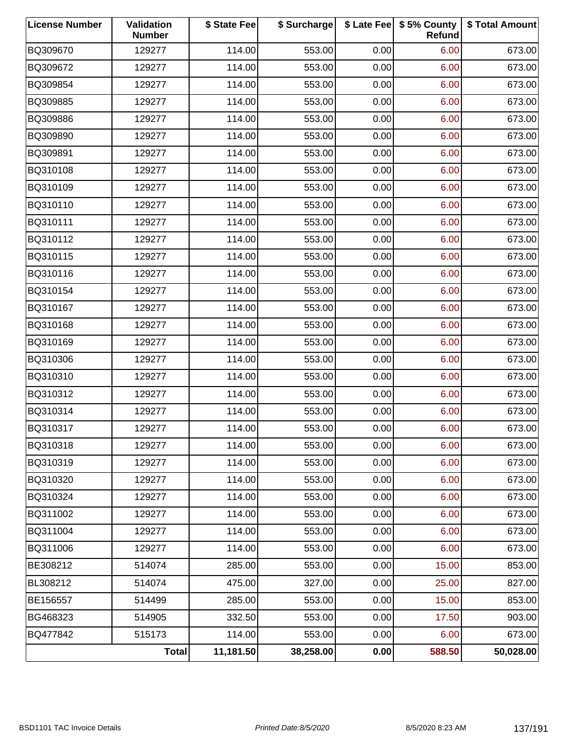| License Number | Validation Number | $ State Fee | $ Surcharge | $ Late Fee | $ 5% County Refund | $ Total Amount |
|---|---|---|---|---|---|---|
| BQ309670 | 129277 | 114.00 | 553.00 | 0.00 | 6.00 | 673.00 |
| BQ309672 | 129277 | 114.00 | 553.00 | 0.00 | 6.00 | 673.00 |
| BQ309854 | 129277 | 114.00 | 553.00 | 0.00 | 6.00 | 673.00 |
| BQ309885 | 129277 | 114.00 | 553.00 | 0.00 | 6.00 | 673.00 |
| BQ309886 | 129277 | 114.00 | 553.00 | 0.00 | 6.00 | 673.00 |
| BQ309890 | 129277 | 114.00 | 553.00 | 0.00 | 6.00 | 673.00 |
| BQ309891 | 129277 | 114.00 | 553.00 | 0.00 | 6.00 | 673.00 |
| BQ310108 | 129277 | 114.00 | 553.00 | 0.00 | 6.00 | 673.00 |
| BQ310109 | 129277 | 114.00 | 553.00 | 0.00 | 6.00 | 673.00 |
| BQ310110 | 129277 | 114.00 | 553.00 | 0.00 | 6.00 | 673.00 |
| BQ310111 | 129277 | 114.00 | 553.00 | 0.00 | 6.00 | 673.00 |
| BQ310112 | 129277 | 114.00 | 553.00 | 0.00 | 6.00 | 673.00 |
| BQ310115 | 129277 | 114.00 | 553.00 | 0.00 | 6.00 | 673.00 |
| BQ310116 | 129277 | 114.00 | 553.00 | 0.00 | 6.00 | 673.00 |
| BQ310154 | 129277 | 114.00 | 553.00 | 0.00 | 6.00 | 673.00 |
| BQ310167 | 129277 | 114.00 | 553.00 | 0.00 | 6.00 | 673.00 |
| BQ310168 | 129277 | 114.00 | 553.00 | 0.00 | 6.00 | 673.00 |
| BQ310169 | 129277 | 114.00 | 553.00 | 0.00 | 6.00 | 673.00 |
| BQ310306 | 129277 | 114.00 | 553.00 | 0.00 | 6.00 | 673.00 |
| BQ310310 | 129277 | 114.00 | 553.00 | 0.00 | 6.00 | 673.00 |
| BQ310312 | 129277 | 114.00 | 553.00 | 0.00 | 6.00 | 673.00 |
| BQ310314 | 129277 | 114.00 | 553.00 | 0.00 | 6.00 | 673.00 |
| BQ310317 | 129277 | 114.00 | 553.00 | 0.00 | 6.00 | 673.00 |
| BQ310318 | 129277 | 114.00 | 553.00 | 0.00 | 6.00 | 673.00 |
| BQ310319 | 129277 | 114.00 | 553.00 | 0.00 | 6.00 | 673.00 |
| BQ310320 | 129277 | 114.00 | 553.00 | 0.00 | 6.00 | 673.00 |
| BQ310324 | 129277 | 114.00 | 553.00 | 0.00 | 6.00 | 673.00 |
| BQ311002 | 129277 | 114.00 | 553.00 | 0.00 | 6.00 | 673.00 |
| BQ311004 | 129277 | 114.00 | 553.00 | 0.00 | 6.00 | 673.00 |
| BQ311006 | 129277 | 114.00 | 553.00 | 0.00 | 6.00 | 673.00 |
| BE308212 | 514074 | 285.00 | 553.00 | 0.00 | 15.00 | 853.00 |
| BL308212 | 514074 | 475.00 | 327.00 | 0.00 | 25.00 | 827.00 |
| BE156557 | 514499 | 285.00 | 553.00 | 0.00 | 15.00 | 853.00 |
| BG468323 | 514905 | 332.50 | 553.00 | 0.00 | 17.50 | 903.00 |
| BQ477842 | 515173 | 114.00 | 553.00 | 0.00 | 6.00 | 673.00 |
| | **Total** | **11,181.50** | **38,258.00** | **0.00** | **588.50** | **50,028.00** |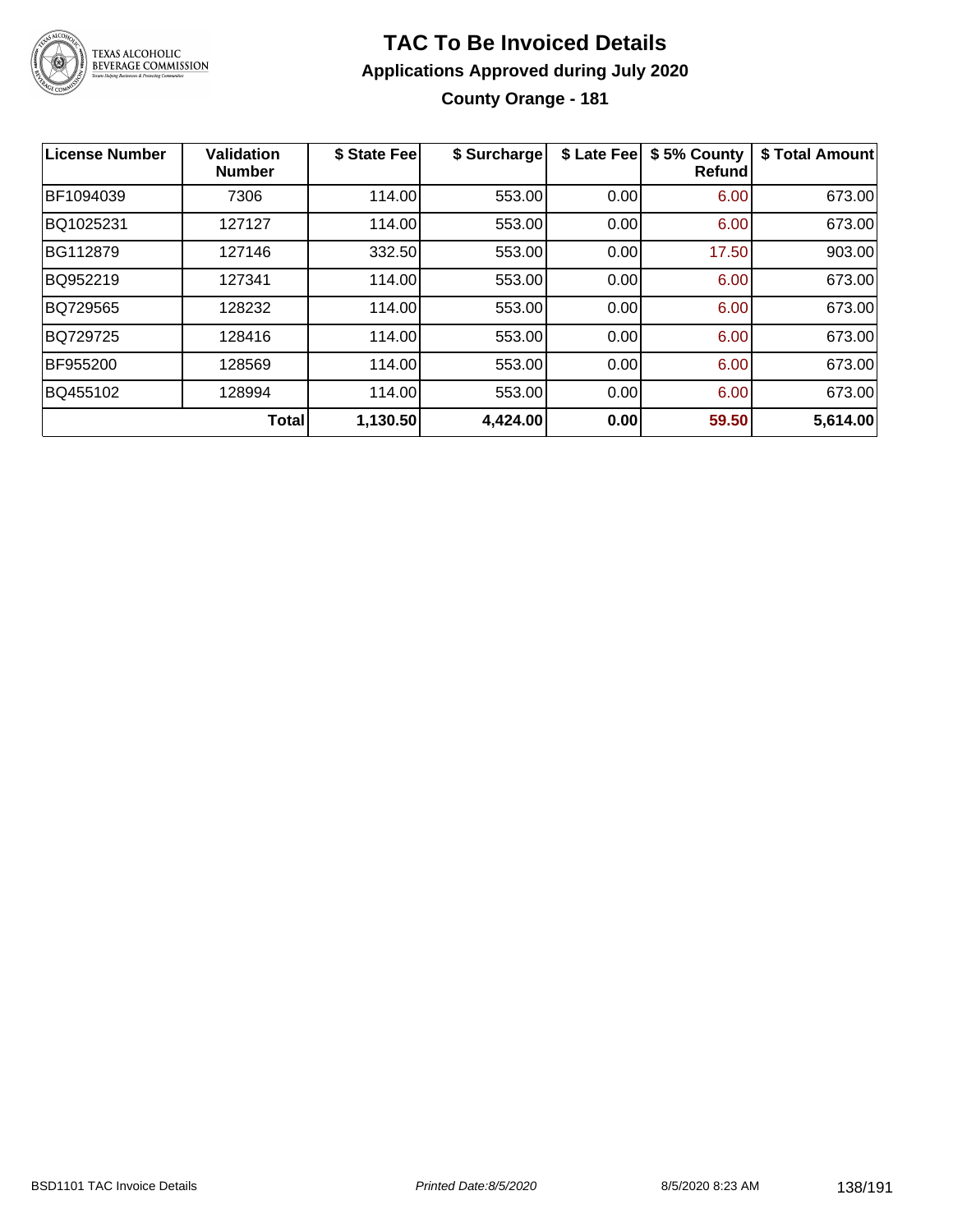# TAC To Be Invoiced Details

## Applications Approved during July 2020

### County Orange - 181

| License Number | Validation Number | $ State Fee | $ Surcharge | $ Late Fee | $ 5% County Refund | $ Total Amount |
|---|---|---|---|---|---|---|
| BF1094039 | 7306 | 114.00 | 553.00 | 0.00 | 6.00 | 673.00 |
| BQ1025231 | 127127 | 114.00 | 553.00 | 0.00 | 6.00 | 673.00 |
| BG112879 | 127146 | 332.50 | 553.00 | 0.00 | 17.50 | 903.00 |
| BQ952219 | 127341 | 114.00 | 553.00 | 0.00 | 6.00 | 673.00 |
| BQ729565 | 128232 | 114.00 | 553.00 | 0.00 | 6.00 | 673.00 |
| BQ729725 | 128416 | 114.00 | 553.00 | 0.00 | 6.00 | 673.00 |
| BF955200 | 128569 | 114.00 | 553.00 | 0.00 | 6.00 | 673.00 |
| BQ455102 | 128994 | 114.00 | 553.00 | 0.00 | 6.00 | 673.00 |
| | **Total** | **1,130.50** | **4,424.00** | **0.00** | **59.50** | **5,614.00** |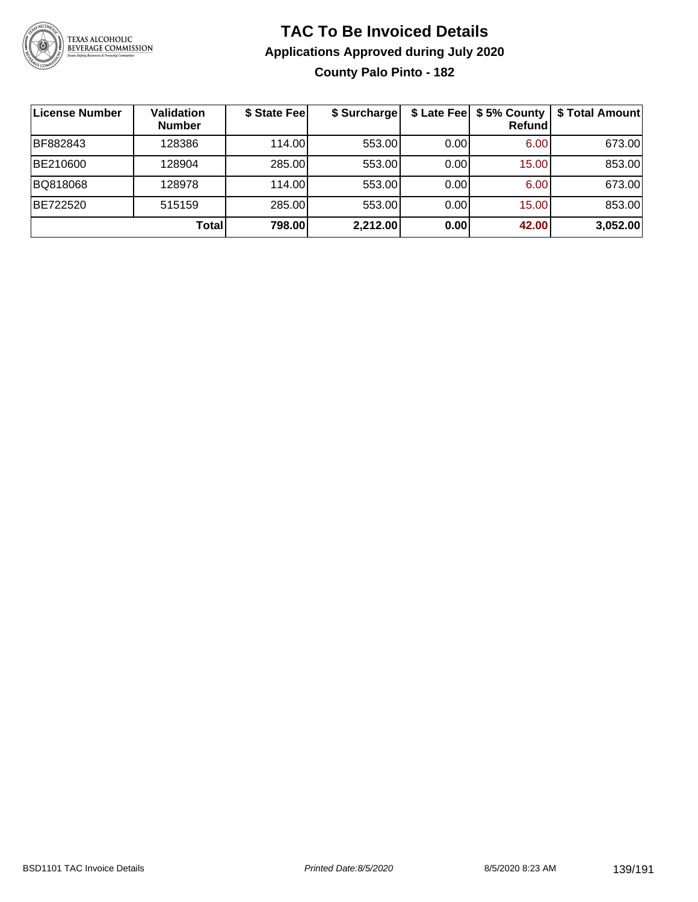# TAC To Be Invoiced Details

## Applications Approved during July 2020

### County Palo Pinto - 182

| License Number | Validation Number | $ State Fee | $ Surcharge | $ Late Fee | $ 5% County Refund | $ Total Amount |
|---|---|---|---|---|---|---|
| BF882843 | 128386 | 114.00 | 553.00 | 0.00 | 6.00 | 673.00 |
| BE210600 | 128904 | 285.00 | 553.00 | 0.00 | 15.00 | 853.00 |
| BQ818068 | 128978 | 114.00 | 553.00 | 0.00 | 6.00 | 673.00 |
| BE722520 | 515159 | 285.00 | 553.00 | 0.00 | 15.00 | 853.00 |
| | **Total** | **798.00** | **2,212.00** | **0.00** | **42.00** | **3,052.00** |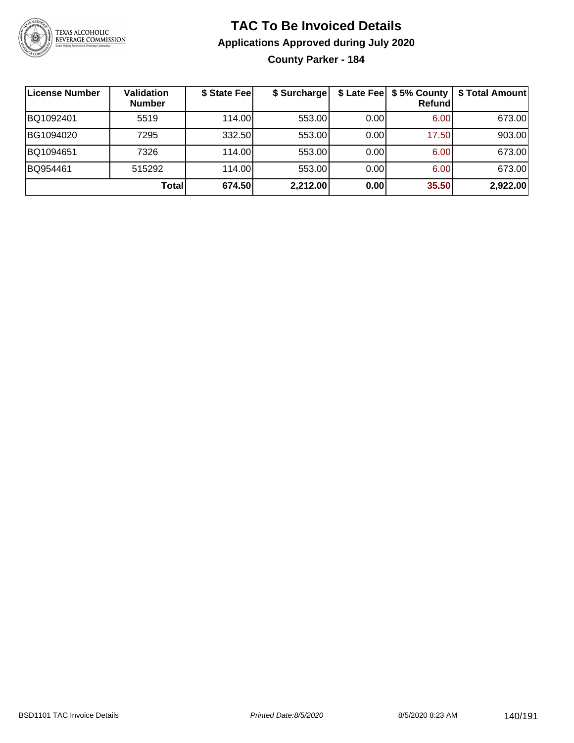# TAC To Be Invoiced Details

## Applications Approved during July 2020

### County Parker - 184

| License Number | Validation Number | $ State Fee | $ Surcharge | $ Late Fee | $ 5% County Refund | $ Total Amount |
|---|---|---|---|---|---|---|
| BQ1092401 | 5519 | 114.00 | 553.00 | 0.00 | 6.00 | 673.00 |
| BG1094020 | 7295 | 332.50 | 553.00 | 0.00 | 17.50 | 903.00 |
| BQ1094651 | 7326 | 114.00 | 553.00 | 0.00 | 6.00 | 673.00 |
| BQ954461 | 515292 | 114.00 | 553.00 | 0.00 | 6.00 | 673.00 |
| | **Total** | **674.50** | **2,212.00** | **0.00** | **35.50** | **2,922.00** |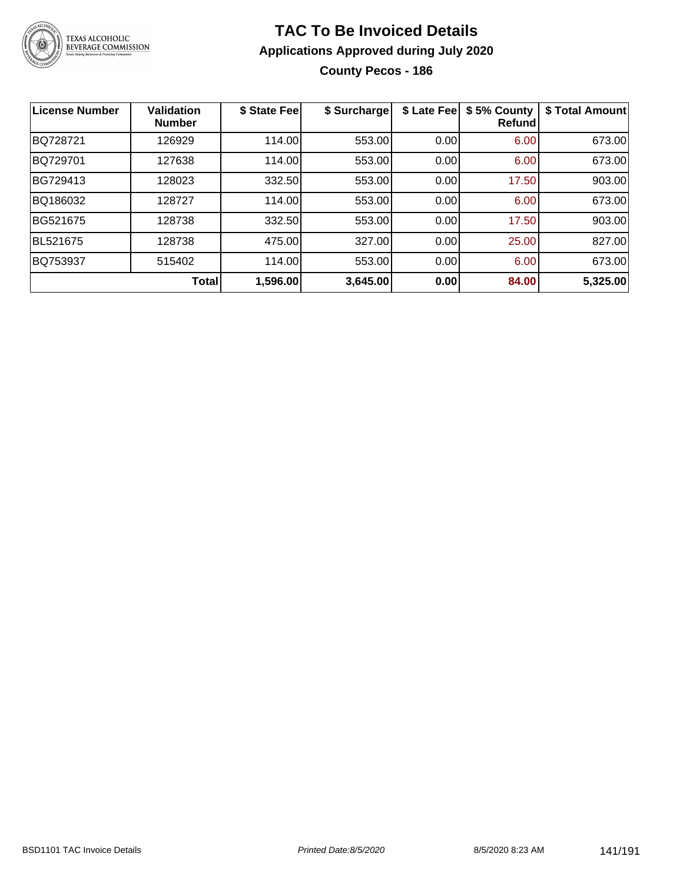# TAC To Be Invoiced Details

## Applications Approved during July 2020

### County Pecos - 186

| License Number | Validation Number | $ State Fee | $ Surcharge | $ Late Fee | $ 5% County Refund | $ Total Amount |
|---|---|---|---|---|---|---|
| BQ728721 | 126929 | 114.00 | 553.00 | 0.00 | 6.00 | 673.00 |
| BQ729701 | 127638 | 114.00 | 553.00 | 0.00 | 6.00 | 673.00 |
| BG729413 | 128023 | 332.50 | 553.00 | 0.00 | 17.50 | 903.00 |
| BQ186032 | 128727 | 114.00 | 553.00 | 0.00 | 6.00 | 673.00 |
| BG521675 | 128738 | 332.50 | 553.00 | 0.00 | 17.50 | 903.00 |
| BL521675 | 128738 | 475.00 | 327.00 | 0.00 | 25.00 | 827.00 |
| BQ753937 | 515402 | 114.00 | 553.00 | 0.00 | 6.00 | 673.00 |
| | **Total** | **1,596.00** | **3,645.00** | **0.00** | **84.00** | **5,325.00** |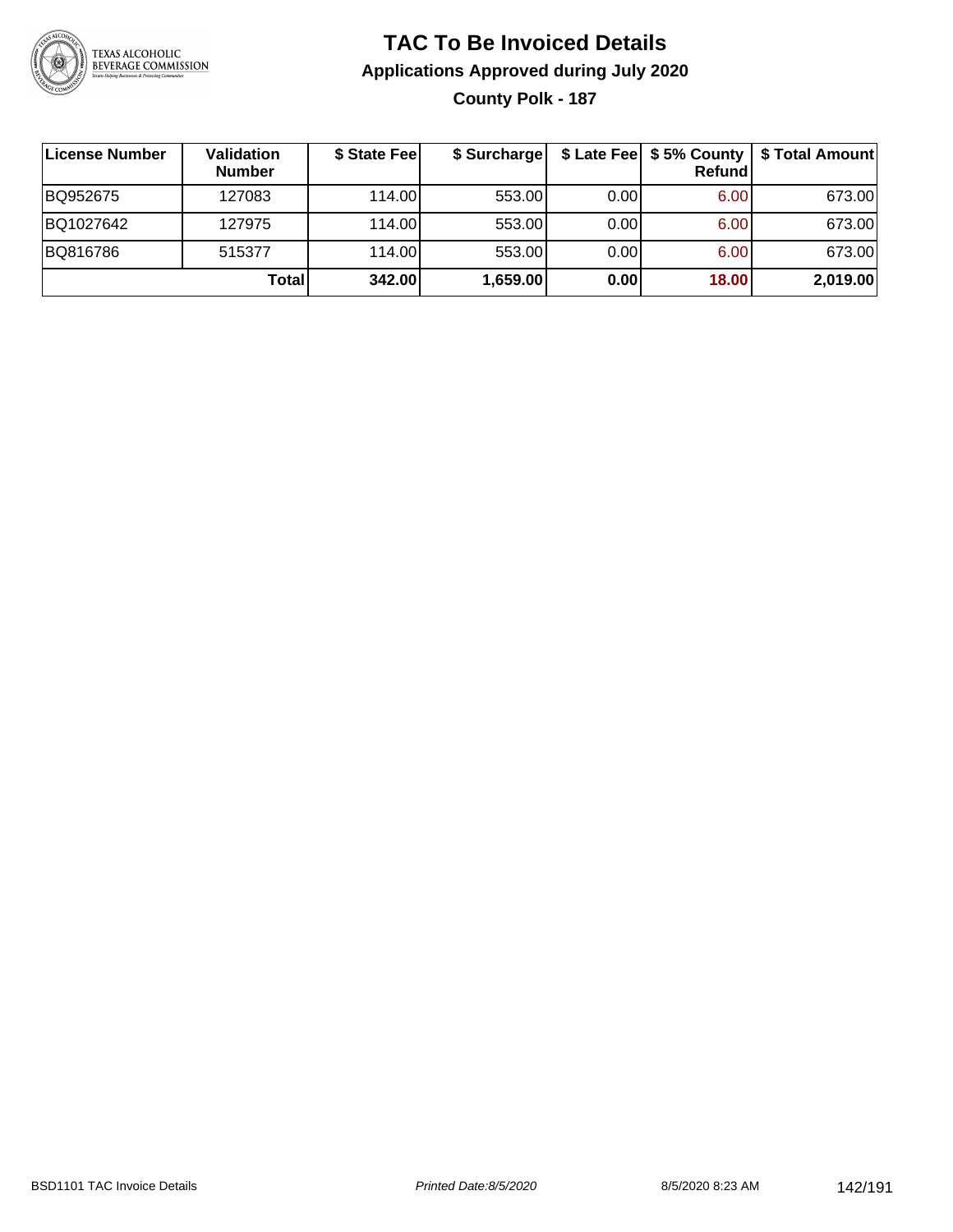# TAC To Be Invoiced Details

## Applications Approved during July 2020

### County Polk - 187

| License Number | Validation Number | $ State Fee | $ Surcharge | $ Late Fee | $ 5% County Refund | $ Total Amount |
|---|---|---|---|---|---|---|
| BQ952675 | 127083 | 114.00 | 553.00 | 0.00 | 6.00 | 673.00 |
| BQ1027642 | 127975 | 114.00 | 553.00 | 0.00 | 6.00 | 673.00 |
| BQ816786 | 515377 | 114.00 | 553.00 | 0.00 | 6.00 | 673.00 |
| | **Total** | **342.00** | **1,659.00** | **0.00** | **18.00** | **2,019.00** |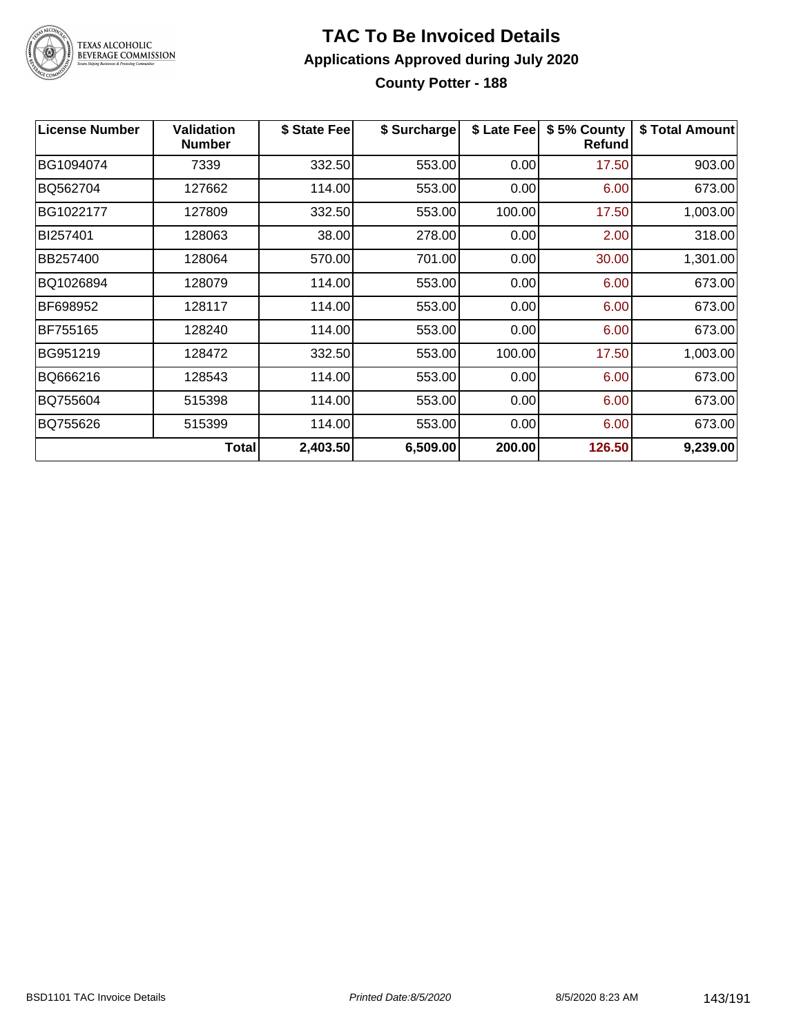# TAC To Be Invoiced Details

## Applications Approved during July 2020

### County Potter - 188

| License Number | Validation Number | $ State Fee | $ Surcharge | $ Late Fee | $ 5% County Refund | $ Total Amount |
|---|---|---|---|---|---|---|
| BG1094074 | 7339 | 332.50 | 553.00 | 0.00 | 17.50 | 903.00 |
| BQ562704 | 127662 | 114.00 | 553.00 | 0.00 | 6.00 | 673.00 |
| BG1022177 | 127809 | 332.50 | 553.00 | 100.00 | 17.50 | 1,003.00 |
| BI257401 | 128063 | 38.00 | 278.00 | 0.00 | 2.00 | 318.00 |
| BB257400 | 128064 | 570.00 | 701.00 | 0.00 | 30.00 | 1,301.00 |
| BQ1026894 | 128079 | 114.00 | 553.00 | 0.00 | 6.00 | 673.00 |
| BF698952 | 128117 | 114.00 | 553.00 | 0.00 | 6.00 | 673.00 |
| BF755165 | 128240 | 114.00 | 553.00 | 0.00 | 6.00 | 673.00 |
| BG951219 | 128472 | 332.50 | 553.00 | 100.00 | 17.50 | 1,003.00 |
| BQ666216 | 128543 | 114.00 | 553.00 | 0.00 | 6.00 | 673.00 |
| BQ755604 | 515398 | 114.00 | 553.00 | 0.00 | 6.00 | 673.00 |
| BQ755626 | 515399 | 114.00 | 553.00 | 0.00 | 6.00 | 673.00 |
| | **Total** | **2,403.50** | **6,509.00** | **200.00** | **126.50** | **9,239.00** |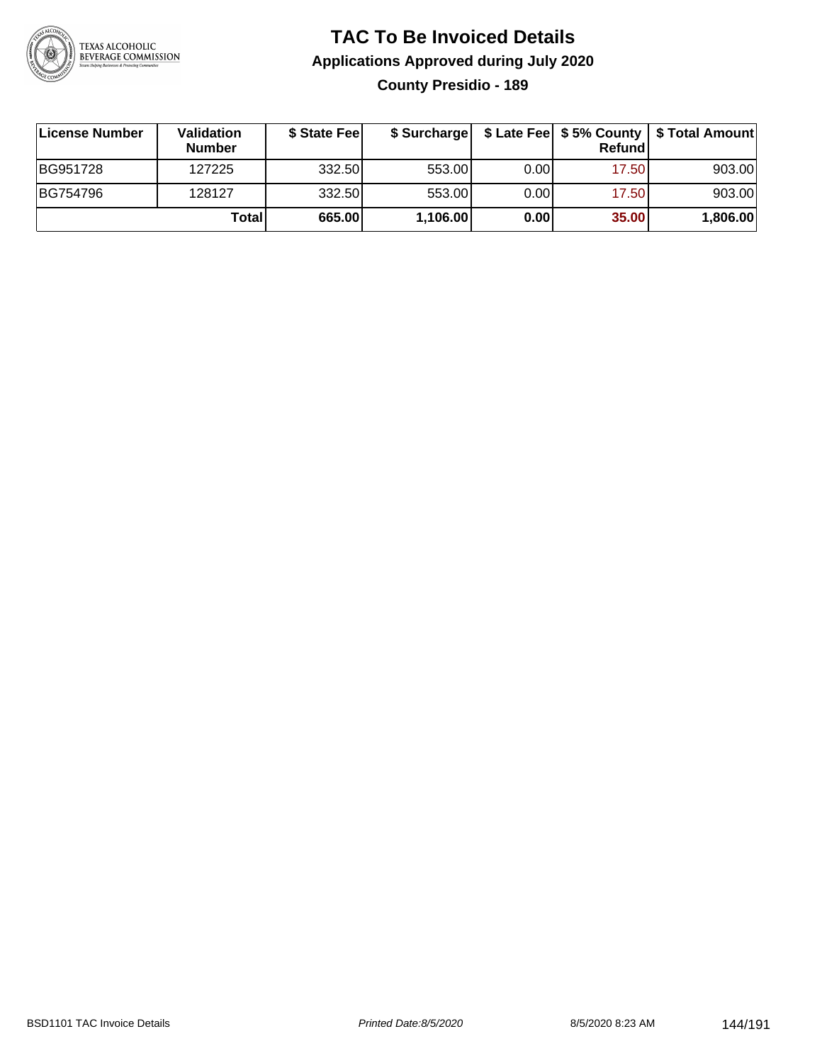# TAC To Be Invoiced Details

## Applications Approved during July 2020

### County Presidio - 189

| License Number | Validation Number | $ State Fee | $ Surcharge | $ Late Fee | $ 5% County Refund | $ Total Amount |
|---|---|---|---|---|---|---|
| BG951728 | 127225 | 332.50 | 553.00 | 0.00 | 17.50 | 903.00 |
| BG754796 | 128127 | 332.50 | 553.00 | 0.00 | 17.50 | 903.00 |
| | **Total** | **665.00** | **1,106.00** | **0.00** | **35.00** | **1,806.00** |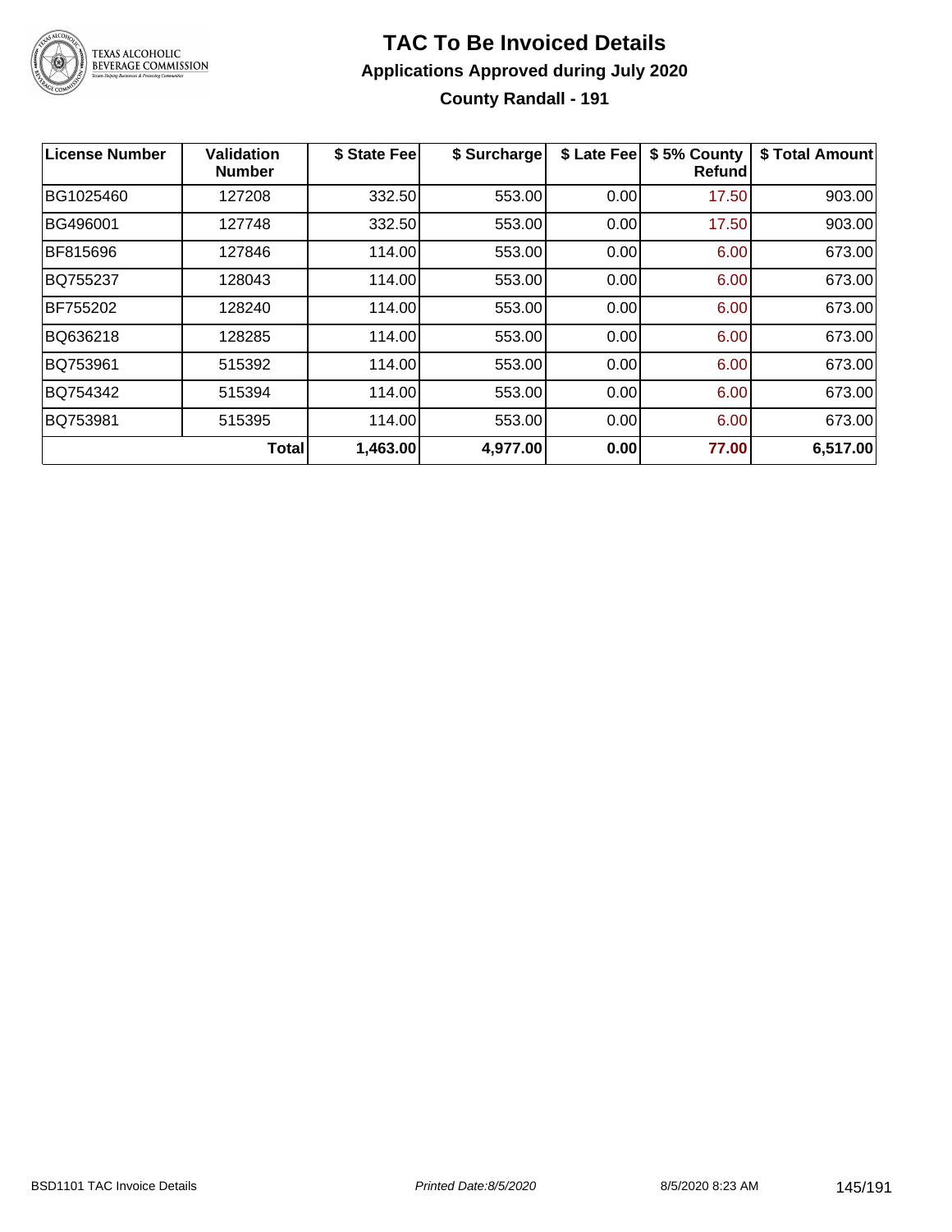# TAC To Be Invoiced Details

## Applications Approved during July 2020

### County Randall - 191

| License Number | Validation Number | $ State Fee | $ Surcharge | $ Late Fee | $ 5% County Refund | $ Total Amount |
|---|---|---|---|---|---|---|
| BG1025460 | 127208 | 332.50 | 553.00 | 0.00 | 17.50 | 903.00 |
| BG496001 | 127748 | 332.50 | 553.00 | 0.00 | 17.50 | 903.00 |
| BF815696 | 127846 | 114.00 | 553.00 | 0.00 | 6.00 | 673.00 |
| BQ755237 | 128043 | 114.00 | 553.00 | 0.00 | 6.00 | 673.00 |
| BF755202 | 128240 | 114.00 | 553.00 | 0.00 | 6.00 | 673.00 |
| BQ636218 | 128285 | 114.00 | 553.00 | 0.00 | 6.00 | 673.00 |
| BQ753961 | 515392 | 114.00 | 553.00 | 0.00 | 6.00 | 673.00 |
| BQ754342 | 515394 | 114.00 | 553.00 | 0.00 | 6.00 | 673.00 |
| BQ753981 | 515395 | 114.00 | 553.00 | 0.00 | 6.00 | 673.00 |
| | **Total** | **1,463.00** | **4,977.00** | **0.00** | **77.00** | **6,517.00** |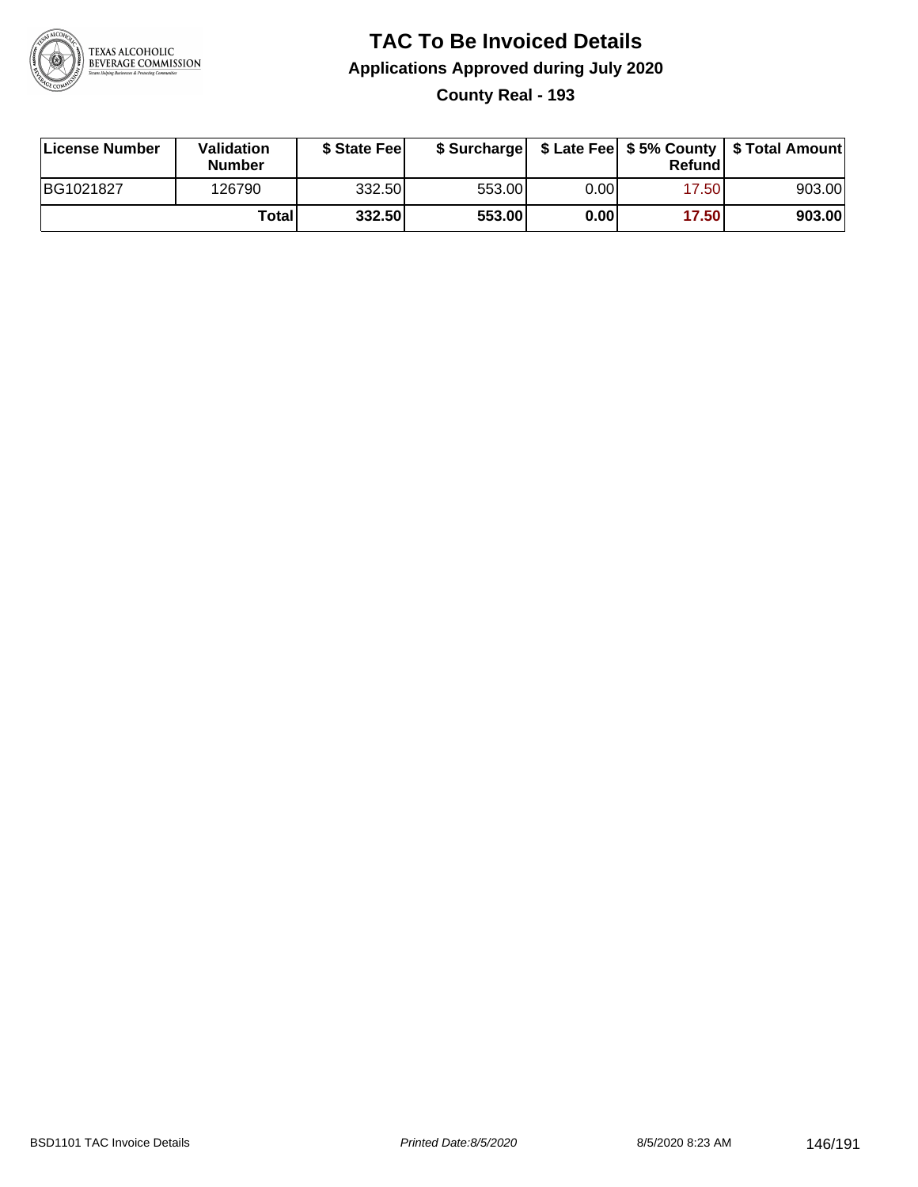# TAC To Be Invoiced Details

## Applications Approved during July 2020

### County Real - 193

| License Number | Validation Number | $ State Fee | $ Surcharge | $ Late Fee | $ 5% County Refund | $ Total Amount |
|---|---|---|---|---|---|---|
| BG1021827 | 126790 | 332.50 | 553.00 | 0.00 | 17.50 | 903.00 |
| | **Total** | **332.50** | **553.00** | **0.00** | **17.50** | **903.00** |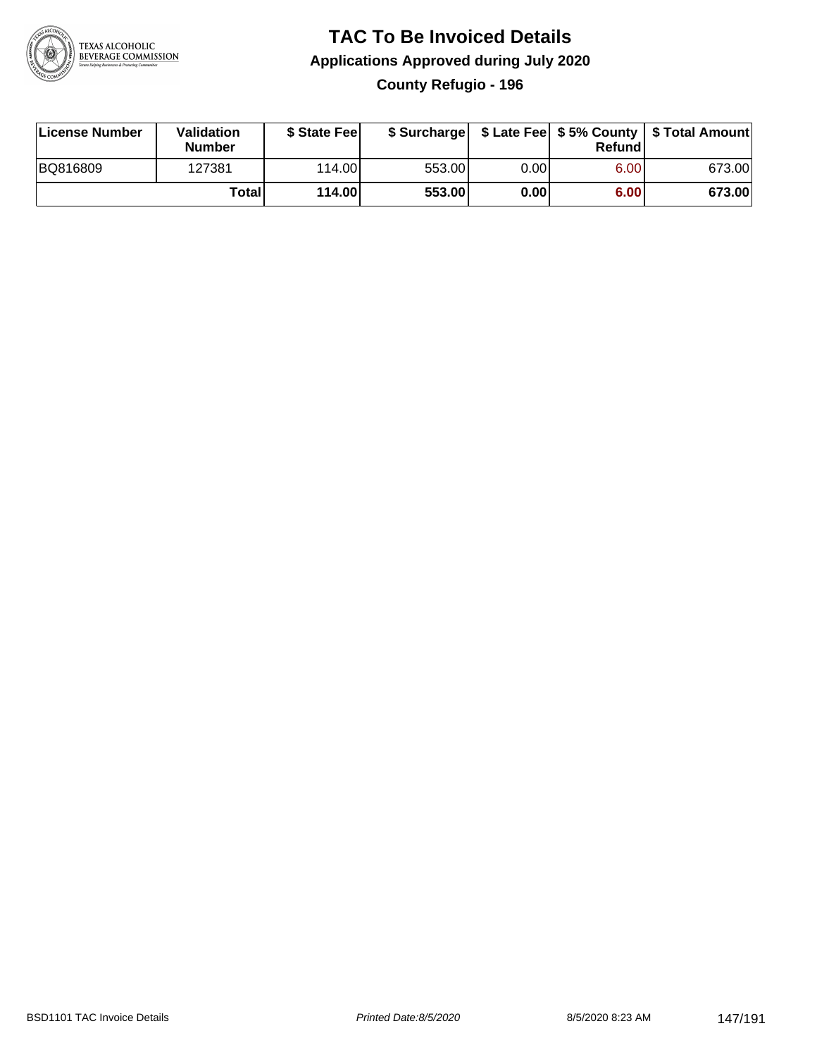# TAC To Be Invoiced Details

## Applications Approved during July 2020

### County Refugio - 196

| License Number | Validation Number | $ State Fee | $ Surcharge | $ Late Fee | $ 5% County Refund | $ Total Amount |
|---|---|---|---|---|---|---|
| BQ816809 | 127381 | 114.00 | 553.00 | 0.00 | 6.00 | 673.00 |
| | **Total** | **114.00** | **553.00** | **0.00** | **6.00** | **673.00** |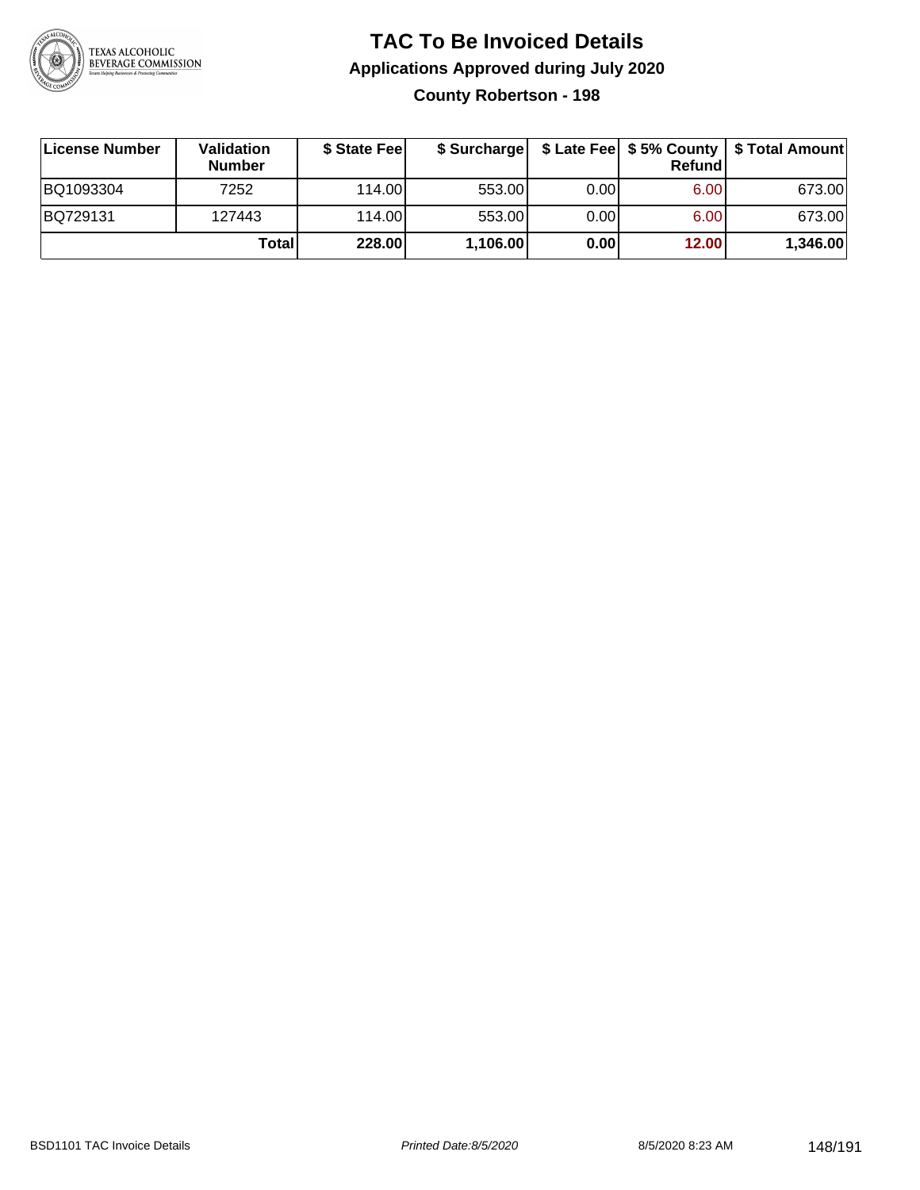# TAC To Be Invoiced Details

## Applications Approved during July 2020

### County Robertson - 198

| License Number | Validation Number | $ State Fee | $ Surcharge | $ Late Fee | $ 5% County Refund | $ Total Amount |
|---|---|---|---|---|---|---|
| BQ1093304 | 7252 | 114.00 | 553.00 | 0.00 | 6.00 | 673.00 |
| BQ729131 | 127443 | 114.00 | 553.00 | 0.00 | 6.00 | 673.00 |
| | **Total** | **228.00** | **1,106.00** | **0.00** | **12.00** | **1,346.00** |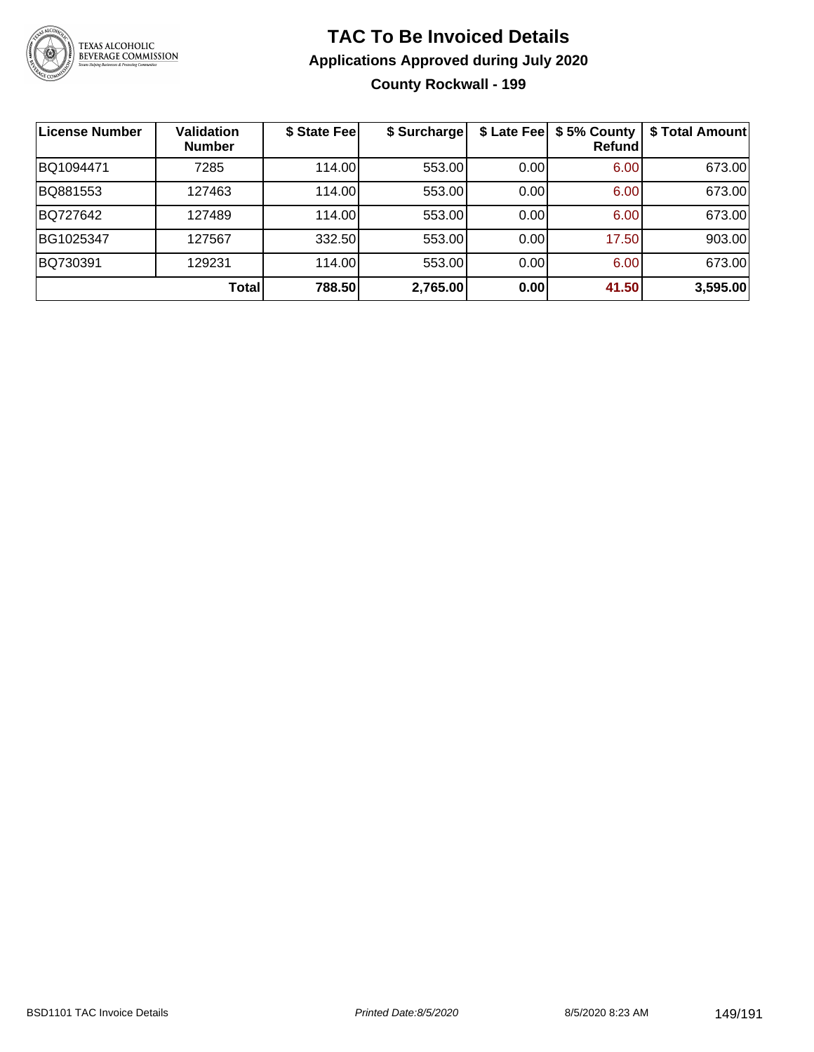# TAC To Be Invoiced Details

## Applications Approved during July 2020

### County Rockwall - 199

| License Number | Validation Number | $ State Fee | $ Surcharge | $ Late Fee | $ 5% County Refund | $ Total Amount |
|---|---|---|---|---|---|---|
| BQ1094471 | 7285 | 114.00 | 553.00 | 0.00 | 6.00 | 673.00 |
| BQ881553 | 127463 | 114.00 | 553.00 | 0.00 | 6.00 | 673.00 |
| BQ727642 | 127489 | 114.00 | 553.00 | 0.00 | 6.00 | 673.00 |
| BG1025347 | 127567 | 332.50 | 553.00 | 0.00 | 17.50 | 903.00 |
| BQ730391 | 129231 | 114.00 | 553.00 | 0.00 | 6.00 | 673.00 |
| | **Total** | **788.50** | **2,765.00** | **0.00** | **41.50** | **3,595.00** |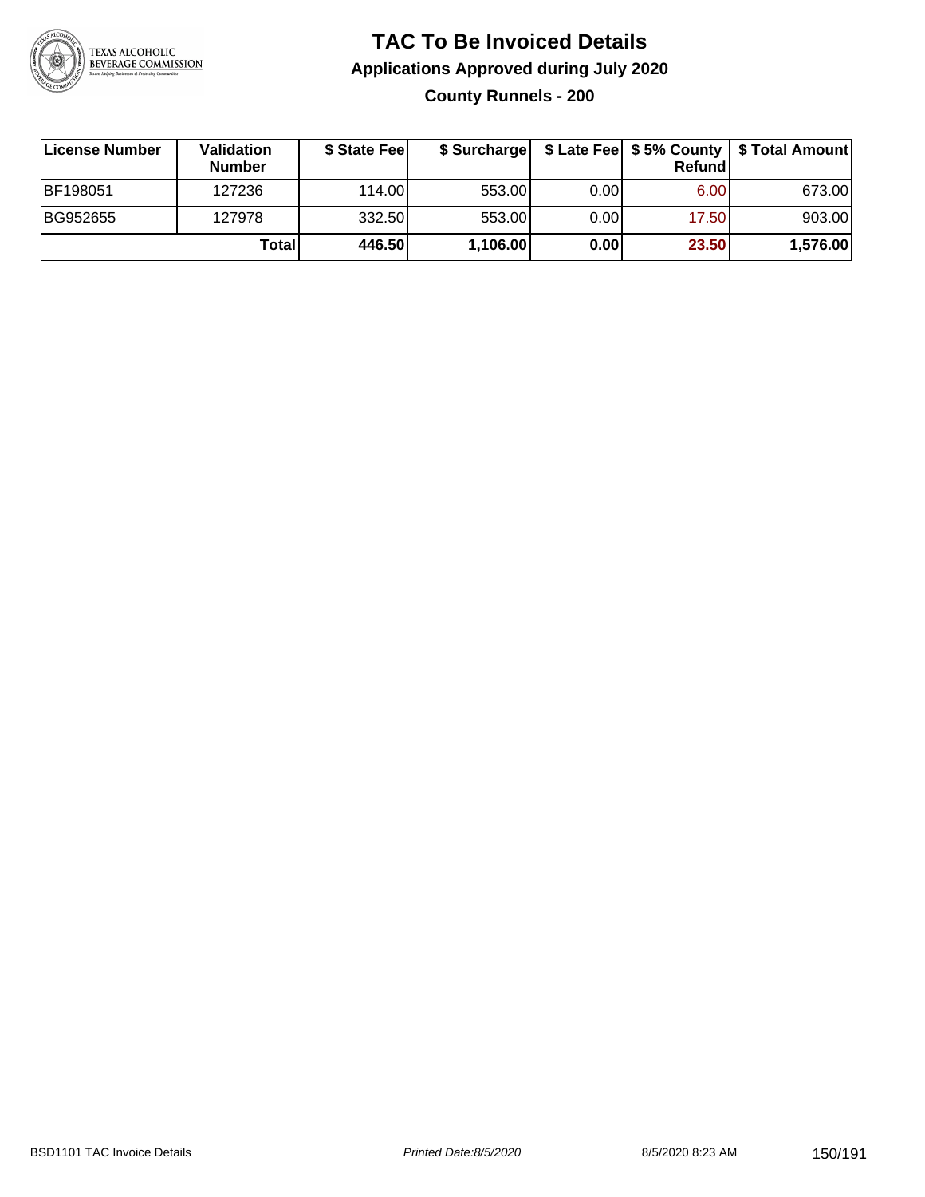# TAC To Be Invoiced Details

## Applications Approved during July 2020

### County Runnels - 200

| License Number | Validation Number | $ State Fee | $ Surcharge | $ Late Fee | $ 5% County Refund | $ Total Amount |
|---|---|---|---|---|---|---|
| BF198051 | 127236 | 114.00 | 553.00 | 0.00 | 6.00 | 673.00 |
| BG952655 | 127978 | 332.50 | 553.00 | 0.00 | 17.50 | 903.00 |
| | **Total** | **446.50** | **1,106.00** | **0.00** | **23.50** | **1,576.00** |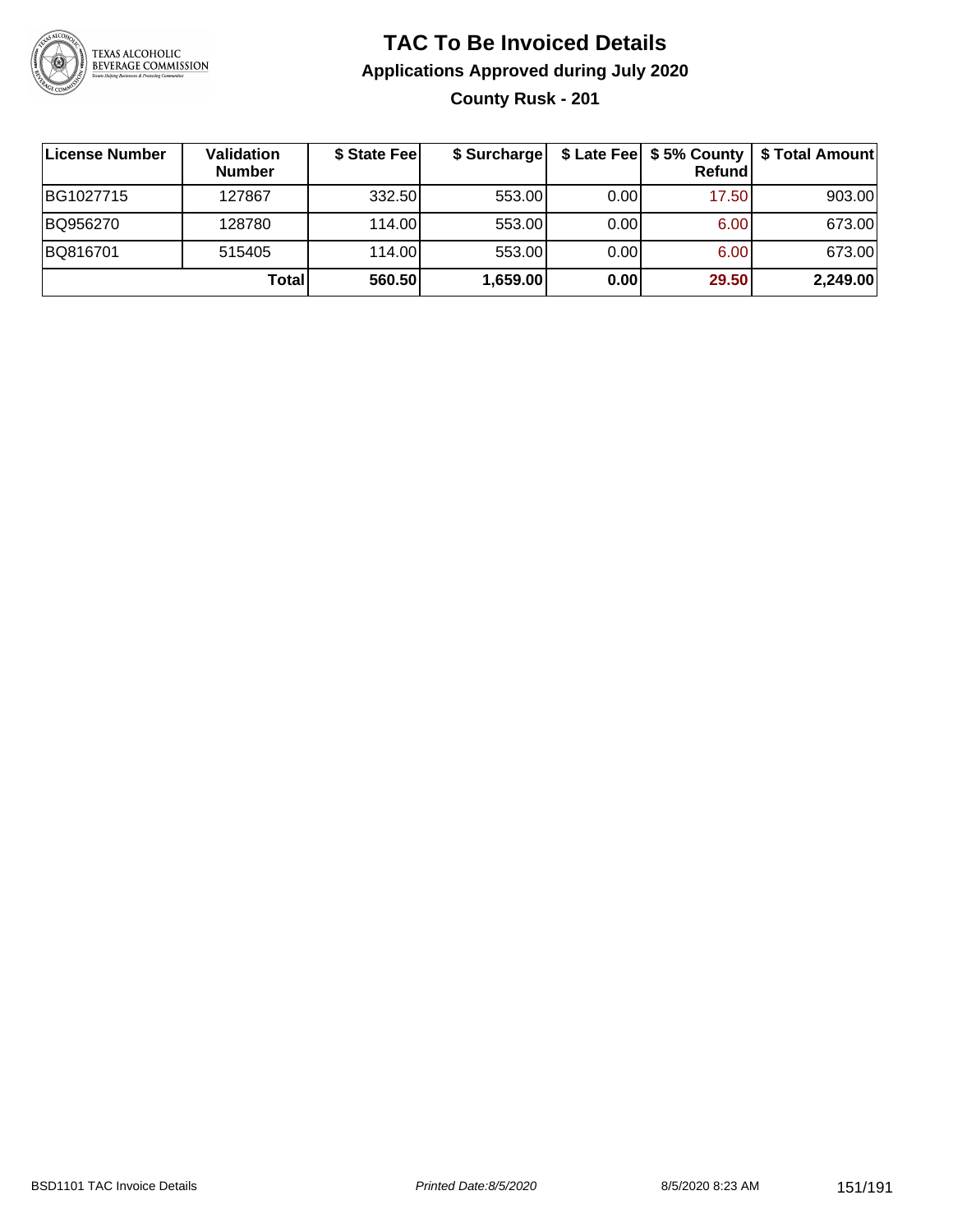# TAC To Be Invoiced Details

## Applications Approved during July 2020

### County Rusk - 201

| License Number | Validation Number | $ State Fee | $ Surcharge | $ Late Fee | $ 5% County Refund | $ Total Amount |
|---|---|---|---|---|---|---|
| BG1027715 | 127867 | 332.50 | 553.00 | 0.00 | 17.50 | 903.00 |
| BQ956270 | 128780 | 114.00 | 553.00 | 0.00 | 6.00 | 673.00 |
| BQ816701 | 515405 | 114.00 | 553.00 | 0.00 | 6.00 | 673.00 |
| | **Total** | **560.50** | **1,659.00** | **0.00** | **29.50** | **2,249.00** |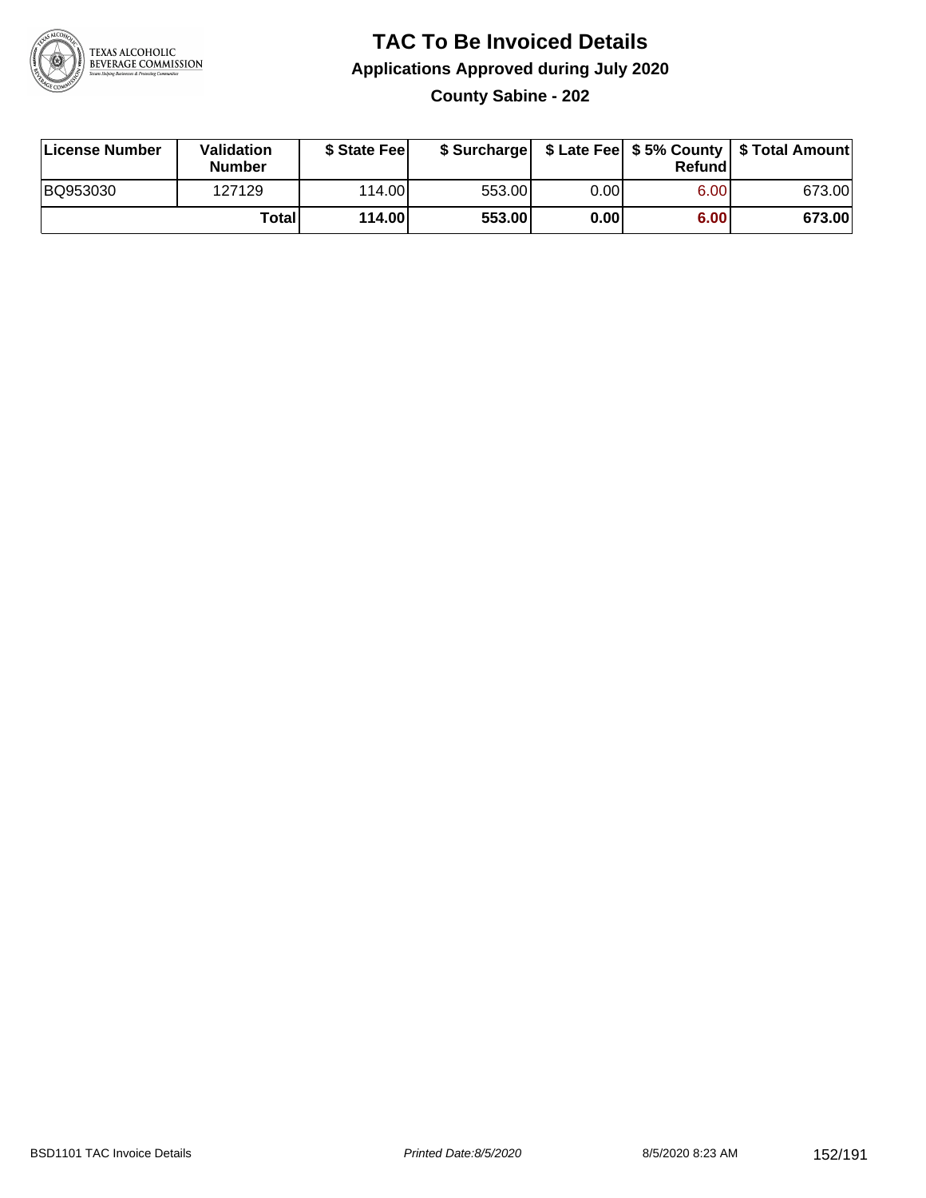# TAC To Be Invoiced Details

## Applications Approved during July 2020

### County Sabine - 202

| License Number | Validation Number | $ State Fee | $ Surcharge | $ Late Fee | $ 5% County Refund | $ Total Amount |
|---|---|---|---|---|---|---|
| BQ953030 | 127129 | 114.00 | 553.00 | 0.00 | 6.00 | 673.00 |
| | **Total** | **114.00** | **553.00** | **0.00** | **6.00** | **673.00** |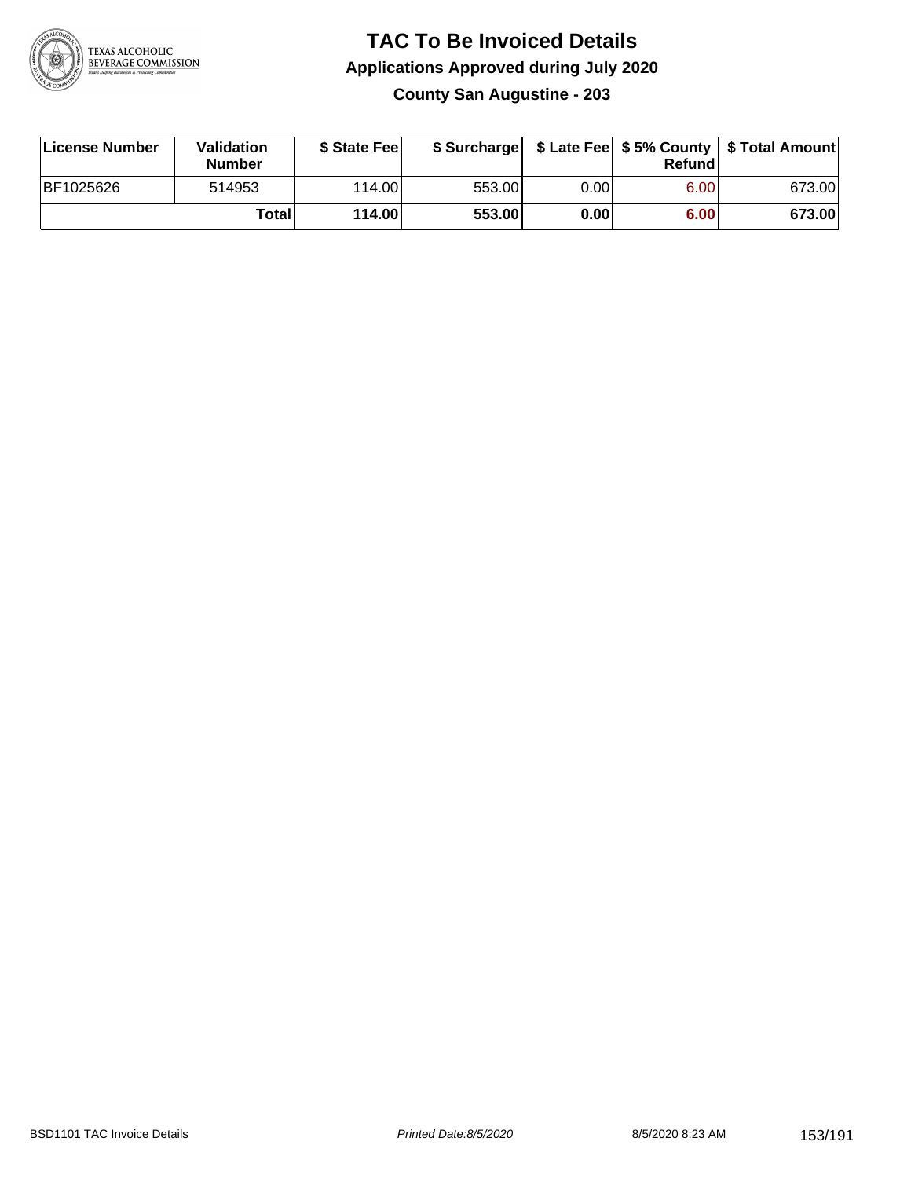# TAC To Be Invoiced Details

## Applications Approved during July 2020

### County San Augustine - 203

| License Number | Validation Number | $ State Fee | $ Surcharge | $ Late Fee | $ 5% County Refund | $ Total Amount |
|---|---|---|---|---|---|---|
| BF1025626 | 514953 | 114.00 | 553.00 | 0.00 | 6.00 | 673.00 |
| | **Total** | **114.00** | **553.00** | **0.00** | **6.00** | **673.00** |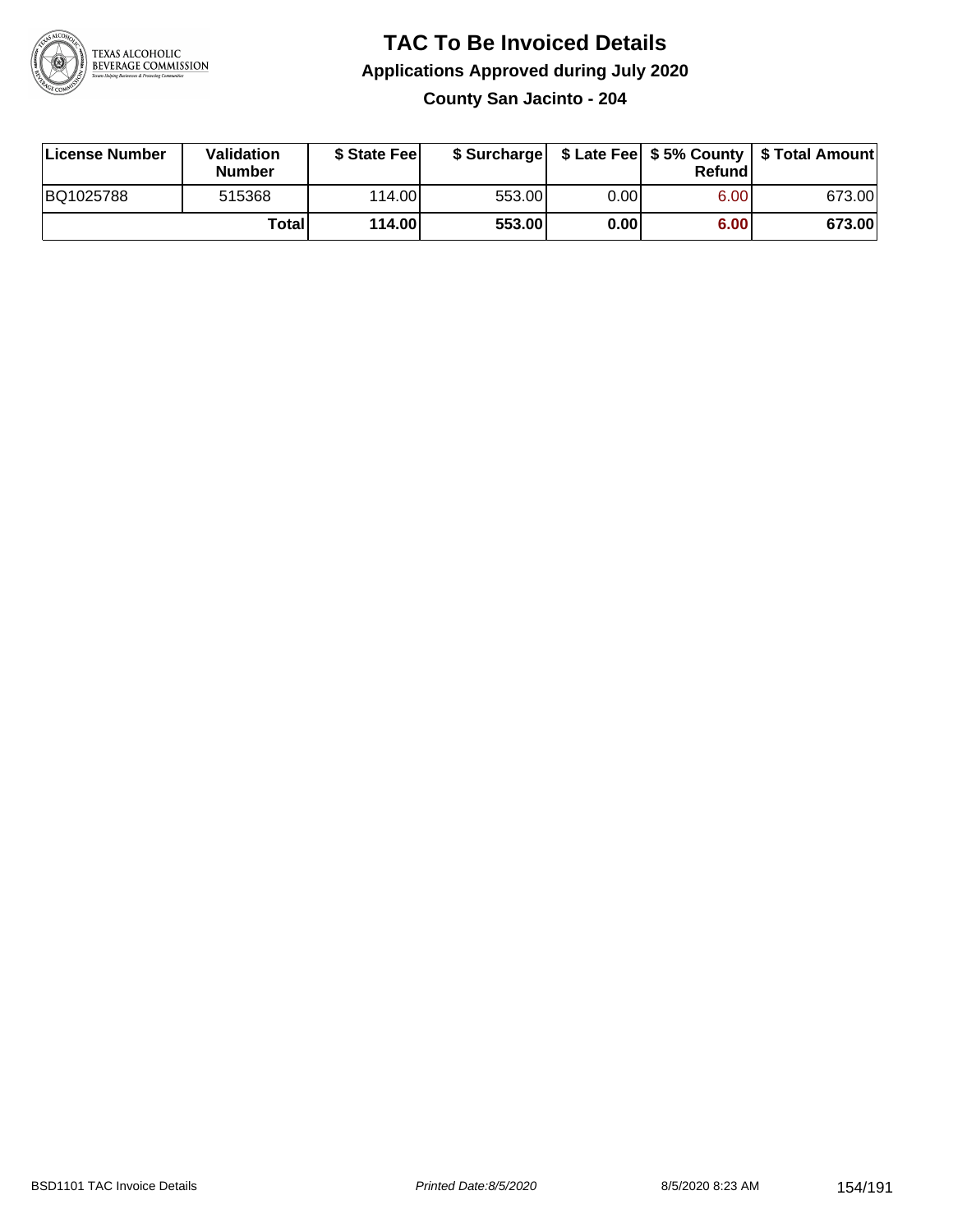# TAC To Be Invoiced Details

## Applications Approved during July 2020

### County San Jacinto - 204

| License Number | Validation Number | $ State Fee | $ Surcharge | $ Late Fee | $ 5% County Refund | $ Total Amount |
|---|---|---|---|---|---|---|
| BQ1025788 | 515368 | 114.00 | 553.00 | 0.00 | 6.00 | 673.00 |
| | **Total** | **114.00** | **553.00** | **0.00** | **6.00** | **673.00** |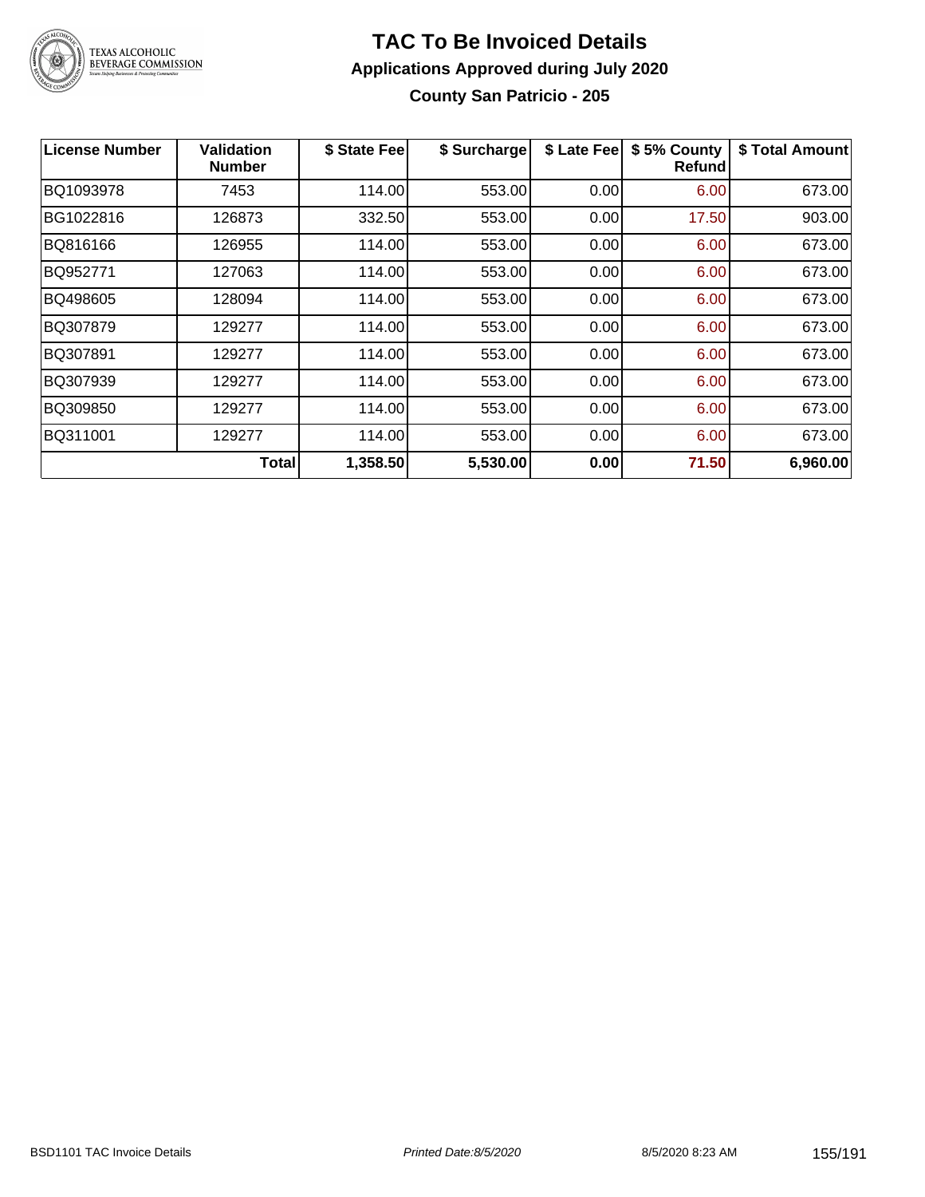# TAC To Be Invoiced Details

## Applications Approved during July 2020

### County San Patricio - 205

| License Number | Validation Number | $ State Fee | $ Surcharge | $ Late Fee | $ 5% County Refund | $ Total Amount |
|---|---|---|---|---|---|---|
| BQ1093978 | 7453 | 114.00 | 553.00 | 0.00 | 6.00 | 673.00 |
| BG1022816 | 126873 | 332.50 | 553.00 | 0.00 | 17.50 | 903.00 |
| BQ816166 | 126955 | 114.00 | 553.00 | 0.00 | 6.00 | 673.00 |
| BQ952771 | 127063 | 114.00 | 553.00 | 0.00 | 6.00 | 673.00 |
| BQ498605 | 128094 | 114.00 | 553.00 | 0.00 | 6.00 | 673.00 |
| BQ307879 | 129277 | 114.00 | 553.00 | 0.00 | 6.00 | 673.00 |
| BQ307891 | 129277 | 114.00 | 553.00 | 0.00 | 6.00 | 673.00 |
| BQ307939 | 129277 | 114.00 | 553.00 | 0.00 | 6.00 | 673.00 |
| BQ309850 | 129277 | 114.00 | 553.00 | 0.00 | 6.00 | 673.00 |
| BQ311001 | 129277 | 114.00 | 553.00 | 0.00 | 6.00 | 673.00 |
| | **Total** | **1,358.50** | **5,530.00** | **0.00** | **71.50** | **6,960.00** |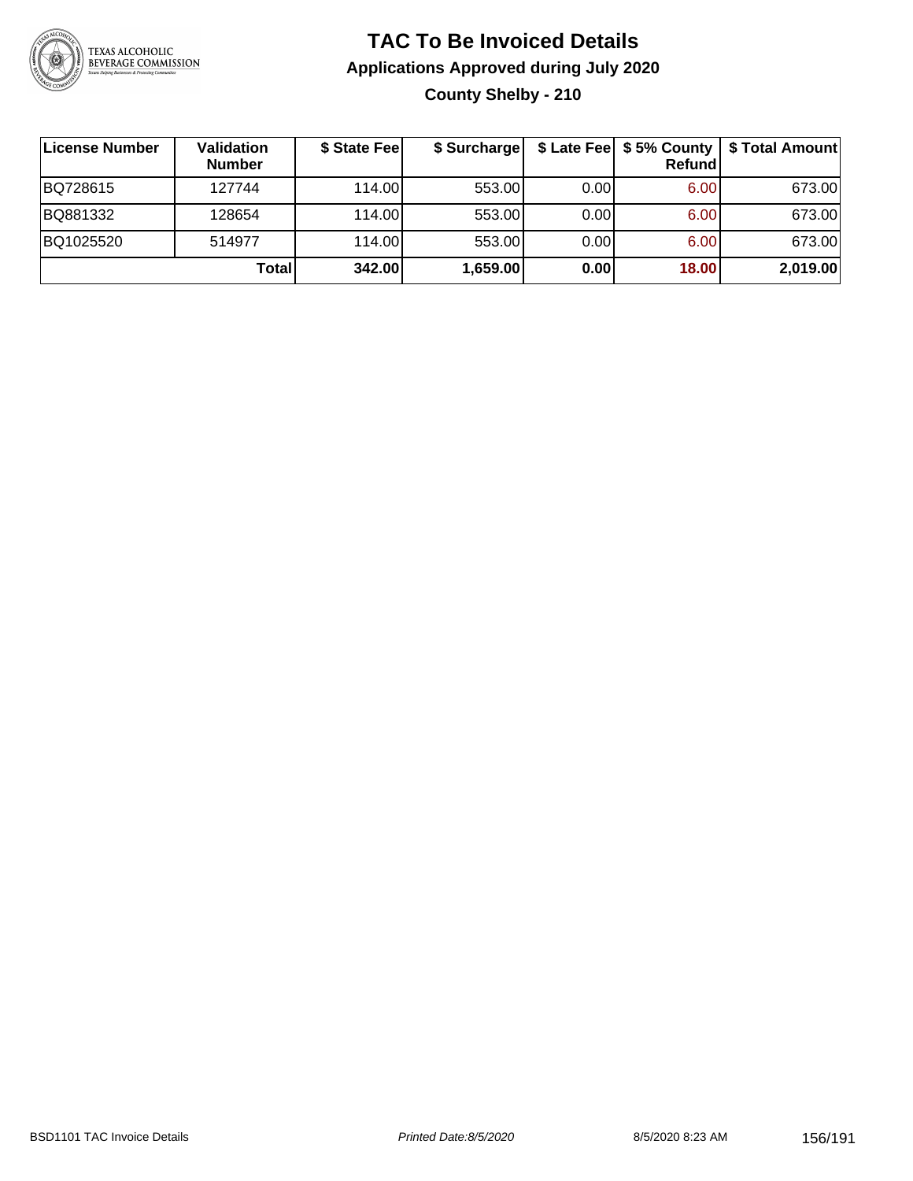# TAC To Be Invoiced Details

## Applications Approved during July 2020

### County Shelby - 210

| License Number | Validation Number | $ State Fee | $ Surcharge | $ Late Fee | $ 5% County Refund | $ Total Amount |
|---|---|---|---|---|---|---|
| BQ728615 | 127744 | 114.00 | 553.00 | 0.00 | 6.00 | 673.00 |
| BQ881332 | 128654 | 114.00 | 553.00 | 0.00 | 6.00 | 673.00 |
| BQ1025520 | 514977 | 114.00 | 553.00 | 0.00 | 6.00 | 673.00 |
| | **Total** | **342.00** | **1,659.00** | **0.00** | **18.00** | **2,019.00** |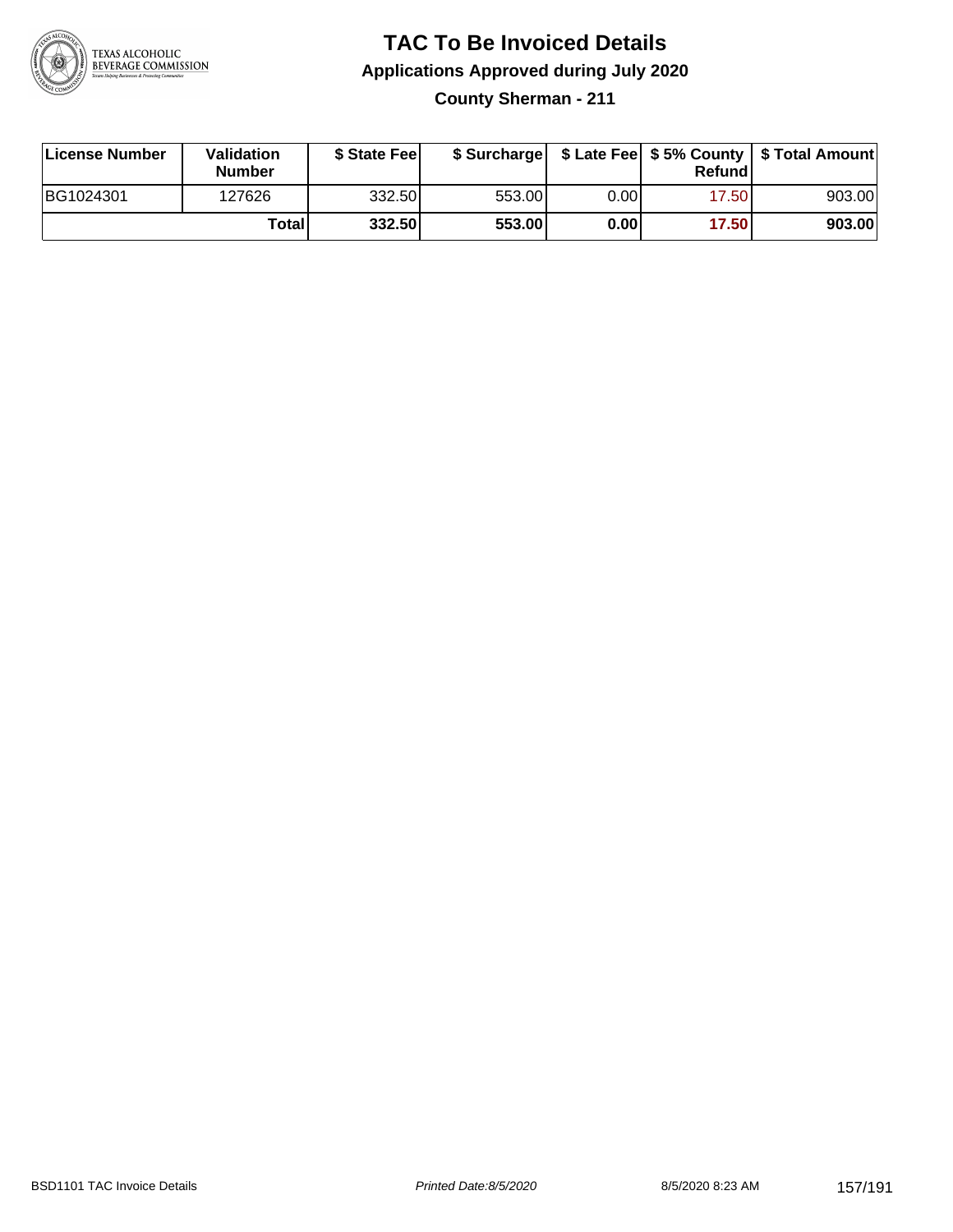# TAC To Be Invoiced Details

## Applications Approved during July 2020

### County Sherman - 211

| License Number | Validation Number | $ State Fee | $ Surcharge | $ Late Fee | $ 5% County Refund | $ Total Amount |
|---|---|---|---|---|---|---|
| BG1024301 | 127626 | 332.50 | 553.00 | 0.00 | 17.50 | 903.00 |
| | **Total** | **332.50** | **553.00** | **0.00** | **17.50** | **903.00** |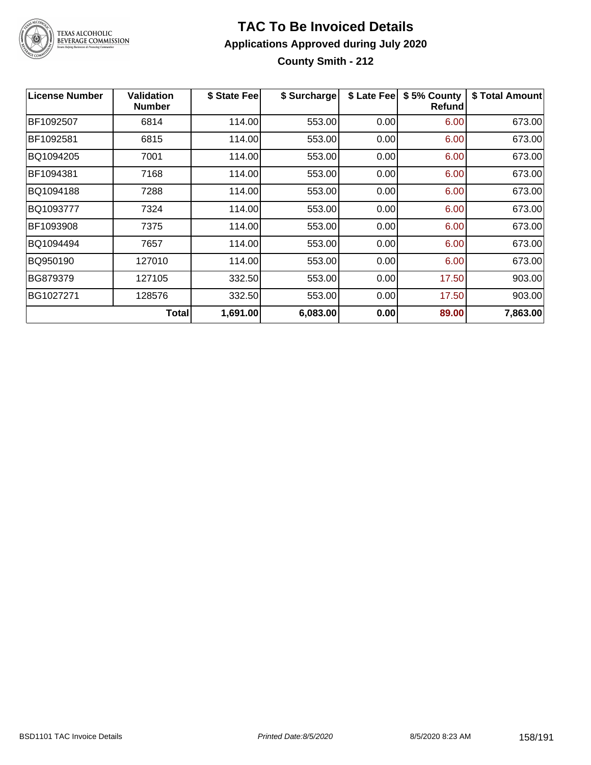# TAC To Be Invoiced Details

## Applications Approved during July 2020

### County Smith - 212

| License Number | Validation Number | $ State Fee | $ Surcharge | $ Late Fee | $ 5% County Refund | $ Total Amount |
|---|---|---|---|---|---|---|
| BF1092507 | 6814 | 114.00 | 553.00 | 0.00 | 6.00 | 673.00 |
| BF1092581 | 6815 | 114.00 | 553.00 | 0.00 | 6.00 | 673.00 |
| BQ1094205 | 7001 | 114.00 | 553.00 | 0.00 | 6.00 | 673.00 |
| BF1094381 | 7168 | 114.00 | 553.00 | 0.00 | 6.00 | 673.00 |
| BQ1094188 | 7288 | 114.00 | 553.00 | 0.00 | 6.00 | 673.00 |
| BQ1093777 | 7324 | 114.00 | 553.00 | 0.00 | 6.00 | 673.00 |
| BF1093908 | 7375 | 114.00 | 553.00 | 0.00 | 6.00 | 673.00 |
| BQ1094494 | 7657 | 114.00 | 553.00 | 0.00 | 6.00 | 673.00 |
| BQ950190 | 127010 | 114.00 | 553.00 | 0.00 | 6.00 | 673.00 |
| BG879379 | 127105 | 332.50 | 553.00 | 0.00 | 17.50 | 903.00 |
| BG1027271 | 128576 | 332.50 | 553.00 | 0.00 | 17.50 | 903.00 |
| | **Total** | **1,691.00** | **6,083.00** | **0.00** | **89.00** | **7,863.00** |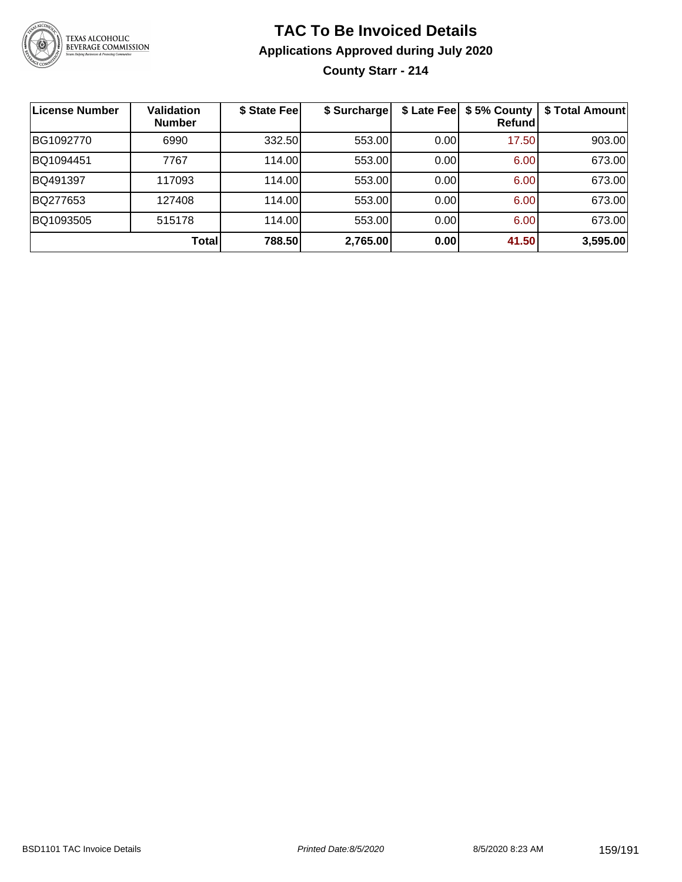# TAC To Be Invoiced Details

## Applications Approved during July 2020

### County Starr - 214

| License Number | Validation Number | $ State Fee | $ Surcharge | $ Late Fee | $ 5% County Refund | $ Total Amount |
|---|---|---|---|---|---|---|
| BG1092770 | 6990 | 332.50 | 553.00 | 0.00 | 17.50 | 903.00 |
| BQ1094451 | 7767 | 114.00 | 553.00 | 0.00 | 6.00 | 673.00 |
| BQ491397 | 117093 | 114.00 | 553.00 | 0.00 | 6.00 | 673.00 |
| BQ277653 | 127408 | 114.00 | 553.00 | 0.00 | 6.00 | 673.00 |
| BQ1093505 | 515178 | 114.00 | 553.00 | 0.00 | 6.00 | 673.00 |
| | **Total** | **788.50** | **2,765.00** | **0.00** | **41.50** | **3,595.00** |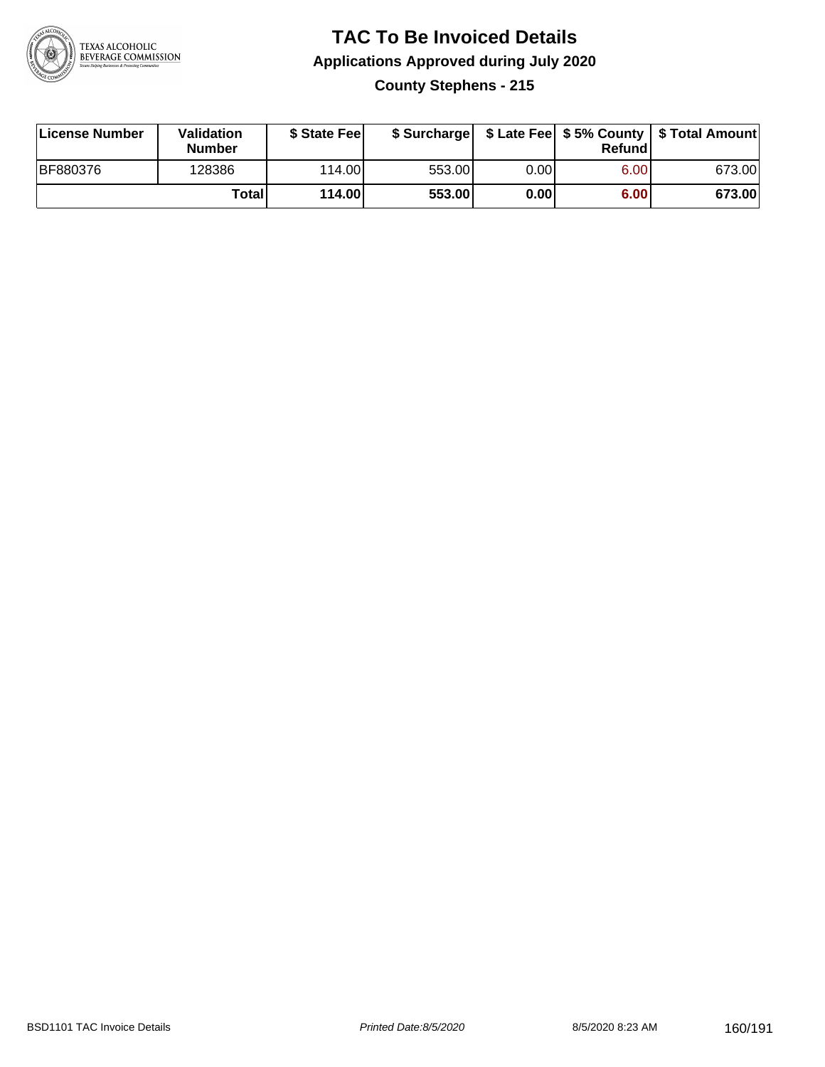# TAC To Be Invoiced Details

## Applications Approved during July 2020

### County Stephens - 215

| License Number | Validation Number | $ State Fee | $ Surcharge | $ Late Fee | $ 5% County Refund | $ Total Amount |
|---|---|---|---|---|---|---|
| BF880376 | 128386 | 114.00 | 553.00 | 0.00 | 6.00 | 673.00 |
| | **Total** | **114.00** | **553.00** | **0.00** | **6.00** | **673.00** |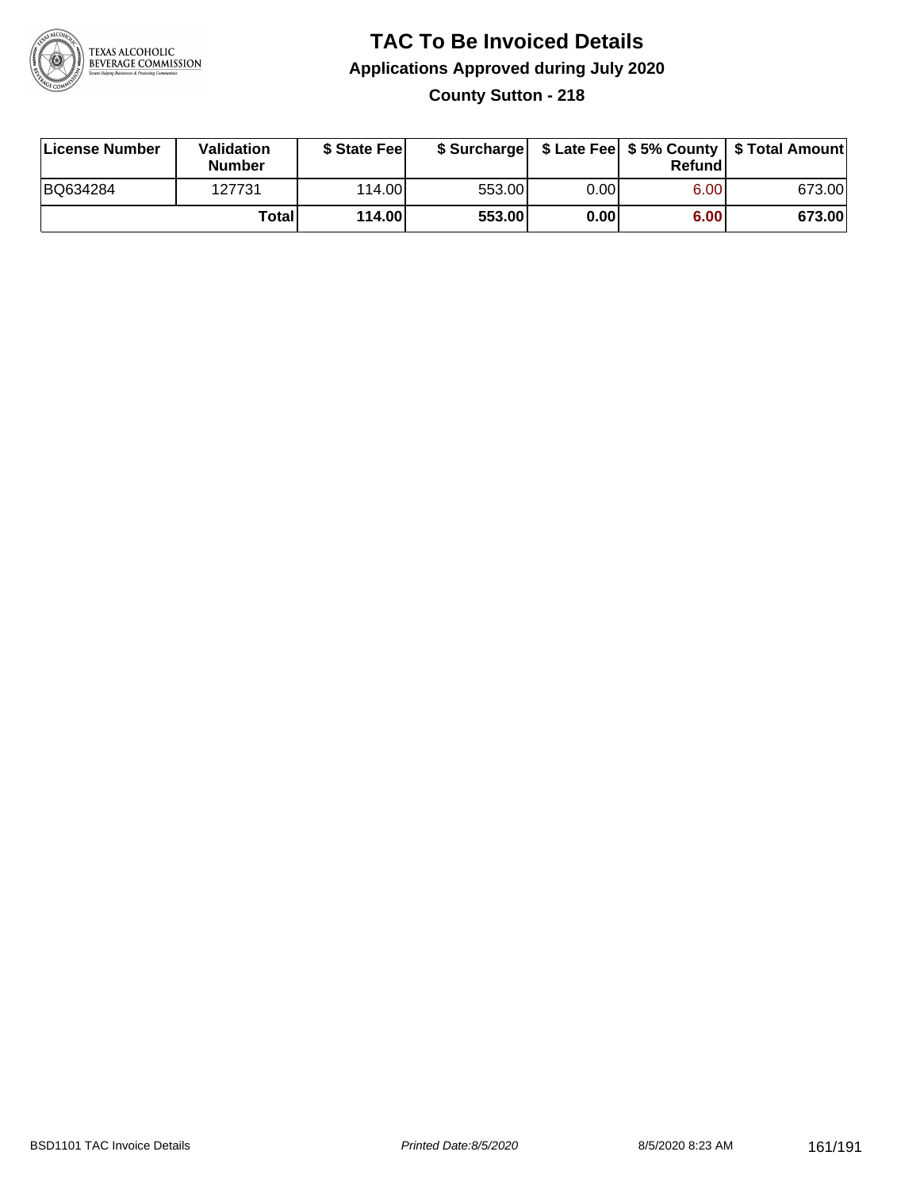# TAC To Be Invoiced Details

## Applications Approved during July 2020

### County Sutton - 218

| License Number | Validation Number | $ State Fee | $ Surcharge | $ Late Fee | $ 5% County Refund | $ Total Amount |
|---|---|---|---|---|---|---|
| BQ634284 | 127731 | 114.00 | 553.00 | 0.00 | 6.00 | 673.00 |
| | **Total** | **114.00** | **553.00** | **0.00** | **6.00** | **673.00** |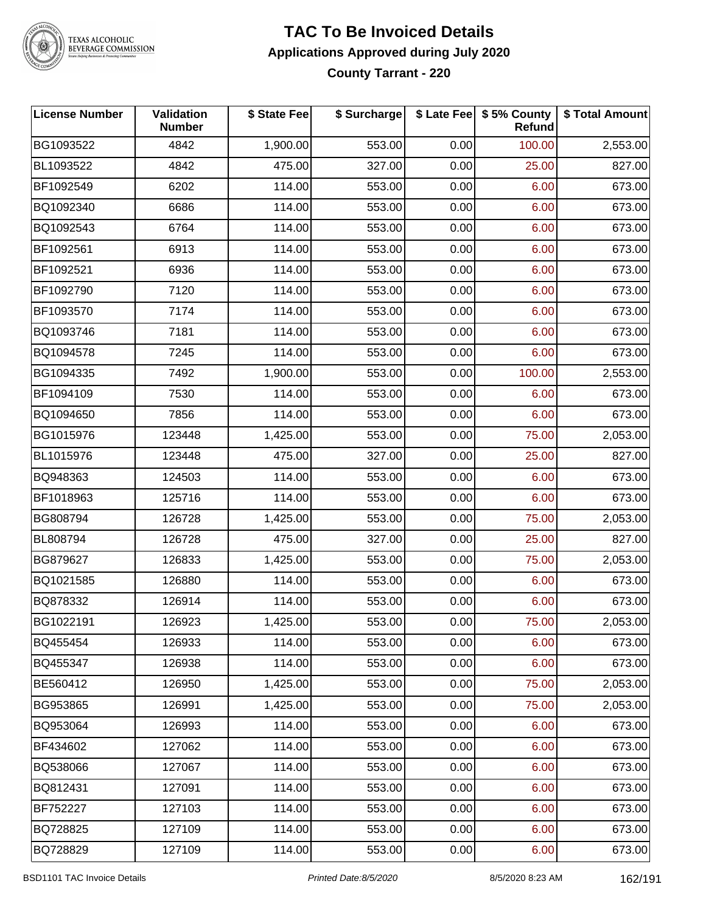# TAC To Be Invoiced Details

## Applications Approved during July 2020

### County Tarrant - 220

| License Number | Validation Number | $ State Fee | $ Surcharge | $ Late Fee | $ 5% County Refund | $ Total Amount |
|---|---|---|---|---|---|---|
| BG1093522 | 4842 | 1,900.00 | 553.00 | 0.00 | 100.00 | 2,553.00 |
| BL1093522 | 4842 | 475.00 | 327.00 | 0.00 | 25.00 | 827.00 |
| BF1092549 | 6202 | 114.00 | 553.00 | 0.00 | 6.00 | 673.00 |
| BQ1092340 | 6686 | 114.00 | 553.00 | 0.00 | 6.00 | 673.00 |
| BQ1092543 | 6764 | 114.00 | 553.00 | 0.00 | 6.00 | 673.00 |
| BF1092561 | 6913 | 114.00 | 553.00 | 0.00 | 6.00 | 673.00 |
| BF1092521 | 6936 | 114.00 | 553.00 | 0.00 | 6.00 | 673.00 |
| BF1092790 | 7120 | 114.00 | 553.00 | 0.00 | 6.00 | 673.00 |
| BF1093570 | 7174 | 114.00 | 553.00 | 0.00 | 6.00 | 673.00 |
| BQ1093746 | 7181 | 114.00 | 553.00 | 0.00 | 6.00 | 673.00 |
| BQ1094578 | 7245 | 114.00 | 553.00 | 0.00 | 6.00 | 673.00 |
| BG1094335 | 7492 | 1,900.00 | 553.00 | 0.00 | 100.00 | 2,553.00 |
| BF1094109 | 7530 | 114.00 | 553.00 | 0.00 | 6.00 | 673.00 |
| BQ1094650 | 7856 | 114.00 | 553.00 | 0.00 | 6.00 | 673.00 |
| BG1015976 | 123448 | 1,425.00 | 553.00 | 0.00 | 75.00 | 2,053.00 |
| BL1015976 | 123448 | 475.00 | 327.00 | 0.00 | 25.00 | 827.00 |
| BQ948363 | 124503 | 114.00 | 553.00 | 0.00 | 6.00 | 673.00 |
| BF1018963 | 125716 | 114.00 | 553.00 | 0.00 | 6.00 | 673.00 |
| BG808794 | 126728 | 1,425.00 | 553.00 | 0.00 | 75.00 | 2,053.00 |
| BL808794 | 126728 | 475.00 | 327.00 | 0.00 | 25.00 | 827.00 |
| BG879627 | 126833 | 1,425.00 | 553.00 | 0.00 | 75.00 | 2,053.00 |
| BQ1021585 | 126880 | 114.00 | 553.00 | 0.00 | 6.00 | 673.00 |
| BQ878332 | 126914 | 114.00 | 553.00 | 0.00 | 6.00 | 673.00 |
| BG1022191 | 126923 | 1,425.00 | 553.00 | 0.00 | 75.00 | 2,053.00 |
| BQ455454 | 126933 | 114.00 | 553.00 | 0.00 | 6.00 | 673.00 |
| BQ455347 | 126938 | 114.00 | 553.00 | 0.00 | 6.00 | 673.00 |
| BE560412 | 126950 | 1,425.00 | 553.00 | 0.00 | 75.00 | 2,053.00 |
| BG953865 | 126991 | 1,425.00 | 553.00 | 0.00 | 75.00 | 2,053.00 |
| BQ953064 | 126993 | 114.00 | 553.00 | 0.00 | 6.00 | 673.00 |
| BF434602 | 127062 | 114.00 | 553.00 | 0.00 | 6.00 | 673.00 |
| BQ538066 | 127067 | 114.00 | 553.00 | 0.00 | 6.00 | 673.00 |
| BQ812431 | 127091 | 114.00 | 553.00 | 0.00 | 6.00 | 673.00 |
| BF752227 | 127103 | 114.00 | 553.00 | 0.00 | 6.00 | 673.00 |
| BQ728825 | 127109 | 114.00 | 553.00 | 0.00 | 6.00 | 673.00 |
| BQ728829 | 127109 | 114.00 | 553.00 | 0.00 | 6.00 | 673.00 |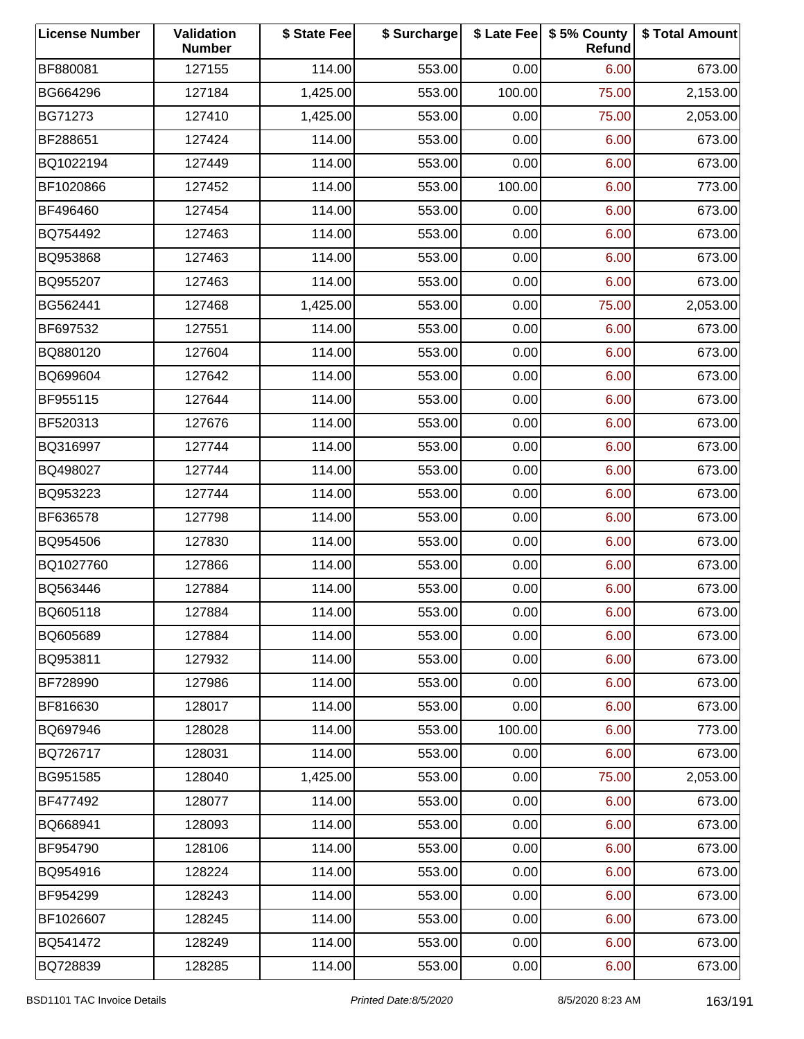| License Number | Validation Number | $ State Fee | $ Surcharge | $ Late Fee | $ 5% County Refund | $ Total Amount |
|---|---|---|---|---|---|---|
| BF880081 | 127155 | 114.00 | 553.00 | 0.00 | 6.00 | 673.00 |
| BG664296 | 127184 | 1,425.00 | 553.00 | 100.00 | 75.00 | 2,153.00 |
| BG71273 | 127410 | 1,425.00 | 553.00 | 0.00 | 75.00 | 2,053.00 |
| BF288651 | 127424 | 114.00 | 553.00 | 0.00 | 6.00 | 673.00 |
| BQ1022194 | 127449 | 114.00 | 553.00 | 0.00 | 6.00 | 673.00 |
| BF1020866 | 127452 | 114.00 | 553.00 | 100.00 | 6.00 | 773.00 |
| BF496460 | 127454 | 114.00 | 553.00 | 0.00 | 6.00 | 673.00 |
| BQ754492 | 127463 | 114.00 | 553.00 | 0.00 | 6.00 | 673.00 |
| BQ953868 | 127463 | 114.00 | 553.00 | 0.00 | 6.00 | 673.00 |
| BQ955207 | 127463 | 114.00 | 553.00 | 0.00 | 6.00 | 673.00 |
| BG562441 | 127468 | 1,425.00 | 553.00 | 0.00 | 75.00 | 2,053.00 |
| BF697532 | 127551 | 114.00 | 553.00 | 0.00 | 6.00 | 673.00 |
| BQ880120 | 127604 | 114.00 | 553.00 | 0.00 | 6.00 | 673.00 |
| BQ699604 | 127642 | 114.00 | 553.00 | 0.00 | 6.00 | 673.00 |
| BF955115 | 127644 | 114.00 | 553.00 | 0.00 | 6.00 | 673.00 |
| BF520313 | 127676 | 114.00 | 553.00 | 0.00 | 6.00 | 673.00 |
| BQ316997 | 127744 | 114.00 | 553.00 | 0.00 | 6.00 | 673.00 |
| BQ498027 | 127744 | 114.00 | 553.00 | 0.00 | 6.00 | 673.00 |
| BQ953223 | 127744 | 114.00 | 553.00 | 0.00 | 6.00 | 673.00 |
| BF636578 | 127798 | 114.00 | 553.00 | 0.00 | 6.00 | 673.00 |
| BQ954506 | 127830 | 114.00 | 553.00 | 0.00 | 6.00 | 673.00 |
| BQ1027760 | 127866 | 114.00 | 553.00 | 0.00 | 6.00 | 673.00 |
| BQ563446 | 127884 | 114.00 | 553.00 | 0.00 | 6.00 | 673.00 |
| BQ605118 | 127884 | 114.00 | 553.00 | 0.00 | 6.00 | 673.00 |
| BQ605689 | 127884 | 114.00 | 553.00 | 0.00 | 6.00 | 673.00 |
| BQ953811 | 127932 | 114.00 | 553.00 | 0.00 | 6.00 | 673.00 |
| BF728990 | 127986 | 114.00 | 553.00 | 0.00 | 6.00 | 673.00 |
| BF816630 | 128017 | 114.00 | 553.00 | 0.00 | 6.00 | 673.00 |
| BQ697946 | 128028 | 114.00 | 553.00 | 100.00 | 6.00 | 773.00 |
| BQ726717 | 128031 | 114.00 | 553.00 | 0.00 | 6.00 | 673.00 |
| BG951585 | 128040 | 1,425.00 | 553.00 | 0.00 | 75.00 | 2,053.00 |
| BF477492 | 128077 | 114.00 | 553.00 | 0.00 | 6.00 | 673.00 |
| BQ668941 | 128093 | 114.00 | 553.00 | 0.00 | 6.00 | 673.00 |
| BF954790 | 128106 | 114.00 | 553.00 | 0.00 | 6.00 | 673.00 |
| BQ954916 | 128224 | 114.00 | 553.00 | 0.00 | 6.00 | 673.00 |
| BF954299 | 128243 | 114.00 | 553.00 | 0.00 | 6.00 | 673.00 |
| BF1026607 | 128245 | 114.00 | 553.00 | 0.00 | 6.00 | 673.00 |
| BQ541472 | 128249 | 114.00 | 553.00 | 0.00 | 6.00 | 673.00 |
| BQ728839 | 128285 | 114.00 | 553.00 | 0.00 | 6.00 | 673.00 |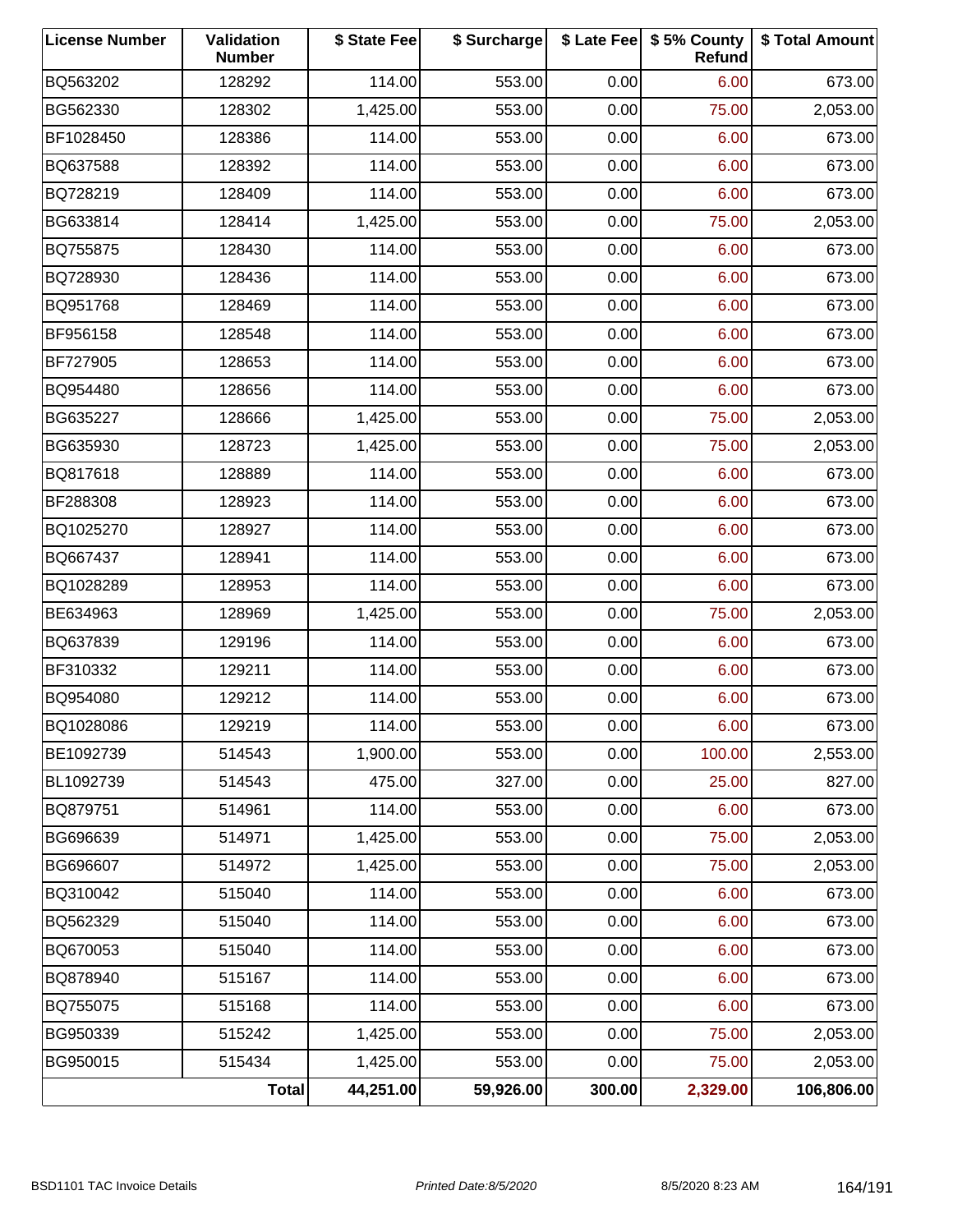| License Number | Validation Number | $ State Fee | $ Surcharge | $ Late Fee | $ 5% County Refund | $ Total Amount |
|---|---|---|---|---|---|---|
| BQ563202 | 128292 | 114.00 | 553.00 | 0.00 | 6.00 | 673.00 |
| BG562330 | 128302 | 1,425.00 | 553.00 | 0.00 | 75.00 | 2,053.00 |
| BF1028450 | 128386 | 114.00 | 553.00 | 0.00 | 6.00 | 673.00 |
| BQ637588 | 128392 | 114.00 | 553.00 | 0.00 | 6.00 | 673.00 |
| BQ728219 | 128409 | 114.00 | 553.00 | 0.00 | 6.00 | 673.00 |
| BG633814 | 128414 | 1,425.00 | 553.00 | 0.00 | 75.00 | 2,053.00 |
| BQ755875 | 128430 | 114.00 | 553.00 | 0.00 | 6.00 | 673.00 |
| BQ728930 | 128436 | 114.00 | 553.00 | 0.00 | 6.00 | 673.00 |
| BQ951768 | 128469 | 114.00 | 553.00 | 0.00 | 6.00 | 673.00 |
| BF956158 | 128548 | 114.00 | 553.00 | 0.00 | 6.00 | 673.00 |
| BF727905 | 128653 | 114.00 | 553.00 | 0.00 | 6.00 | 673.00 |
| BQ954480 | 128656 | 114.00 | 553.00 | 0.00 | 6.00 | 673.00 |
| BG635227 | 128666 | 1,425.00 | 553.00 | 0.00 | 75.00 | 2,053.00 |
| BG635930 | 128723 | 1,425.00 | 553.00 | 0.00 | 75.00 | 2,053.00 |
| BQ817618 | 128889 | 114.00 | 553.00 | 0.00 | 6.00 | 673.00 |
| BF288308 | 128923 | 114.00 | 553.00 | 0.00 | 6.00 | 673.00 |
| BQ1025270 | 128927 | 114.00 | 553.00 | 0.00 | 6.00 | 673.00 |
| BQ667437 | 128941 | 114.00 | 553.00 | 0.00 | 6.00 | 673.00 |
| BQ1028289 | 128953 | 114.00 | 553.00 | 0.00 | 6.00 | 673.00 |
| BE634963 | 128969 | 1,425.00 | 553.00 | 0.00 | 75.00 | 2,053.00 |
| BQ637839 | 129196 | 114.00 | 553.00 | 0.00 | 6.00 | 673.00 |
| BF310332 | 129211 | 114.00 | 553.00 | 0.00 | 6.00 | 673.00 |
| BQ954080 | 129212 | 114.00 | 553.00 | 0.00 | 6.00 | 673.00 |
| BQ1028086 | 129219 | 114.00 | 553.00 | 0.00 | 6.00 | 673.00 |
| BE1092739 | 514543 | 1,900.00 | 553.00 | 0.00 | 100.00 | 2,553.00 |
| BL1092739 | 514543 | 475.00 | 327.00 | 0.00 | 25.00 | 827.00 |
| BQ879751 | 514961 | 114.00 | 553.00 | 0.00 | 6.00 | 673.00 |
| BG696639 | 514971 | 1,425.00 | 553.00 | 0.00 | 75.00 | 2,053.00 |
| BG696607 | 514972 | 1,425.00 | 553.00 | 0.00 | 75.00 | 2,053.00 |
| BQ310042 | 515040 | 114.00 | 553.00 | 0.00 | 6.00 | 673.00 |
| BQ562329 | 515040 | 114.00 | 553.00 | 0.00 | 6.00 | 673.00 |
| BQ670053 | 515040 | 114.00 | 553.00 | 0.00 | 6.00 | 673.00 |
| BQ878940 | 515167 | 114.00 | 553.00 | 0.00 | 6.00 | 673.00 |
| BQ755075 | 515168 | 114.00 | 553.00 | 0.00 | 6.00 | 673.00 |
| BG950339 | 515242 | 1,425.00 | 553.00 | 0.00 | 75.00 | 2,053.00 |
| BG950015 | 515434 | 1,425.00 | 553.00 | 0.00 | 75.00 | 2,053.00 |
| | **Total** | **44,251.00** | **59,926.00** | **300.00** | **2,329.00** | **106,806.00** |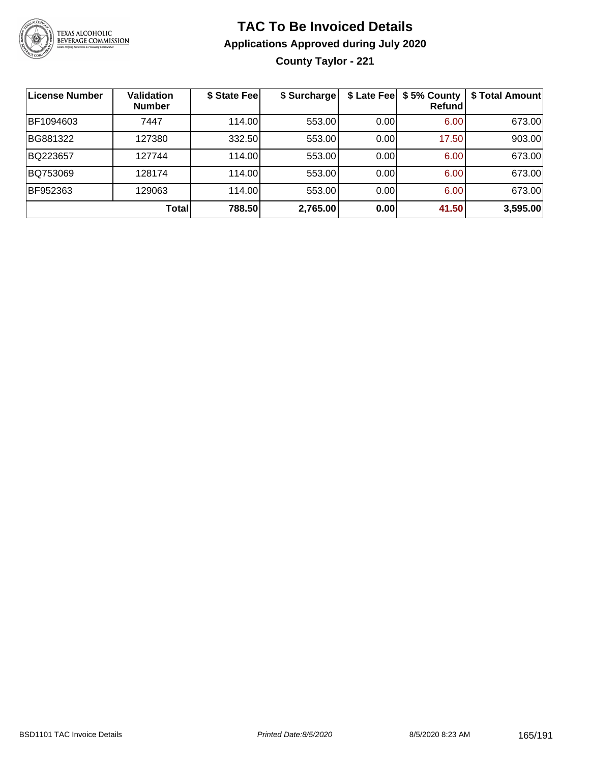# TAC To Be Invoiced Details

## Applications Approved during July 2020

### County Taylor - 221

| License Number | Validation Number | $ State Fee | $ Surcharge | $ Late Fee | $ 5% County Refund | $ Total Amount |
|---|---|---|---|---|---|---|
| BF1094603 | 7447 | 114.00 | 553.00 | 0.00 | 6.00 | 673.00 |
| BG881322 | 127380 | 332.50 | 553.00 | 0.00 | 17.50 | 903.00 |
| BQ223657 | 127744 | 114.00 | 553.00 | 0.00 | 6.00 | 673.00 |
| BQ753069 | 128174 | 114.00 | 553.00 | 0.00 | 6.00 | 673.00 |
| BF952363 | 129063 | 114.00 | 553.00 | 0.00 | 6.00 | 673.00 |
| | **Total** | **788.50** | **2,765.00** | **0.00** | **41.50** | **3,595.00** |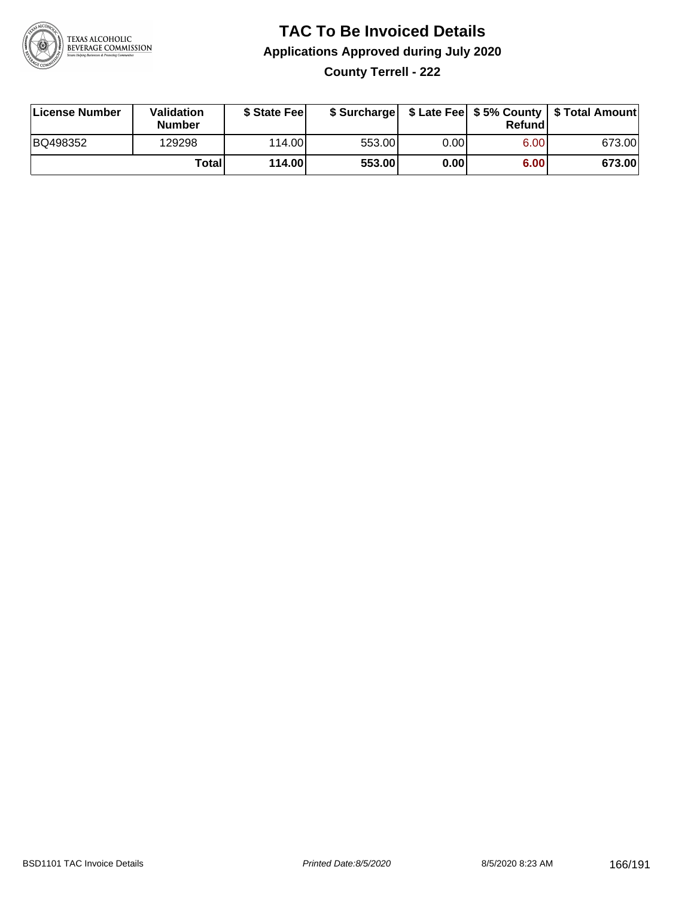# TAC To Be Invoiced Details

## Applications Approved during July 2020

### County Terrell - 222

| License Number | Validation Number | $ State Fee | $ Surcharge | $ Late Fee | $ 5% County Refund | $ Total Amount |
|---|---|---|---|---|---|---|
| BQ498352 | 129298 | 114.00 | 553.00 | 0.00 | 6.00 | 673.00 |
| | **Total** | **114.00** | **553.00** | **0.00** | **6.00** | **673.00** |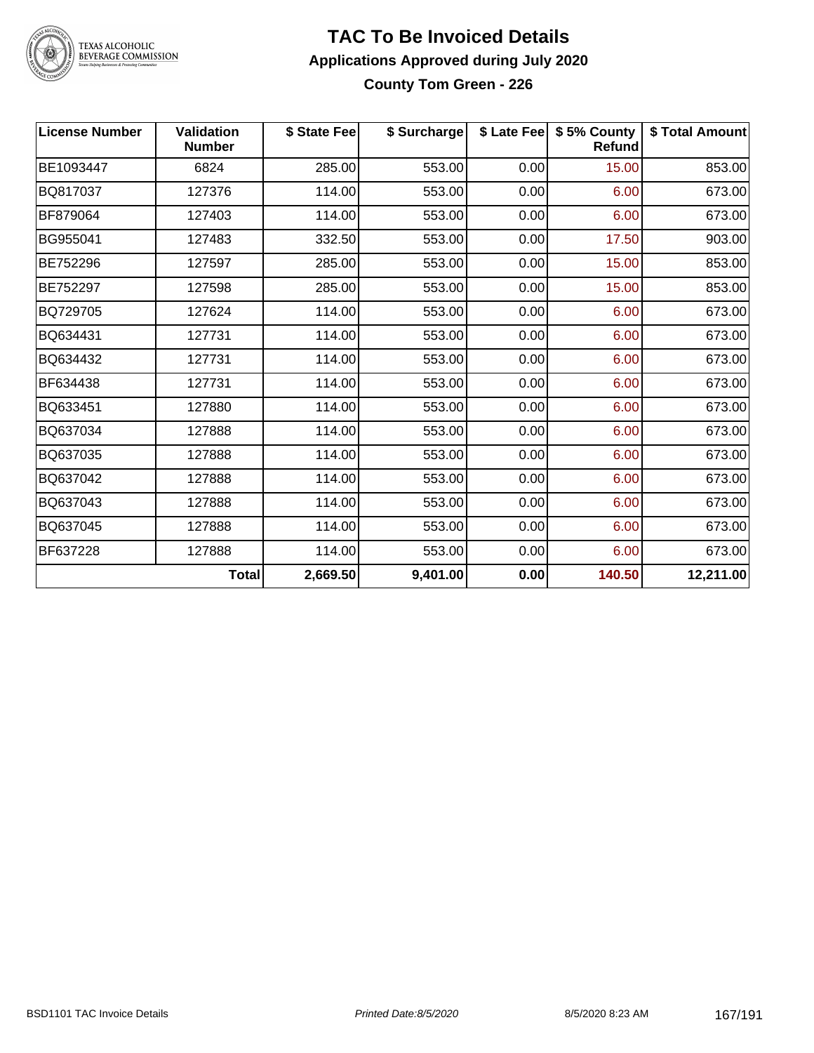# TAC To Be Invoiced Details

## Applications Approved during July 2020

### County Tom Green - 226

| License Number | Validation Number | $ State Fee | $ Surcharge | $ Late Fee | $ 5% County Refund | $ Total Amount |
|---|---|---|---|---|---|---|
| BE1093447 | 6824 | 285.00 | 553.00 | 0.00 | 15.00 | 853.00 |
| BQ817037 | 127376 | 114.00 | 553.00 | 0.00 | 6.00 | 673.00 |
| BF879064 | 127403 | 114.00 | 553.00 | 0.00 | 6.00 | 673.00 |
| BG955041 | 127483 | 332.50 | 553.00 | 0.00 | 17.50 | 903.00 |
| BE752296 | 127597 | 285.00 | 553.00 | 0.00 | 15.00 | 853.00 |
| BE752297 | 127598 | 285.00 | 553.00 | 0.00 | 15.00 | 853.00 |
| BQ729705 | 127624 | 114.00 | 553.00 | 0.00 | 6.00 | 673.00 |
| BQ634431 | 127731 | 114.00 | 553.00 | 0.00 | 6.00 | 673.00 |
| BQ634432 | 127731 | 114.00 | 553.00 | 0.00 | 6.00 | 673.00 |
| BF634438 | 127731 | 114.00 | 553.00 | 0.00 | 6.00 | 673.00 |
| BQ633451 | 127880 | 114.00 | 553.00 | 0.00 | 6.00 | 673.00 |
| BQ637034 | 127888 | 114.00 | 553.00 | 0.00 | 6.00 | 673.00 |
| BQ637035 | 127888 | 114.00 | 553.00 | 0.00 | 6.00 | 673.00 |
| BQ637042 | 127888 | 114.00 | 553.00 | 0.00 | 6.00 | 673.00 |
| BQ637043 | 127888 | 114.00 | 553.00 | 0.00 | 6.00 | 673.00 |
| BQ637045 | 127888 | 114.00 | 553.00 | 0.00 | 6.00 | 673.00 |
| BF637228 | 127888 | 114.00 | 553.00 | 0.00 | 6.00 | 673.00 |
| | **Total** | **2,669.50** | **9,401.00** | **0.00** | **140.50** | **12,211.00** |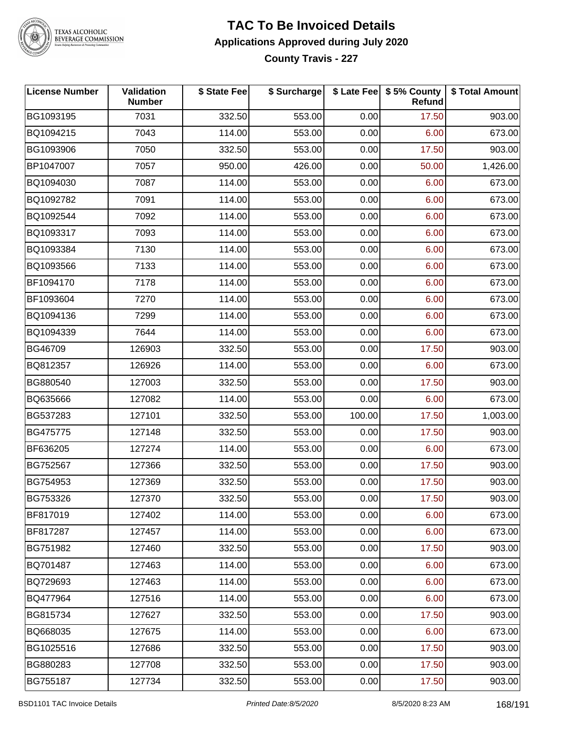# TAC To Be Invoiced Details

## Applications Approved during July 2020

### County Travis - 227

| License Number | Validation Number | $ State Fee | $ Surcharge | $ Late Fee | $ 5% County Refund | $ Total Amount |
|---|---|---|---|---|---|---|
| BG1093195 | 7031 | 332.50 | 553.00 | 0.00 | 17.50 | 903.00 |
| BQ1094215 | 7043 | 114.00 | 553.00 | 0.00 | 6.00 | 673.00 |
| BG1093906 | 7050 | 332.50 | 553.00 | 0.00 | 17.50 | 903.00 |
| BP1047007 | 7057 | 950.00 | 426.00 | 0.00 | 50.00 | 1,426.00 |
| BQ1094030 | 7087 | 114.00 | 553.00 | 0.00 | 6.00 | 673.00 |
| BQ1092782 | 7091 | 114.00 | 553.00 | 0.00 | 6.00 | 673.00 |
| BQ1092544 | 7092 | 114.00 | 553.00 | 0.00 | 6.00 | 673.00 |
| BQ1093317 | 7093 | 114.00 | 553.00 | 0.00 | 6.00 | 673.00 |
| BQ1093384 | 7130 | 114.00 | 553.00 | 0.00 | 6.00 | 673.00 |
| BQ1093566 | 7133 | 114.00 | 553.00 | 0.00 | 6.00 | 673.00 |
| BF1094170 | 7178 | 114.00 | 553.00 | 0.00 | 6.00 | 673.00 |
| BF1093604 | 7270 | 114.00 | 553.00 | 0.00 | 6.00 | 673.00 |
| BQ1094136 | 7299 | 114.00 | 553.00 | 0.00 | 6.00 | 673.00 |
| BQ1094339 | 7644 | 114.00 | 553.00 | 0.00 | 6.00 | 673.00 |
| BG46709 | 126903 | 332.50 | 553.00 | 0.00 | 17.50 | 903.00 |
| BQ812357 | 126926 | 114.00 | 553.00 | 0.00 | 6.00 | 673.00 |
| BG880540 | 127003 | 332.50 | 553.00 | 0.00 | 17.50 | 903.00 |
| BQ635666 | 127082 | 114.00 | 553.00 | 0.00 | 6.00 | 673.00 |
| BG537283 | 127101 | 332.50 | 553.00 | 100.00 | 17.50 | 1,003.00 |
| BG475775 | 127148 | 332.50 | 553.00 | 0.00 | 17.50 | 903.00 |
| BF636205 | 127274 | 114.00 | 553.00 | 0.00 | 6.00 | 673.00 |
| BG752567 | 127366 | 332.50 | 553.00 | 0.00 | 17.50 | 903.00 |
| BG754953 | 127369 | 332.50 | 553.00 | 0.00 | 17.50 | 903.00 |
| BG753326 | 127370 | 332.50 | 553.00 | 0.00 | 17.50 | 903.00 |
| BF817019 | 127402 | 114.00 | 553.00 | 0.00 | 6.00 | 673.00 |
| BF817287 | 127457 | 114.00 | 553.00 | 0.00 | 6.00 | 673.00 |
| BG751982 | 127460 | 332.50 | 553.00 | 0.00 | 17.50 | 903.00 |
| BQ701487 | 127463 | 114.00 | 553.00 | 0.00 | 6.00 | 673.00 |
| BQ729693 | 127463 | 114.00 | 553.00 | 0.00 | 6.00 | 673.00 |
| BQ477964 | 127516 | 114.00 | 553.00 | 0.00 | 6.00 | 673.00 |
| BG815734 | 127627 | 332.50 | 553.00 | 0.00 | 17.50 | 903.00 |
| BQ668035 | 127675 | 114.00 | 553.00 | 0.00 | 6.00 | 673.00 |
| BG1025516 | 127686 | 332.50 | 553.00 | 0.00 | 17.50 | 903.00 |
| BG880283 | 127708 | 332.50 | 553.00 | 0.00 | 17.50 | 903.00 |
| BG755187 | 127734 | 332.50 | 553.00 | 0.00 | 17.50 | 903.00 |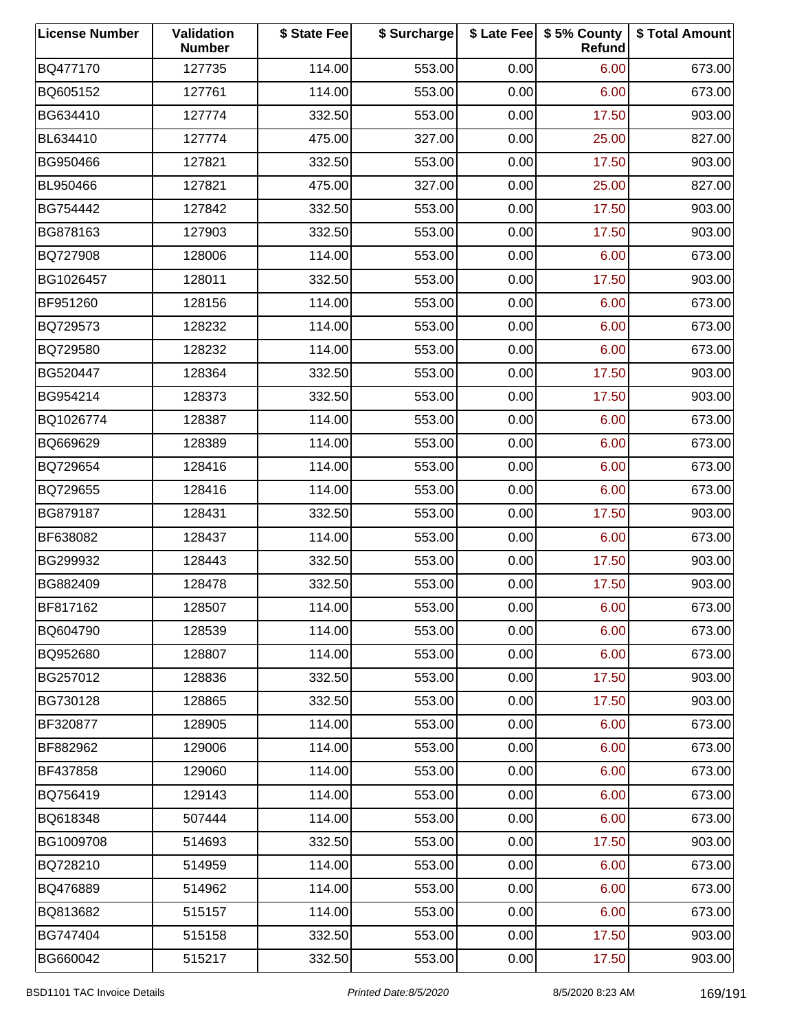| License Number | Validation Number | $ State Fee | $ Surcharge | $ Late Fee | $ 5% County Refund | $ Total Amount |
|---|---|---|---|---|---|---|
| BQ477170 | 127735 | 114.00 | 553.00 | 0.00 | 6.00 | 673.00 |
| BQ605152 | 127761 | 114.00 | 553.00 | 0.00 | 6.00 | 673.00 |
| BG634410 | 127774 | 332.50 | 553.00 | 0.00 | 17.50 | 903.00 |
| BL634410 | 127774 | 475.00 | 327.00 | 0.00 | 25.00 | 827.00 |
| BG950466 | 127821 | 332.50 | 553.00 | 0.00 | 17.50 | 903.00 |
| BL950466 | 127821 | 475.00 | 327.00 | 0.00 | 25.00 | 827.00 |
| BG754442 | 127842 | 332.50 | 553.00 | 0.00 | 17.50 | 903.00 |
| BG878163 | 127903 | 332.50 | 553.00 | 0.00 | 17.50 | 903.00 |
| BQ727908 | 128006 | 114.00 | 553.00 | 0.00 | 6.00 | 673.00 |
| BG1026457 | 128011 | 332.50 | 553.00 | 0.00 | 17.50 | 903.00 |
| BF951260 | 128156 | 114.00 | 553.00 | 0.00 | 6.00 | 673.00 |
| BQ729573 | 128232 | 114.00 | 553.00 | 0.00 | 6.00 | 673.00 |
| BQ729580 | 128232 | 114.00 | 553.00 | 0.00 | 6.00 | 673.00 |
| BG520447 | 128364 | 332.50 | 553.00 | 0.00 | 17.50 | 903.00 |
| BG954214 | 128373 | 332.50 | 553.00 | 0.00 | 17.50 | 903.00 |
| BQ1026774 | 128387 | 114.00 | 553.00 | 0.00 | 6.00 | 673.00 |
| BQ669629 | 128389 | 114.00 | 553.00 | 0.00 | 6.00 | 673.00 |
| BQ729654 | 128416 | 114.00 | 553.00 | 0.00 | 6.00 | 673.00 |
| BQ729655 | 128416 | 114.00 | 553.00 | 0.00 | 6.00 | 673.00 |
| BG879187 | 128431 | 332.50 | 553.00 | 0.00 | 17.50 | 903.00 |
| BF638082 | 128437 | 114.00 | 553.00 | 0.00 | 6.00 | 673.00 |
| BG299932 | 128443 | 332.50 | 553.00 | 0.00 | 17.50 | 903.00 |
| BG882409 | 128478 | 332.50 | 553.00 | 0.00 | 17.50 | 903.00 |
| BF817162 | 128507 | 114.00 | 553.00 | 0.00 | 6.00 | 673.00 |
| BQ604790 | 128539 | 114.00 | 553.00 | 0.00 | 6.00 | 673.00 |
| BQ952680 | 128807 | 114.00 | 553.00 | 0.00 | 6.00 | 673.00 |
| BG257012 | 128836 | 332.50 | 553.00 | 0.00 | 17.50 | 903.00 |
| BG730128 | 128865 | 332.50 | 553.00 | 0.00 | 17.50 | 903.00 |
| BF320877 | 128905 | 114.00 | 553.00 | 0.00 | 6.00 | 673.00 |
| BF882962 | 129006 | 114.00 | 553.00 | 0.00 | 6.00 | 673.00 |
| BF437858 | 129060 | 114.00 | 553.00 | 0.00 | 6.00 | 673.00 |
| BQ756419 | 129143 | 114.00 | 553.00 | 0.00 | 6.00 | 673.00 |
| BQ618348 | 507444 | 114.00 | 553.00 | 0.00 | 6.00 | 673.00 |
| BG1009708 | 514693 | 332.50 | 553.00 | 0.00 | 17.50 | 903.00 |
| BQ728210 | 514959 | 114.00 | 553.00 | 0.00 | 6.00 | 673.00 |
| BQ476889 | 514962 | 114.00 | 553.00 | 0.00 | 6.00 | 673.00 |
| BQ813682 | 515157 | 114.00 | 553.00 | 0.00 | 6.00 | 673.00 |
| BG747404 | 515158 | 332.50 | 553.00 | 0.00 | 17.50 | 903.00 |
| BG660042 | 515217 | 332.50 | 553.00 | 0.00 | 17.50 | 903.00 |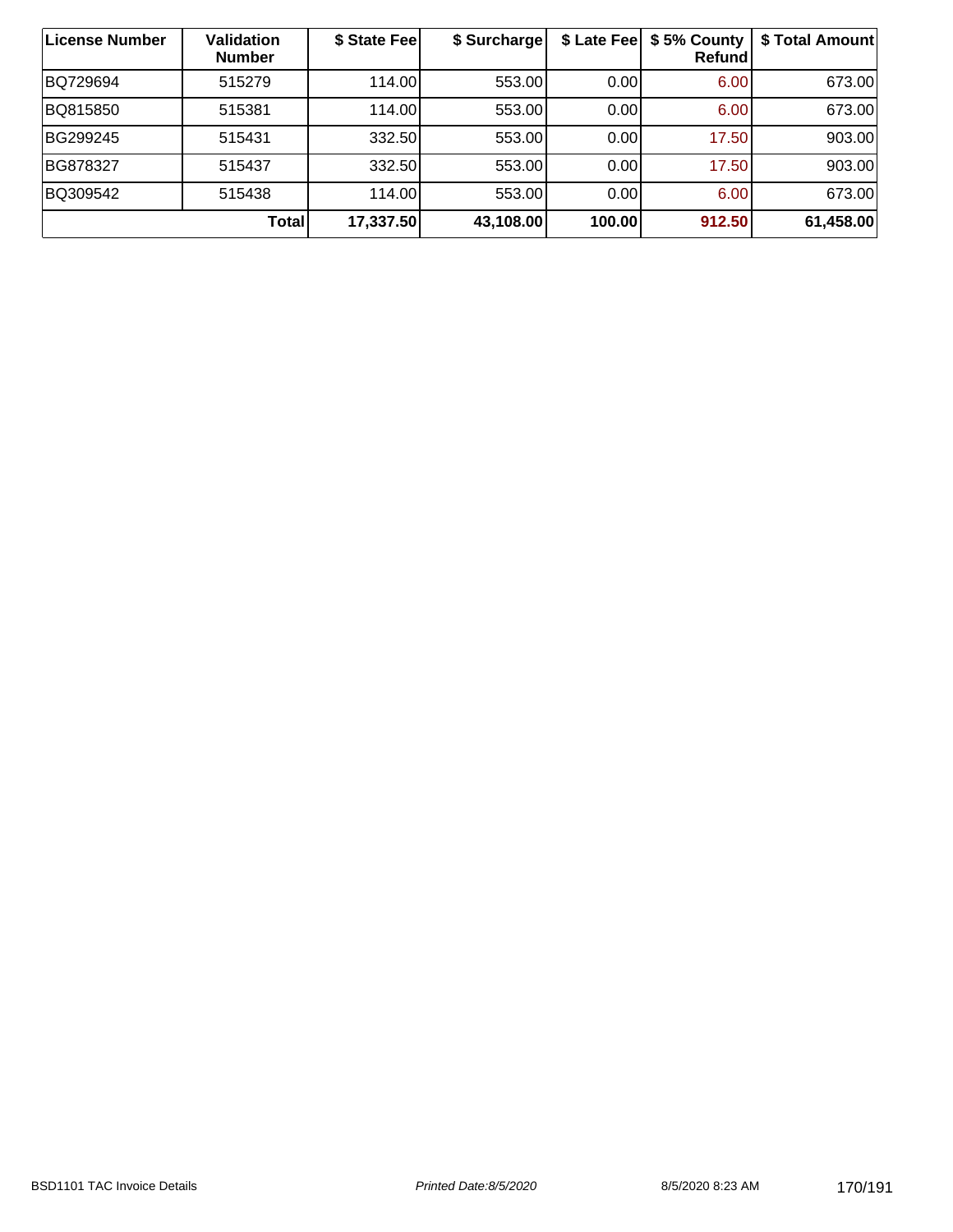| License Number | Validation Number | $ State Fee | $ Surcharge | $ Late Fee | $ 5% County Refund | $ Total Amount |
|---|---|---|---|---|---|---|
| BQ729694 | 515279 | 114.00 | 553.00 | 0.00 | 6.00 | 673.00 |
| BQ815850 | 515381 | 114.00 | 553.00 | 0.00 | 6.00 | 673.00 |
| BG299245 | 515431 | 332.50 | 553.00 | 0.00 | 17.50 | 903.00 |
| BG878327 | 515437 | 332.50 | 553.00 | 0.00 | 17.50 | 903.00 |
| BQ309542 | 515438 | 114.00 | 553.00 | 0.00 | 6.00 | 673.00 |
| **Total** | | **17,337.50** | **43,108.00** | **100.00** | **912.50** | **61,458.00** |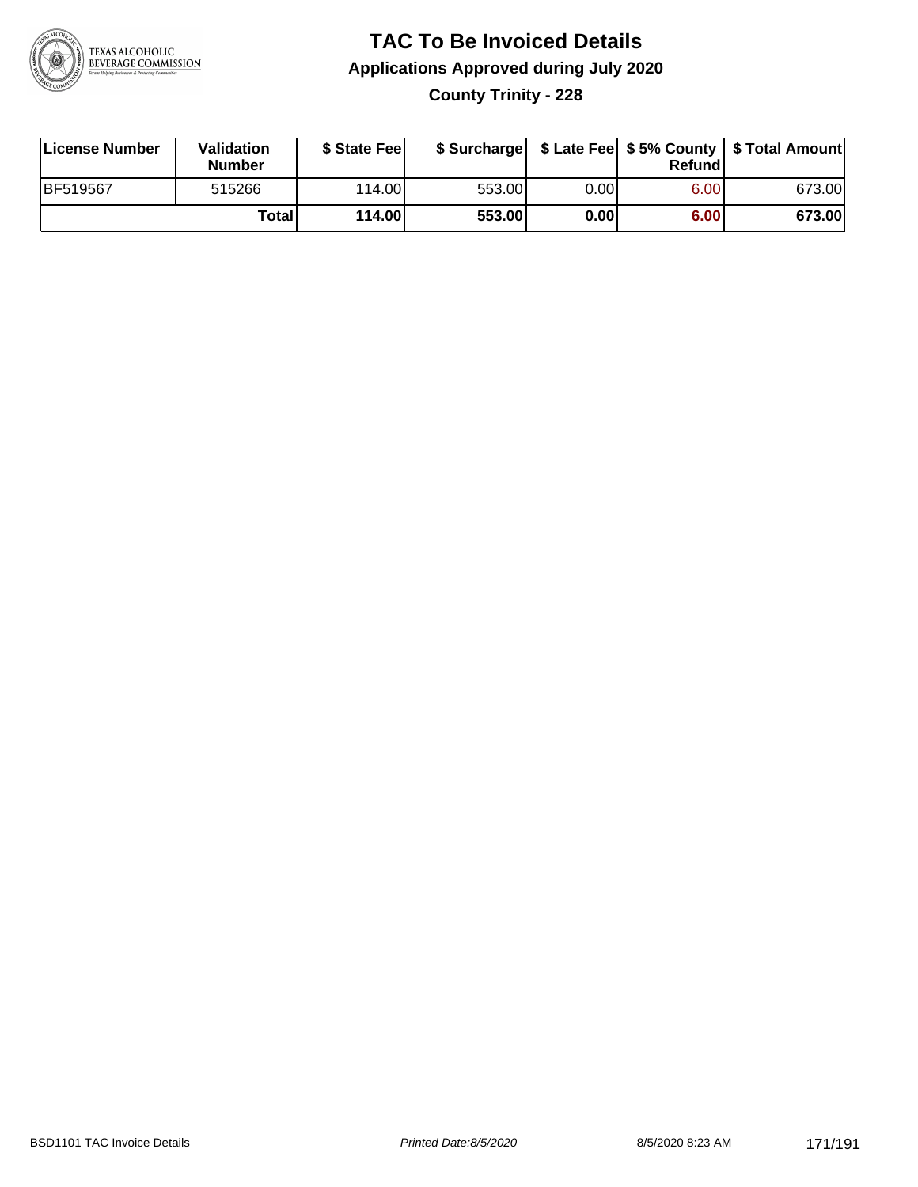# TAC To Be Invoiced Details

## Applications Approved during July 2020

### County Trinity - 228

| License Number | Validation Number | $ State Fee | $ Surcharge | $ Late Fee | $ 5% County Refund | $ Total Amount |
|---|---|---|---|---|---|---|
| BF519567 | 515266 | 114.00 | 553.00 | 0.00 | 6.00 | 673.00 |
| | **Total** | **114.00** | **553.00** | **0.00** | **6.00** | **673.00** |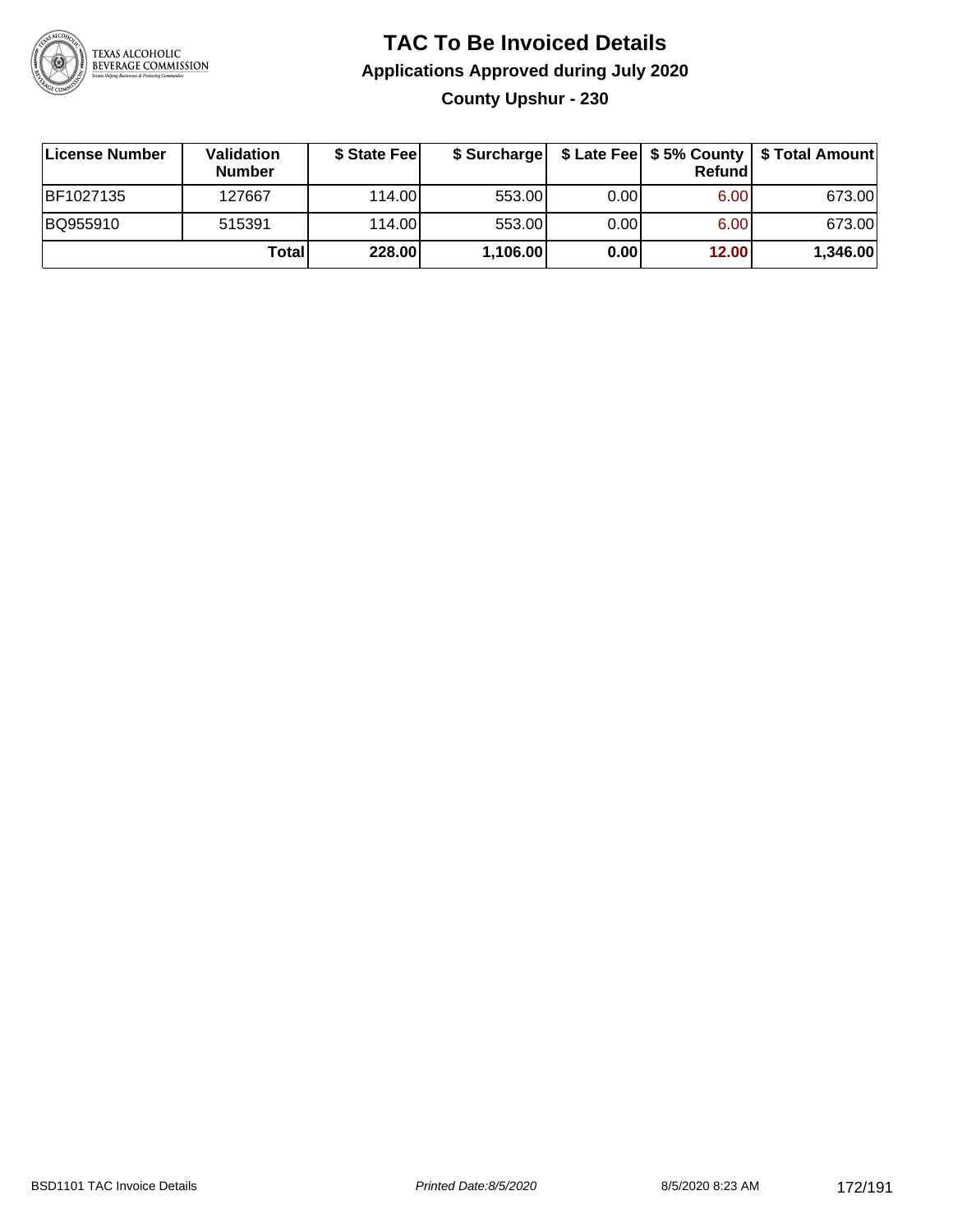# TAC To Be Invoiced Details

## Applications Approved during July 2020

### County Upshur - 230

| License Number | Validation Number | $ State Fee | $ Surcharge | $ Late Fee | $ 5% County Refund | $ Total Amount |
|---|---|---|---|---|---|---|
| BF1027135 | 127667 | 114.00 | 553.00 | 0.00 | 6.00 | 673.00 |
| BQ955910 | 515391 | 114.00 | 553.00 | 0.00 | 6.00 | 673.00 |
| | **Total** | **228.00** | **1,106.00** | **0.00** | **12.00** | **1,346.00** |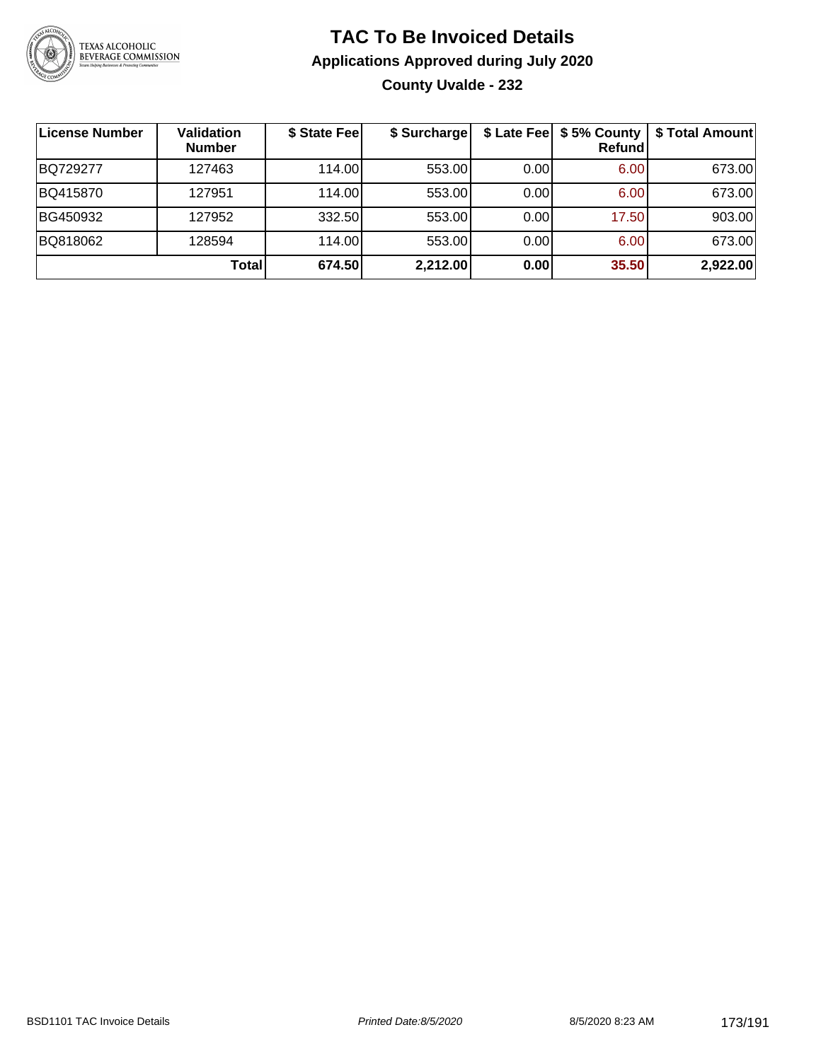# TAC To Be Invoiced Details

## Applications Approved during July 2020

### County Uvalde - 232

| License Number | Validation Number | \$ State Fee | \$ Surcharge | \$ Late Fee | \$ 5% County Refund | \$ Total Amount |
|---|---|---|---|---|---|---|
| BQ729277 | 127463 | 114.00 | 553.00 | 0.00 | 6.00 | 673.00 |
| BQ415870 | 127951 | 114.00 | 553.00 | 0.00 | 6.00 | 673.00 |
| BG450932 | 127952 | 332.50 | 553.00 | 0.00 | 17.50 | 903.00 |
| BQ818062 | 128594 | 114.00 | 553.00 | 0.00 | 6.00 | 673.00 |
| | **Total** | **674.50** | **2,212.00** | **0.00** | **35.50** | **2,922.00** |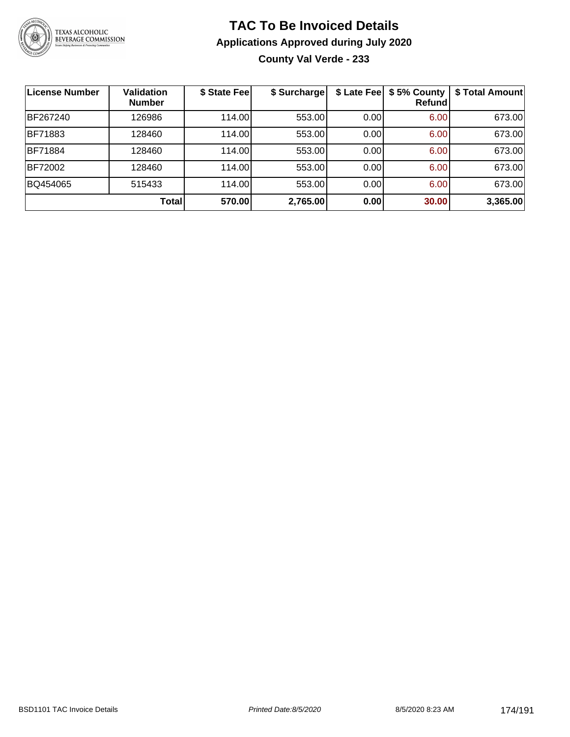# TAC To Be Invoiced Details

## Applications Approved during July 2020

### County Val Verde - 233

| License Number | Validation Number | $ State Fee | $ Surcharge | $ Late Fee | $ 5% County Refund | $ Total Amount |
|---|---|---|---|---|---|---|
| BF267240 | 126986 | 114.00 | 553.00 | 0.00 | 6.00 | 673.00 |
| BF71883 | 128460 | 114.00 | 553.00 | 0.00 | 6.00 | 673.00 |
| BF71884 | 128460 | 114.00 | 553.00 | 0.00 | 6.00 | 673.00 |
| BF72002 | 128460 | 114.00 | 553.00 | 0.00 | 6.00 | 673.00 |
| BQ454065 | 515433 | 114.00 | 553.00 | 0.00 | 6.00 | 673.00 |
| | **Total** | **570.00** | **2,765.00** | **0.00** | **30.00** | **3,365.00** |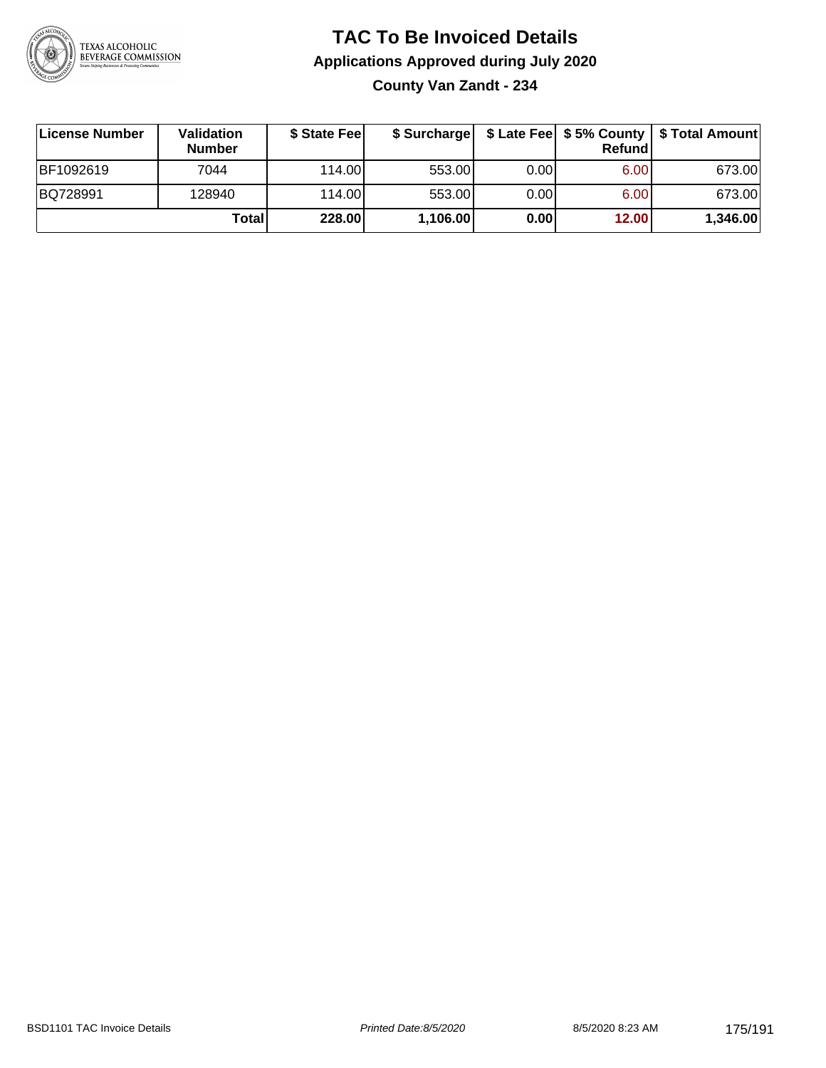# TAC To Be Invoiced Details

## Applications Approved during July 2020

### County Van Zandt - 234

| License Number | Validation Number | $ State Fee | $ Surcharge | $ Late Fee | $ 5% County Refund | $ Total Amount |
|---|---|---|---|---|---|---|
| BF1092619 | 7044 | 114.00 | 553.00 | 0.00 | 6.00 | 673.00 |
| BQ728991 | 128940 | 114.00 | 553.00 | 0.00 | 6.00 | 673.00 |
| | **Total** | **228.00** | **1,106.00** | **0.00** | **12.00** | **1,346.00** |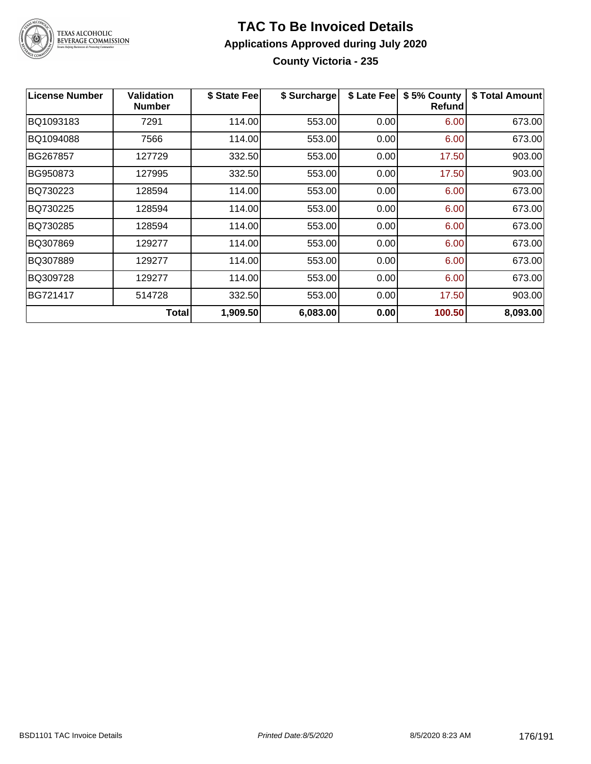# TAC To Be Invoiced Details

## Applications Approved during July 2020

### County Victoria - 235

| License Number | Validation Number | $ State Fee | $ Surcharge | $ Late Fee | $ 5% County Refund | $ Total Amount |
|---|---|---|---|---|---|---|
| BQ1093183 | 7291 | 114.00 | 553.00 | 0.00 | 6.00 | 673.00 |
| BQ1094088 | 7566 | 114.00 | 553.00 | 0.00 | 6.00 | 673.00 |
| BG267857 | 127729 | 332.50 | 553.00 | 0.00 | 17.50 | 903.00 |
| BG950873 | 127995 | 332.50 | 553.00 | 0.00 | 17.50 | 903.00 |
| BQ730223 | 128594 | 114.00 | 553.00 | 0.00 | 6.00 | 673.00 |
| BQ730225 | 128594 | 114.00 | 553.00 | 0.00 | 6.00 | 673.00 |
| BQ730285 | 128594 | 114.00 | 553.00 | 0.00 | 6.00 | 673.00 |
| BQ307869 | 129277 | 114.00 | 553.00 | 0.00 | 6.00 | 673.00 |
| BQ307889 | 129277 | 114.00 | 553.00 | 0.00 | 6.00 | 673.00 |
| BQ309728 | 129277 | 114.00 | 553.00 | 0.00 | 6.00 | 673.00 |
| BG721417 | 514728 | 332.50 | 553.00 | 0.00 | 17.50 | 903.00 |
| | **Total** | **1,909.50** | **6,083.00** | **0.00** | **100.50** | **8,093.00** |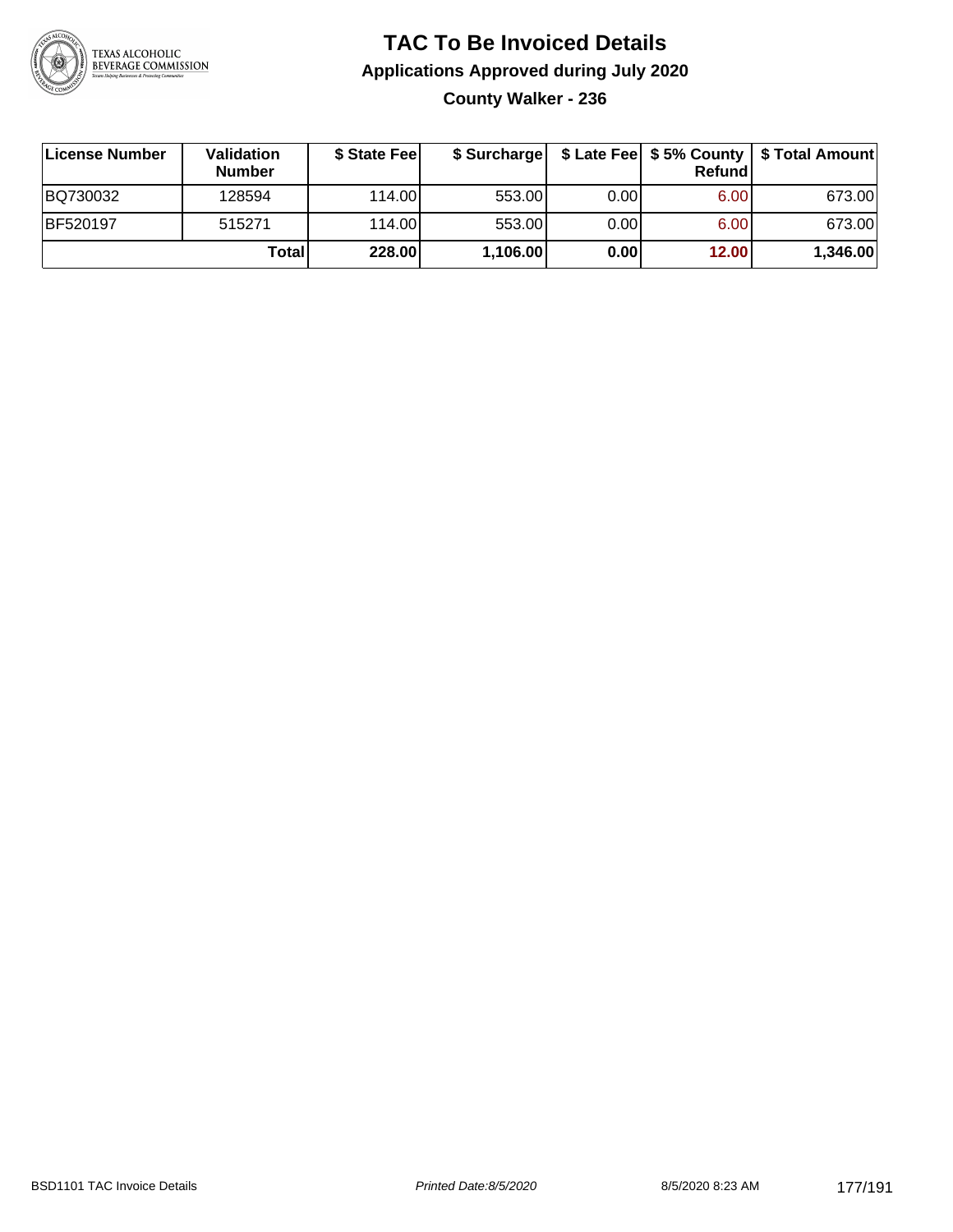# TAC To Be Invoiced Details

## Applications Approved during July 2020

### County Walker - 236

| License Number | Validation Number | $ State Fee | $ Surcharge | $ Late Fee | $ 5% County Refund | $ Total Amount |
|---|---|---|---|---|---|---|
| BQ730032 | 128594 | 114.00 | 553.00 | 0.00 | 6.00 | 673.00 |
| BF520197 | 515271 | 114.00 | 553.00 | 0.00 | 6.00 | 673.00 |
| | **Total** | **228.00** | **1,106.00** | **0.00** | **12.00** | **1,346.00** |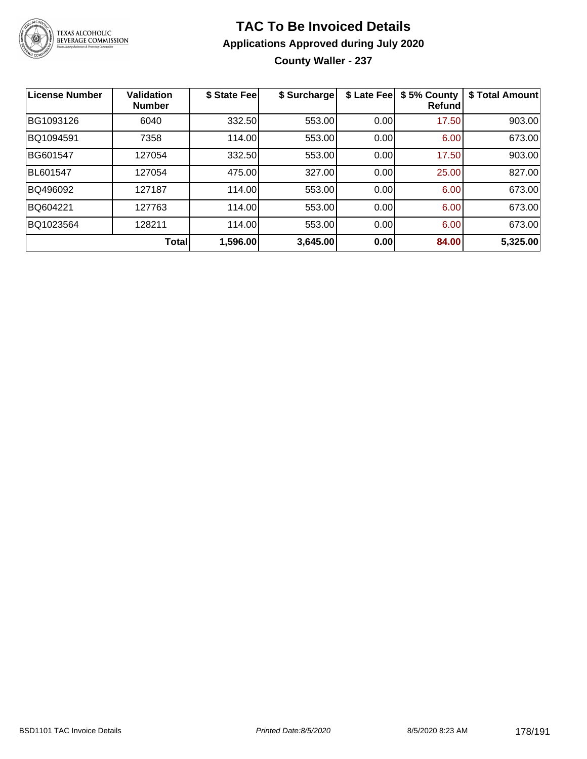# TAC To Be Invoiced Details

## Applications Approved during July 2020

### County Waller - 237

| License Number | Validation Number | $ State Fee | $ Surcharge | $ Late Fee | $ 5% County Refund | $ Total Amount |
|---|---|---|---|---|---|---|
| BG1093126 | 6040 | 332.50 | 553.00 | 0.00 | 17.50 | 903.00 |
| BQ1094591 | 7358 | 114.00 | 553.00 | 0.00 | 6.00 | 673.00 |
| BG601547 | 127054 | 332.50 | 553.00 | 0.00 | 17.50 | 903.00 |
| BL601547 | 127054 | 475.00 | 327.00 | 0.00 | 25.00 | 827.00 |
| BQ496092 | 127187 | 114.00 | 553.00 | 0.00 | 6.00 | 673.00 |
| BQ604221 | 127763 | 114.00 | 553.00 | 0.00 | 6.00 | 673.00 |
| BQ1023564 | 128211 | 114.00 | 553.00 | 0.00 | 6.00 | 673.00 |
| | **Total** | **1,596.00** | **3,645.00** | **0.00** | **84.00** | **5,325.00** |

BSD1101 TAC Invoice Details — *Printed Date:8/5/2020* — 8/5/2020 8:23 AM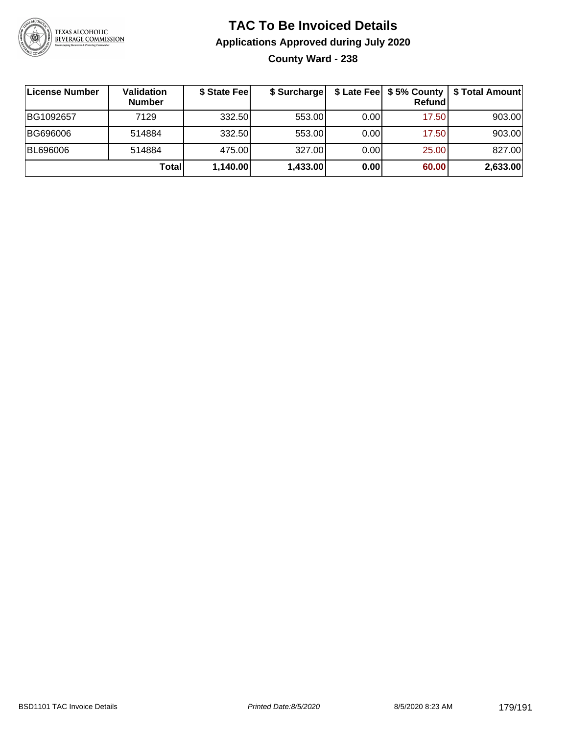# TAC To Be Invoiced Details

## Applications Approved during July 2020

### County Ward - 238

| License Number | Validation Number | $ State Fee | $ Surcharge | $ Late Fee | $ 5% County Refund | $ Total Amount |
|---|---|---|---|---|---|---|
| BG1092657 | 7129 | 332.50 | 553.00 | 0.00 | 17.50 | 903.00 |
| BG696006 | 514884 | 332.50 | 553.00 | 0.00 | 17.50 | 903.00 |
| BL696006 | 514884 | 475.00 | 327.00 | 0.00 | 25.00 | 827.00 |
| | **Total** | **1,140.00** | **1,433.00** | **0.00** | **60.00** | **2,633.00** |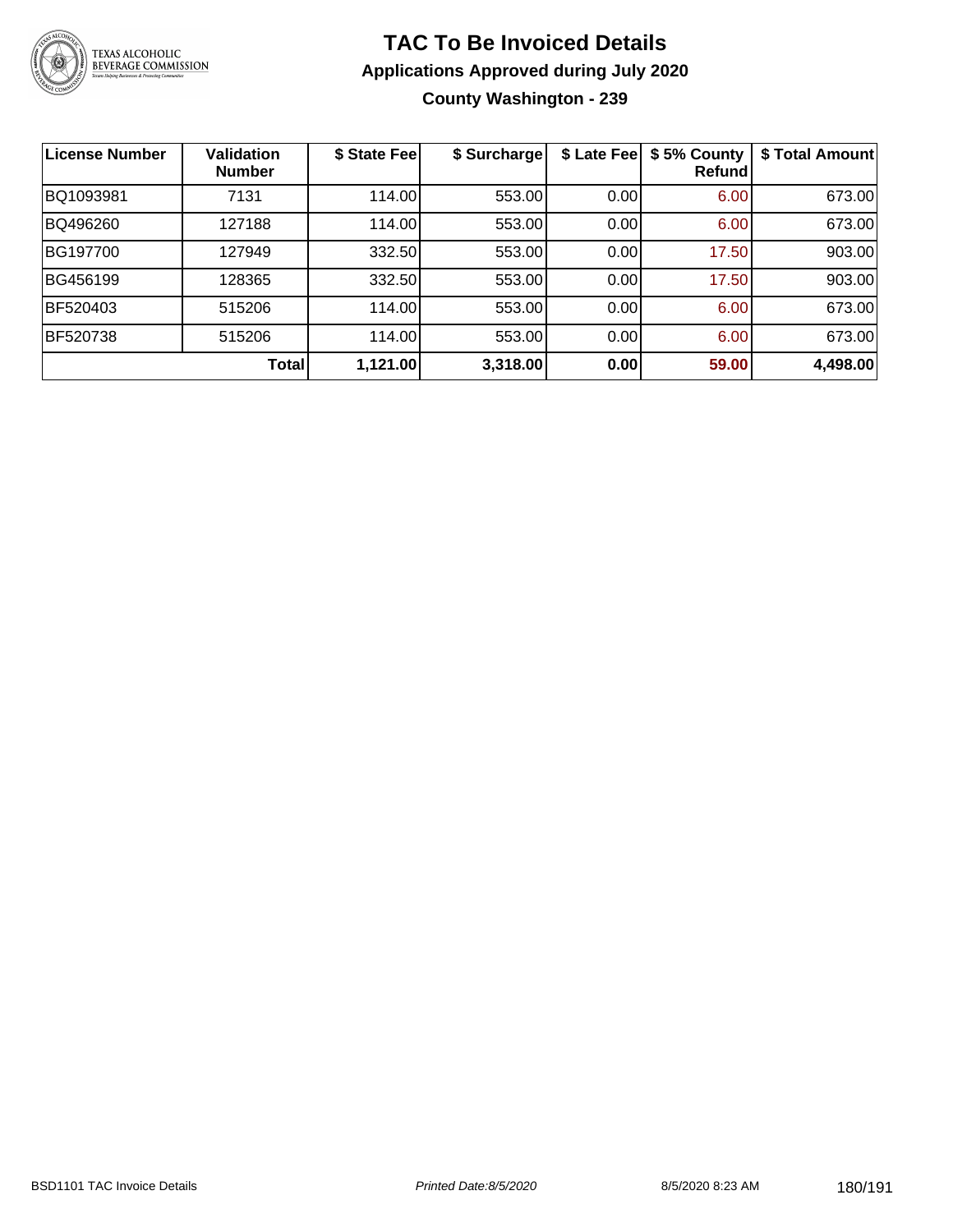# TAC To Be Invoiced Details

## Applications Approved during July 2020

### County Washington - 239

| License Number | Validation Number | $ State Fee | $ Surcharge | $ Late Fee | $ 5% County Refund | $ Total Amount |
|---|---|---|---|---|---|---|
| BQ1093981 | 7131 | 114.00 | 553.00 | 0.00 | 6.00 | 673.00 |
| BQ496260 | 127188 | 114.00 | 553.00 | 0.00 | 6.00 | 673.00 |
| BG197700 | 127949 | 332.50 | 553.00 | 0.00 | 17.50 | 903.00 |
| BG456199 | 128365 | 332.50 | 553.00 | 0.00 | 17.50 | 903.00 |
| BF520403 | 515206 | 114.00 | 553.00 | 0.00 | 6.00 | 673.00 |
| BF520738 | 515206 | 114.00 | 553.00 | 0.00 | 6.00 | 673.00 |
| | **Total** | **1,121.00** | **3,318.00** | **0.00** | **59.00** | **4,498.00** |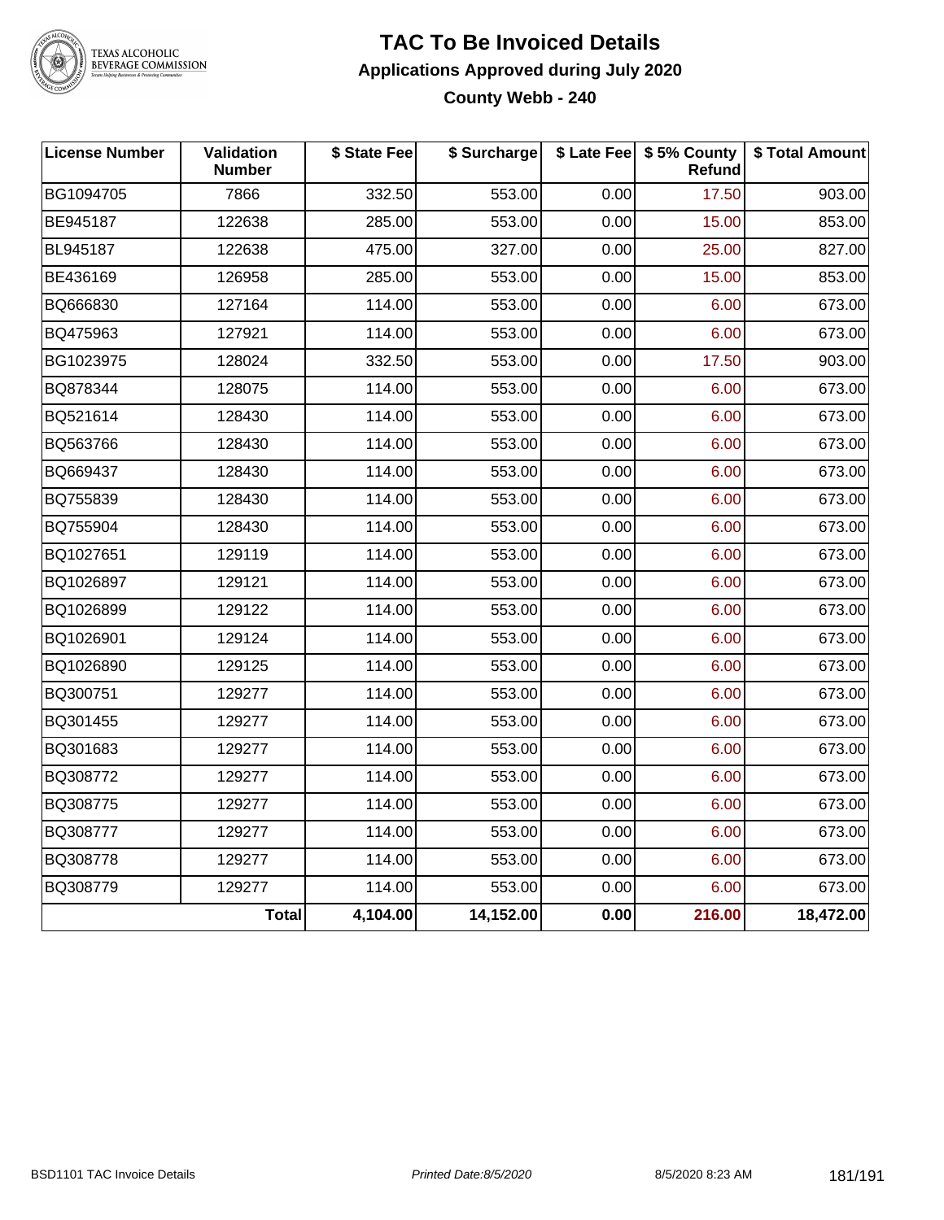# TAC To Be Invoiced Details

## Applications Approved during July 2020

### County Webb - 240

| License Number | Validation Number | $ State Fee | $ Surcharge | $ Late Fee | $ 5% County Refund | $ Total Amount |
|---|---|---|---|---|---|---|
| BG1094705 | 7866 | 332.50 | 553.00 | 0.00 | 17.50 | 903.00 |
| BE945187 | 122638 | 285.00 | 553.00 | 0.00 | 15.00 | 853.00 |
| BL945187 | 122638 | 475.00 | 327.00 | 0.00 | 25.00 | 827.00 |
| BE436169 | 126958 | 285.00 | 553.00 | 0.00 | 15.00 | 853.00 |
| BQ666830 | 127164 | 114.00 | 553.00 | 0.00 | 6.00 | 673.00 |
| BQ475963 | 127921 | 114.00 | 553.00 | 0.00 | 6.00 | 673.00 |
| BG1023975 | 128024 | 332.50 | 553.00 | 0.00 | 17.50 | 903.00 |
| BQ878344 | 128075 | 114.00 | 553.00 | 0.00 | 6.00 | 673.00 |
| BQ521614 | 128430 | 114.00 | 553.00 | 0.00 | 6.00 | 673.00 |
| BQ563766 | 128430 | 114.00 | 553.00 | 0.00 | 6.00 | 673.00 |
| BQ669437 | 128430 | 114.00 | 553.00 | 0.00 | 6.00 | 673.00 |
| BQ755839 | 128430 | 114.00 | 553.00 | 0.00 | 6.00 | 673.00 |
| BQ755904 | 128430 | 114.00 | 553.00 | 0.00 | 6.00 | 673.00 |
| BQ1027651 | 129119 | 114.00 | 553.00 | 0.00 | 6.00 | 673.00 |
| BQ1026897 | 129121 | 114.00 | 553.00 | 0.00 | 6.00 | 673.00 |
| BQ1026899 | 129122 | 114.00 | 553.00 | 0.00 | 6.00 | 673.00 |
| BQ1026901 | 129124 | 114.00 | 553.00 | 0.00 | 6.00 | 673.00 |
| BQ1026890 | 129125 | 114.00 | 553.00 | 0.00 | 6.00 | 673.00 |
| BQ300751 | 129277 | 114.00 | 553.00 | 0.00 | 6.00 | 673.00 |
| BQ301455 | 129277 | 114.00 | 553.00 | 0.00 | 6.00 | 673.00 |
| BQ301683 | 129277 | 114.00 | 553.00 | 0.00 | 6.00 | 673.00 |
| BQ308772 | 129277 | 114.00 | 553.00 | 0.00 | 6.00 | 673.00 |
| BQ308775 | 129277 | 114.00 | 553.00 | 0.00 | 6.00 | 673.00 |
| BQ308777 | 129277 | 114.00 | 553.00 | 0.00 | 6.00 | 673.00 |
| BQ308778 | 129277 | 114.00 | 553.00 | 0.00 | 6.00 | 673.00 |
| BQ308779 | 129277 | 114.00 | 553.00 | 0.00 | 6.00 | 673.00 |
| | **Total** | **4,104.00** | **14,152.00** | **0.00** | **216.00** | **18,472.00** |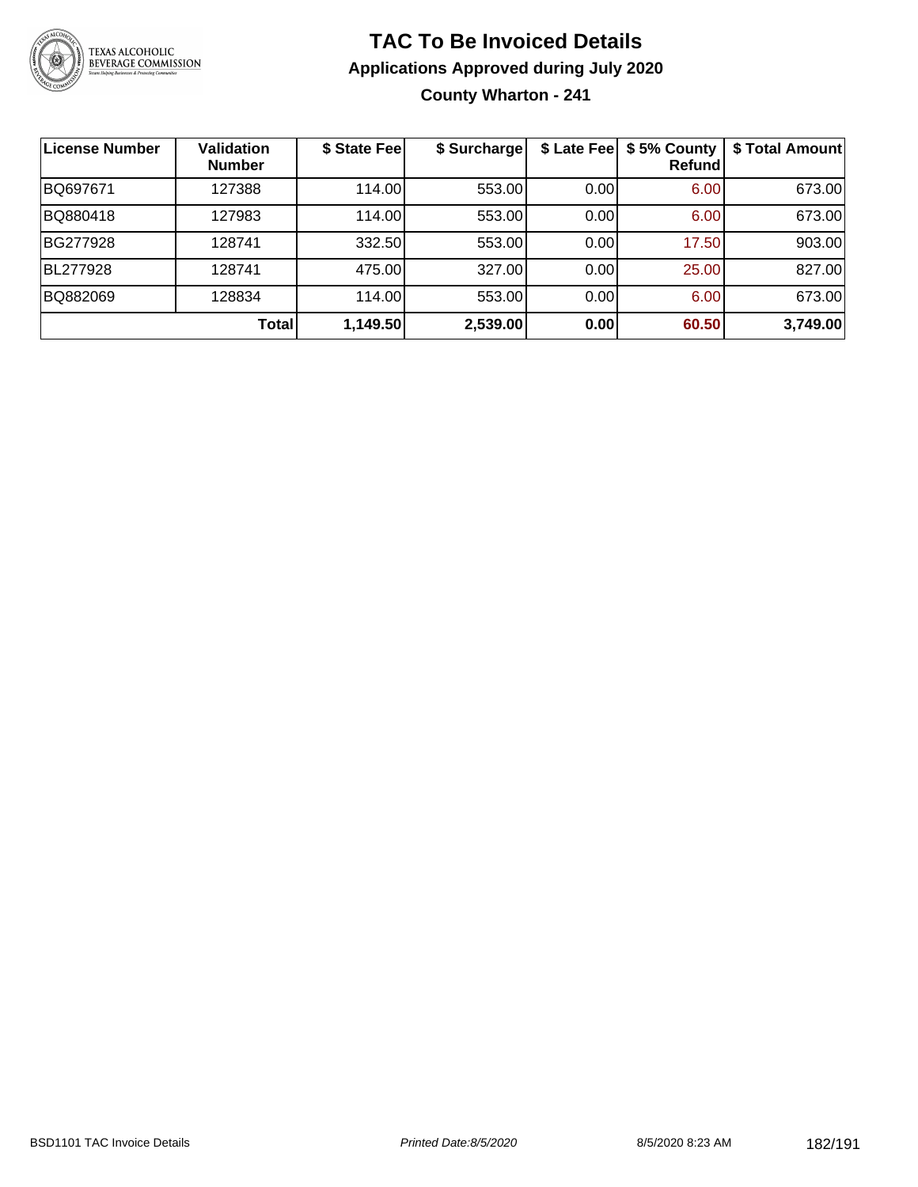# TAC To Be Invoiced Details

## Applications Approved during July 2020

### County Wharton - 241

| License Number | Validation Number | $ State Fee | $ Surcharge | $ Late Fee | $ 5% County Refund | $ Total Amount |
|---|---|---|---|---|---|---|
| BQ697671 | 127388 | 114.00 | 553.00 | 0.00 | 6.00 | 673.00 |
| BQ880418 | 127983 | 114.00 | 553.00 | 0.00 | 6.00 | 673.00 |
| BG277928 | 128741 | 332.50 | 553.00 | 0.00 | 17.50 | 903.00 |
| BL277928 | 128741 | 475.00 | 327.00 | 0.00 | 25.00 | 827.00 |
| BQ882069 | 128834 | 114.00 | 553.00 | 0.00 | 6.00 | 673.00 |
| | **Total** | **1,149.50** | **2,539.00** | **0.00** | **60.50** | **3,749.00** |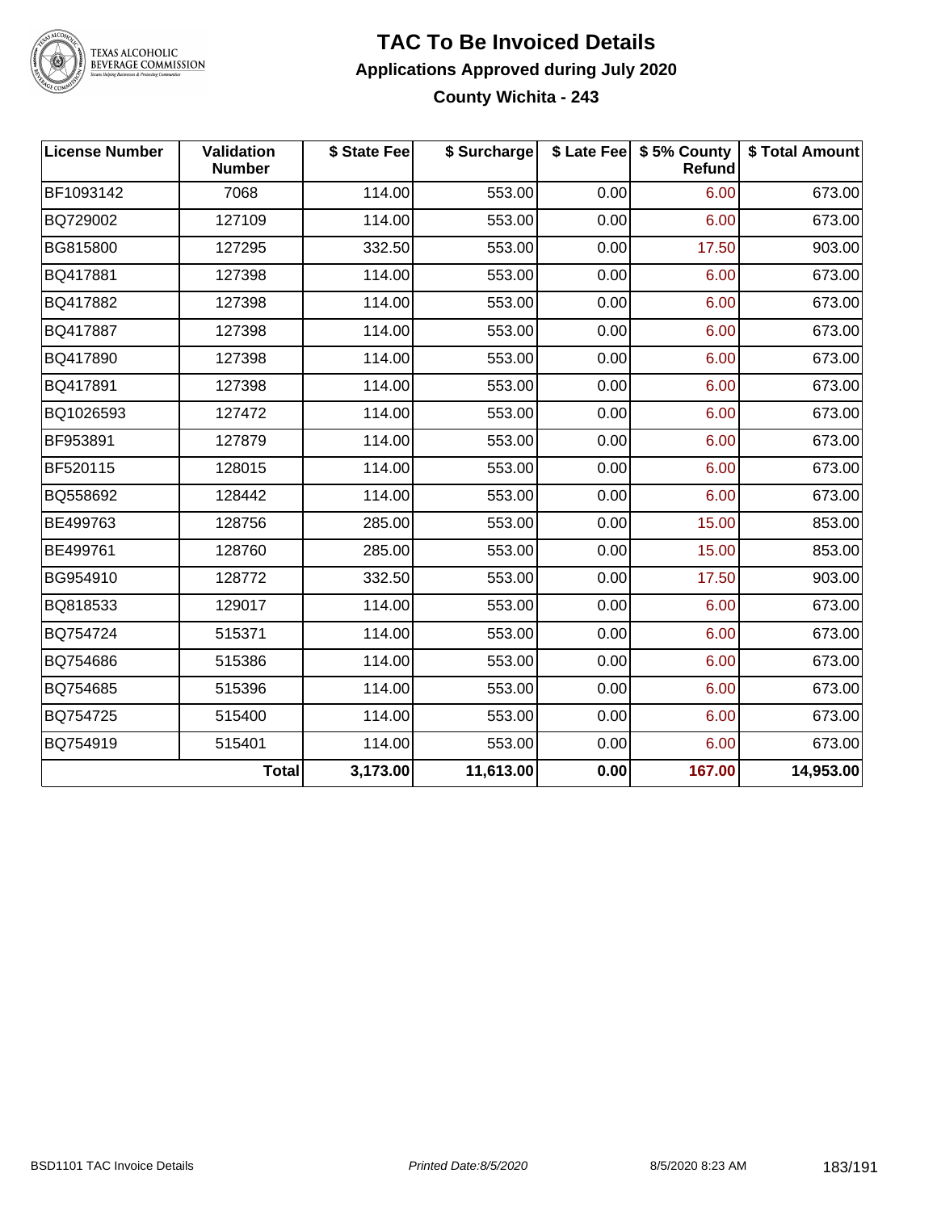# TAC To Be Invoiced Details

## Applications Approved during July 2020

### County Wichita - 243

| License Number | Validation Number | $ State Fee | $ Surcharge | $ Late Fee | $ 5% County Refund | $ Total Amount |
|---|---|---|---|---|---|---|
| BF1093142 | 7068 | 114.00 | 553.00 | 0.00 | 6.00 | 673.00 |
| BQ729002 | 127109 | 114.00 | 553.00 | 0.00 | 6.00 | 673.00 |
| BG815800 | 127295 | 332.50 | 553.00 | 0.00 | 17.50 | 903.00 |
| BQ417881 | 127398 | 114.00 | 553.00 | 0.00 | 6.00 | 673.00 |
| BQ417882 | 127398 | 114.00 | 553.00 | 0.00 | 6.00 | 673.00 |
| BQ417887 | 127398 | 114.00 | 553.00 | 0.00 | 6.00 | 673.00 |
| BQ417890 | 127398 | 114.00 | 553.00 | 0.00 | 6.00 | 673.00 |
| BQ417891 | 127398 | 114.00 | 553.00 | 0.00 | 6.00 | 673.00 |
| BQ1026593 | 127472 | 114.00 | 553.00 | 0.00 | 6.00 | 673.00 |
| BF953891 | 127879 | 114.00 | 553.00 | 0.00 | 6.00 | 673.00 |
| BF520115 | 128015 | 114.00 | 553.00 | 0.00 | 6.00 | 673.00 |
| BQ558692 | 128442 | 114.00 | 553.00 | 0.00 | 6.00 | 673.00 |
| BE499763 | 128756 | 285.00 | 553.00 | 0.00 | 15.00 | 853.00 |
| BE499761 | 128760 | 285.00 | 553.00 | 0.00 | 15.00 | 853.00 |
| BG954910 | 128772 | 332.50 | 553.00 | 0.00 | 17.50 | 903.00 |
| BQ818533 | 129017 | 114.00 | 553.00 | 0.00 | 6.00 | 673.00 |
| BQ754724 | 515371 | 114.00 | 553.00 | 0.00 | 6.00 | 673.00 |
| BQ754686 | 515386 | 114.00 | 553.00 | 0.00 | 6.00 | 673.00 |
| BQ754685 | 515396 | 114.00 | 553.00 | 0.00 | 6.00 | 673.00 |
| BQ754725 | 515400 | 114.00 | 553.00 | 0.00 | 6.00 | 673.00 |
| BQ754919 | 515401 | 114.00 | 553.00 | 0.00 | 6.00 | 673.00 |
| | **Total** | **3,173.00** | **11,613.00** | **0.00** | **167.00** | **14,953.00** |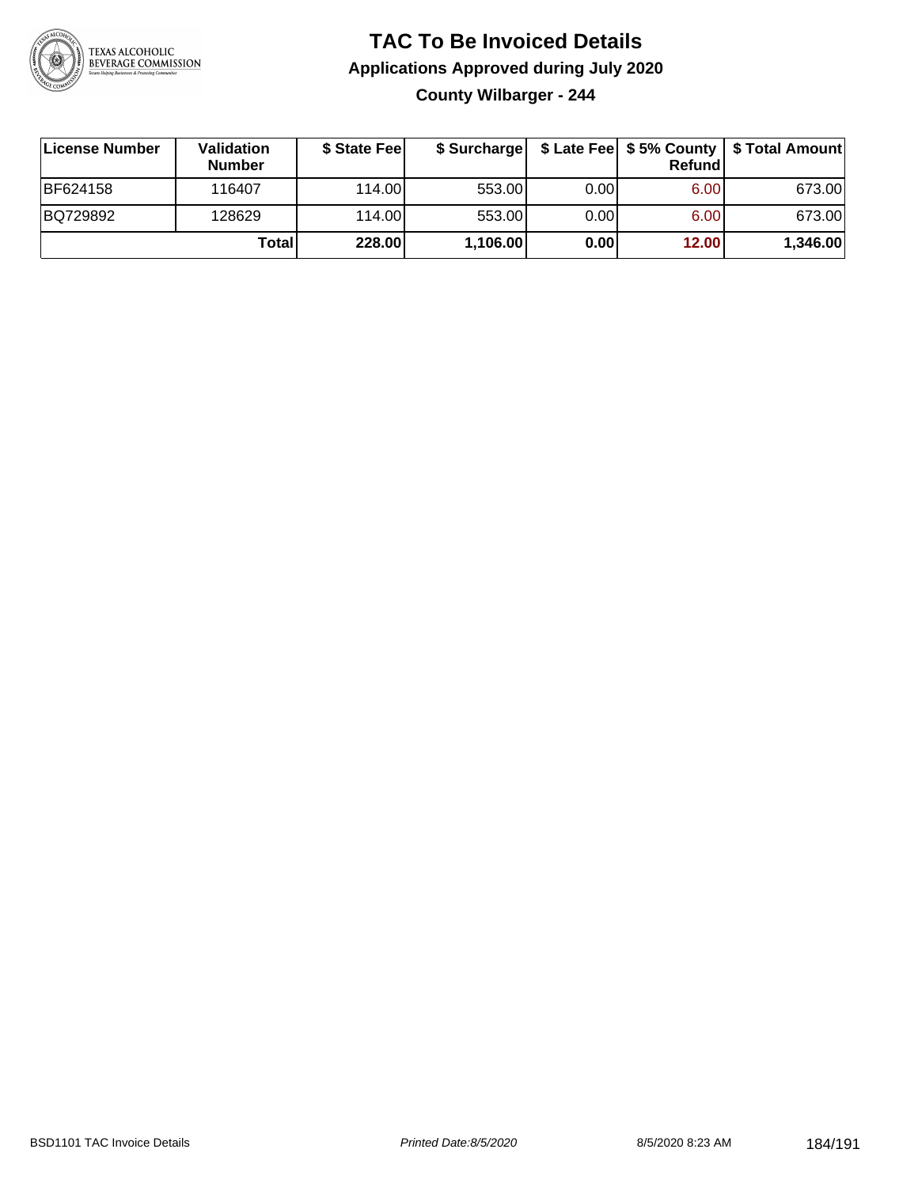# TAC To Be Invoiced Details

## Applications Approved during July 2020

### County Wilbarger - 244

| License Number | Validation Number | $ State Fee | $ Surcharge | $ Late Fee | $ 5% County Refund | $ Total Amount |
|---|---|---|---|---|---|---|
| BF624158 | 116407 | 114.00 | 553.00 | 0.00 | 6.00 | 673.00 |
| BQ729892 | 128629 | 114.00 | 553.00 | 0.00 | 6.00 | 673.00 |
| | **Total** | **228.00** | **1,106.00** | **0.00** | **12.00** | **1,346.00** |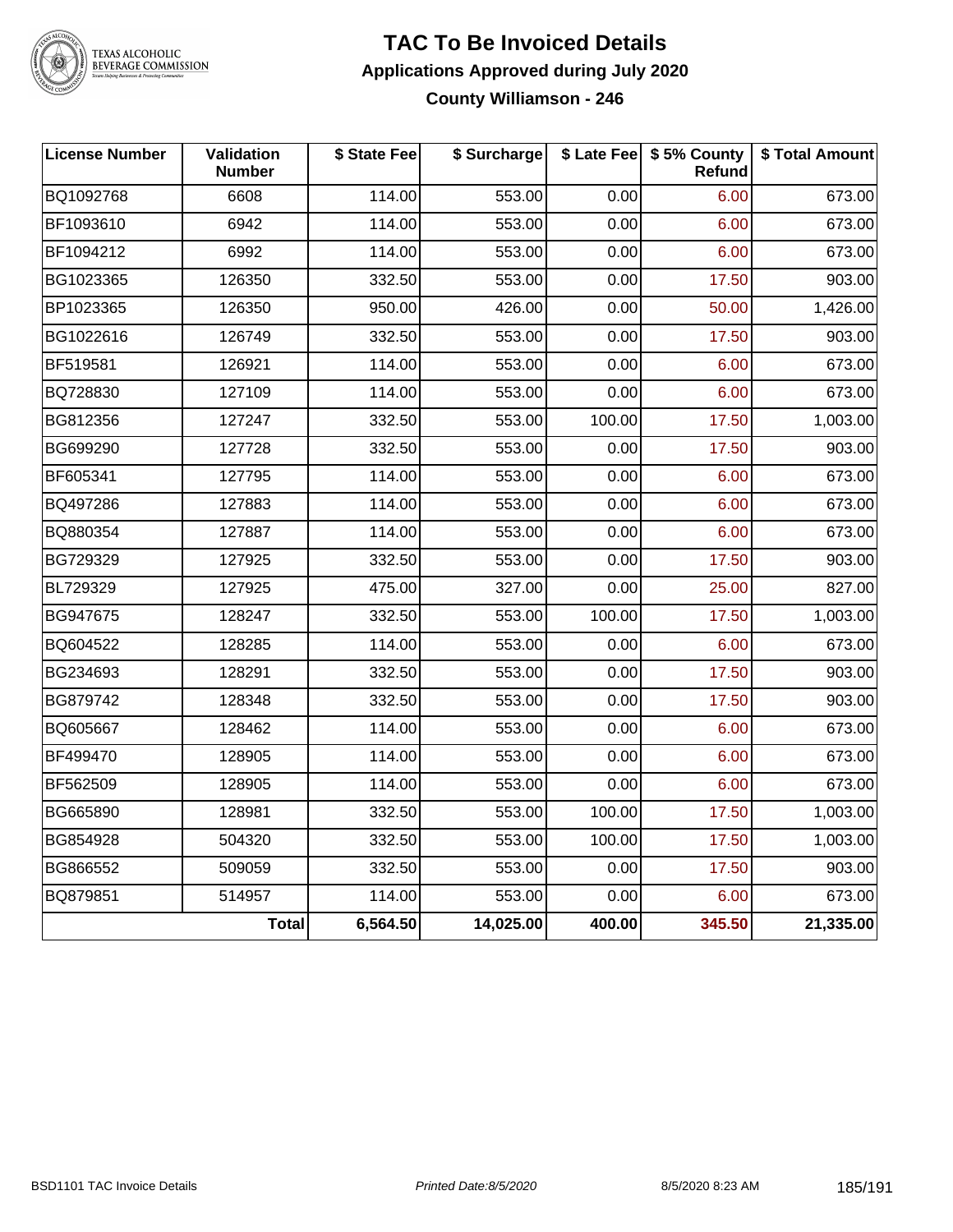# TAC To Be Invoiced Details

## Applications Approved during July 2020

### County Williamson - 246

| License Number | Validation Number | $ State Fee | $ Surcharge | $ Late Fee | $ 5% County Refund | $ Total Amount |
|---|---|---|---|---|---|---|
| BQ1092768 | 6608 | 114.00 | 553.00 | 0.00 | 6.00 | 673.00 |
| BF1093610 | 6942 | 114.00 | 553.00 | 0.00 | 6.00 | 673.00 |
| BF1094212 | 6992 | 114.00 | 553.00 | 0.00 | 6.00 | 673.00 |
| BG1023365 | 126350 | 332.50 | 553.00 | 0.00 | 17.50 | 903.00 |
| BP1023365 | 126350 | 950.00 | 426.00 | 0.00 | 50.00 | 1,426.00 |
| BG1022616 | 126749 | 332.50 | 553.00 | 0.00 | 17.50 | 903.00 |
| BF519581 | 126921 | 114.00 | 553.00 | 0.00 | 6.00 | 673.00 |
| BQ728830 | 127109 | 114.00 | 553.00 | 0.00 | 6.00 | 673.00 |
| BG812356 | 127247 | 332.50 | 553.00 | 100.00 | 17.50 | 1,003.00 |
| BG699290 | 127728 | 332.50 | 553.00 | 0.00 | 17.50 | 903.00 |
| BF605341 | 127795 | 114.00 | 553.00 | 0.00 | 6.00 | 673.00 |
| BQ497286 | 127883 | 114.00 | 553.00 | 0.00 | 6.00 | 673.00 |
| BQ880354 | 127887 | 114.00 | 553.00 | 0.00 | 6.00 | 673.00 |
| BG729329 | 127925 | 332.50 | 553.00 | 0.00 | 17.50 | 903.00 |
| BL729329 | 127925 | 475.00 | 327.00 | 0.00 | 25.00 | 827.00 |
| BG947675 | 128247 | 332.50 | 553.00 | 100.00 | 17.50 | 1,003.00 |
| BQ604522 | 128285 | 114.00 | 553.00 | 0.00 | 6.00 | 673.00 |
| BG234693 | 128291 | 332.50 | 553.00 | 0.00 | 17.50 | 903.00 |
| BG879742 | 128348 | 332.50 | 553.00 | 0.00 | 17.50 | 903.00 |
| BQ605667 | 128462 | 114.00 | 553.00 | 0.00 | 6.00 | 673.00 |
| BF499470 | 128905 | 114.00 | 553.00 | 0.00 | 6.00 | 673.00 |
| BF562509 | 128905 | 114.00 | 553.00 | 0.00 | 6.00 | 673.00 |
| BG665890 | 128981 | 332.50 | 553.00 | 100.00 | 17.50 | 1,003.00 |
| BG854928 | 504320 | 332.50 | 553.00 | 100.00 | 17.50 | 1,003.00 |
| BG866552 | 509059 | 332.50 | 553.00 | 0.00 | 17.50 | 903.00 |
| BQ879851 | 514957 | 114.00 | 553.00 | 0.00 | 6.00 | 673.00 |
| | **Total** | **6,564.50** | **14,025.00** | **400.00** | **345.50** | **21,335.00** |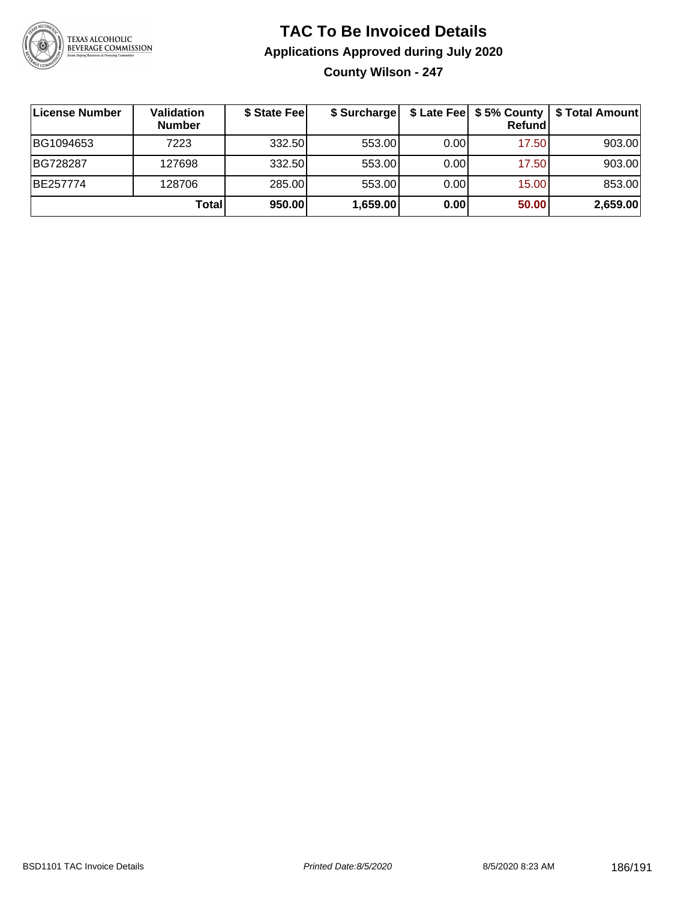# TAC To Be Invoiced Details

## Applications Approved during July 2020

### County Wilson - 247

| License Number | Validation Number | $ State Fee | $ Surcharge | $ Late Fee | $ 5% County Refund | $ Total Amount |
|---|---|---|---|---|---|---|
| BG1094653 | 7223 | 332.50 | 553.00 | 0.00 | 17.50 | 903.00 |
| BG728287 | 127698 | 332.50 | 553.00 | 0.00 | 17.50 | 903.00 |
| BE257774 | 128706 | 285.00 | 553.00 | 0.00 | 15.00 | 853.00 |
| | **Total** | **950.00** | **1,659.00** | **0.00** | **50.00** | **2,659.00** |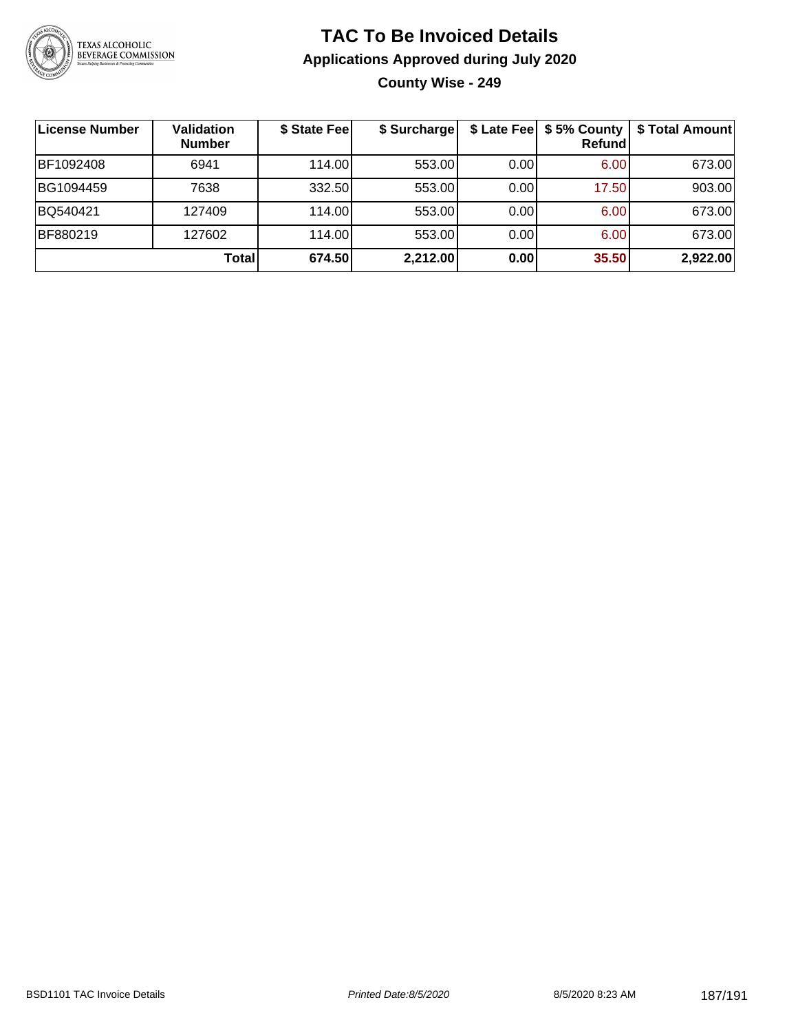# TAC To Be Invoiced Details

## Applications Approved during July 2020

### County Wise - 249

| License Number | Validation Number | $ State Fee | $ Surcharge | $ Late Fee | $ 5% County Refund | $ Total Amount |
|---|---|---|---|---|---|---|
| BF1092408 | 6941 | 114.00 | 553.00 | 0.00 | 6.00 | 673.00 |
| BG1094459 | 7638 | 332.50 | 553.00 | 0.00 | 17.50 | 903.00 |
| BQ540421 | 127409 | 114.00 | 553.00 | 0.00 | 6.00 | 673.00 |
| BF880219 | 127602 | 114.00 | 553.00 | 0.00 | 6.00 | 673.00 |
| | **Total** | **674.50** | **2,212.00** | **0.00** | **35.50** | **2,922.00** |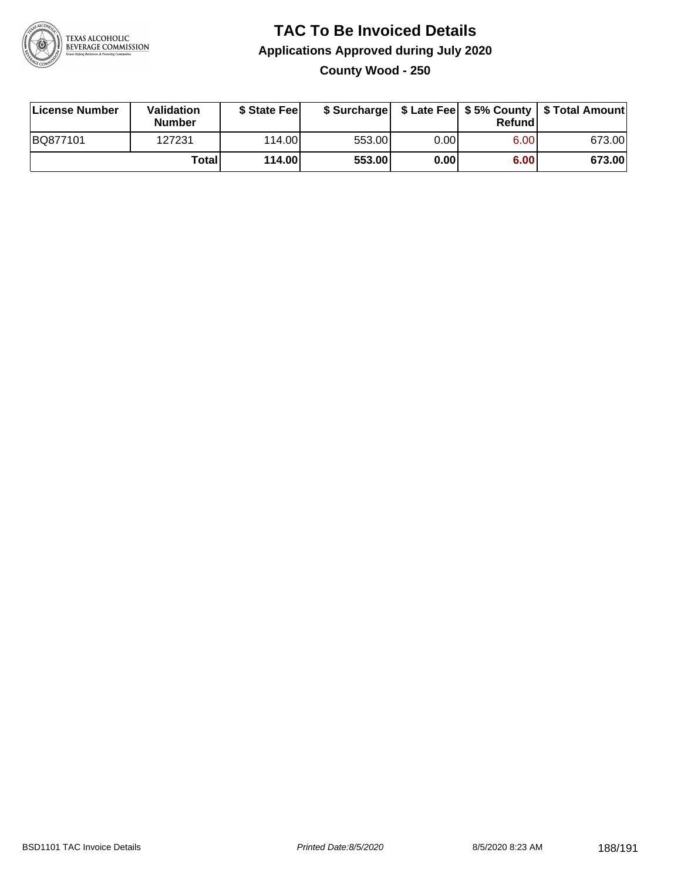# TAC To Be Invoiced Details

## Applications Approved during July 2020

### County Wood - 250

| License Number | Validation Number | $ State Fee | $ Surcharge | $ Late Fee | $ 5% County Refund | $ Total Amount |
|---|---|---|---|---|---|---|
| BQ877101 | 127231 | 114.00 | 553.00 | 0.00 | 6.00 | 673.00 |
| | **Total** | **114.00** | **553.00** | **0.00** | **6.00** | **673.00** |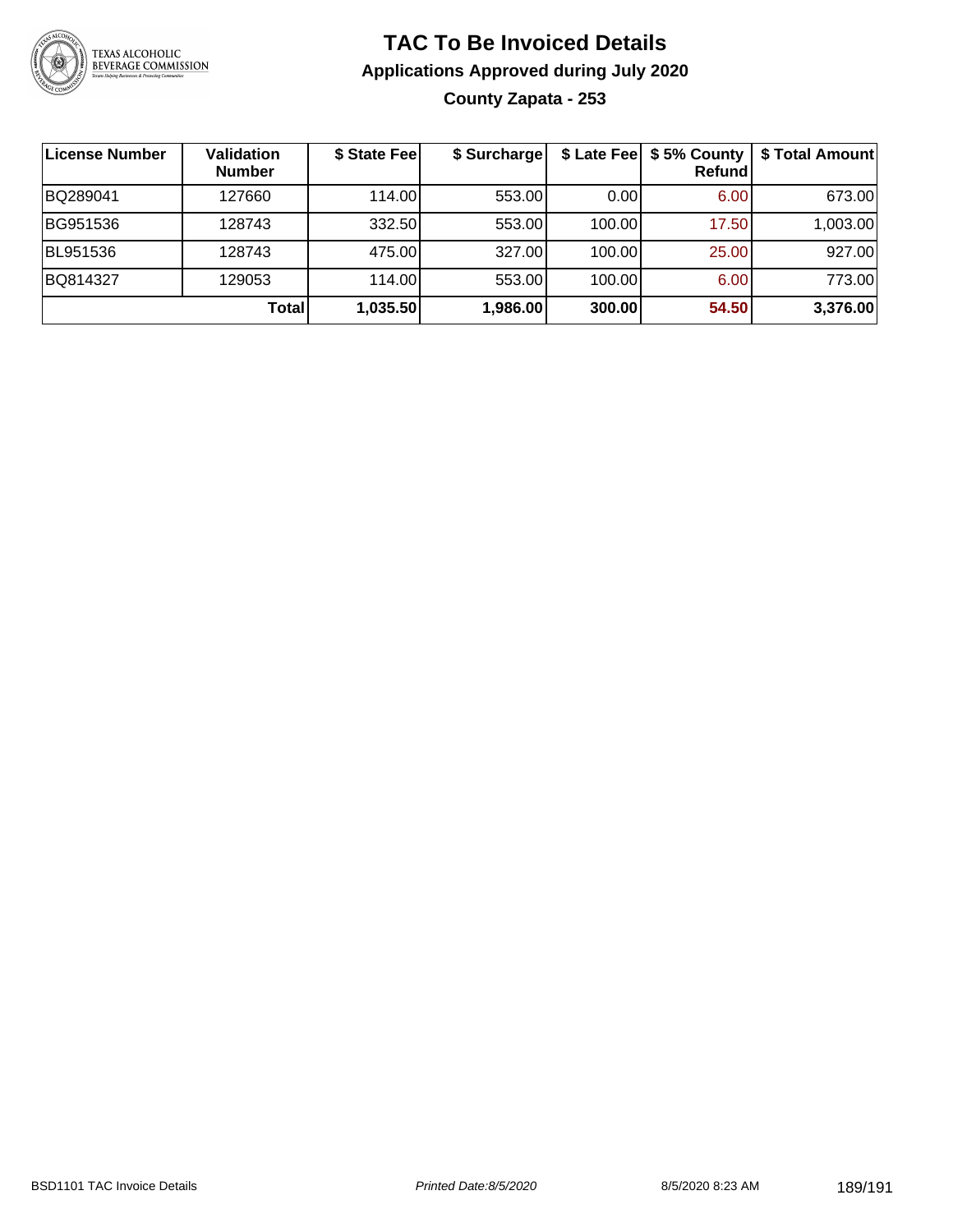# TAC To Be Invoiced Details

## Applications Approved during July 2020

### County Zapata - 253

| License Number | Validation Number | $ State Fee | $ Surcharge | $ Late Fee | $ 5% County Refund | $ Total Amount |
|---|---|---|---|---|---|---|
| BQ289041 | 127660 | 114.00 | 553.00 | 0.00 | 6.00 | 673.00 |
| BG951536 | 128743 | 332.50 | 553.00 | 100.00 | 17.50 | 1,003.00 |
| BL951536 | 128743 | 475.00 | 327.00 | 100.00 | 25.00 | 927.00 |
| BQ814327 | 129053 | 114.00 | 553.00 | 100.00 | 6.00 | 773.00 |
| | **Total** | **1,035.50** | **1,986.00** | **300.00** | **54.50** | **3,376.00** |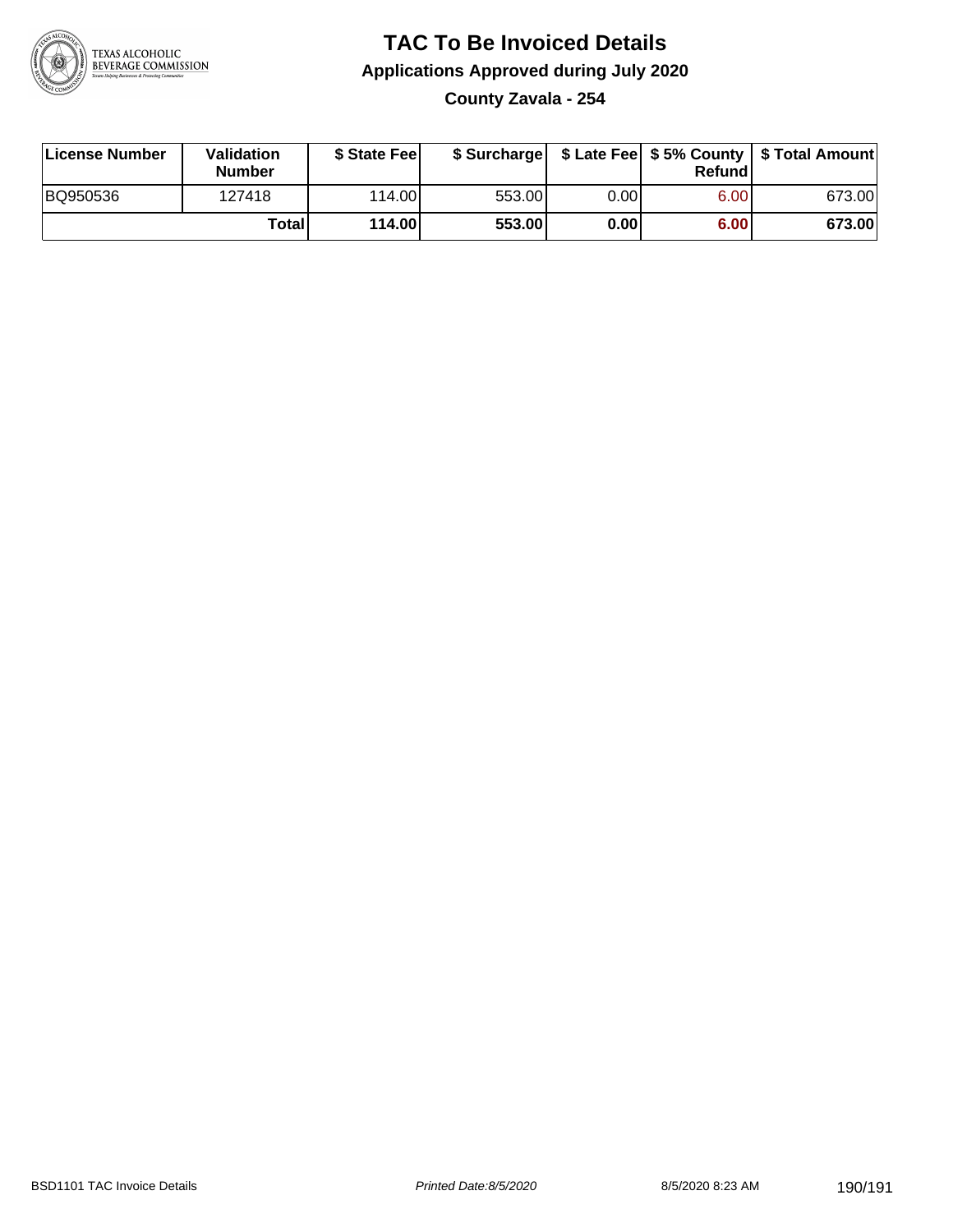# TAC To Be Invoiced Details

## Applications Approved during July 2020

### County Zavala - 254

| License Number | Validation Number | $ State Fee | $ Surcharge | $ Late Fee | $ 5% County Refund | $ Total Amount |
|---|---|---|---|---|---|---|
| BQ950536 | 127418 | 114.00 | 553.00 | 0.00 | 6.00 | 673.00 |
| | **Total** | **114.00** | **553.00** | **0.00** | **6.00** | **673.00** |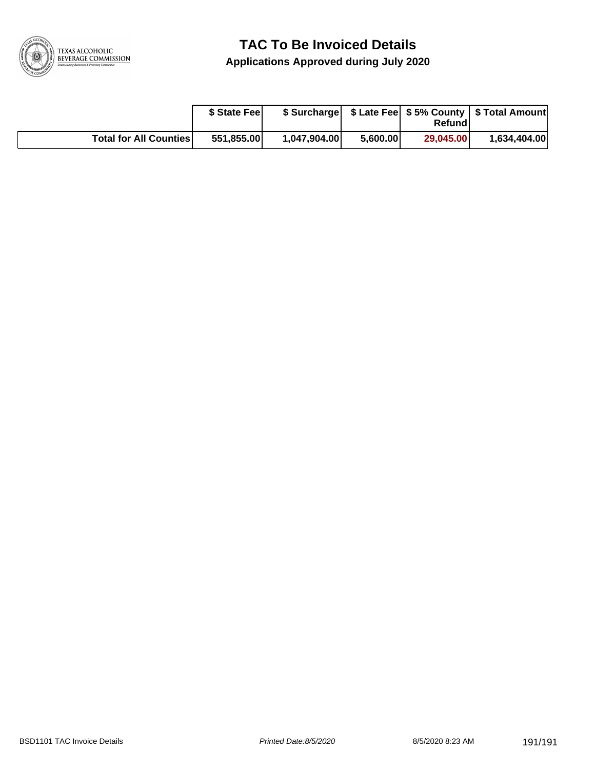# TAC To Be Invoiced Details

## Applications Approved during July 2020

| | $ State Fee | $ Surcharge | $ Late Fee | $ 5% County Refund | $ Total Amount |
|---|---|---|---|---|---|
| **Total for All Counties** | 551,855.00 | 1,047,904.00 | 5,600.00 | 29,045.00 | 1,634,404.00 |